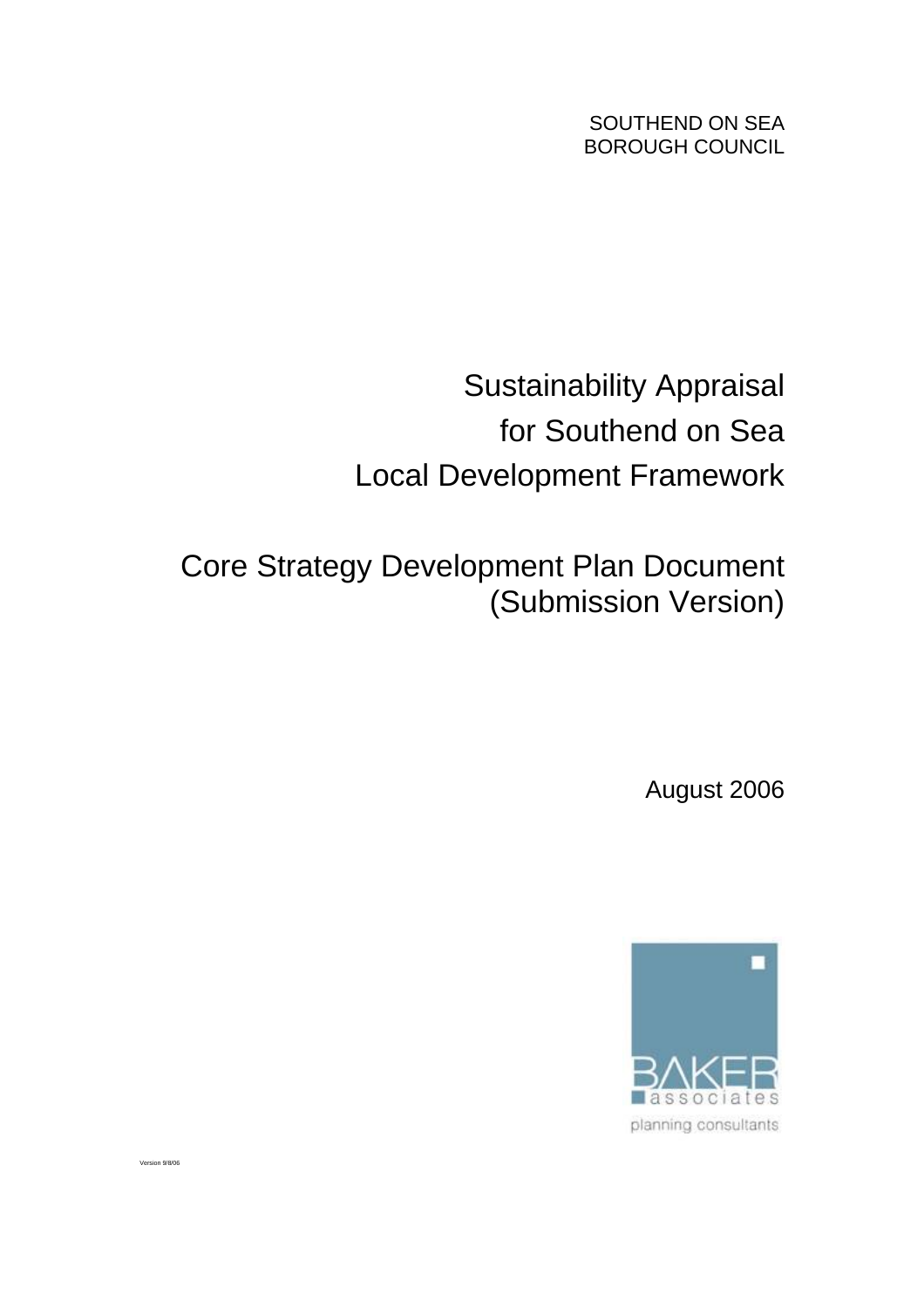SOUTHEND ON SEA
BOROUGH COUNCIL

# Sustainability Appraisal for Southend on Sea Local Development Framework

## Core Strategy Development Plan Document (Submission Version)

August 2006

BAKER associates
planning consultants

Version 9/8/06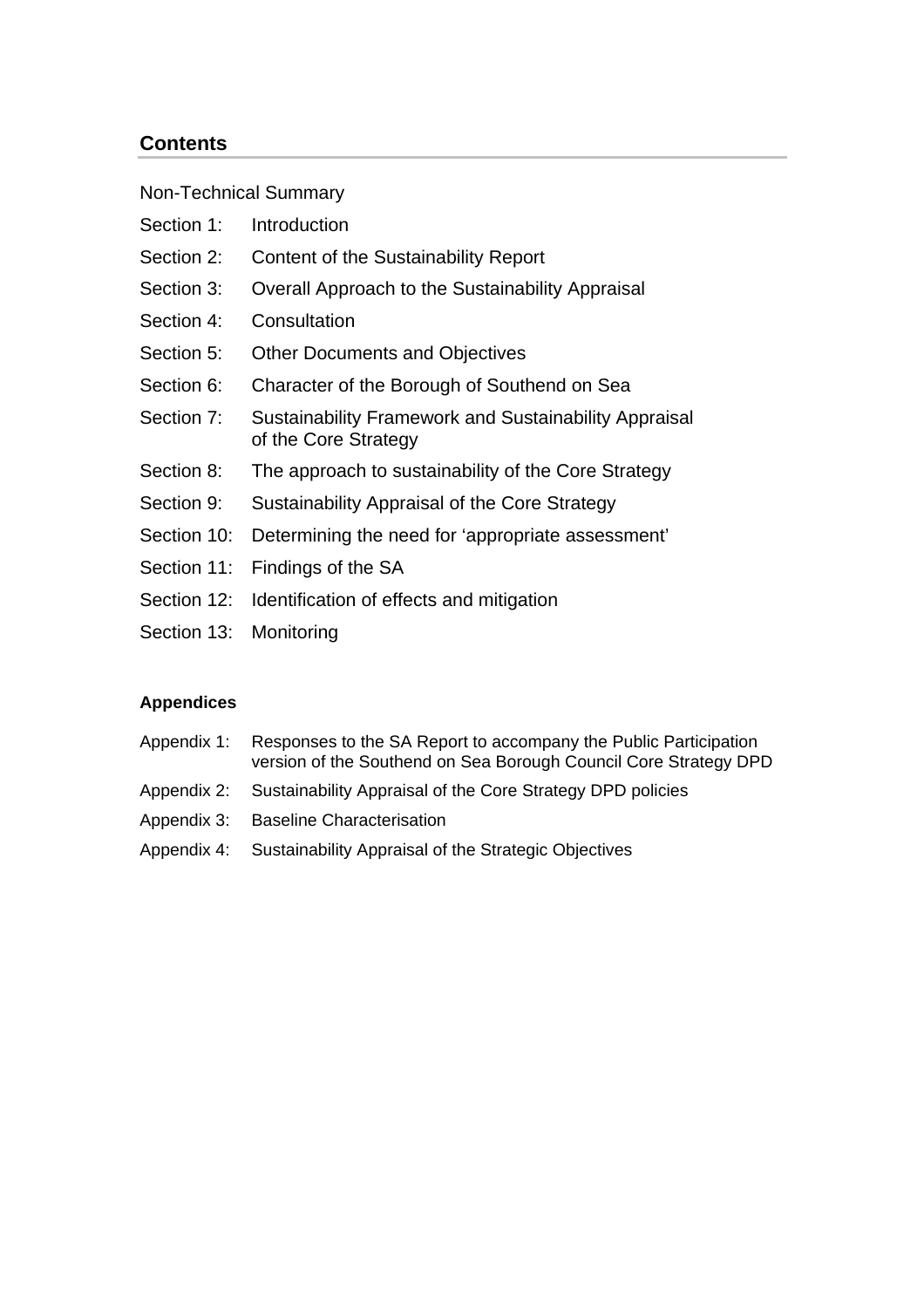## Contents

Non-Technical Summary

Section 1: Introduction

Section 2: Content of the Sustainability Report

Section 3: Overall Approach to the Sustainability Appraisal

Section 4: Consultation

Section 5: Other Documents and Objectives

Section 6: Character of the Borough of Southend on Sea

Section 7: Sustainability Framework and Sustainability Appraisal of the Core Strategy

Section 8: The approach to sustainability of the Core Strategy

Section 9: Sustainability Appraisal of the Core Strategy

Section 10: Determining the need for 'appropriate assessment'

Section 11: Findings of the SA

Section 12: Identification of effects and mitigation

Section 13: Monitoring

### Appendices

Appendix 1: Responses to the SA Report to accompany the Public Participation version of the Southend on Sea Borough Council Core Strategy DPD

Appendix 2: Sustainability Appraisal of the Core Strategy DPD policies

Appendix 3: Baseline Characterisation

Appendix 4: Sustainability Appraisal of the Strategic Objectives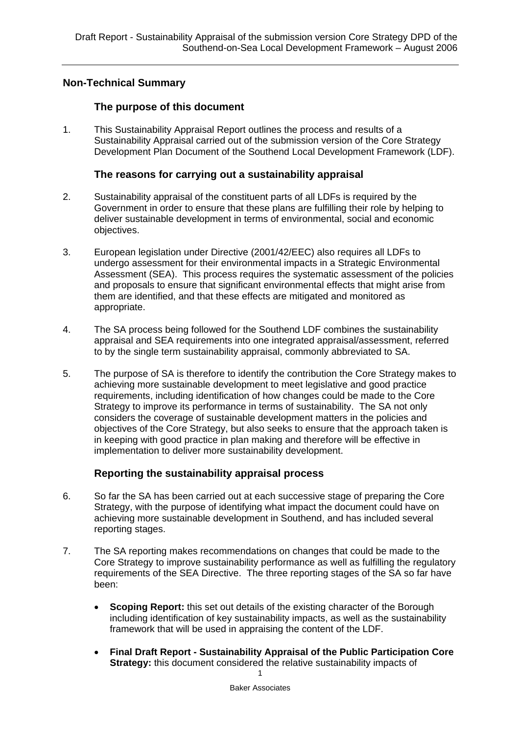## Non-Technical Summary

### The purpose of this document

1. This Sustainability Appraisal Report outlines the process and results of a Sustainability Appraisal carried out of the submission version of the Core Strategy Development Plan Document of the Southend Local Development Framework (LDF).

### The reasons for carrying out a sustainability appraisal

2. Sustainability appraisal of the constituent parts of all LDFs is required by the Government in order to ensure that these plans are fulfilling their role by helping to deliver sustainable development in terms of environmental, social and economic objectives.

3. European legislation under Directive (2001/42/EEC) also requires all LDFs to undergo assessment for their environmental impacts in a Strategic Environmental Assessment (SEA). This process requires the systematic assessment of the policies and proposals to ensure that significant environmental effects that might arise from them are identified, and that these effects are mitigated and monitored as appropriate.

4. The SA process being followed for the Southend LDF combines the sustainability appraisal and SEA requirements into one integrated appraisal/assessment, referred to by the single term sustainability appraisal, commonly abbreviated to SA.

5. The purpose of SA is therefore to identify the contribution the Core Strategy makes to achieving more sustainable development to meet legislative and good practice requirements, including identification of how changes could be made to the Core Strategy to improve its performance in terms of sustainability. The SA not only considers the coverage of sustainable development matters in the policies and objectives of the Core Strategy, but also seeks to ensure that the approach taken is in keeping with good practice in plan making and therefore will be effective in implementation to deliver more sustainability development.

### Reporting the sustainability appraisal process

6. So far the SA has been carried out at each successive stage of preparing the Core Strategy, with the purpose of identifying what impact the document could have on achieving more sustainable development in Southend, and has included several reporting stages.

7. The SA reporting makes recommendations on changes that could be made to the Core Strategy to improve sustainability performance as well as fulfilling the regulatory requirements of the SEA Directive. The three reporting stages of the SA so far have been:

   - **Scoping Report:** this set out details of the existing character of the Borough including identification of key sustainability impacts, as well as the sustainability framework that will be used in appraising the content of the LDF.

   - **Final Draft Report - Sustainability Appraisal of the Public Participation Core Strategy:** this document considered the relative sustainability impacts of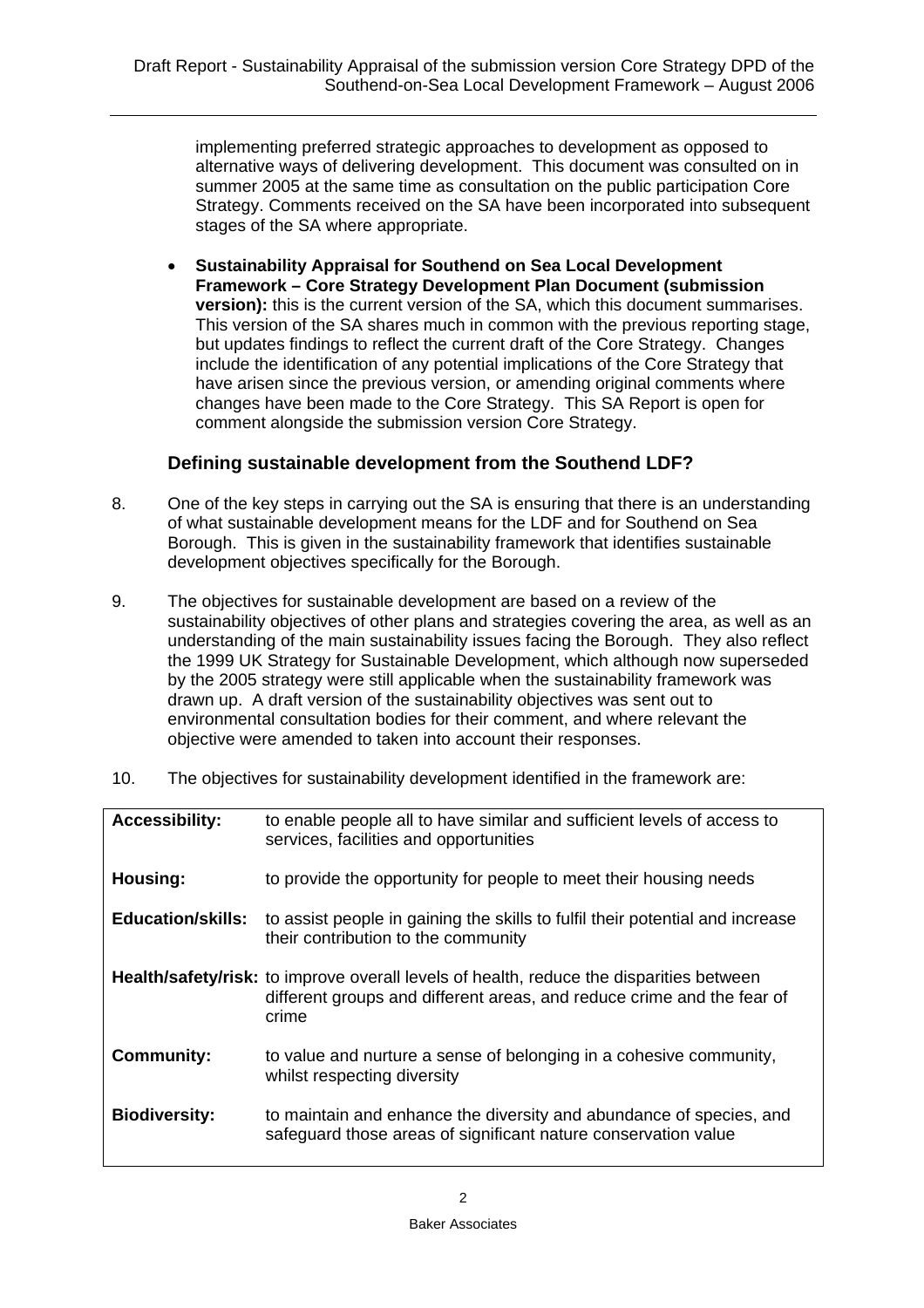implementing preferred strategic approaches to development as opposed to alternative ways of delivering development. This document was consulted on in summer 2005 at the same time as consultation on the public participation Core Strategy. Comments received on the SA have been incorporated into subsequent stages of the SA where appropriate.

- **Sustainability Appraisal for Southend on Sea Local Development Framework – Core Strategy Development Plan Document (submission version):** this is the current version of the SA, which this document summarises. This version of the SA shares much in common with the previous reporting stage, but updates findings to reflect the current draft of the Core Strategy. Changes include the identification of any potential implications of the Core Strategy that have arisen since the previous version, or amending original comments where changes have been made to the Core Strategy. This SA Report is open for comment alongside the submission version Core Strategy.

## Defining sustainable development from the Southend LDF?

8. One of the key steps in carrying out the SA is ensuring that there is an understanding of what sustainable development means for the LDF and for Southend on Sea Borough. This is given in the sustainability framework that identifies sustainable development objectives specifically for the Borough.

9. The objectives for sustainable development are based on a review of the sustainability objectives of other plans and strategies covering the area, as well as an understanding of the main sustainability issues facing the Borough. They also reflect the 1999 UK Strategy for Sustainable Development, which although now superseded by the 2005 strategy were still applicable when the sustainability framework was drawn up. A draft version of the sustainability objectives was sent out to environmental consultation bodies for their comment, and where relevant the objective were amended to taken into account their responses.

10. The objectives for sustainability development identified in the framework are:

| | |
|---|---|
| **Accessibility:** | to enable people all to have similar and sufficient levels of access to services, facilities and opportunities |
| **Housing:** | to provide the opportunity for people to meet their housing needs |
| **Education/skills:** | to assist people in gaining the skills to fulfil their potential and increase their contribution to the community |
| **Health/safety/risk:** | to improve overall levels of health, reduce the disparities between different groups and different areas, and reduce crime and the fear of crime |
| **Community:** | to value and nurture a sense of belonging in a cohesive community, whilst respecting diversity |
| **Biodiversity:** | to maintain and enhance the diversity and abundance of species, and safeguard those areas of significant nature conservation value |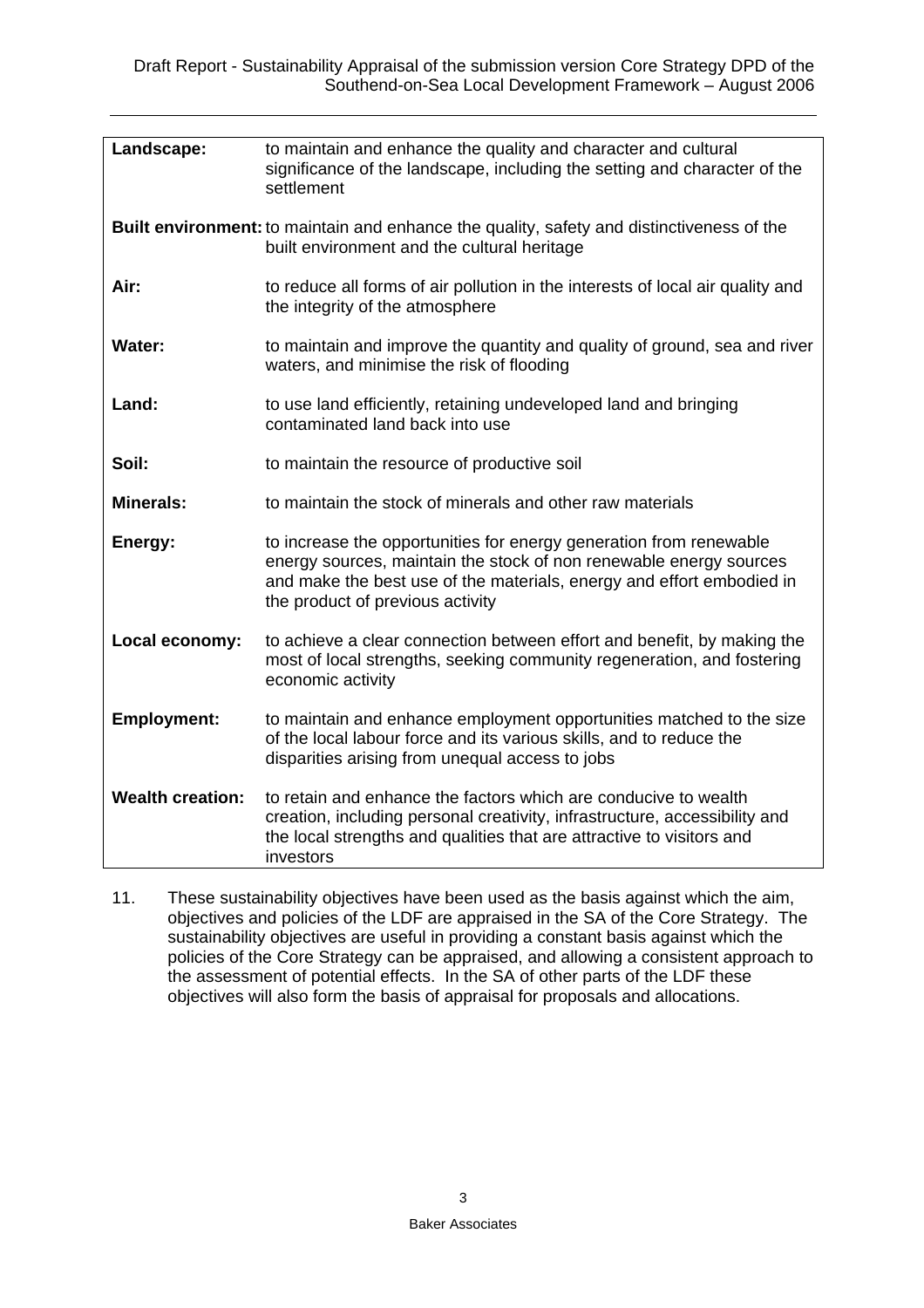| | |
|---|---|
| **Landscape:** | to maintain and enhance the quality and character and cultural significance of the landscape, including the setting and character of the settlement |
| **Built environment:** | to maintain and enhance the quality, safety and distinctiveness of the built environment and the cultural heritage |
| **Air:** | to reduce all forms of air pollution in the interests of local air quality and the integrity of the atmosphere |
| **Water:** | to maintain and improve the quantity and quality of ground, sea and river waters, and minimise the risk of flooding |
| **Land:** | to use land efficiently, retaining undeveloped land and bringing contaminated land back into use |
| **Soil:** | to maintain the resource of productive soil |
| **Minerals:** | to maintain the stock of minerals and other raw materials |
| **Energy:** | to increase the opportunities for energy generation from renewable energy sources, maintain the stock of non renewable energy sources and make the best use of the materials, energy and effort embodied in the product of previous activity |
| **Local economy:** | to achieve a clear connection between effort and benefit, by making the most of local strengths, seeking community regeneration, and fostering economic activity |
| **Employment:** | to maintain and enhance employment opportunities matched to the size of the local labour force and its various skills, and to reduce the disparities arising from unequal access to jobs |
| **Wealth creation:** | to retain and enhance the factors which are conducive to wealth creation, including personal creativity, infrastructure, accessibility and the local strengths and qualities that are attractive to visitors and investors |

11. These sustainability objectives have been used as the basis against which the aim, objectives and policies of the LDF are appraised in the SA of the Core Strategy. The sustainability objectives are useful in providing a constant basis against which the policies of the Core Strategy can be appraised, and allowing a consistent approach to the assessment of potential effects. In the SA of other parts of the LDF these objectives will also form the basis of appraisal for proposals and allocations.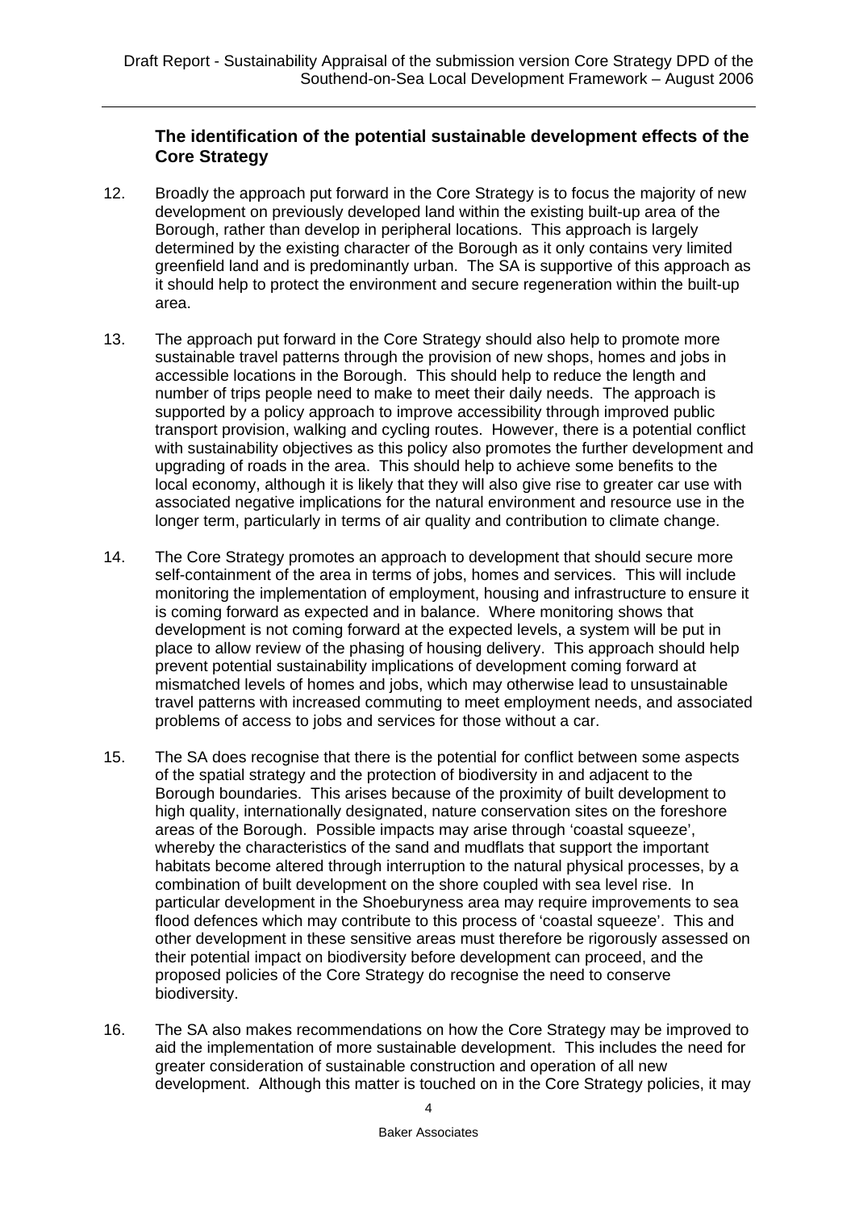### The identification of the potential sustainable development effects of the Core Strategy

12. Broadly the approach put forward in the Core Strategy is to focus the majority of new development on previously developed land within the existing built-up area of the Borough, rather than develop in peripheral locations. This approach is largely determined by the existing character of the Borough as it only contains very limited greenfield land and is predominantly urban. The SA is supportive of this approach as it should help to protect the environment and secure regeneration within the built-up area.

13. The approach put forward in the Core Strategy should also help to promote more sustainable travel patterns through the provision of new shops, homes and jobs in accessible locations in the Borough. This should help to reduce the length and number of trips people need to make to meet their daily needs. The approach is supported by a policy approach to improve accessibility through improved public transport provision, walking and cycling routes. However, there is a potential conflict with sustainability objectives as this policy also promotes the further development and upgrading of roads in the area. This should help to achieve some benefits to the local economy, although it is likely that they will also give rise to greater car use with associated negative implications for the natural environment and resource use in the longer term, particularly in terms of air quality and contribution to climate change.

14. The Core Strategy promotes an approach to development that should secure more self-containment of the area in terms of jobs, homes and services. This will include monitoring the implementation of employment, housing and infrastructure to ensure it is coming forward as expected and in balance. Where monitoring shows that development is not coming forward at the expected levels, a system will be put in place to allow review of the phasing of housing delivery. This approach should help prevent potential sustainability implications of development coming forward at mismatched levels of homes and jobs, which may otherwise lead to unsustainable travel patterns with increased commuting to meet employment needs, and associated problems of access to jobs and services for those without a car.

15. The SA does recognise that there is the potential for conflict between some aspects of the spatial strategy and the protection of biodiversity in and adjacent to the Borough boundaries. This arises because of the proximity of built development to high quality, internationally designated, nature conservation sites on the foreshore areas of the Borough. Possible impacts may arise through 'coastal squeeze', whereby the characteristics of the sand and mudflats that support the important habitats become altered through interruption to the natural physical processes, by a combination of built development on the shore coupled with sea level rise. In particular development in the Shoeburyness area may require improvements to sea flood defences which may contribute to this process of 'coastal squeeze'. This and other development in these sensitive areas must therefore be rigorously assessed on their potential impact on biodiversity before development can proceed, and the proposed policies of the Core Strategy do recognise the need to conserve biodiversity.

16. The SA also makes recommendations on how the Core Strategy may be improved to aid the implementation of more sustainable development. This includes the need for greater consideration of sustainable construction and operation of all new development. Although this matter is touched on in the Core Strategy policies, it may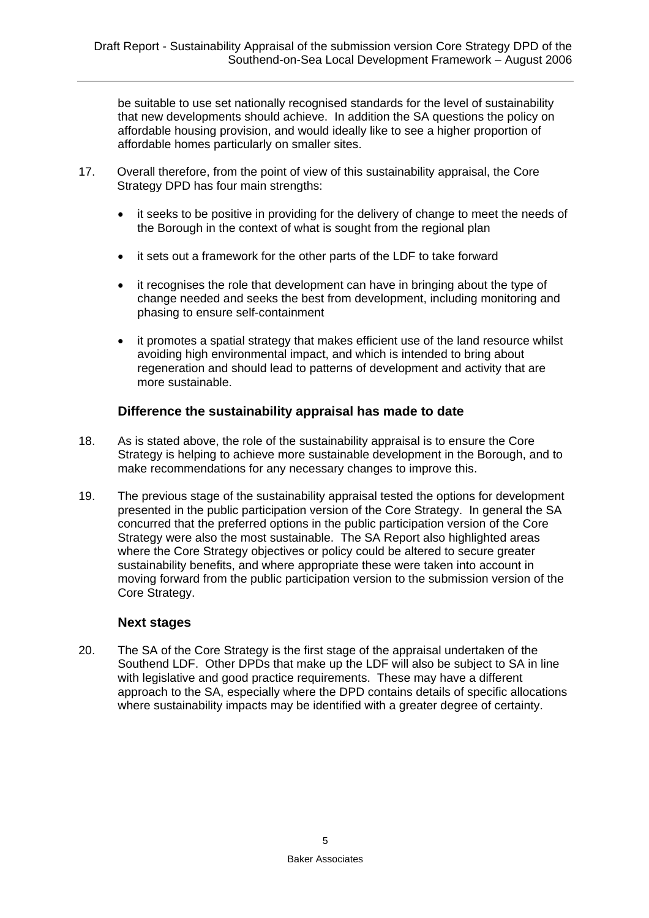be suitable to use set nationally recognised standards for the level of sustainability that new developments should achieve. In addition the SA questions the policy on affordable housing provision, and would ideally like to see a higher proportion of affordable homes particularly on smaller sites.

17. Overall therefore, from the point of view of this sustainability appraisal, the Core Strategy DPD has four main strengths:

- it seeks to be positive in providing for the delivery of change to meet the needs of the Borough in the context of what is sought from the regional plan
- it sets out a framework for the other parts of the LDF to take forward
- it recognises the role that development can have in bringing about the type of change needed and seeks the best from development, including monitoring and phasing to ensure self-containment
- it promotes a spatial strategy that makes efficient use of the land resource whilst avoiding high environmental impact, and which is intended to bring about regeneration and should lead to patterns of development and activity that are more sustainable.

### Difference the sustainability appraisal has made to date

18. As is stated above, the role of the sustainability appraisal is to ensure the Core Strategy is helping to achieve more sustainable development in the Borough, and to make recommendations for any necessary changes to improve this.

19. The previous stage of the sustainability appraisal tested the options for development presented in the public participation version of the Core Strategy. In general the SA concurred that the preferred options in the public participation version of the Core Strategy were also the most sustainable. The SA Report also highlighted areas where the Core Strategy objectives or policy could be altered to secure greater sustainability benefits, and where appropriate these were taken into account in moving forward from the public participation version to the submission version of the Core Strategy.

### Next stages

20. The SA of the Core Strategy is the first stage of the appraisal undertaken of the Southend LDF. Other DPDs that make up the LDF will also be subject to SA in line with legislative and good practice requirements. These may have a different approach to the SA, especially where the DPD contains details of specific allocations where sustainability impacts may be identified with a greater degree of certainty.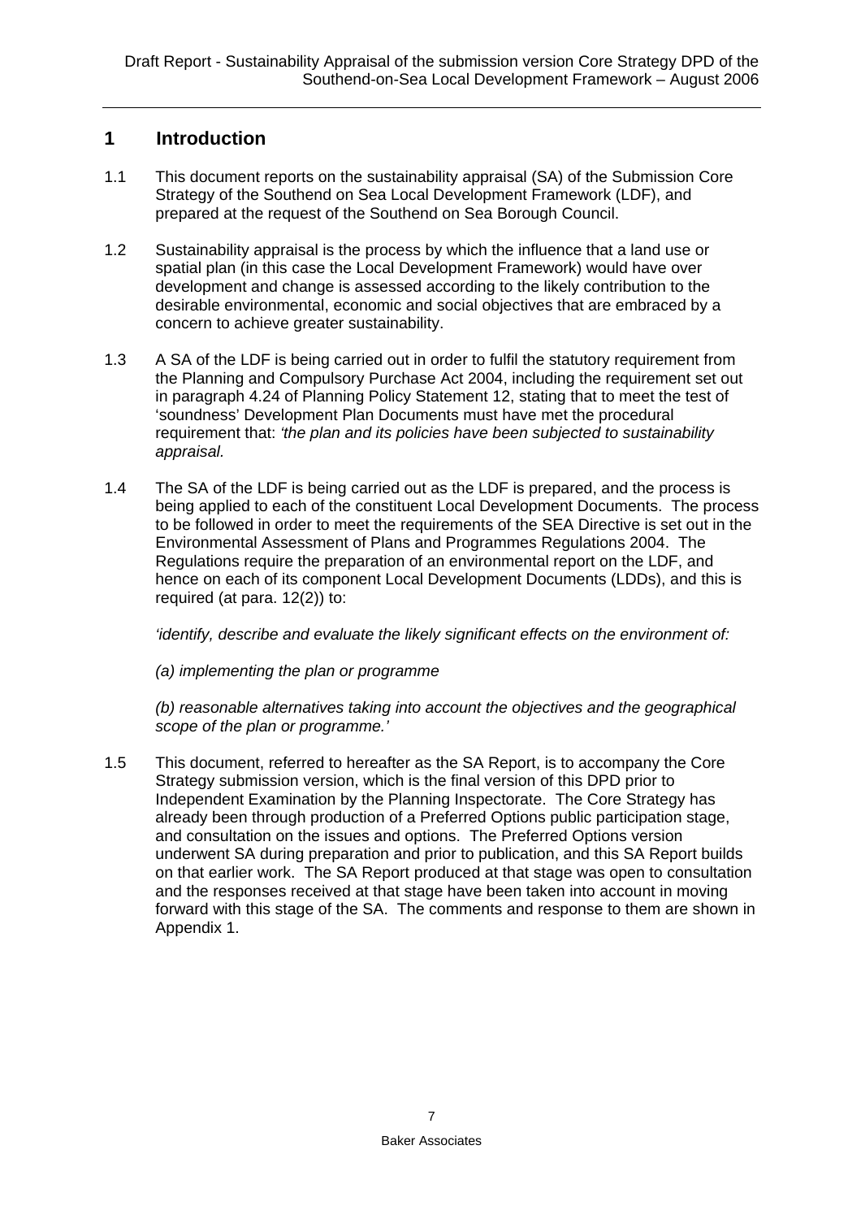# 1 Introduction

1.1 This document reports on the sustainability appraisal (SA) of the Submission Core Strategy of the Southend on Sea Local Development Framework (LDF), and prepared at the request of the Southend on Sea Borough Council.

1.2 Sustainability appraisal is the process by which the influence that a land use or spatial plan (in this case the Local Development Framework) would have over development and change is assessed according to the likely contribution to the desirable environmental, economic and social objectives that are embraced by a concern to achieve greater sustainability.

1.3 A SA of the LDF is being carried out in order to fulfil the statutory requirement from the Planning and Compulsory Purchase Act 2004, including the requirement set out in paragraph 4.24 of Planning Policy Statement 12, stating that to meet the test of 'soundness' Development Plan Documents must have met the procedural requirement that: *'the plan and its policies have been subjected to sustainability appraisal.*

1.4 The SA of the LDF is being carried out as the LDF is prepared, and the process is being applied to each of the constituent Local Development Documents. The process to be followed in order to meet the requirements of the SEA Directive is set out in the Environmental Assessment of Plans and Programmes Regulations 2004. The Regulations require the preparation of an environmental report on the LDF, and hence on each of its component Local Development Documents (LDDs), and this is required (at para. 12(2)) to:

*'identify, describe and evaluate the likely significant effects on the environment of:*

*(a) implementing the plan or programme*

*(b) reasonable alternatives taking into account the objectives and the geographical scope of the plan or programme.'*

1.5 This document, referred to hereafter as the SA Report, is to accompany the Core Strategy submission version, which is the final version of this DPD prior to Independent Examination by the Planning Inspectorate. The Core Strategy has already been through production of a Preferred Options public participation stage, and consultation on the issues and options. The Preferred Options version underwent SA during preparation and prior to publication, and this SA Report builds on that earlier work. The SA Report produced at that stage was open to consultation and the responses received at that stage have been taken into account in moving forward with this stage of the SA. The comments and response to them are shown in Appendix 1.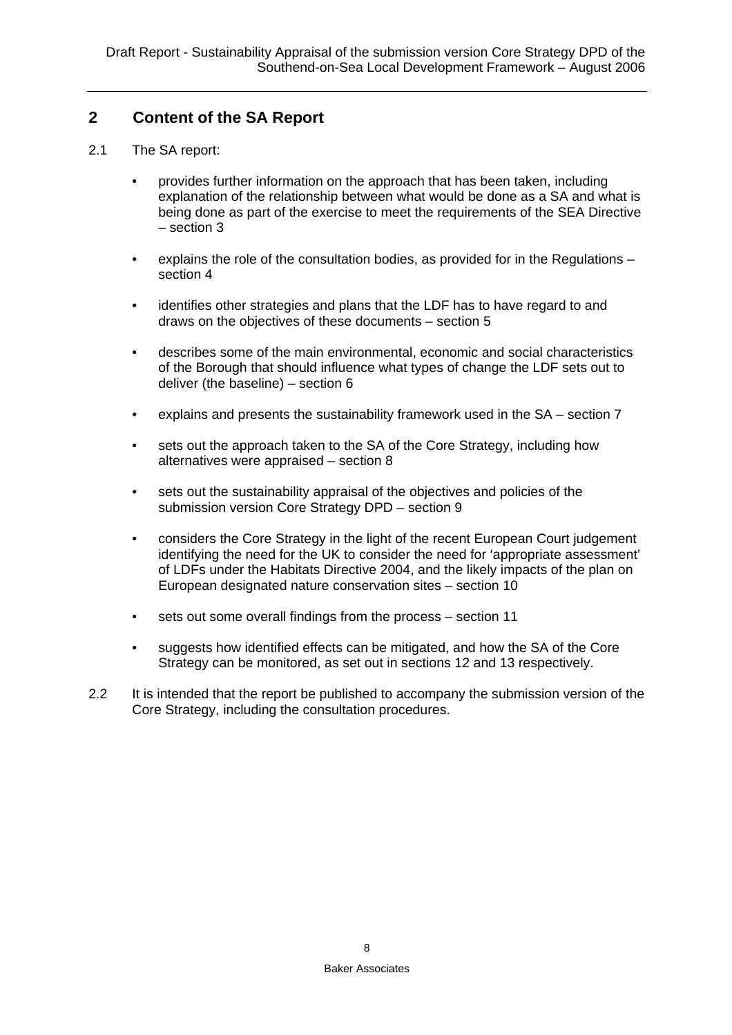## 2 Content of the SA Report

2.1 The SA report:

- provides further information on the approach that has been taken, including explanation of the relationship between what would be done as a SA and what is being done as part of the exercise to meet the requirements of the SEA Directive – section 3
- explains the role of the consultation bodies, as provided for in the Regulations – section 4
- identifies other strategies and plans that the LDF has to have regard to and draws on the objectives of these documents – section 5
- describes some of the main environmental, economic and social characteristics of the Borough that should influence what types of change the LDF sets out to deliver (the baseline) – section 6
- explains and presents the sustainability framework used in the SA – section 7
- sets out the approach taken to the SA of the Core Strategy, including how alternatives were appraised – section 8
- sets out the sustainability appraisal of the objectives and policies of the submission version Core Strategy DPD – section 9
- considers the Core Strategy in the light of the recent European Court judgement identifying the need for the UK to consider the need for 'appropriate assessment' of LDFs under the Habitats Directive 2004, and the likely impacts of the plan on European designated nature conservation sites – section 10
- sets out some overall findings from the process – section 11
- suggests how identified effects can be mitigated, and how the SA of the Core Strategy can be monitored, as set out in sections 12 and 13 respectively.

2.2 It is intended that the report be published to accompany the submission version of the Core Strategy, including the consultation procedures.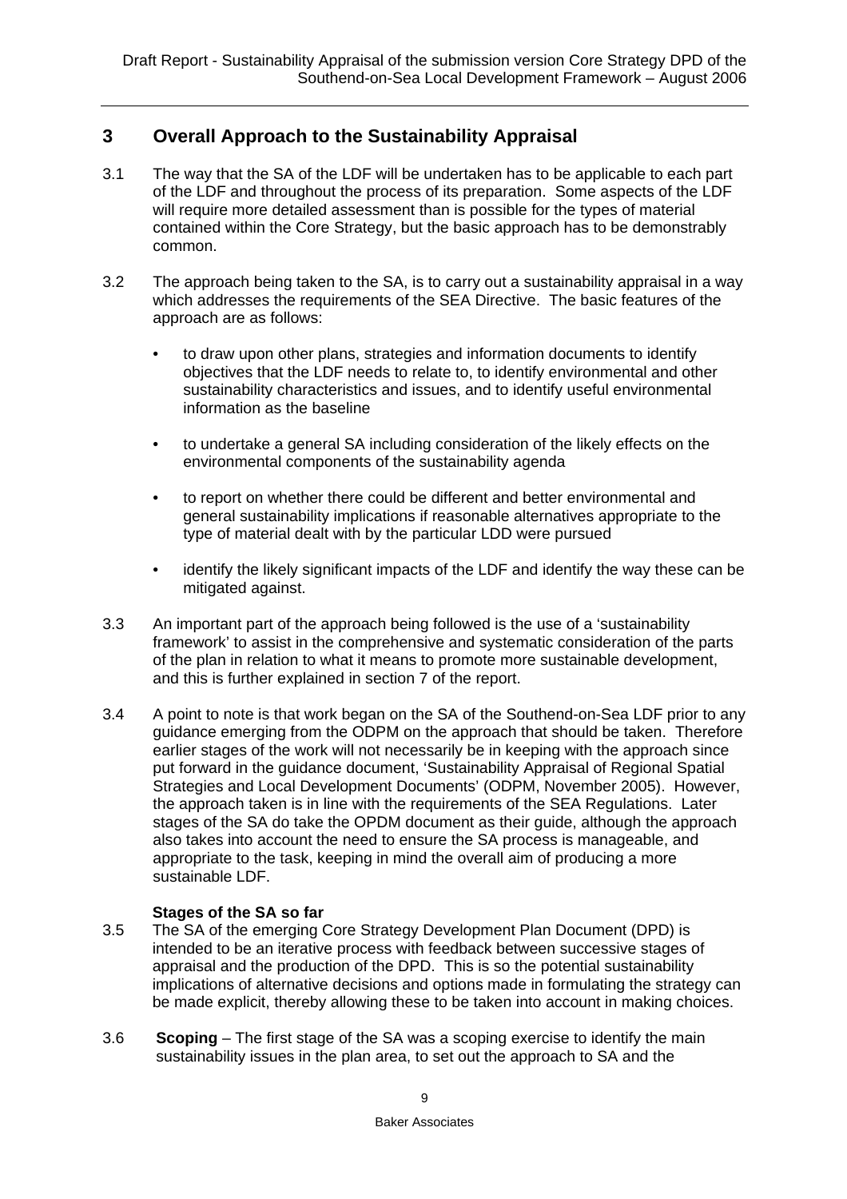## 3 Overall Approach to the Sustainability Appraisal

3.1 The way that the SA of the LDF will be undertaken has to be applicable to each part of the LDF and throughout the process of its preparation. Some aspects of the LDF will require more detailed assessment than is possible for the types of material contained within the Core Strategy, but the basic approach has to be demonstrably common.

3.2 The approach being taken to the SA, is to carry out a sustainability appraisal in a way which addresses the requirements of the SEA Directive. The basic features of the approach are as follows:

- to draw upon other plans, strategies and information documents to identify objectives that the LDF needs to relate to, to identify environmental and other sustainability characteristics and issues, and to identify useful environmental information as the baseline
- to undertake a general SA including consideration of the likely effects on the environmental components of the sustainability agenda
- to report on whether there could be different and better environmental and general sustainability implications if reasonable alternatives appropriate to the type of material dealt with by the particular LDD were pursued
- identify the likely significant impacts of the LDF and identify the way these can be mitigated against.

3.3 An important part of the approach being followed is the use of a 'sustainability framework' to assist in the comprehensive and systematic consideration of the parts of the plan in relation to what it means to promote more sustainable development, and this is further explained in section 7 of the report.

3.4 A point to note is that work began on the SA of the Southend-on-Sea LDF prior to any guidance emerging from the ODPM on the approach that should be taken. Therefore earlier stages of the work will not necessarily be in keeping with the approach since put forward in the guidance document, 'Sustainability Appraisal of Regional Spatial Strategies and Local Development Documents' (ODPM, November 2005). However, the approach taken is in line with the requirements of the SEA Regulations. Later stages of the SA do take the OPDM document as their guide, although the approach also takes into account the need to ensure the SA process is manageable, and appropriate to the task, keeping in mind the overall aim of producing a more sustainable LDF.

### Stages of the SA so far

3.5 The SA of the emerging Core Strategy Development Plan Document (DPD) is intended to be an iterative process with feedback between successive stages of appraisal and the production of the DPD. This is so the potential sustainability implications of alternative decisions and options made in formulating the strategy can be made explicit, thereby allowing these to be taken into account in making choices.

3.6 **Scoping** – The first stage of the SA was a scoping exercise to identify the main sustainability issues in the plan area, to set out the approach to SA and the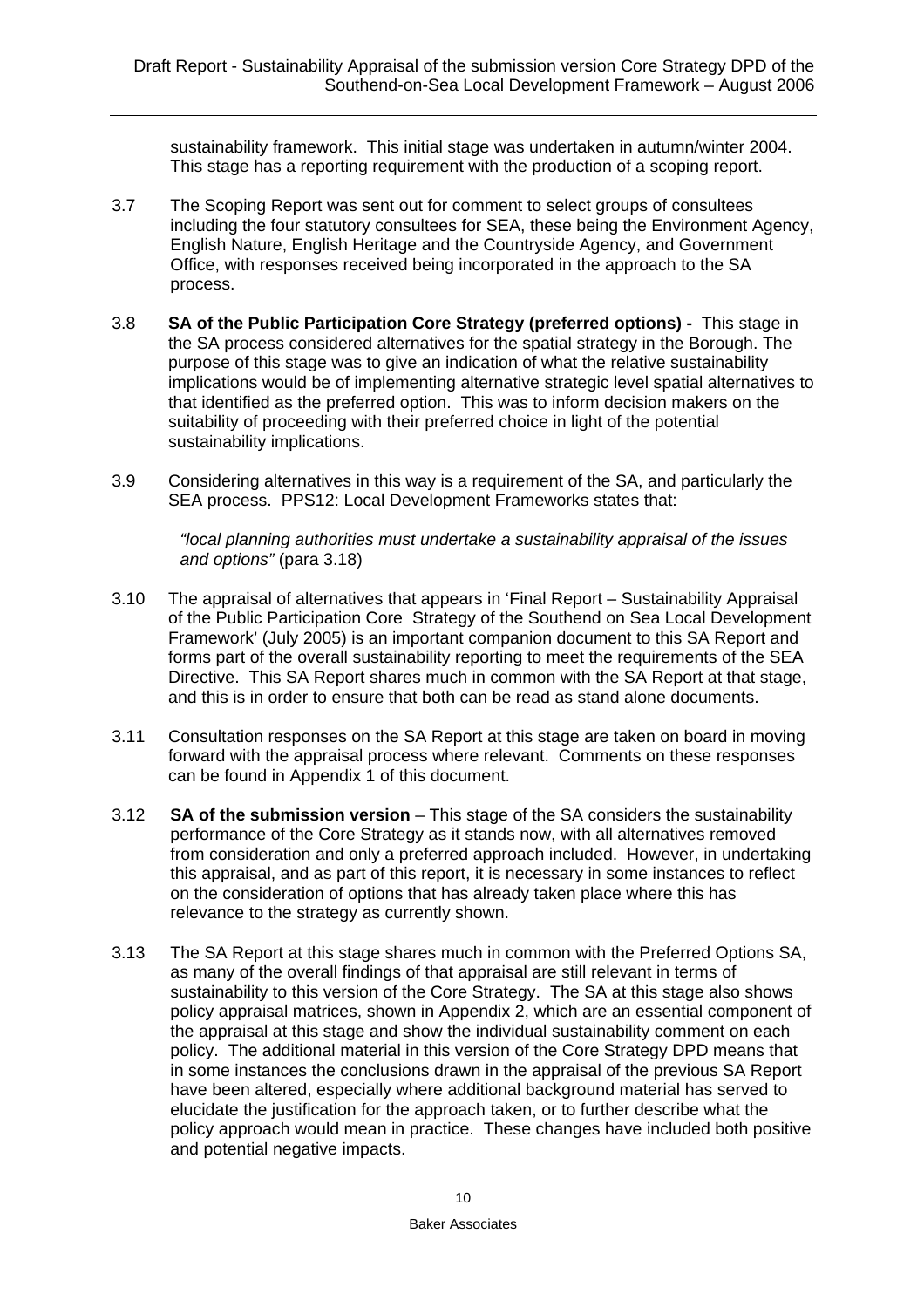sustainability framework. This initial stage was undertaken in autumn/winter 2004. This stage has a reporting requirement with the production of a scoping report.

3.7 The Scoping Report was sent out for comment to select groups of consultees including the four statutory consultees for SEA, these being the Environment Agency, English Nature, English Heritage and the Countryside Agency, and Government Office, with responses received being incorporated in the approach to the SA process.

3.8 **SA of the Public Participation Core Strategy (preferred options) -** This stage in the SA process considered alternatives for the spatial strategy in the Borough. The purpose of this stage was to give an indication of what the relative sustainability implications would be of implementing alternative strategic level spatial alternatives to that identified as the preferred option. This was to inform decision makers on the suitability of proceeding with their preferred choice in light of the potential sustainability implications.

3.9 Considering alternatives in this way is a requirement of the SA, and particularly the SEA process. PPS12: Local Development Frameworks states that:

> *"local planning authorities must undertake a sustainability appraisal of the issues and options"* (para 3.18)

3.10 The appraisal of alternatives that appears in 'Final Report – Sustainability Appraisal of the Public Participation Core Strategy of the Southend on Sea Local Development Framework' (July 2005) is an important companion document to this SA Report and forms part of the overall sustainability reporting to meet the requirements of the SEA Directive. This SA Report shares much in common with the SA Report at that stage, and this is in order to ensure that both can be read as stand alone documents.

3.11 Consultation responses on the SA Report at this stage are taken on board in moving forward with the appraisal process where relevant. Comments on these responses can be found in Appendix 1 of this document.

3.12 **SA of the submission version** – This stage of the SA considers the sustainability performance of the Core Strategy as it stands now, with all alternatives removed from consideration and only a preferred approach included. However, in undertaking this appraisal, and as part of this report, it is necessary in some instances to reflect on the consideration of options that has already taken place where this has relevance to the strategy as currently shown.

3.13 The SA Report at this stage shares much in common with the Preferred Options SA, as many of the overall findings of that appraisal are still relevant in terms of sustainability to this version of the Core Strategy. The SA at this stage also shows policy appraisal matrices, shown in Appendix 2, which are an essential component of the appraisal at this stage and show the individual sustainability comment on each policy. The additional material in this version of the Core Strategy DPD means that in some instances the conclusions drawn in the appraisal of the previous SA Report have been altered, especially where additional background material has served to elucidate the justification for the approach taken, or to further describe what the policy approach would mean in practice. These changes have included both positive and potential negative impacts.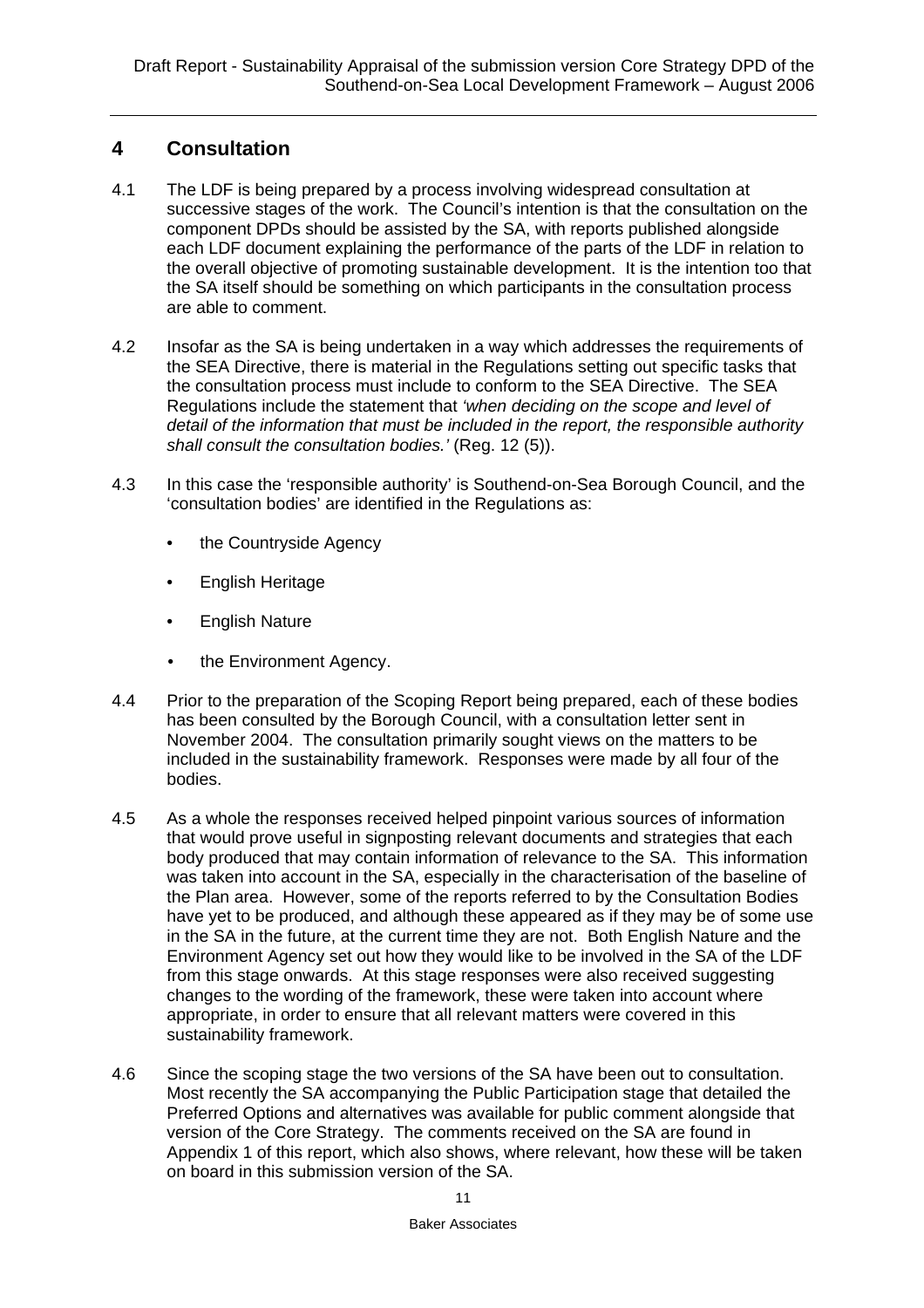## 4 Consultation

4.1 The LDF is being prepared by a process involving widespread consultation at successive stages of the work. The Council's intention is that the consultation on the component DPDs should be assisted by the SA, with reports published alongside each LDF document explaining the performance of the parts of the LDF in relation to the overall objective of promoting sustainable development. It is the intention too that the SA itself should be something on which participants in the consultation process are able to comment.

4.2 Insofar as the SA is being undertaken in a way which addresses the requirements of the SEA Directive, there is material in the Regulations setting out specific tasks that the consultation process must include to conform to the SEA Directive. The SEA Regulations include the statement that *'when deciding on the scope and level of detail of the information that must be included in the report, the responsible authority shall consult the consultation bodies.'* (Reg. 12 (5)).

4.3 In this case the 'responsible authority' is Southend-on-Sea Borough Council, and the 'consultation bodies' are identified in the Regulations as:

- the Countryside Agency
- English Heritage
- English Nature
- the Environment Agency.

4.4 Prior to the preparation of the Scoping Report being prepared, each of these bodies has been consulted by the Borough Council, with a consultation letter sent in November 2004. The consultation primarily sought views on the matters to be included in the sustainability framework. Responses were made by all four of the bodies.

4.5 As a whole the responses received helped pinpoint various sources of information that would prove useful in signposting relevant documents and strategies that each body produced that may contain information of relevance to the SA. This information was taken into account in the SA, especially in the characterisation of the baseline of the Plan area. However, some of the reports referred to by the Consultation Bodies have yet to be produced, and although these appeared as if they may be of some use in the SA in the future, at the current time they are not. Both English Nature and the Environment Agency set out how they would like to be involved in the SA of the LDF from this stage onwards. At this stage responses were also received suggesting changes to the wording of the framework, these were taken into account where appropriate, in order to ensure that all relevant matters were covered in this sustainability framework.

4.6 Since the scoping stage the two versions of the SA have been out to consultation. Most recently the SA accompanying the Public Participation stage that detailed the Preferred Options and alternatives was available for public comment alongside that version of the Core Strategy. The comments received on the SA are found in Appendix 1 of this report, which also shows, where relevant, how these will be taken on board in this submission version of the SA.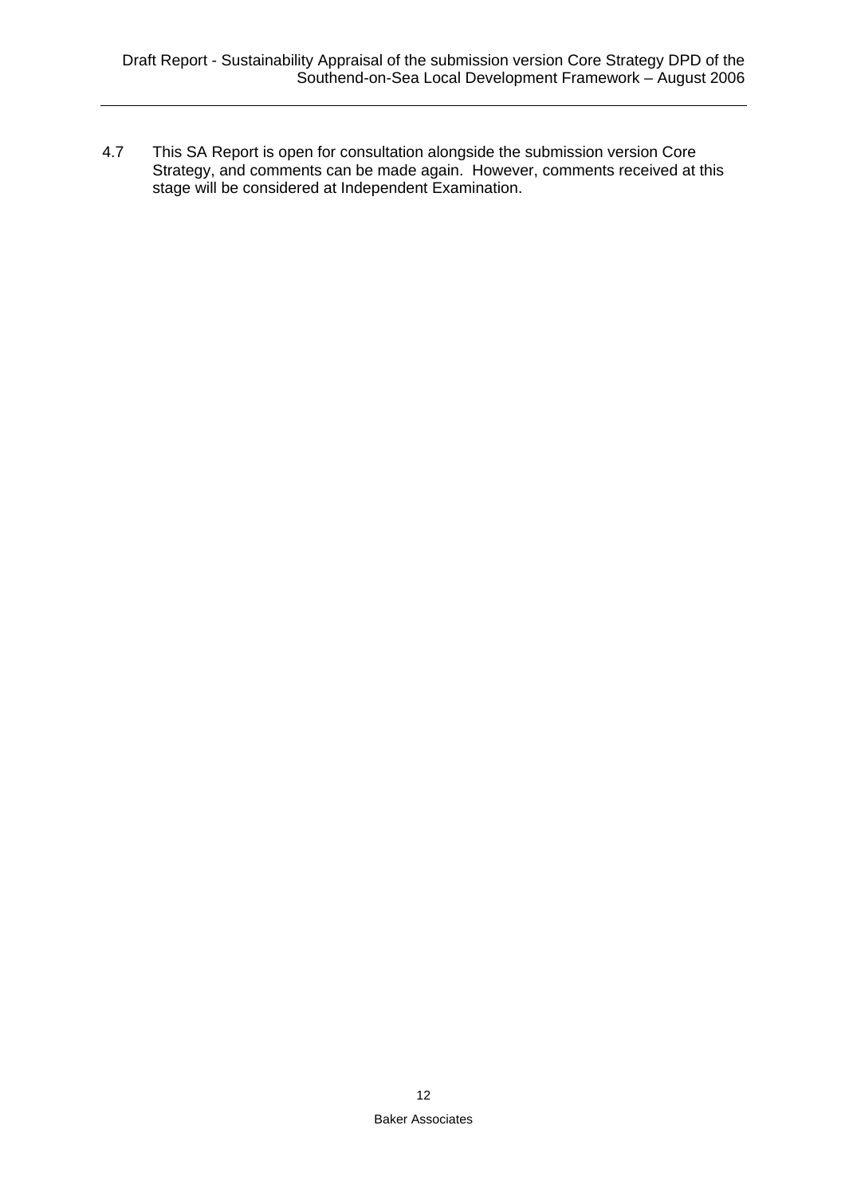4.7 This SA Report is open for consultation alongside the submission version Core Strategy, and comments can be made again. However, comments received at this stage will be considered at Independent Examination.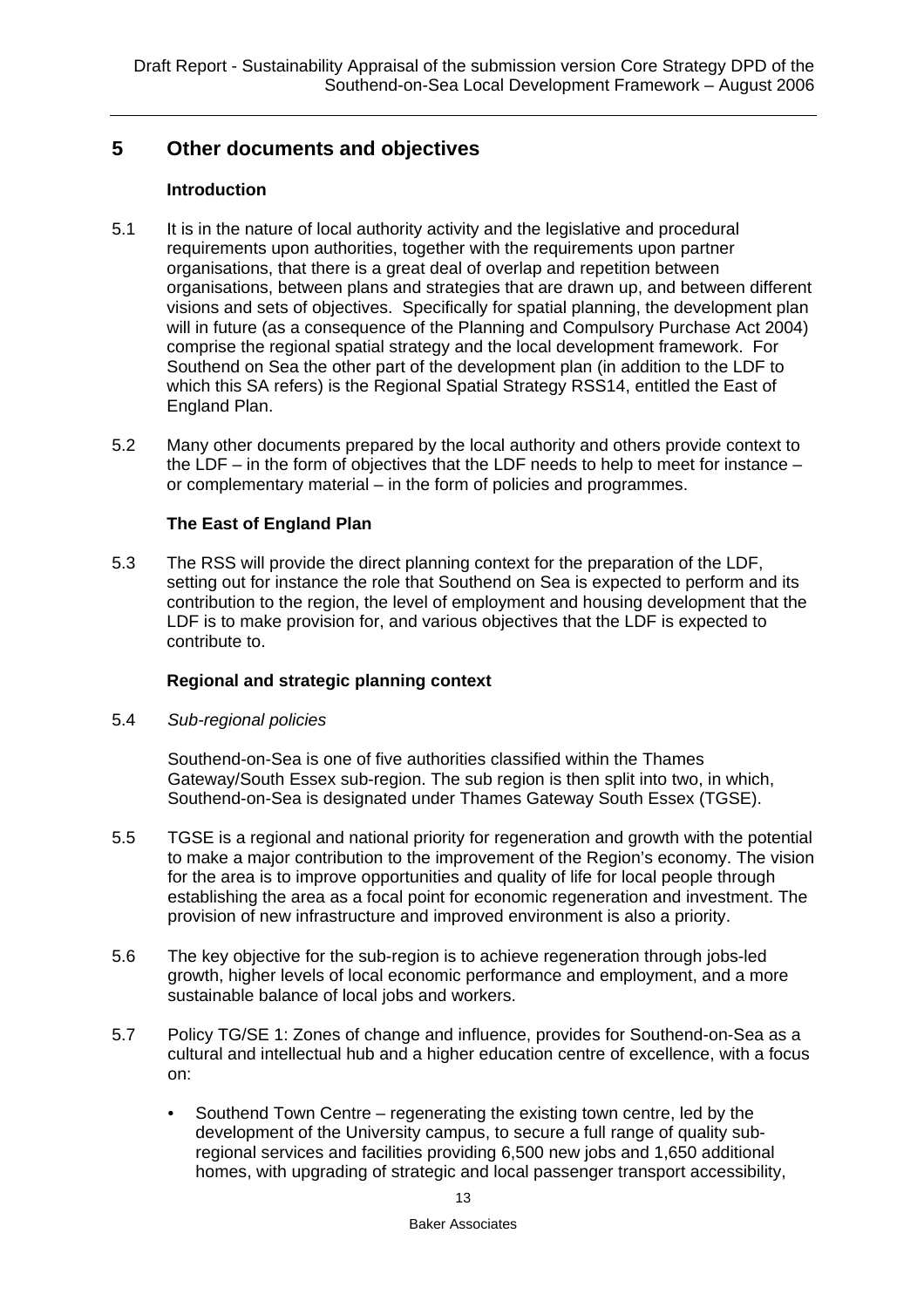## 5 Other documents and objectives

### Introduction

5.1 It is in the nature of local authority activity and the legislative and procedural requirements upon authorities, together with the requirements upon partner organisations, that there is a great deal of overlap and repetition between organisations, between plans and strategies that are drawn up, and between different visions and sets of objectives. Specifically for spatial planning, the development plan will in future (as a consequence of the Planning and Compulsory Purchase Act 2004) comprise the regional spatial strategy and the local development framework. For Southend on Sea the other part of the development plan (in addition to the LDF to which this SA refers) is the Regional Spatial Strategy RSS14, entitled the East of England Plan.

5.2 Many other documents prepared by the local authority and others provide context to the LDF – in the form of objectives that the LDF needs to help to meet for instance – or complementary material – in the form of policies and programmes.

### The East of England Plan

5.3 The RSS will provide the direct planning context for the preparation of the LDF, setting out for instance the role that Southend on Sea is expected to perform and its contribution to the region, the level of employment and housing development that the LDF is to make provision for, and various objectives that the LDF is expected to contribute to.

### Regional and strategic planning context

5.4 *Sub-regional policies*

Southend-on-Sea is one of five authorities classified within the Thames Gateway/South Essex sub-region. The sub region is then split into two, in which, Southend-on-Sea is designated under Thames Gateway South Essex (TGSE).

5.5 TGSE is a regional and national priority for regeneration and growth with the potential to make a major contribution to the improvement of the Region's economy. The vision for the area is to improve opportunities and quality of life for local people through establishing the area as a focal point for economic regeneration and investment. The provision of new infrastructure and improved environment is also a priority.

5.6 The key objective for the sub-region is to achieve regeneration through jobs-led growth, higher levels of local economic performance and employment, and a more sustainable balance of local jobs and workers.

5.7 Policy TG/SE 1: Zones of change and influence, provides for Southend-on-Sea as a cultural and intellectual hub and a higher education centre of excellence, with a focus on:

- Southend Town Centre – regenerating the existing town centre, led by the development of the University campus, to secure a full range of quality sub-regional services and facilities providing 6,500 new jobs and 1,650 additional homes, with upgrading of strategic and local passenger transport accessibility,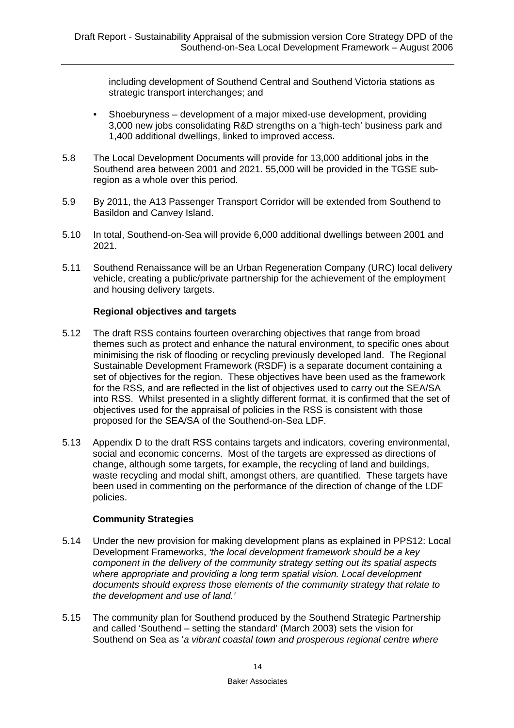including development of Southend Central and Southend Victoria stations as strategic transport interchanges; and

- Shoeburyness – development of a major mixed-use development, providing 3,000 new jobs consolidating R&D strengths on a 'high-tech' business park and 1,400 additional dwellings, linked to improved access.

5.8 The Local Development Documents will provide for 13,000 additional jobs in the Southend area between 2001 and 2021. 55,000 will be provided in the TGSE sub-region as a whole over this period.

5.9 By 2011, the A13 Passenger Transport Corridor will be extended from Southend to Basildon and Canvey Island.

5.10 In total, Southend-on-Sea will provide 6,000 additional dwellings between 2001 and 2021.

5.11 Southend Renaissance will be an Urban Regeneration Company (URC) local delivery vehicle, creating a public/private partnership for the achievement of the employment and housing delivery targets.

**Regional objectives and targets**

5.12 The draft RSS contains fourteen overarching objectives that range from broad themes such as protect and enhance the natural environment, to specific ones about minimising the risk of flooding or recycling previously developed land. The Regional Sustainable Development Framework (RSDF) is a separate document containing a set of objectives for the region. These objectives have been used as the framework for the RSS, and are reflected in the list of objectives used to carry out the SEA/SA into RSS. Whilst presented in a slightly different format, it is confirmed that the set of objectives used for the appraisal of policies in the RSS is consistent with those proposed for the SEA/SA of the Southend-on-Sea LDF.

5.13 Appendix D to the draft RSS contains targets and indicators, covering environmental, social and economic concerns. Most of the targets are expressed as directions of change, although some targets, for example, the recycling of land and buildings, waste recycling and modal shift, amongst others, are quantified. These targets have been used in commenting on the performance of the direction of change of the LDF policies.

**Community Strategies**

5.14 Under the new provision for making development plans as explained in PPS12: Local Development Frameworks, *'the local development framework should be a key component in the delivery of the community strategy setting out its spatial aspects where appropriate and providing a long term spatial vision. Local development documents should express those elements of the community strategy that relate to the development and use of land.'*

5.15 The community plan for Southend produced by the Southend Strategic Partnership and called 'Southend – setting the standard' (March 2003) sets the vision for Southend on Sea as '*a vibrant coastal town and prosperous regional centre where*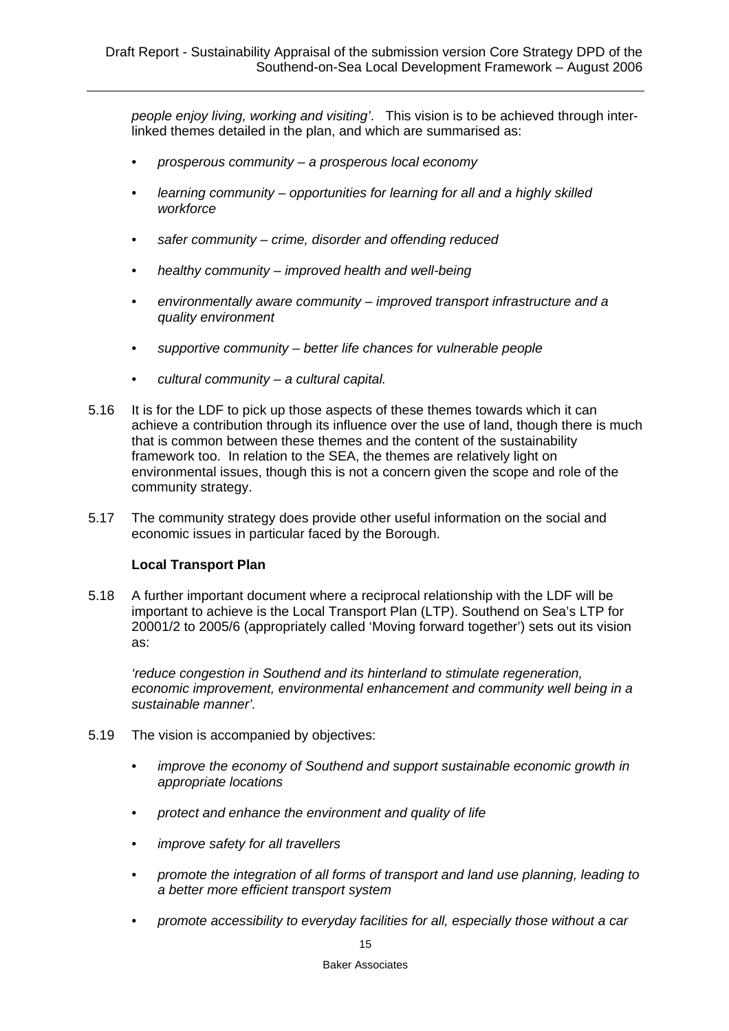*people enjoy living, working and visiting'*. This vision is to be achieved through inter-linked themes detailed in the plan, and which are summarised as:

- *prosperous community – a prosperous local economy*
- *learning community – opportunities for learning for all and a highly skilled workforce*
- *safer community – crime, disorder and offending reduced*
- *healthy community – improved health and well-being*
- *environmentally aware community – improved transport infrastructure and a quality environment*
- *supportive community – better life chances for vulnerable people*
- *cultural community – a cultural capital.*

5.16 It is for the LDF to pick up those aspects of these themes towards which it can achieve a contribution through its influence over the use of land, though there is much that is common between these themes and the content of the sustainability framework too. In relation to the SEA, the themes are relatively light on environmental issues, though this is not a concern given the scope and role of the community strategy.

5.17 The community strategy does provide other useful information on the social and economic issues in particular faced by the Borough.

**Local Transport Plan**

5.18 A further important document where a reciprocal relationship with the LDF will be important to achieve is the Local Transport Plan (LTP). Southend on Sea's LTP for 20001/2 to 2005/6 (appropriately called 'Moving forward together') sets out its vision as:

*'reduce congestion in Southend and its hinterland to stimulate regeneration, economic improvement, environmental enhancement and community well being in a sustainable manner'.*

5.19 The vision is accompanied by objectives:

- *improve the economy of Southend and support sustainable economic growth in appropriate locations*
- *protect and enhance the environment and quality of life*
- *improve safety for all travellers*
- *promote the integration of all forms of transport and land use planning, leading to a better more efficient transport system*
- *promote accessibility to everyday facilities for all, especially those without a car*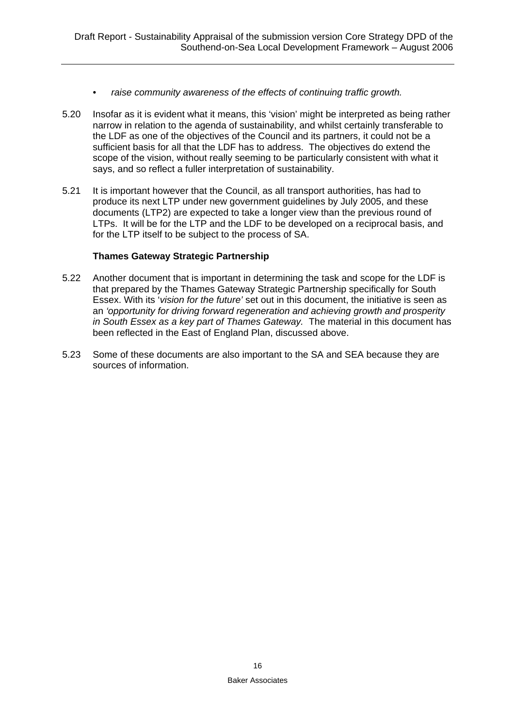- *raise community awareness of the effects of continuing traffic growth.*

5.20 Insofar as it is evident what it means, this 'vision' might be interpreted as being rather narrow in relation to the agenda of sustainability, and whilst certainly transferable to the LDF as one of the objectives of the Council and its partners, it could not be a sufficient basis for all that the LDF has to address. The objectives do extend the scope of the vision, without really seeming to be particularly consistent with what it says, and so reflect a fuller interpretation of sustainability.

5.21 It is important however that the Council, as all transport authorities, has had to produce its next LTP under new government guidelines by July 2005, and these documents (LTP2) are expected to take a longer view than the previous round of LTPs. It will be for the LTP and the LDF to be developed on a reciprocal basis, and for the LTP itself to be subject to the process of SA.

**Thames Gateway Strategic Partnership**

5.22 Another document that is important in determining the task and scope for the LDF is that prepared by the Thames Gateway Strategic Partnership specifically for South Essex. With its '*vision for the future'* set out in this document, the initiative is seen as an *'opportunity for driving forward regeneration and achieving growth and prosperity in South Essex as a key part of Thames Gateway.* The material in this document has been reflected in the East of England Plan, discussed above.

5.23 Some of these documents are also important to the SA and SEA because they are sources of information.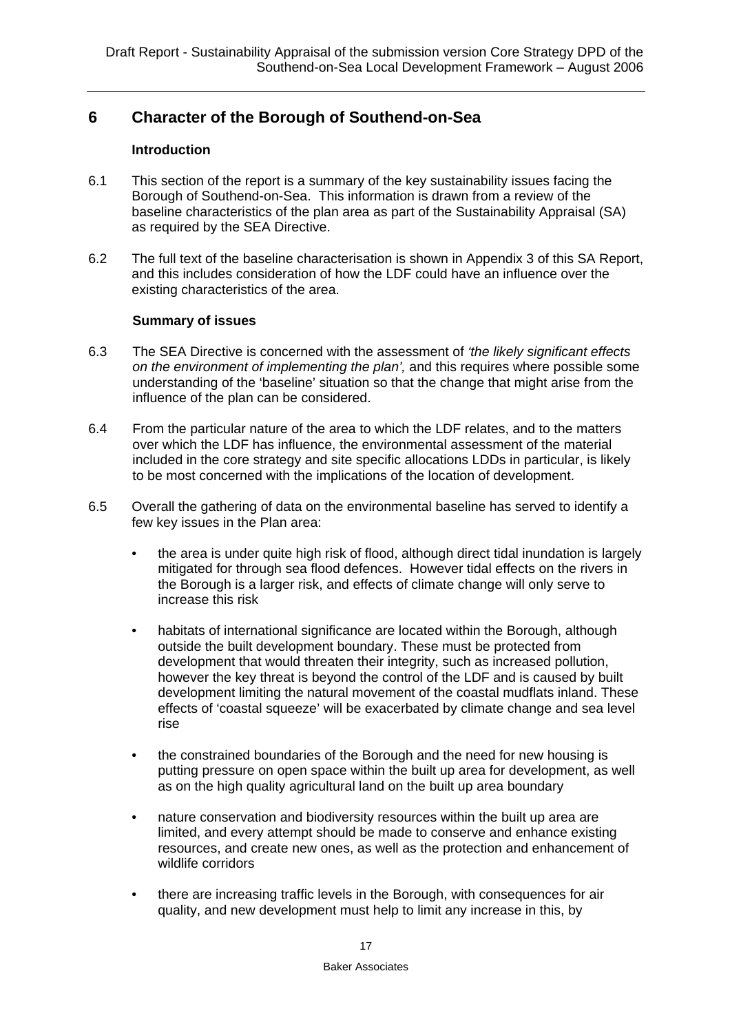## 6 Character of the Borough of Southend-on-Sea

### Introduction

6.1 This section of the report is a summary of the key sustainability issues facing the Borough of Southend-on-Sea. This information is drawn from a review of the baseline characteristics of the plan area as part of the Sustainability Appraisal (SA) as required by the SEA Directive.

6.2 The full text of the baseline characterisation is shown in Appendix 3 of this SA Report, and this includes consideration of how the LDF could have an influence over the existing characteristics of the area.

### Summary of issues

6.3 The SEA Directive is concerned with the assessment of *'the likely significant effects on the environment of implementing the plan',* and this requires where possible some understanding of the 'baseline' situation so that the change that might arise from the influence of the plan can be considered.

6.4 From the particular nature of the area to which the LDF relates, and to the matters over which the LDF has influence, the environmental assessment of the material included in the core strategy and site specific allocations LDDs in particular, is likely to be most concerned with the implications of the location of development.

6.5 Overall the gathering of data on the environmental baseline has served to identify a few key issues in the Plan area:

- the area is under quite high risk of flood, although direct tidal inundation is largely mitigated for through sea flood defences. However tidal effects on the rivers in the Borough is a larger risk, and effects of climate change will only serve to increase this risk
- habitats of international significance are located within the Borough, although outside the built development boundary. These must be protected from development that would threaten their integrity, such as increased pollution, however the key threat is beyond the control of the LDF and is caused by built development limiting the natural movement of the coastal mudflats inland. These effects of 'coastal squeeze' will be exacerbated by climate change and sea level rise
- the constrained boundaries of the Borough and the need for new housing is putting pressure on open space within the built up area for development, as well as on the high quality agricultural land on the built up area boundary
- nature conservation and biodiversity resources within the built up area are limited, and every attempt should be made to conserve and enhance existing resources, and create new ones, as well as the protection and enhancement of wildlife corridors
- there are increasing traffic levels in the Borough, with consequences for air quality, and new development must help to limit any increase in this, by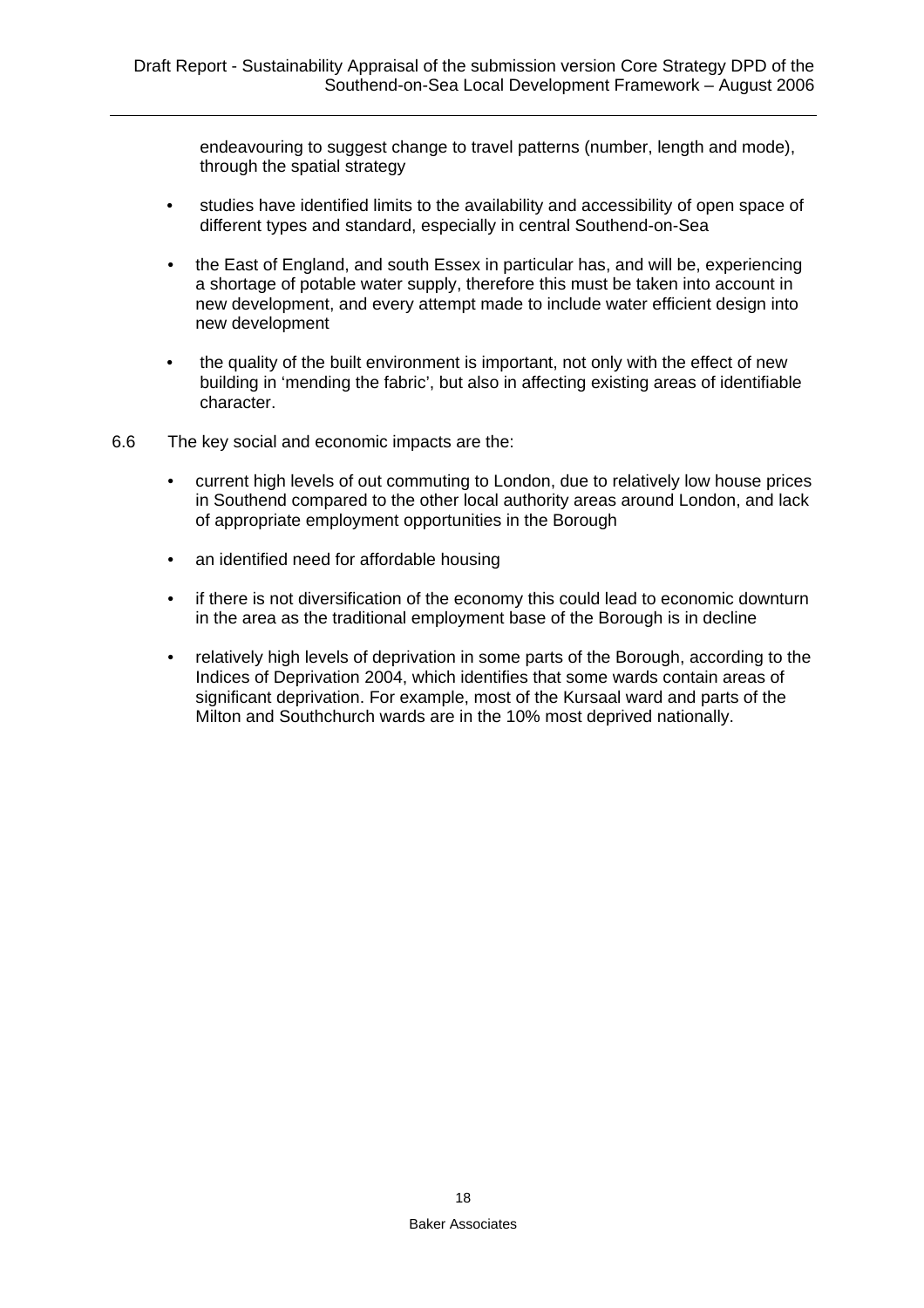endeavouring to suggest change to travel patterns (number, length and mode), through the spatial strategy

- studies have identified limits to the availability and accessibility of open space of different types and standard, especially in central Southend-on-Sea
- the East of England, and south Essex in particular has, and will be, experiencing a shortage of potable water supply, therefore this must be taken into account in new development, and every attempt made to include water efficient design into new development
- the quality of the built environment is important, not only with the effect of new building in 'mending the fabric', but also in affecting existing areas of identifiable character.

6.6 The key social and economic impacts are the:

- current high levels of out commuting to London, due to relatively low house prices in Southend compared to the other local authority areas around London, and lack of appropriate employment opportunities in the Borough
- an identified need for affordable housing
- if there is not diversification of the economy this could lead to economic downturn in the area as the traditional employment base of the Borough is in decline
- relatively high levels of deprivation in some parts of the Borough, according to the Indices of Deprivation 2004, which identifies that some wards contain areas of significant deprivation. For example, most of the Kursaal ward and parts of the Milton and Southchurch wards are in the 10% most deprived nationally.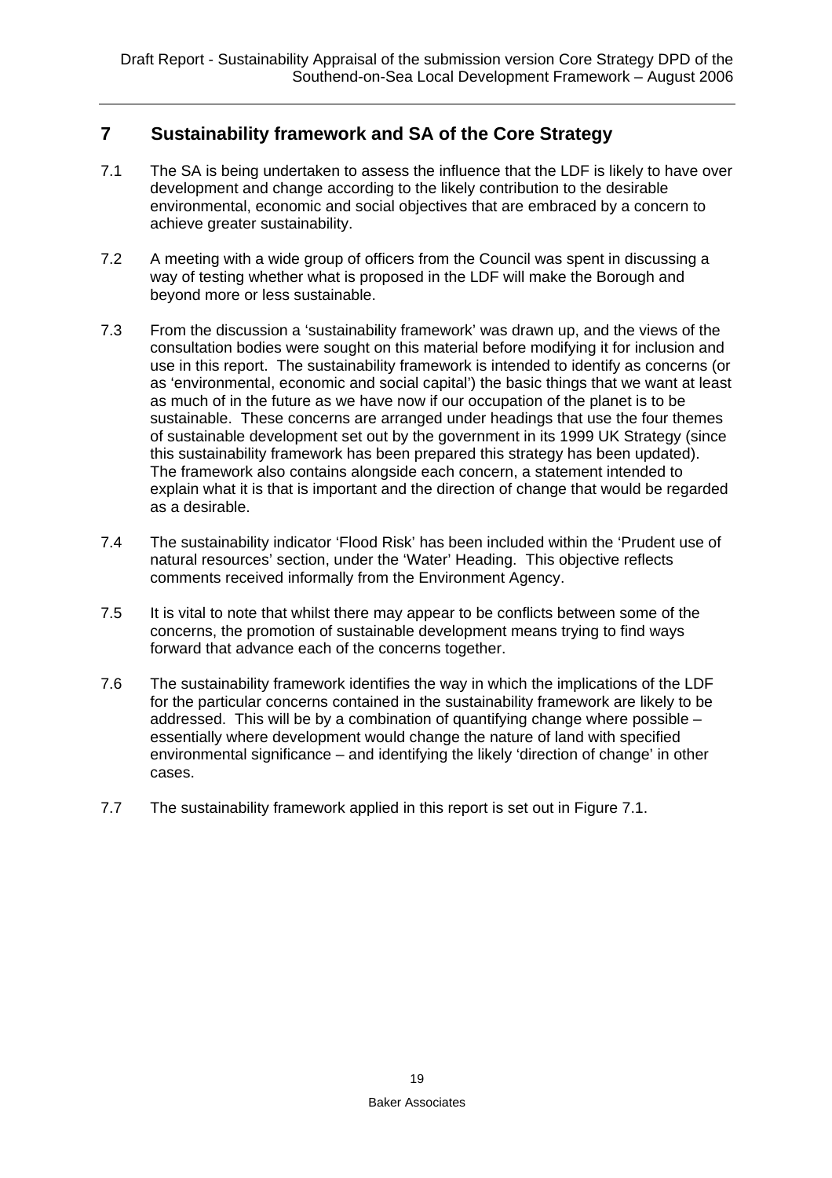# 7 Sustainability framework and SA of the Core Strategy

7.1 The SA is being undertaken to assess the influence that the LDF is likely to have over development and change according to the likely contribution to the desirable environmental, economic and social objectives that are embraced by a concern to achieve greater sustainability.

7.2 A meeting with a wide group of officers from the Council was spent in discussing a way of testing whether what is proposed in the LDF will make the Borough and beyond more or less sustainable.

7.3 From the discussion a 'sustainability framework' was drawn up, and the views of the consultation bodies were sought on this material before modifying it for inclusion and use in this report. The sustainability framework is intended to identify as concerns (or as 'environmental, economic and social capital') the basic things that we want at least as much of in the future as we have now if our occupation of the planet is to be sustainable. These concerns are arranged under headings that use the four themes of sustainable development set out by the government in its 1999 UK Strategy (since this sustainability framework has been prepared this strategy has been updated). The framework also contains alongside each concern, a statement intended to explain what it is that is important and the direction of change that would be regarded as a desirable.

7.4 The sustainability indicator 'Flood Risk' has been included within the 'Prudent use of natural resources' section, under the 'Water' Heading. This objective reflects comments received informally from the Environment Agency.

7.5 It is vital to note that whilst there may appear to be conflicts between some of the concerns, the promotion of sustainable development means trying to find ways forward that advance each of the concerns together.

7.6 The sustainability framework identifies the way in which the implications of the LDF for the particular concerns contained in the sustainability framework are likely to be addressed. This will be by a combination of quantifying change where possible – essentially where development would change the nature of land with specified environmental significance – and identifying the likely 'direction of change' in other cases.

7.7 The sustainability framework applied in this report is set out in Figure 7.1.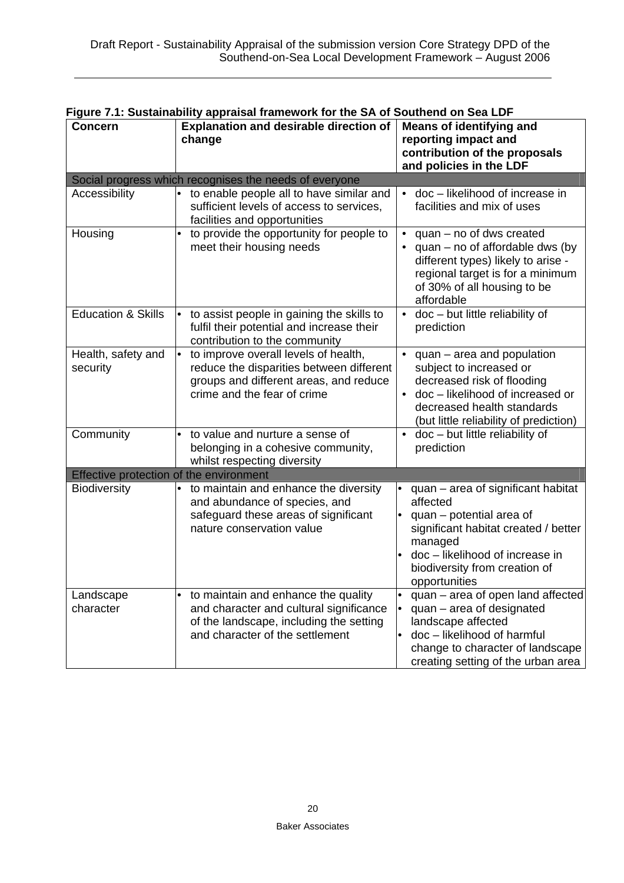**Figure 7.1: Sustainability appraisal framework for the SA of Southend on Sea LDF**

| Concern | Explanation and desirable direction of change | Means of identifying and reporting impact and contribution of the proposals and policies in the LDF |
|---|---|---|
| Social progress which recognises the needs of everyone | | |
| Accessibility | • to enable people all to have similar and sufficient levels of access to services, facilities and opportunities | • doc – likelihood of increase in facilities and mix of uses |
| Housing | • to provide the opportunity for people to meet their housing needs | • quan – no of dws created<br>• quan – no of affordable dws (by different types) likely to arise - regional target is for a minimum of 30% of all housing to be affordable |
| Education & Skills | • to assist people in gaining the skills to fulfil their potential and increase their contribution to the community | • doc – but little reliability of prediction |
| Health, safety and security | • to improve overall levels of health, reduce the disparities between different groups and different areas, and reduce crime and the fear of crime | • quan – area and population subject to increased or decreased risk of flooding<br>• doc – likelihood of increased or decreased health standards (but little reliability of prediction) |
| Community | • to value and nurture a sense of belonging in a cohesive community, whilst respecting diversity | • doc – but little reliability of prediction |
| Effective protection of the environment | | |
| Biodiversity | • to maintain and enhance the diversity and abundance of species, and safeguard these areas of significant nature conservation value | • quan – area of significant habitat affected<br>• quan – potential area of significant habitat created / better managed<br>• doc – likelihood of increase in biodiversity from creation of opportunities |
| Landscape character | • to maintain and enhance the quality and character and cultural significance of the landscape, including the setting and character of the settlement | • quan – area of open land affected<br>• quan – area of designated landscape affected<br>• doc – likelihood of harmful change to character of landscape creating setting of the urban area |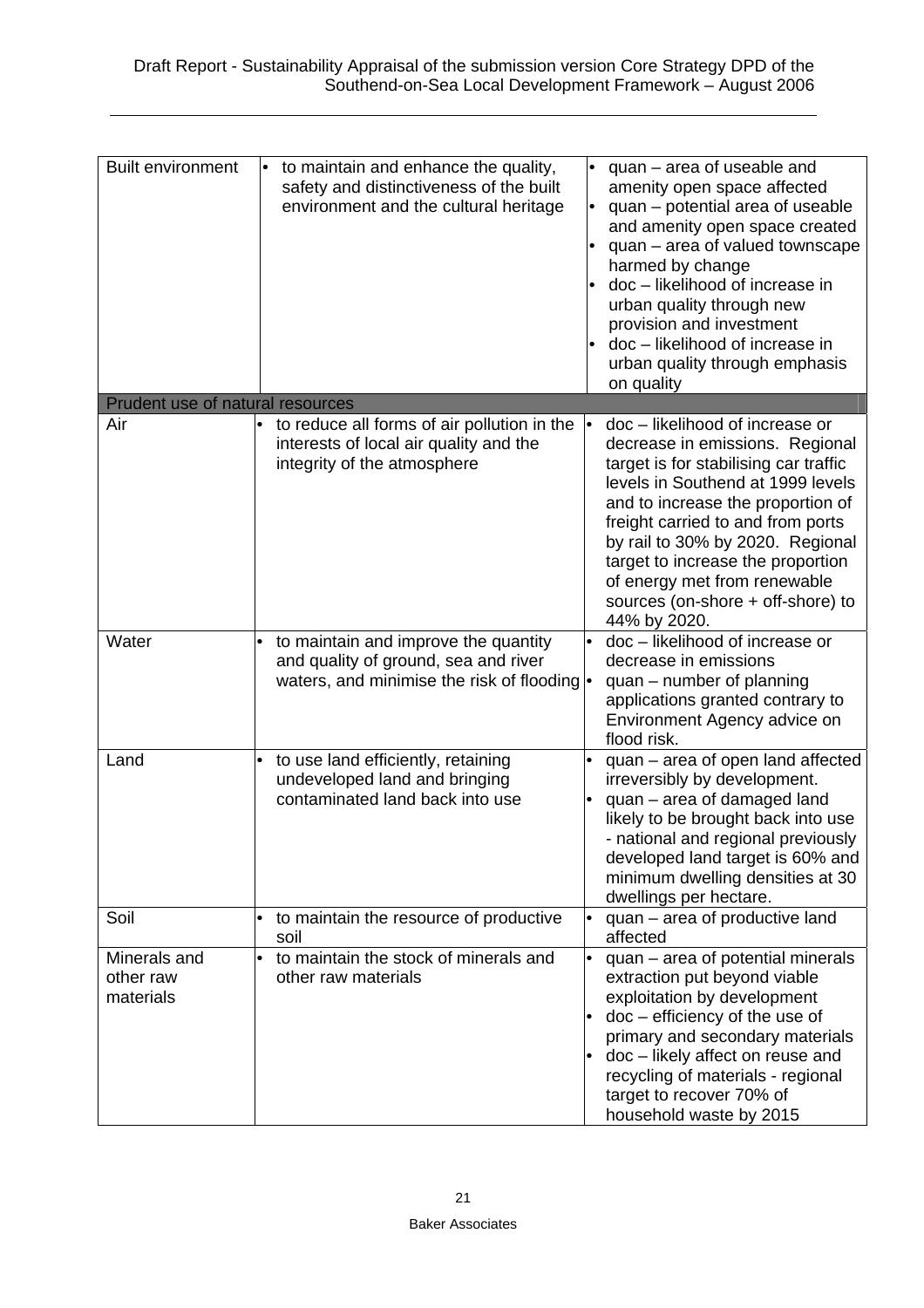| | | |
|---|---|---|
| Built environment | • to maintain and enhance the quality, safety and distinctiveness of the built environment and the cultural heritage | • quan – area of useable and amenity open space affected<br>• quan – potential area of useable and amenity open space created<br>• quan – area of valued townscape harmed by change<br>• doc – likelihood of increase in urban quality through new provision and investment<br>• doc – likelihood of increase in urban quality through emphasis on quality |
| **Prudent use of natural resources** | | |
| Air | • to reduce all forms of air pollution in the interests of local air quality and the integrity of the atmosphere | • doc – likelihood of increase or decrease in emissions. Regional target is for stabilising car traffic levels in Southend at 1999 levels and to increase the proportion of freight carried to and from ports by rail to 30% by 2020. Regional target to increase the proportion of energy met from renewable sources (on-shore + off-shore) to 44% by 2020. |
| Water | • to maintain and improve the quantity and quality of ground, sea and river waters, and minimise the risk of flooding | • doc – likelihood of increase or decrease in emissions<br>• quan – number of planning applications granted contrary to Environment Agency advice on flood risk. |
| Land | • to use land efficiently, retaining undeveloped land and bringing contaminated land back into use | • quan – area of open land affected irreversibly by development.<br>• quan – area of damaged land likely to be brought back into use - national and regional previously developed land target is 60% and minimum dwelling densities at 30 dwellings per hectare. |
| Soil | • to maintain the resource of productive soil | • quan – area of productive land affected |
| Minerals and other raw materials | • to maintain the stock of minerals and other raw materials | • quan – area of potential minerals extraction put beyond viable exploitation by development<br>• doc – efficiency of the use of primary and secondary materials<br>• doc – likely affect on reuse and recycling of materials - regional target to recover 70% of household waste by 2015 |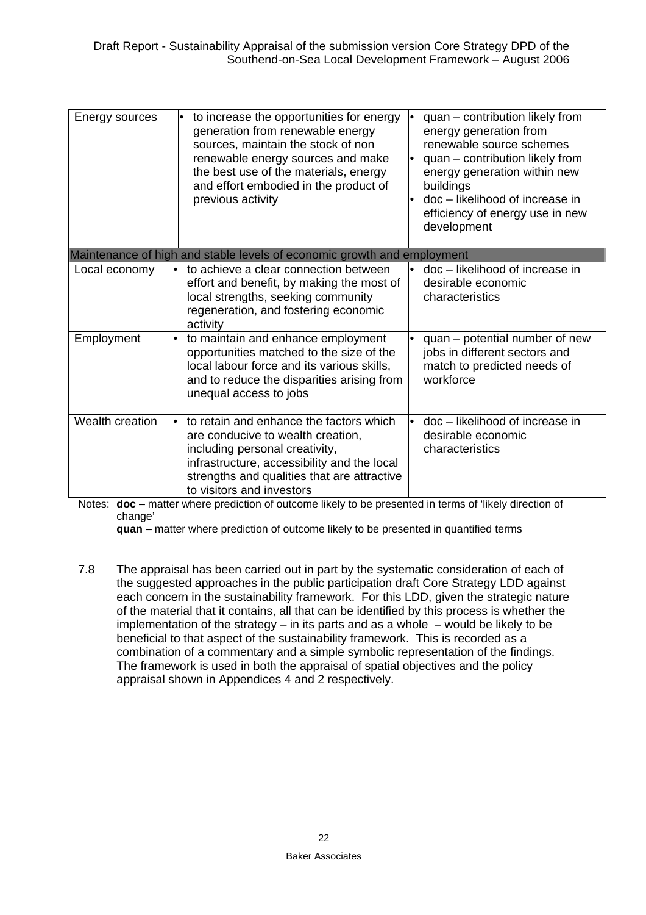| | | |
|---|---|---|
| Energy sources | • to increase the opportunities for energy generation from renewable energy sources, maintain the stock of non renewable energy sources and make the best use of the materials, energy and effort embodied in the product of previous activity | • quan – contribution likely from energy generation from renewable source schemes<br>• quan – contribution likely from energy generation within new buildings<br>• doc – likelihood of increase in efficiency of energy use in new development |
| **Maintenance of high and stable levels of economic growth and employment** | | |
| Local economy | • to achieve a clear connection between effort and benefit, by making the most of local strengths, seeking community regeneration, and fostering economic activity | • doc – likelihood of increase in desirable economic characteristics |
| Employment | • to maintain and enhance employment opportunities matched to the size of the local labour force and its various skills, and to reduce the disparities arising from unequal access to jobs | • quan – potential number of new jobs in different sectors and match to predicted needs of workforce |
| Wealth creation | • to retain and enhance the factors which are conducive to wealth creation, including personal creativity, infrastructure, accessibility and the local strengths and qualities that are attractive to visitors and investors | • doc – likelihood of increase in desirable economic characteristics |

Notes: **doc** – matter where prediction of outcome likely to be presented in terms of 'likely direction of change'
**quan** – matter where prediction of outcome likely to be presented in quantified terms

7.8 The appraisal has been carried out in part by the systematic consideration of each of the suggested approaches in the public participation draft Core Strategy LDD against each concern in the sustainability framework. For this LDD, given the strategic nature of the material that it contains, all that can be identified by this process is whether the implementation of the strategy – in its parts and as a whole – would be likely to be beneficial to that aspect of the sustainability framework. This is recorded as a combination of a commentary and a simple symbolic representation of the findings. The framework is used in both the appraisal of spatial objectives and the policy appraisal shown in Appendices 4 and 2 respectively.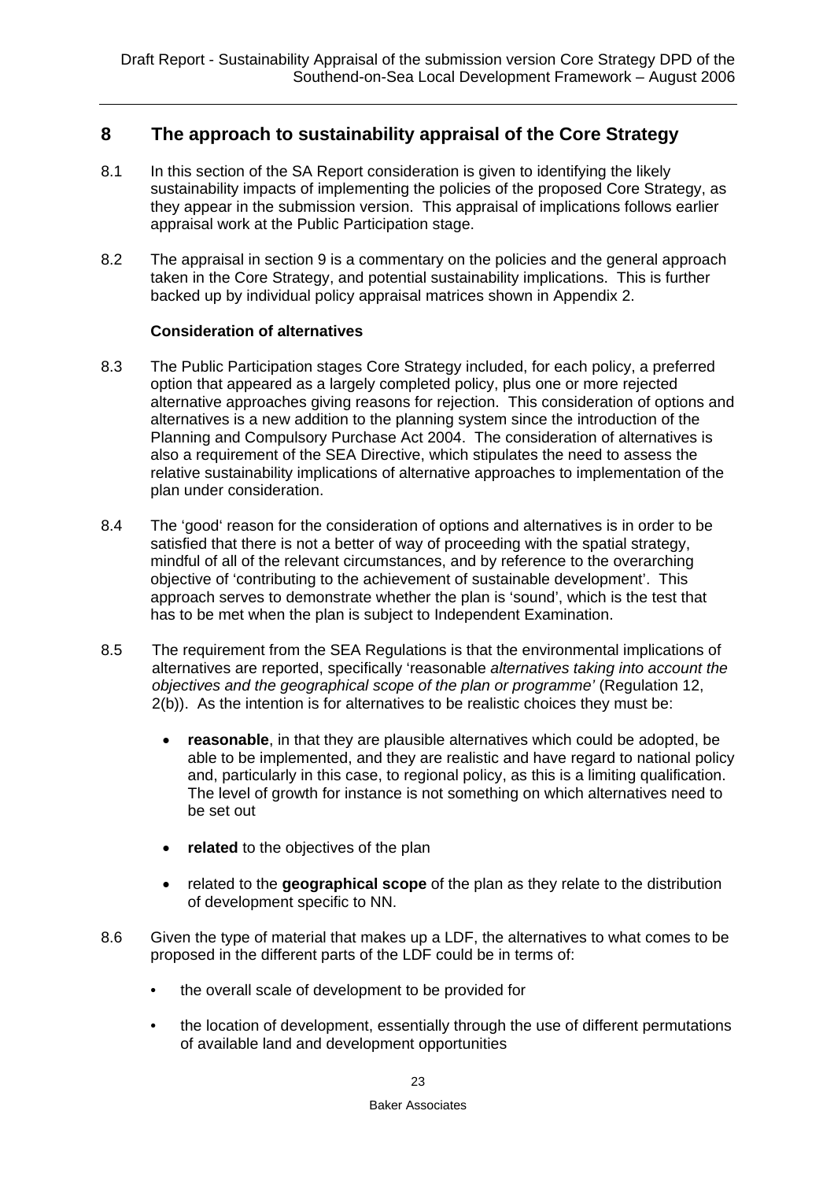## 8 The approach to sustainability appraisal of the Core Strategy

8.1 In this section of the SA Report consideration is given to identifying the likely sustainability impacts of implementing the policies of the proposed Core Strategy, as they appear in the submission version. This appraisal of implications follows earlier appraisal work at the Public Participation stage.

8.2 The appraisal in section 9 is a commentary on the policies and the general approach taken in the Core Strategy, and potential sustainability implications. This is further backed up by individual policy appraisal matrices shown in Appendix 2.

**Consideration of alternatives**

8.3 The Public Participation stages Core Strategy included, for each policy, a preferred option that appeared as a largely completed policy, plus one or more rejected alternative approaches giving reasons for rejection. This consideration of options and alternatives is a new addition to the planning system since the introduction of the Planning and Compulsory Purchase Act 2004. The consideration of alternatives is also a requirement of the SEA Directive, which stipulates the need to assess the relative sustainability implications of alternative approaches to implementation of the plan under consideration.

8.4 The 'good' reason for the consideration of options and alternatives is in order to be satisfied that there is not a better of way of proceeding with the spatial strategy, mindful of all of the relevant circumstances, and by reference to the overarching objective of 'contributing to the achievement of sustainable development'. This approach serves to demonstrate whether the plan is 'sound', which is the test that has to be met when the plan is subject to Independent Examination.

8.5 The requirement from the SEA Regulations is that the environmental implications of alternatives are reported, specifically 'reasonable *alternatives taking into account the objectives and the geographical scope of the plan or programme'* (Regulation 12, 2(b)). As the intention is for alternatives to be realistic choices they must be:

- **reasonable**, in that they are plausible alternatives which could be adopted, be able to be implemented, and they are realistic and have regard to national policy and, particularly in this case, to regional policy, as this is a limiting qualification. The level of growth for instance is not something on which alternatives need to be set out
- **related** to the objectives of the plan
- related to the **geographical scope** of the plan as they relate to the distribution of development specific to NN.

8.6 Given the type of material that makes up a LDF, the alternatives to what comes to be proposed in the different parts of the LDF could be in terms of:

- the overall scale of development to be provided for
- the location of development, essentially through the use of different permutations of available land and development opportunities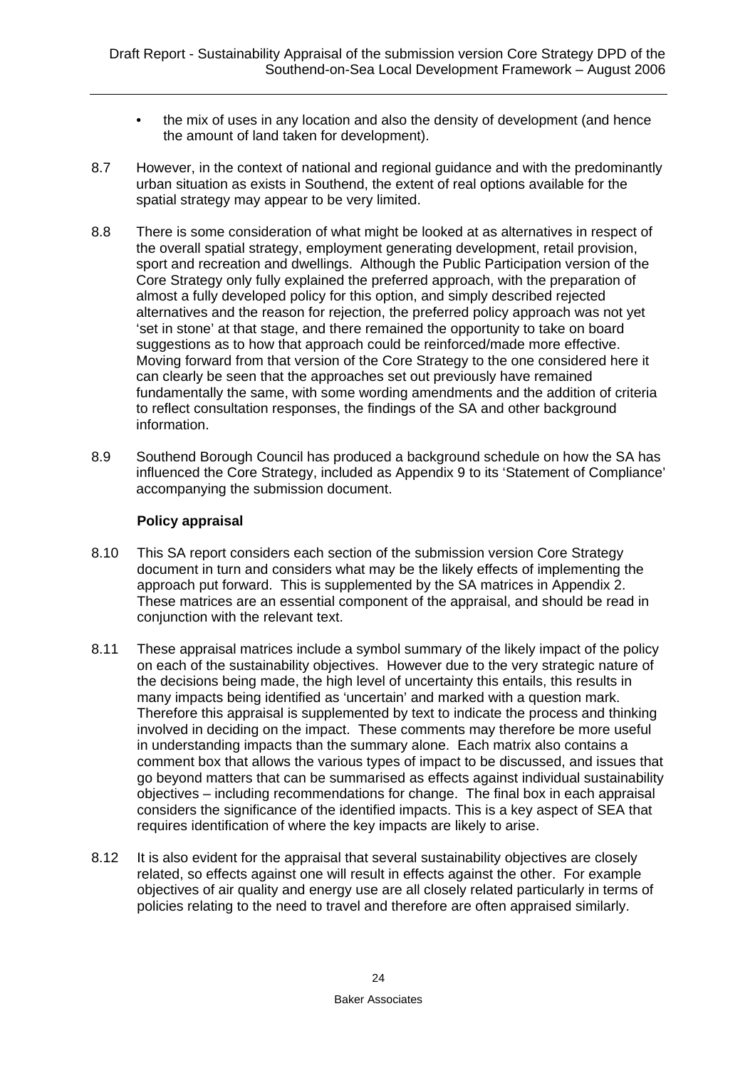- the mix of uses in any location and also the density of development (and hence the amount of land taken for development).

8.7 However, in the context of national and regional guidance and with the predominantly urban situation as exists in Southend, the extent of real options available for the spatial strategy may appear to be very limited.

8.8 There is some consideration of what might be looked at as alternatives in respect of the overall spatial strategy, employment generating development, retail provision, sport and recreation and dwellings. Although the Public Participation version of the Core Strategy only fully explained the preferred approach, with the preparation of almost a fully developed policy for this option, and simply described rejected alternatives and the reason for rejection, the preferred policy approach was not yet 'set in stone' at that stage, and there remained the opportunity to take on board suggestions as to how that approach could be reinforced/made more effective. Moving forward from that version of the Core Strategy to the one considered here it can clearly be seen that the approaches set out previously have remained fundamentally the same, with some wording amendments and the addition of criteria to reflect consultation responses, the findings of the SA and other background information.

8.9 Southend Borough Council has produced a background schedule on how the SA has influenced the Core Strategy, included as Appendix 9 to its 'Statement of Compliance' accompanying the submission document.

**Policy appraisal**

8.10 This SA report considers each section of the submission version Core Strategy document in turn and considers what may be the likely effects of implementing the approach put forward. This is supplemented by the SA matrices in Appendix 2. These matrices are an essential component of the appraisal, and should be read in conjunction with the relevant text.

8.11 These appraisal matrices include a symbol summary of the likely impact of the policy on each of the sustainability objectives. However due to the very strategic nature of the decisions being made, the high level of uncertainty this entails, this results in many impacts being identified as 'uncertain' and marked with a question mark. Therefore this appraisal is supplemented by text to indicate the process and thinking involved in deciding on the impact. These comments may therefore be more useful in understanding impacts than the summary alone. Each matrix also contains a comment box that allows the various types of impact to be discussed, and issues that go beyond matters that can be summarised as effects against individual sustainability objectives – including recommendations for change. The final box in each appraisal considers the significance of the identified impacts. This is a key aspect of SEA that requires identification of where the key impacts are likely to arise.

8.12 It is also evident for the appraisal that several sustainability objectives are closely related, so effects against one will result in effects against the other. For example objectives of air quality and energy use are all closely related particularly in terms of policies relating to the need to travel and therefore are often appraised similarly.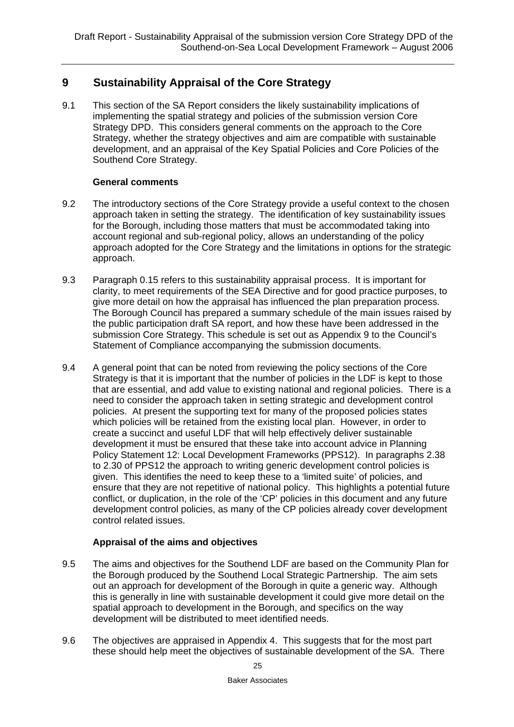## 9 Sustainability Appraisal of the Core Strategy

9.1 This section of the SA Report considers the likely sustainability implications of implementing the spatial strategy and policies of the submission version Core Strategy DPD. This considers general comments on the approach to the Core Strategy, whether the strategy objectives and aim are compatible with sustainable development, and an appraisal of the Key Spatial Policies and Core Policies of the Southend Core Strategy.

**General comments**

9.2 The introductory sections of the Core Strategy provide a useful context to the chosen approach taken in setting the strategy. The identification of key sustainability issues for the Borough, including those matters that must be accommodated taking into account regional and sub-regional policy, allows an understanding of the policy approach adopted for the Core Strategy and the limitations in options for the strategic approach.

9.3 Paragraph 0.15 refers to this sustainability appraisal process. It is important for clarity, to meet requirements of the SEA Directive and for good practice purposes, to give more detail on how the appraisal has influenced the plan preparation process. The Borough Council has prepared a summary schedule of the main issues raised by the public participation draft SA report, and how these have been addressed in the submission Core Strategy. This schedule is set out as Appendix 9 to the Council's Statement of Compliance accompanying the submission documents.

9.4 A general point that can be noted from reviewing the policy sections of the Core Strategy is that it is important that the number of policies in the LDF is kept to those that are essential, and add value to existing national and regional policies. There is a need to consider the approach taken in setting strategic and development control policies. At present the supporting text for many of the proposed policies states which policies will be retained from the existing local plan. However, in order to create a succinct and useful LDF that will help effectively deliver sustainable development it must be ensured that these take into account advice in Planning Policy Statement 12: Local Development Frameworks (PPS12). In paragraphs 2.38 to 2.30 of PPS12 the approach to writing generic development control policies is given. This identifies the need to keep these to a 'limited suite' of policies, and ensure that they are not repetitive of national policy. This highlights a potential future conflict, or duplication, in the role of the 'CP' policies in this document and any future development control policies, as many of the CP policies already cover development control related issues.

**Appraisal of the aims and objectives**

9.5 The aims and objectives for the Southend LDF are based on the Community Plan for the Borough produced by the Southend Local Strategic Partnership. The aim sets out an approach for development of the Borough in quite a generic way. Although this is generally in line with sustainable development it could give more detail on the spatial approach to development in the Borough, and specifics on the way development will be distributed to meet identified needs.

9.6 The objectives are appraised in Appendix 4. This suggests that for the most part these should help meet the objectives of sustainable development of the SA. There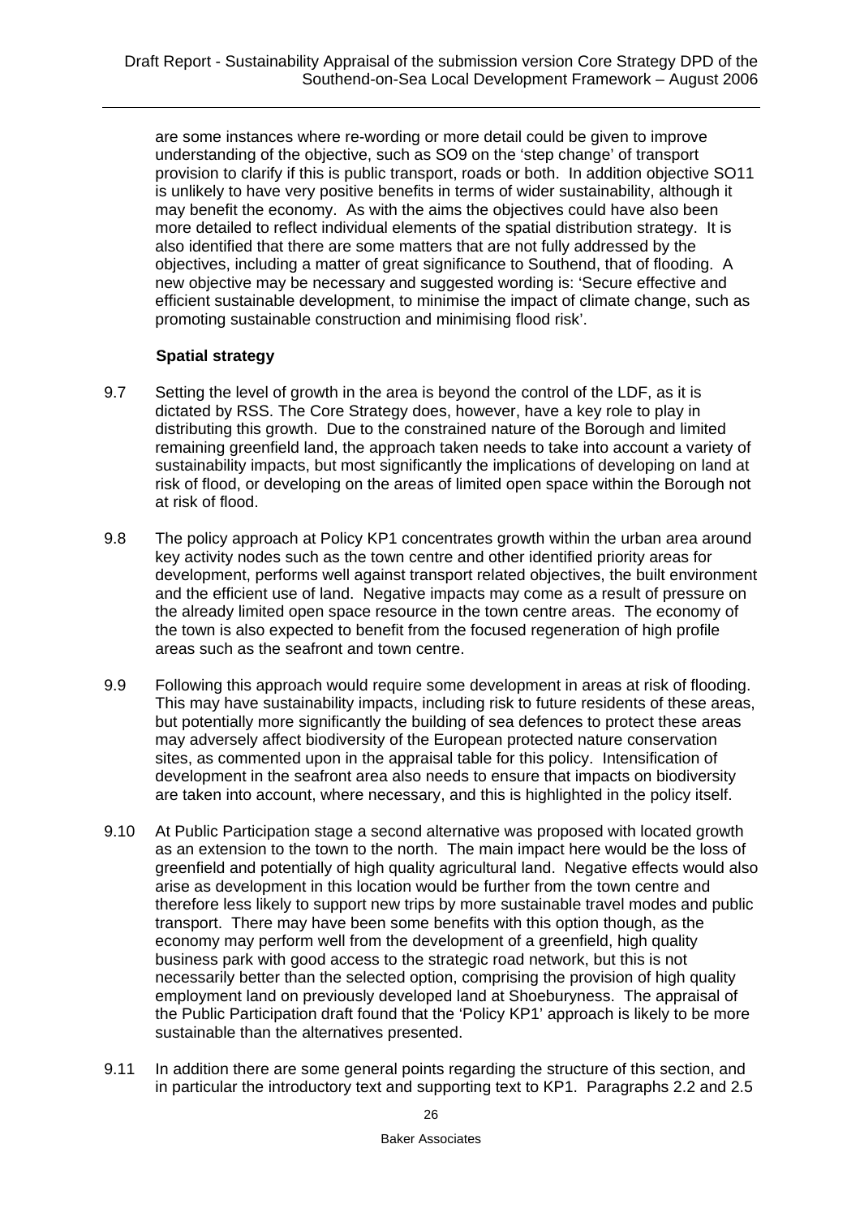are some instances where re-wording or more detail could be given to improve understanding of the objective, such as SO9 on the 'step change' of transport provision to clarify if this is public transport, roads or both. In addition objective SO11 is unlikely to have very positive benefits in terms of wider sustainability, although it may benefit the economy. As with the aims the objectives could have also been more detailed to reflect individual elements of the spatial distribution strategy. It is also identified that there are some matters that are not fully addressed by the objectives, including a matter of great significance to Southend, that of flooding. A new objective may be necessary and suggested wording is: 'Secure effective and efficient sustainable development, to minimise the impact of climate change, such as promoting sustainable construction and minimising flood risk'.

**Spatial strategy**

9.7 Setting the level of growth in the area is beyond the control of the LDF, as it is dictated by RSS. The Core Strategy does, however, have a key role to play in distributing this growth. Due to the constrained nature of the Borough and limited remaining greenfield land, the approach taken needs to take into account a variety of sustainability impacts, but most significantly the implications of developing on land at risk of flood, or developing on the areas of limited open space within the Borough not at risk of flood.

9.8 The policy approach at Policy KP1 concentrates growth within the urban area around key activity nodes such as the town centre and other identified priority areas for development, performs well against transport related objectives, the built environment and the efficient use of land. Negative impacts may come as a result of pressure on the already limited open space resource in the town centre areas. The economy of the town is also expected to benefit from the focused regeneration of high profile areas such as the seafront and town centre.

9.9 Following this approach would require some development in areas at risk of flooding. This may have sustainability impacts, including risk to future residents of these areas, but potentially more significantly the building of sea defences to protect these areas may adversely affect biodiversity of the European protected nature conservation sites, as commented upon in the appraisal table for this policy. Intensification of development in the seafront area also needs to ensure that impacts on biodiversity are taken into account, where necessary, and this is highlighted in the policy itself.

9.10 At Public Participation stage a second alternative was proposed with located growth as an extension to the town to the north. The main impact here would be the loss of greenfield and potentially of high quality agricultural land. Negative effects would also arise as development in this location would be further from the town centre and therefore less likely to support new trips by more sustainable travel modes and public transport. There may have been some benefits with this option though, as the economy may perform well from the development of a greenfield, high quality business park with good access to the strategic road network, but this is not necessarily better than the selected option, comprising the provision of high quality employment land on previously developed land at Shoeburyness. The appraisal of the Public Participation draft found that the 'Policy KP1' approach is likely to be more sustainable than the alternatives presented.

9.11 In addition there are some general points regarding the structure of this section, and in particular the introductory text and supporting text to KP1. Paragraphs 2.2 and 2.5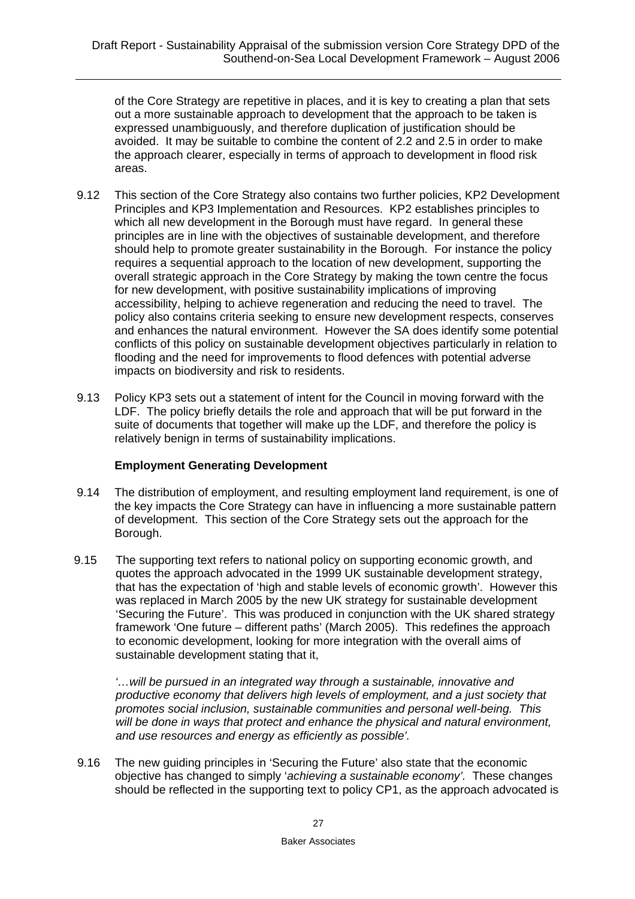of the Core Strategy are repetitive in places, and it is key to creating a plan that sets out a more sustainable approach to development that the approach to be taken is expressed unambiguously, and therefore duplication of justification should be avoided. It may be suitable to combine the content of 2.2 and 2.5 in order to make the approach clearer, especially in terms of approach to development in flood risk areas.

9.12 This section of the Core Strategy also contains two further policies, KP2 Development Principles and KP3 Implementation and Resources. KP2 establishes principles to which all new development in the Borough must have regard. In general these principles are in line with the objectives of sustainable development, and therefore should help to promote greater sustainability in the Borough. For instance the policy requires a sequential approach to the location of new development, supporting the overall strategic approach in the Core Strategy by making the town centre the focus for new development, with positive sustainability implications of improving accessibility, helping to achieve regeneration and reducing the need to travel. The policy also contains criteria seeking to ensure new development respects, conserves and enhances the natural environment. However the SA does identify some potential conflicts of this policy on sustainable development objectives particularly in relation to flooding and the need for improvements to flood defences with potential adverse impacts on biodiversity and risk to residents.

9.13 Policy KP3 sets out a statement of intent for the Council in moving forward with the LDF. The policy briefly details the role and approach that will be put forward in the suite of documents that together will make up the LDF, and therefore the policy is relatively benign in terms of sustainability implications.

**Employment Generating Development**

9.14 The distribution of employment, and resulting employment land requirement, is one of the key impacts the Core Strategy can have in influencing a more sustainable pattern of development. This section of the Core Strategy sets out the approach for the Borough.

9.15 The supporting text refers to national policy on supporting economic growth, and quotes the approach advocated in the 1999 UK sustainable development strategy, that has the expectation of 'high and stable levels of economic growth'. However this was replaced in March 2005 by the new UK strategy for sustainable development 'Securing the Future'. This was produced in conjunction with the UK shared strategy framework 'One future – different paths' (March 2005). This redefines the approach to economic development, looking for more integration with the overall aims of sustainable development stating that it,

*'…will be pursued in an integrated way through a sustainable, innovative and productive economy that delivers high levels of employment, and a just society that promotes social inclusion, sustainable communities and personal well-being. This will be done in ways that protect and enhance the physical and natural environment, and use resources and energy as efficiently as possible'.*

9.16 The new guiding principles in 'Securing the Future' also state that the economic objective has changed to simply '*achieving a sustainable economy'*. These changes should be reflected in the supporting text to policy CP1, as the approach advocated is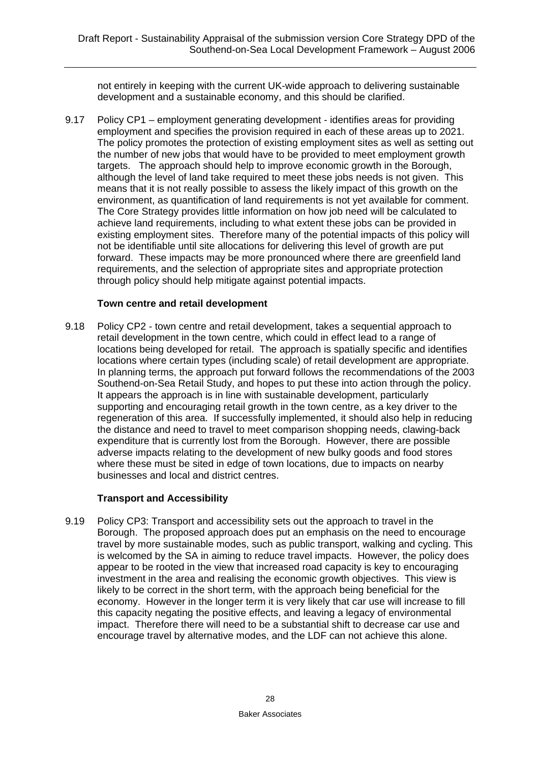not entirely in keeping with the current UK-wide approach to delivering sustainable development and a sustainable economy, and this should be clarified.

9.17 Policy CP1 – employment generating development - identifies areas for providing employment and specifies the provision required in each of these areas up to 2021. The policy promotes the protection of existing employment sites as well as setting out the number of new jobs that would have to be provided to meet employment growth targets. The approach should help to improve economic growth in the Borough, although the level of land take required to meet these jobs needs is not given. This means that it is not really possible to assess the likely impact of this growth on the environment, as quantification of land requirements is not yet available for comment. The Core Strategy provides little information on how job need will be calculated to achieve land requirements, including to what extent these jobs can be provided in existing employment sites. Therefore many of the potential impacts of this policy will not be identifiable until site allocations for delivering this level of growth are put forward. These impacts may be more pronounced where there are greenfield land requirements, and the selection of appropriate sites and appropriate protection through policy should help mitigate against potential impacts.

**Town centre and retail development**

9.18 Policy CP2 - town centre and retail development, takes a sequential approach to retail development in the town centre, which could in effect lead to a range of locations being developed for retail. The approach is spatially specific and identifies locations where certain types (including scale) of retail development are appropriate. In planning terms, the approach put forward follows the recommendations of the 2003 Southend-on-Sea Retail Study, and hopes to put these into action through the policy. It appears the approach is in line with sustainable development, particularly supporting and encouraging retail growth in the town centre, as a key driver to the regeneration of this area. If successfully implemented, it should also help in reducing the distance and need to travel to meet comparison shopping needs, clawing-back expenditure that is currently lost from the Borough. However, there are possible adverse impacts relating to the development of new bulky goods and food stores where these must be sited in edge of town locations, due to impacts on nearby businesses and local and district centres.

**Transport and Accessibility**

9.19 Policy CP3: Transport and accessibility sets out the approach to travel in the Borough. The proposed approach does put an emphasis on the need to encourage travel by more sustainable modes, such as public transport, walking and cycling. This is welcomed by the SA in aiming to reduce travel impacts. However, the policy does appear to be rooted in the view that increased road capacity is key to encouraging investment in the area and realising the economic growth objectives. This view is likely to be correct in the short term, with the approach being beneficial for the economy. However in the longer term it is very likely that car use will increase to fill this capacity negating the positive effects, and leaving a legacy of environmental impact. Therefore there will need to be a substantial shift to decrease car use and encourage travel by alternative modes, and the LDF can not achieve this alone.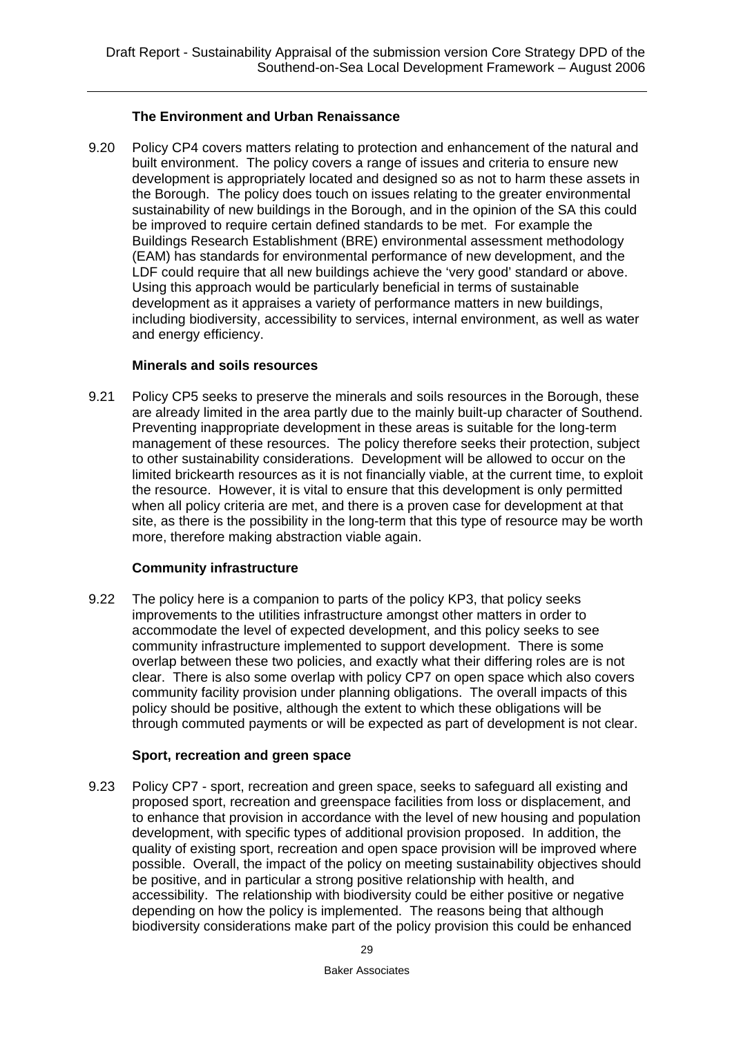### The Environment and Urban Renaissance

9.20 Policy CP4 covers matters relating to protection and enhancement of the natural and built environment. The policy covers a range of issues and criteria to ensure new development is appropriately located and designed so as not to harm these assets in the Borough. The policy does touch on issues relating to the greater environmental sustainability of new buildings in the Borough, and in the opinion of the SA this could be improved to require certain defined standards to be met. For example the Buildings Research Establishment (BRE) environmental assessment methodology (EAM) has standards for environmental performance of new development, and the LDF could require that all new buildings achieve the 'very good' standard or above. Using this approach would be particularly beneficial in terms of sustainable development as it appraises a variety of performance matters in new buildings, including biodiversity, accessibility to services, internal environment, as well as water and energy efficiency.

### Minerals and soils resources

9.21 Policy CP5 seeks to preserve the minerals and soils resources in the Borough, these are already limited in the area partly due to the mainly built-up character of Southend. Preventing inappropriate development in these areas is suitable for the long-term management of these resources. The policy therefore seeks their protection, subject to other sustainability considerations. Development will be allowed to occur on the limited brickearth resources as it is not financially viable, at the current time, to exploit the resource. However, it is vital to ensure that this development is only permitted when all policy criteria are met, and there is a proven case for development at that site, as there is the possibility in the long-term that this type of resource may be worth more, therefore making abstraction viable again.

### Community infrastructure

9.22 The policy here is a companion to parts of the policy KP3, that policy seeks improvements to the utilities infrastructure amongst other matters in order to accommodate the level of expected development, and this policy seeks to see community infrastructure implemented to support development. There is some overlap between these two policies, and exactly what their differing roles are is not clear. There is also some overlap with policy CP7 on open space which also covers community facility provision under planning obligations. The overall impacts of this policy should be positive, although the extent to which these obligations will be through commuted payments or will be expected as part of development is not clear.

### Sport, recreation and green space

9.23 Policy CP7 - sport, recreation and green space, seeks to safeguard all existing and proposed sport, recreation and greenspace facilities from loss or displacement, and to enhance that provision in accordance with the level of new housing and population development, with specific types of additional provision proposed. In addition, the quality of existing sport, recreation and open space provision will be improved where possible. Overall, the impact of the policy on meeting sustainability objectives should be positive, and in particular a strong positive relationship with health, and accessibility. The relationship with biodiversity could be either positive or negative depending on how the policy is implemented. The reasons being that although biodiversity considerations make part of the policy provision this could be enhanced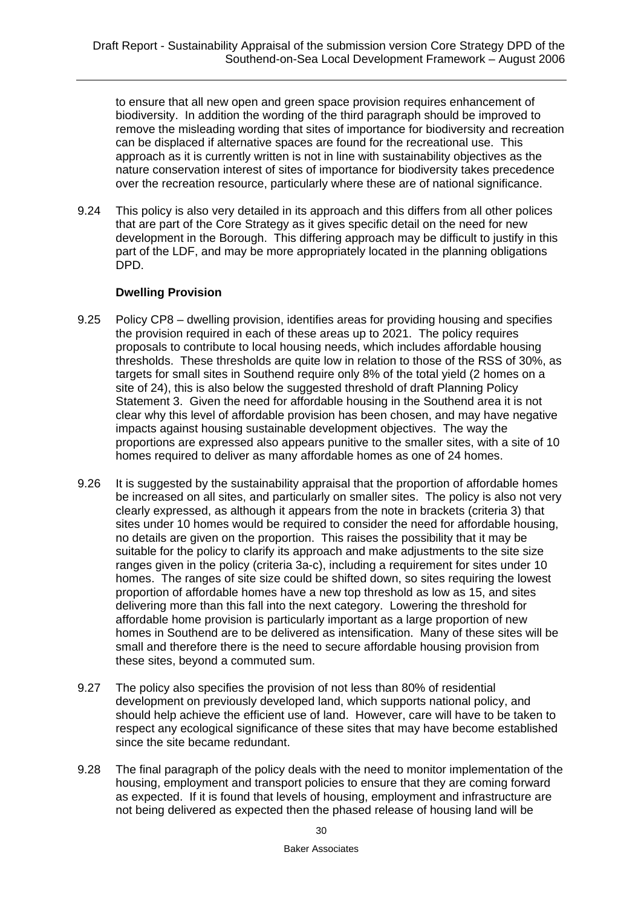to ensure that all new open and green space provision requires enhancement of biodiversity. In addition the wording of the third paragraph should be improved to remove the misleading wording that sites of importance for biodiversity and recreation can be displaced if alternative spaces are found for the recreational use. This approach as it is currently written is not in line with sustainability objectives as the nature conservation interest of sites of importance for biodiversity takes precedence over the recreation resource, particularly where these are of national significance.

9.24 This policy is also very detailed in its approach and this differs from all other polices that are part of the Core Strategy as it gives specific detail on the need for new development in the Borough. This differing approach may be difficult to justify in this part of the LDF, and may be more appropriately located in the planning obligations DPD.

**Dwelling Provision**

9.25 Policy CP8 – dwelling provision, identifies areas for providing housing and specifies the provision required in each of these areas up to 2021. The policy requires proposals to contribute to local housing needs, which includes affordable housing thresholds. These thresholds are quite low in relation to those of the RSS of 30%, as targets for small sites in Southend require only 8% of the total yield (2 homes on a site of 24), this is also below the suggested threshold of draft Planning Policy Statement 3. Given the need for affordable housing in the Southend area it is not clear why this level of affordable provision has been chosen, and may have negative impacts against housing sustainable development objectives. The way the proportions are expressed also appears punitive to the smaller sites, with a site of 10 homes required to deliver as many affordable homes as one of 24 homes.

9.26 It is suggested by the sustainability appraisal that the proportion of affordable homes be increased on all sites, and particularly on smaller sites. The policy is also not very clearly expressed, as although it appears from the note in brackets (criteria 3) that sites under 10 homes would be required to consider the need for affordable housing, no details are given on the proportion. This raises the possibility that it may be suitable for the policy to clarify its approach and make adjustments to the site size ranges given in the policy (criteria 3a-c), including a requirement for sites under 10 homes. The ranges of site size could be shifted down, so sites requiring the lowest proportion of affordable homes have a new top threshold as low as 15, and sites delivering more than this fall into the next category. Lowering the threshold for affordable home provision is particularly important as a large proportion of new homes in Southend are to be delivered as intensification. Many of these sites will be small and therefore there is the need to secure affordable housing provision from these sites, beyond a commuted sum.

9.27 The policy also specifies the provision of not less than 80% of residential development on previously developed land, which supports national policy, and should help achieve the efficient use of land. However, care will have to be taken to respect any ecological significance of these sites that may have become established since the site became redundant.

9.28 The final paragraph of the policy deals with the need to monitor implementation of the housing, employment and transport policies to ensure that they are coming forward as expected. If it is found that levels of housing, employment and infrastructure are not being delivered as expected then the phased release of housing land will be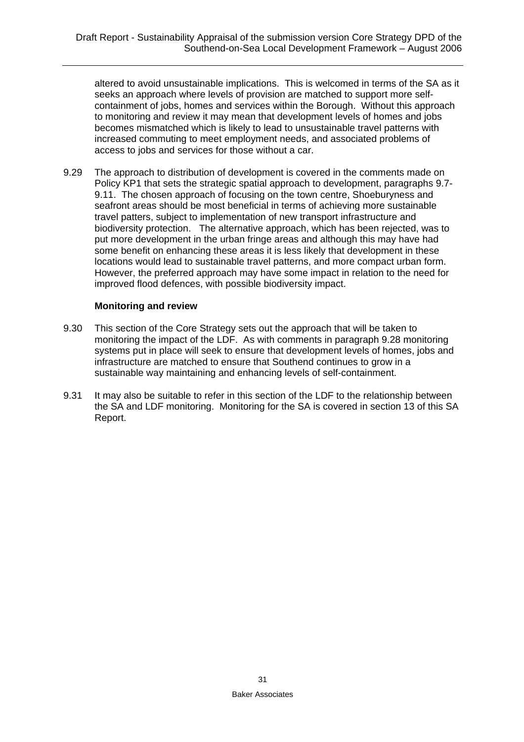altered to avoid unsustainable implications. This is welcomed in terms of the SA as it seeks an approach where levels of provision are matched to support more self-containment of jobs, homes and services within the Borough. Without this approach to monitoring and review it may mean that development levels of homes and jobs becomes mismatched which is likely to lead to unsustainable travel patterns with increased commuting to meet employment needs, and associated problems of access to jobs and services for those without a car.

9.29 The approach to distribution of development is covered in the comments made on Policy KP1 that sets the strategic spatial approach to development, paragraphs 9.7-9.11. The chosen approach of focusing on the town centre, Shoeburyness and seafront areas should be most beneficial in terms of achieving more sustainable travel patters, subject to implementation of new transport infrastructure and biodiversity protection. The alternative approach, which has been rejected, was to put more development in the urban fringe areas and although this may have had some benefit on enhancing these areas it is less likely that development in these locations would lead to sustainable travel patterns, and more compact urban form. However, the preferred approach may have some impact in relation to the need for improved flood defences, with possible biodiversity impact.

**Monitoring and review**

9.30 This section of the Core Strategy sets out the approach that will be taken to monitoring the impact of the LDF. As with comments in paragraph 9.28 monitoring systems put in place will seek to ensure that development levels of homes, jobs and infrastructure are matched to ensure that Southend continues to grow in a sustainable way maintaining and enhancing levels of self-containment.

9.31 It may also be suitable to refer in this section of the LDF to the relationship between the SA and LDF monitoring. Monitoring for the SA is covered in section 13 of this SA Report.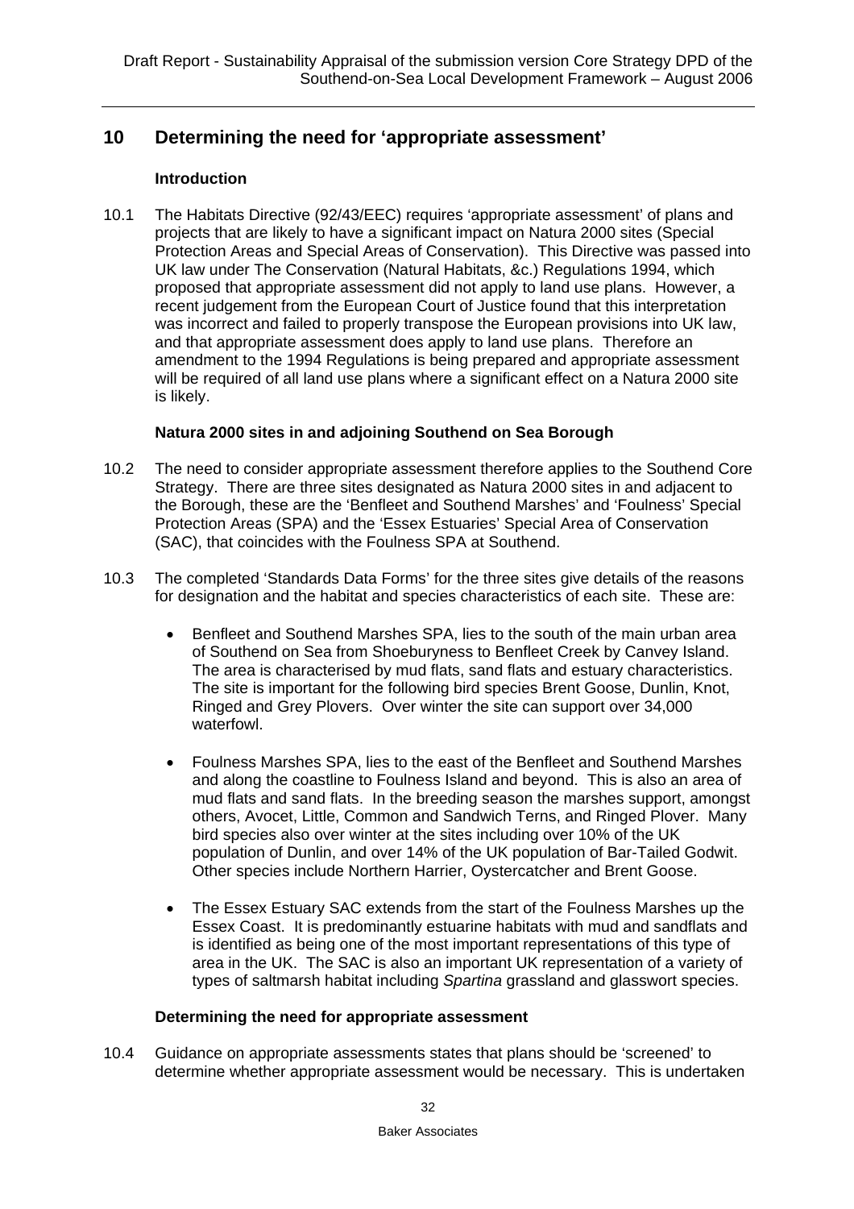## 10 Determining the need for 'appropriate assessment'

### Introduction

10.1 The Habitats Directive (92/43/EEC) requires 'appropriate assessment' of plans and projects that are likely to have a significant impact on Natura 2000 sites (Special Protection Areas and Special Areas of Conservation). This Directive was passed into UK law under The Conservation (Natural Habitats, &c.) Regulations 1994, which proposed that appropriate assessment did not apply to land use plans. However, a recent judgement from the European Court of Justice found that this interpretation was incorrect and failed to properly transpose the European provisions into UK law, and that appropriate assessment does apply to land use plans. Therefore an amendment to the 1994 Regulations is being prepared and appropriate assessment will be required of all land use plans where a significant effect on a Natura 2000 site is likely.

### Natura 2000 sites in and adjoining Southend on Sea Borough

10.2 The need to consider appropriate assessment therefore applies to the Southend Core Strategy. There are three sites designated as Natura 2000 sites in and adjacent to the Borough, these are the 'Benfleet and Southend Marshes' and 'Foulness' Special Protection Areas (SPA) and the 'Essex Estuaries' Special Area of Conservation (SAC), that coincides with the Foulness SPA at Southend.

10.3 The completed 'Standards Data Forms' for the three sites give details of the reasons for designation and the habitat and species characteristics of each site. These are:

- Benfleet and Southend Marshes SPA, lies to the south of the main urban area of Southend on Sea from Shoeburyness to Benfleet Creek by Canvey Island. The area is characterised by mud flats, sand flats and estuary characteristics. The site is important for the following bird species Brent Goose, Dunlin, Knot, Ringed and Grey Plovers. Over winter the site can support over 34,000 waterfowl.

- Foulness Marshes SPA, lies to the east of the Benfleet and Southend Marshes and along the coastline to Foulness Island and beyond. This is also an area of mud flats and sand flats. In the breeding season the marshes support, amongst others, Avocet, Little, Common and Sandwich Terns, and Ringed Plover. Many bird species also over winter at the sites including over 10% of the UK population of Dunlin, and over 14% of the UK population of Bar-Tailed Godwit. Other species include Northern Harrier, Oystercatcher and Brent Goose.

- The Essex Estuary SAC extends from the start of the Foulness Marshes up the Essex Coast. It is predominantly estuarine habitats with mud and sandflats and is identified as being one of the most important representations of this type of area in the UK. The SAC is also an important UK representation of a variety of types of saltmarsh habitat including *Spartina* grassland and glasswort species.

### Determining the need for appropriate assessment

10.4 Guidance on appropriate assessments states that plans should be 'screened' to determine whether appropriate assessment would be necessary. This is undertaken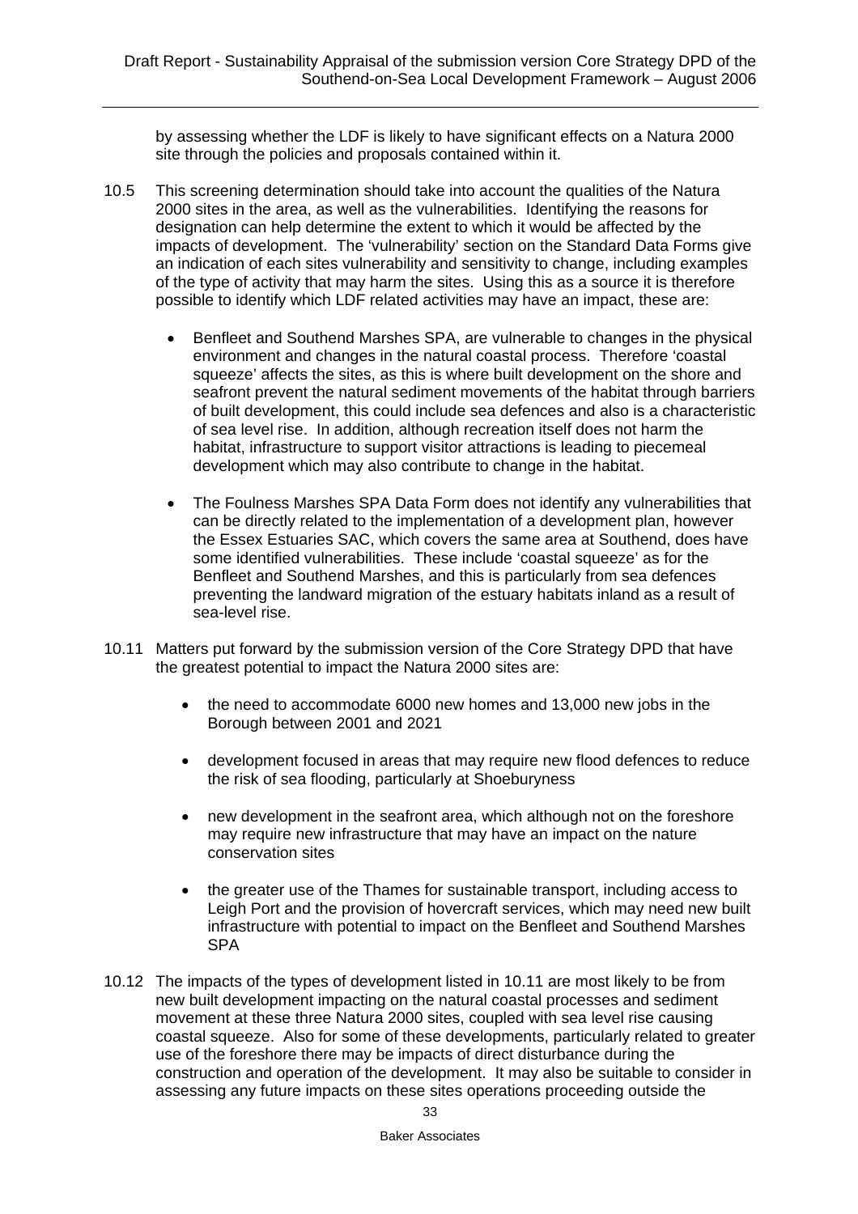by assessing whether the LDF is likely to have significant effects on a Natura 2000 site through the policies and proposals contained within it.

10.5 This screening determination should take into account the qualities of the Natura 2000 sites in the area, as well as the vulnerabilities. Identifying the reasons for designation can help determine the extent to which it would be affected by the impacts of development. The 'vulnerability' section on the Standard Data Forms give an indication of each sites vulnerability and sensitivity to change, including examples of the type of activity that may harm the sites. Using this as a source it is therefore possible to identify which LDF related activities may have an impact, these are:

- Benfleet and Southend Marshes SPA, are vulnerable to changes in the physical environment and changes in the natural coastal process. Therefore 'coastal squeeze' affects the sites, as this is where built development on the shore and seafront prevent the natural sediment movements of the habitat through barriers of built development, this could include sea defences and also is a characteristic of sea level rise. In addition, although recreation itself does not harm the habitat, infrastructure to support visitor attractions is leading to piecemeal development which may also contribute to change in the habitat.

- The Foulness Marshes SPA Data Form does not identify any vulnerabilities that can be directly related to the implementation of a development plan, however the Essex Estuaries SAC, which covers the same area at Southend, does have some identified vulnerabilities. These include 'coastal squeeze' as for the Benfleet and Southend Marshes, and this is particularly from sea defences preventing the landward migration of the estuary habitats inland as a result of sea-level rise.

10.11 Matters put forward by the submission version of the Core Strategy DPD that have the greatest potential to impact the Natura 2000 sites are:

- the need to accommodate 6000 new homes and 13,000 new jobs in the Borough between 2001 and 2021

- development focused in areas that may require new flood defences to reduce the risk of sea flooding, particularly at Shoeburyness

- new development in the seafront area, which although not on the foreshore may require new infrastructure that may have an impact on the nature conservation sites

- the greater use of the Thames for sustainable transport, including access to Leigh Port and the provision of hovercraft services, which may need new built infrastructure with potential to impact on the Benfleet and Southend Marshes SPA

10.12 The impacts of the types of development listed in 10.11 are most likely to be from new built development impacting on the natural coastal processes and sediment movement at these three Natura 2000 sites, coupled with sea level rise causing coastal squeeze. Also for some of these developments, particularly related to greater use of the foreshore there may be impacts of direct disturbance during the construction and operation of the development. It may also be suitable to consider in assessing any future impacts on these sites operations proceeding outside the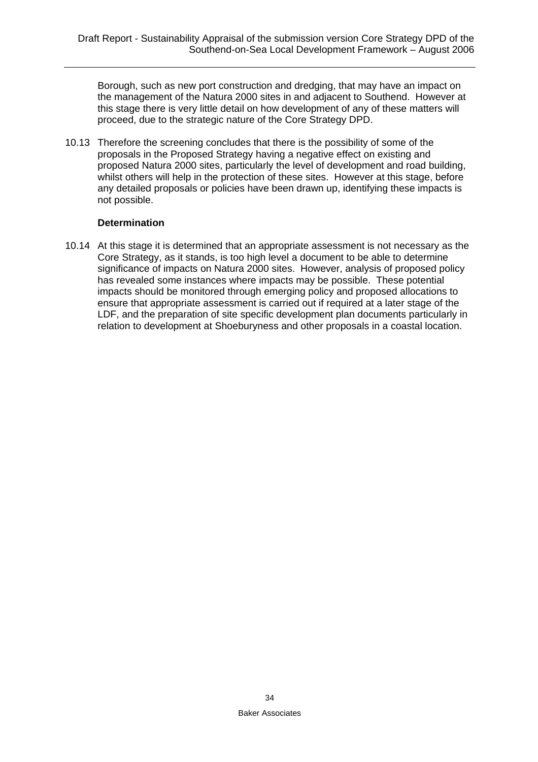Borough, such as new port construction and dredging, that may have an impact on the management of the Natura 2000 sites in and adjacent to Southend. However at this stage there is very little detail on how development of any of these matters will proceed, due to the strategic nature of the Core Strategy DPD.

10.13 Therefore the screening concludes that there is the possibility of some of the proposals in the Proposed Strategy having a negative effect on existing and proposed Natura 2000 sites, particularly the level of development and road building, whilst others will help in the protection of these sites. However at this stage, before any detailed proposals or policies have been drawn up, identifying these impacts is not possible.

**Determination**

10.14 At this stage it is determined that an appropriate assessment is not necessary as the Core Strategy, as it stands, is too high level a document to be able to determine significance of impacts on Natura 2000 sites. However, analysis of proposed policy has revealed some instances where impacts may be possible. These potential impacts should be monitored through emerging policy and proposed allocations to ensure that appropriate assessment is carried out if required at a later stage of the LDF, and the preparation of site specific development plan documents particularly in relation to development at Shoeburyness and other proposals in a coastal location.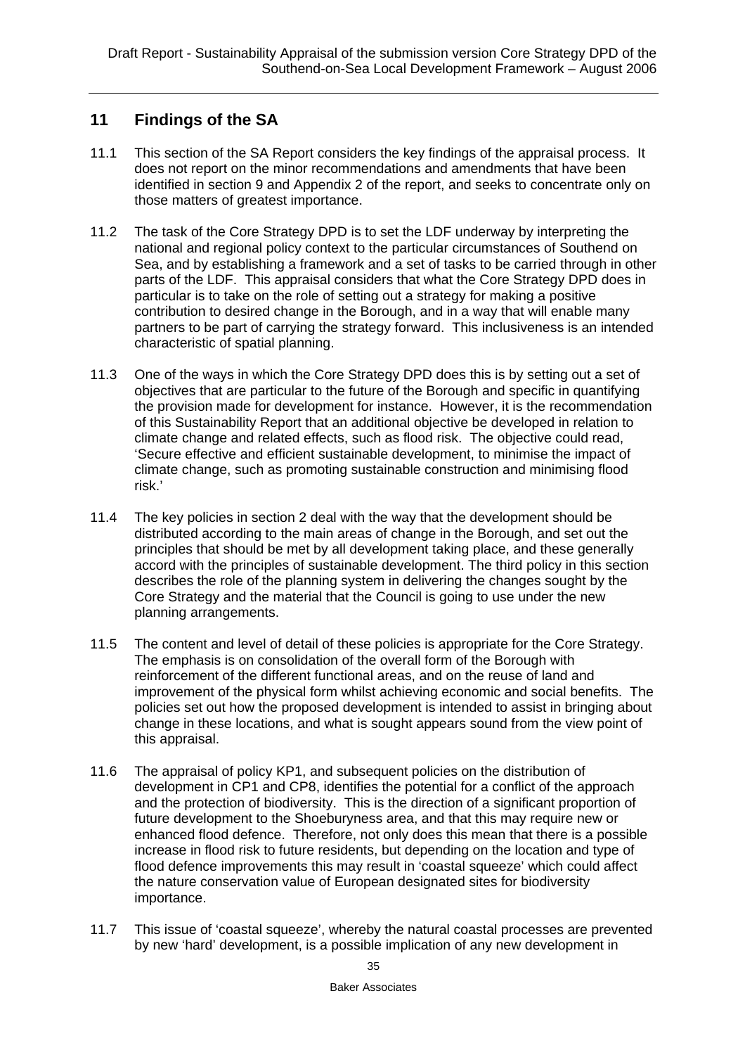## 11 Findings of the SA

11.1 This section of the SA Report considers the key findings of the appraisal process. It does not report on the minor recommendations and amendments that have been identified in section 9 and Appendix 2 of the report, and seeks to concentrate only on those matters of greatest importance.

11.2 The task of the Core Strategy DPD is to set the LDF underway by interpreting the national and regional policy context to the particular circumstances of Southend on Sea, and by establishing a framework and a set of tasks to be carried through in other parts of the LDF. This appraisal considers that what the Core Strategy DPD does in particular is to take on the role of setting out a strategy for making a positive contribution to desired change in the Borough, and in a way that will enable many partners to be part of carrying the strategy forward. This inclusiveness is an intended characteristic of spatial planning.

11.3 One of the ways in which the Core Strategy DPD does this is by setting out a set of objectives that are particular to the future of the Borough and specific in quantifying the provision made for development for instance. However, it is the recommendation of this Sustainability Report that an additional objective be developed in relation to climate change and related effects, such as flood risk. The objective could read, 'Secure effective and efficient sustainable development, to minimise the impact of climate change, such as promoting sustainable construction and minimising flood risk.'

11.4 The key policies in section 2 deal with the way that the development should be distributed according to the main areas of change in the Borough, and set out the principles that should be met by all development taking place, and these generally accord with the principles of sustainable development. The third policy in this section describes the role of the planning system in delivering the changes sought by the Core Strategy and the material that the Council is going to use under the new planning arrangements.

11.5 The content and level of detail of these policies is appropriate for the Core Strategy. The emphasis is on consolidation of the overall form of the Borough with reinforcement of the different functional areas, and on the reuse of land and improvement of the physical form whilst achieving economic and social benefits. The policies set out how the proposed development is intended to assist in bringing about change in these locations, and what is sought appears sound from the view point of this appraisal.

11.6 The appraisal of policy KP1, and subsequent policies on the distribution of development in CP1 and CP8, identifies the potential for a conflict of the approach and the protection of biodiversity. This is the direction of a significant proportion of future development to the Shoeburyness area, and that this may require new or enhanced flood defence. Therefore, not only does this mean that there is a possible increase in flood risk to future residents, but depending on the location and type of flood defence improvements this may result in 'coastal squeeze' which could affect the nature conservation value of European designated sites for biodiversity importance.

11.7 This issue of 'coastal squeeze', whereby the natural coastal processes are prevented by new 'hard' development, is a possible implication of any new development in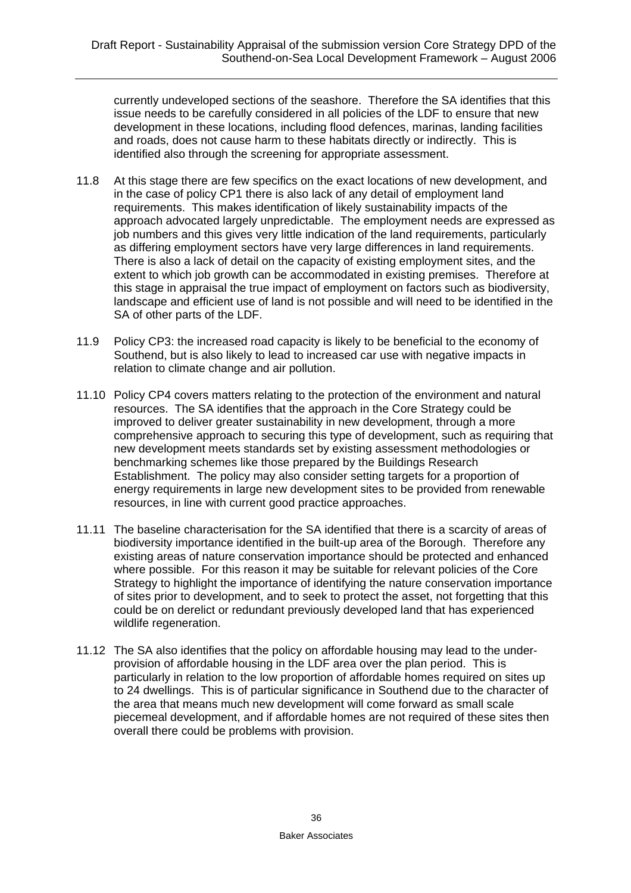currently undeveloped sections of the seashore. Therefore the SA identifies that this issue needs to be carefully considered in all policies of the LDF to ensure that new development in these locations, including flood defences, marinas, landing facilities and roads, does not cause harm to these habitats directly or indirectly. This is identified also through the screening for appropriate assessment.

11.8 At this stage there are few specifics on the exact locations of new development, and in the case of policy CP1 there is also lack of any detail of employment land requirements. This makes identification of likely sustainability impacts of the approach advocated largely unpredictable. The employment needs are expressed as job numbers and this gives very little indication of the land requirements, particularly as differing employment sectors have very large differences in land requirements. There is also a lack of detail on the capacity of existing employment sites, and the extent to which job growth can be accommodated in existing premises. Therefore at this stage in appraisal the true impact of employment on factors such as biodiversity, landscape and efficient use of land is not possible and will need to be identified in the SA of other parts of the LDF.

11.9 Policy CP3: the increased road capacity is likely to be beneficial to the economy of Southend, but is also likely to lead to increased car use with negative impacts in relation to climate change and air pollution.

11.10 Policy CP4 covers matters relating to the protection of the environment and natural resources. The SA identifies that the approach in the Core Strategy could be improved to deliver greater sustainability in new development, through a more comprehensive approach to securing this type of development, such as requiring that new development meets standards set by existing assessment methodologies or benchmarking schemes like those prepared by the Buildings Research Establishment. The policy may also consider setting targets for a proportion of energy requirements in large new development sites to be provided from renewable resources, in line with current good practice approaches.

11.11 The baseline characterisation for the SA identified that there is a scarcity of areas of biodiversity importance identified in the built-up area of the Borough. Therefore any existing areas of nature conservation importance should be protected and enhanced where possible. For this reason it may be suitable for relevant policies of the Core Strategy to highlight the importance of identifying the nature conservation importance of sites prior to development, and to seek to protect the asset, not forgetting that this could be on derelict or redundant previously developed land that has experienced wildlife regeneration.

11.12 The SA also identifies that the policy on affordable housing may lead to the under-provision of affordable housing in the LDF area over the plan period. This is particularly in relation to the low proportion of affordable homes required on sites up to 24 dwellings. This is of particular significance in Southend due to the character of the area that means much new development will come forward as small scale piecemeal development, and if affordable homes are not required of these sites then overall there could be problems with provision.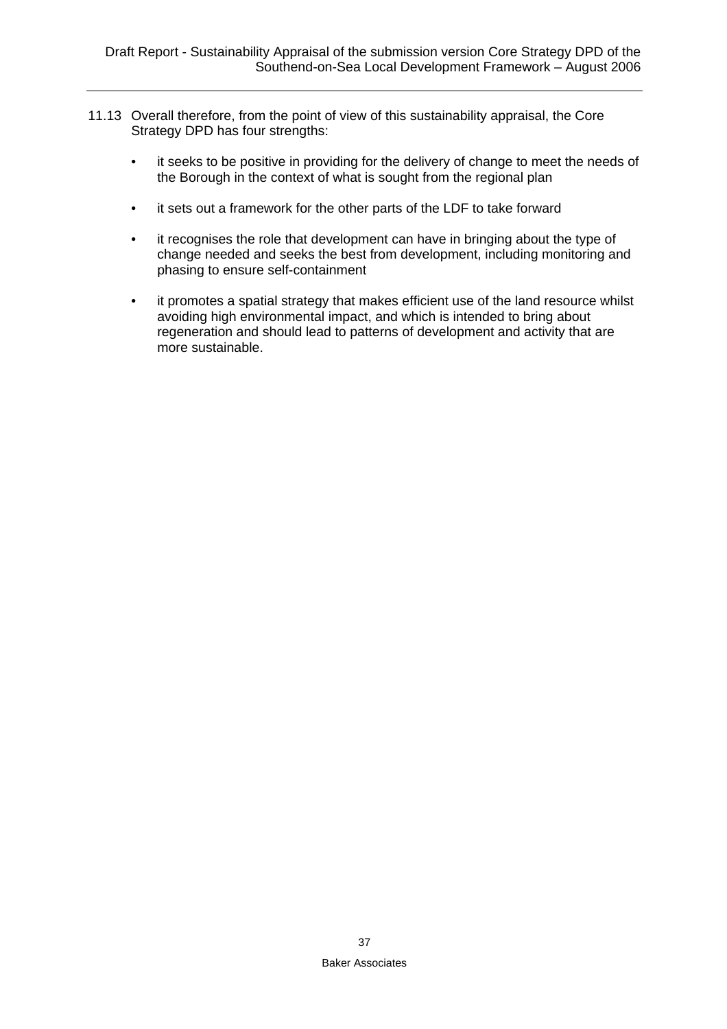11.13 Overall therefore, from the point of view of this sustainability appraisal, the Core Strategy DPD has four strengths:

- it seeks to be positive in providing for the delivery of change to meet the needs of the Borough in the context of what is sought from the regional plan
- it sets out a framework for the other parts of the LDF to take forward
- it recognises the role that development can have in bringing about the type of change needed and seeks the best from development, including monitoring and phasing to ensure self-containment
- it promotes a spatial strategy that makes efficient use of the land resource whilst avoiding high environmental impact, and which is intended to bring about regeneration and should lead to patterns of development and activity that are more sustainable.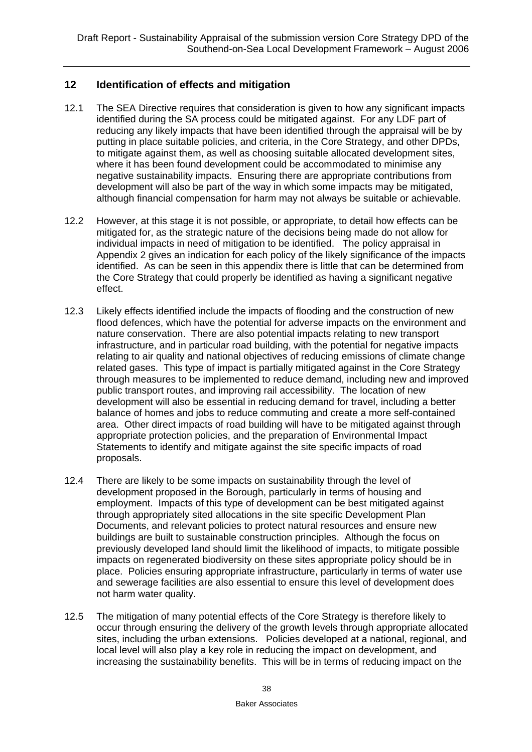## 12 Identification of effects and mitigation

12.1 The SEA Directive requires that consideration is given to how any significant impacts identified during the SA process could be mitigated against. For any LDF part of reducing any likely impacts that have been identified through the appraisal will be by putting in place suitable policies, and criteria, in the Core Strategy, and other DPDs, to mitigate against them, as well as choosing suitable allocated development sites, where it has been found development could be accommodated to minimise any negative sustainability impacts. Ensuring there are appropriate contributions from development will also be part of the way in which some impacts may be mitigated, although financial compensation for harm may not always be suitable or achievable.

12.2 However, at this stage it is not possible, or appropriate, to detail how effects can be mitigated for, as the strategic nature of the decisions being made do not allow for individual impacts in need of mitigation to be identified. The policy appraisal in Appendix 2 gives an indication for each policy of the likely significance of the impacts identified. As can be seen in this appendix there is little that can be determined from the Core Strategy that could properly be identified as having a significant negative effect.

12.3 Likely effects identified include the impacts of flooding and the construction of new flood defences, which have the potential for adverse impacts on the environment and nature conservation. There are also potential impacts relating to new transport infrastructure, and in particular road building, with the potential for negative impacts relating to air quality and national objectives of reducing emissions of climate change related gases. This type of impact is partially mitigated against in the Core Strategy through measures to be implemented to reduce demand, including new and improved public transport routes, and improving rail accessibility. The location of new development will also be essential in reducing demand for travel, including a better balance of homes and jobs to reduce commuting and create a more self-contained area. Other direct impacts of road building will have to be mitigated against through appropriate protection policies, and the preparation of Environmental Impact Statements to identify and mitigate against the site specific impacts of road proposals.

12.4 There are likely to be some impacts on sustainability through the level of development proposed in the Borough, particularly in terms of housing and employment. Impacts of this type of development can be best mitigated against through appropriately sited allocations in the site specific Development Plan Documents, and relevant policies to protect natural resources and ensure new buildings are built to sustainable construction principles. Although the focus on previously developed land should limit the likelihood of impacts, to mitigate possible impacts on regenerated biodiversity on these sites appropriate policy should be in place. Policies ensuring appropriate infrastructure, particularly in terms of water use and sewerage facilities are also essential to ensure this level of development does not harm water quality.

12.5 The mitigation of many potential effects of the Core Strategy is therefore likely to occur through ensuring the delivery of the growth levels through appropriate allocated sites, including the urban extensions. Policies developed at a national, regional, and local level will also play a key role in reducing the impact on development, and increasing the sustainability benefits. This will be in terms of reducing impact on the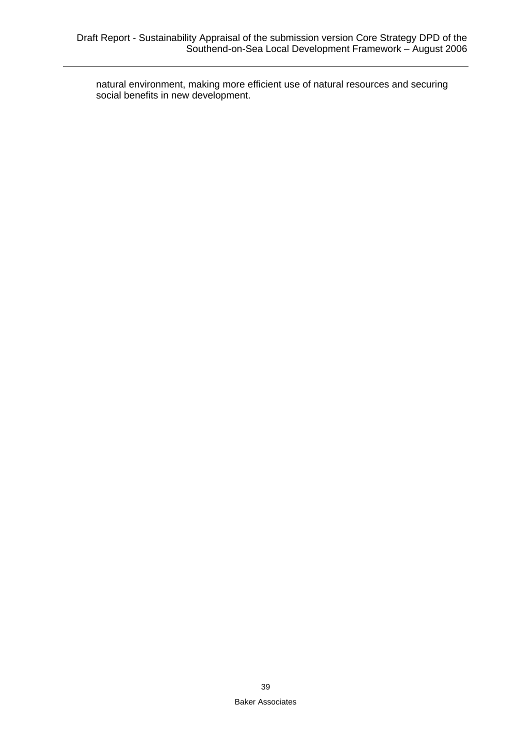natural environment, making more efficient use of natural resources and securing social benefits in new development.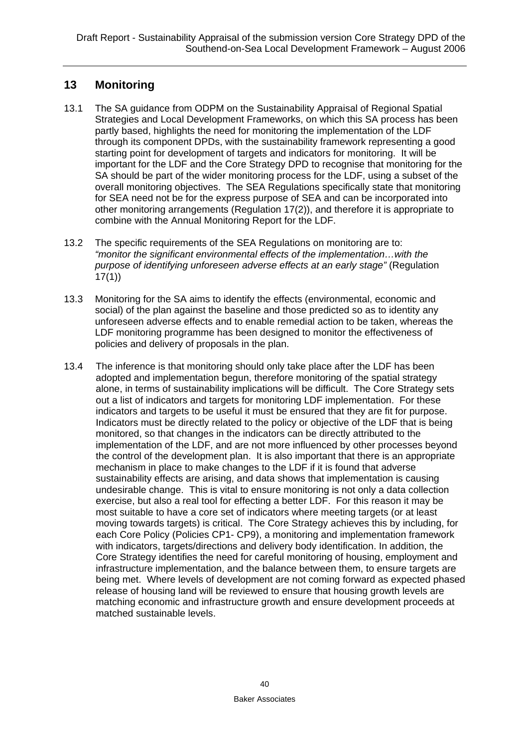## 13 Monitoring

13.1 The SA guidance from ODPM on the Sustainability Appraisal of Regional Spatial Strategies and Local Development Frameworks, on which this SA process has been partly based, highlights the need for monitoring the implementation of the LDF through its component DPDs, with the sustainability framework representing a good starting point for development of targets and indicators for monitoring. It will be important for the LDF and the Core Strategy DPD to recognise that monitoring for the SA should be part of the wider monitoring process for the LDF, using a subset of the overall monitoring objectives. The SEA Regulations specifically state that monitoring for SEA need not be for the express purpose of SEA and can be incorporated into other monitoring arrangements (Regulation 17(2)), and therefore it is appropriate to combine with the Annual Monitoring Report for the LDF.

13.2 The specific requirements of the SEA Regulations on monitoring are to: *"monitor the significant environmental effects of the implementation…with the purpose of identifying unforeseen adverse effects at an early stage"* (Regulation 17(1))

13.3 Monitoring for the SA aims to identify the effects (environmental, economic and social) of the plan against the baseline and those predicted so as to identity any unforeseen adverse effects and to enable remedial action to be taken, whereas the LDF monitoring programme has been designed to monitor the effectiveness of policies and delivery of proposals in the plan.

13.4 The inference is that monitoring should only take place after the LDF has been adopted and implementation begun, therefore monitoring of the spatial strategy alone, in terms of sustainability implications will be difficult. The Core Strategy sets out a list of indicators and targets for monitoring LDF implementation. For these indicators and targets to be useful it must be ensured that they are fit for purpose. Indicators must be directly related to the policy or objective of the LDF that is being monitored, so that changes in the indicators can be directly attributed to the implementation of the LDF, and are not more influenced by other processes beyond the control of the development plan. It is also important that there is an appropriate mechanism in place to make changes to the LDF if it is found that adverse sustainability effects are arising, and data shows that implementation is causing undesirable change. This is vital to ensure monitoring is not only a data collection exercise, but also a real tool for effecting a better LDF. For this reason it may be most suitable to have a core set of indicators where meeting targets (or at least moving towards targets) is critical. The Core Strategy achieves this by including, for each Core Policy (Policies CP1- CP9), a monitoring and implementation framework with indicators, targets/directions and delivery body identification. In addition, the Core Strategy identifies the need for careful monitoring of housing, employment and infrastructure implementation, and the balance between them, to ensure targets are being met. Where levels of development are not coming forward as expected phased release of housing land will be reviewed to ensure that housing growth levels are matching economic and infrastructure growth and ensure development proceeds at matched sustainable levels.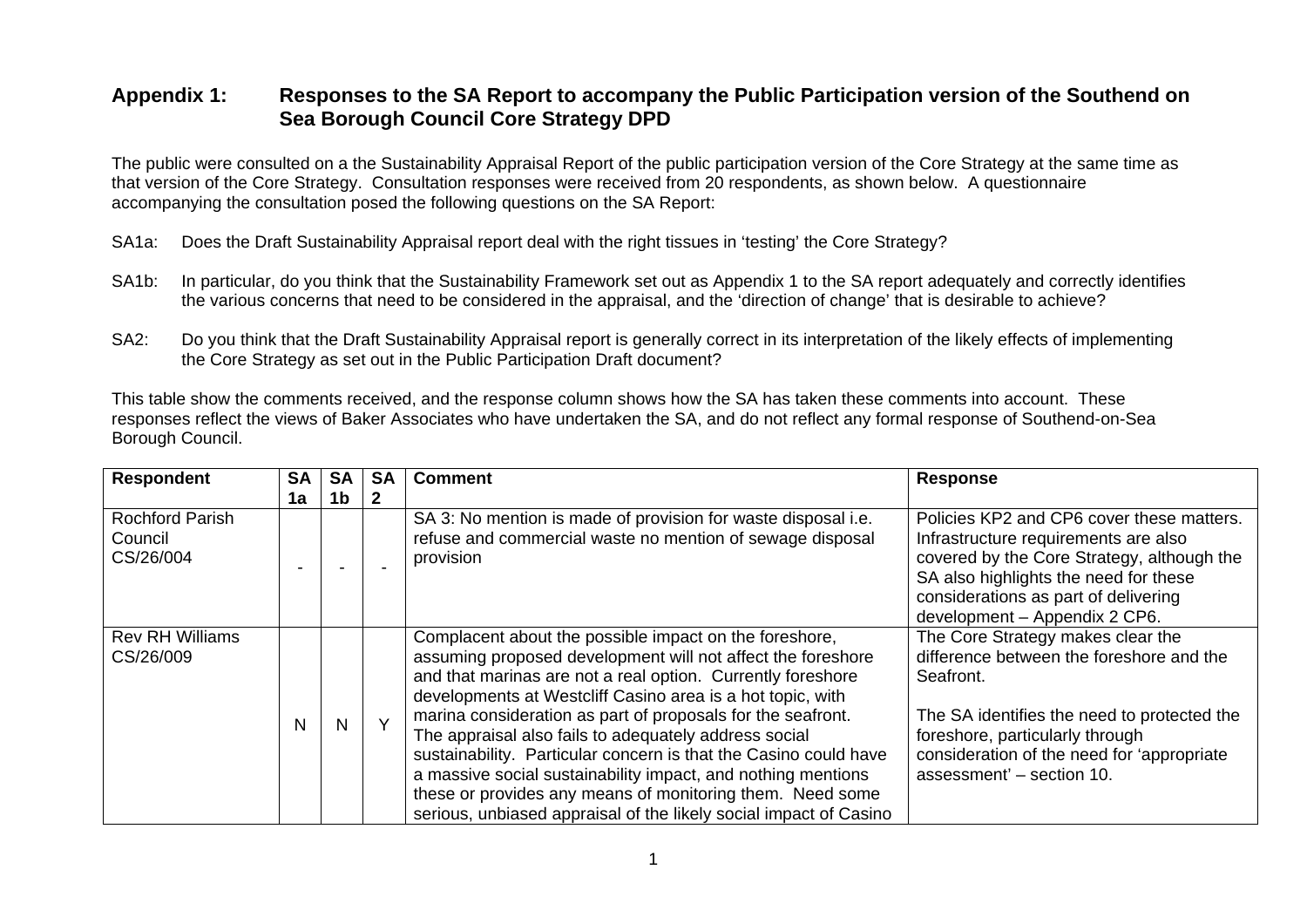## Appendix 1: Responses to the SA Report to accompany the Public Participation version of the Southend on Sea Borough Council Core Strategy DPD

The public were consulted on a the Sustainability Appraisal Report of the public participation version of the Core Strategy at the same time as that version of the Core Strategy. Consultation responses were received from 20 respondents, as shown below. A questionnaire accompanying the consultation posed the following questions on the SA Report:

SA1a: Does the Draft Sustainability Appraisal report deal with the right tissues in 'testing' the Core Strategy?

SA1b: In particular, do you think that the Sustainability Framework set out as Appendix 1 to the SA report adequately and correctly identifies the various concerns that need to be considered in the appraisal, and the 'direction of change' that is desirable to achieve?

SA2: Do you think that the Draft Sustainability Appraisal report is generally correct in its interpretation of the likely effects of implementing the Core Strategy as set out in the Public Participation Draft document?

This table show the comments received, and the response column shows how the SA has taken these comments into account. These responses reflect the views of Baker Associates who have undertaken the SA, and do not reflect any formal response of Southend-on-Sea Borough Council.

| Respondent | SA 1a | SA 1b | SA 2 | Comment | Response |
|---|---|---|---|---|---|
| Rochford Parish Council CS/26/004 | - | - | - | SA 3: No mention is made of provision for waste disposal i.e. refuse and commercial waste no mention of sewage disposal provision | Policies KP2 and CP6 cover these matters. Infrastructure requirements are also covered by the Core Strategy, although the SA also highlights the need for these considerations as part of delivering development – Appendix 2 CP6. |
| Rev RH Williams CS/26/009 | N | N | Y | Complacent about the possible impact on the foreshore, assuming proposed development will not affect the foreshore and that marinas are not a real option. Currently foreshore developments at Westcliff Casino area is a hot topic, with marina consideration as part of proposals for the seafront. The appraisal also fails to adequately address social sustainability. Particular concern is that the Casino could have a massive social sustainability impact, and nothing mentions these or provides any means of monitoring them. Need some serious, unbiased appraisal of the likely social impact of Casino | The Core Strategy makes clear the difference between the foreshore and the Seafront.<br><br>The SA identifies the need to protected the foreshore, particularly through consideration of the need for 'appropriate assessment' – section 10. |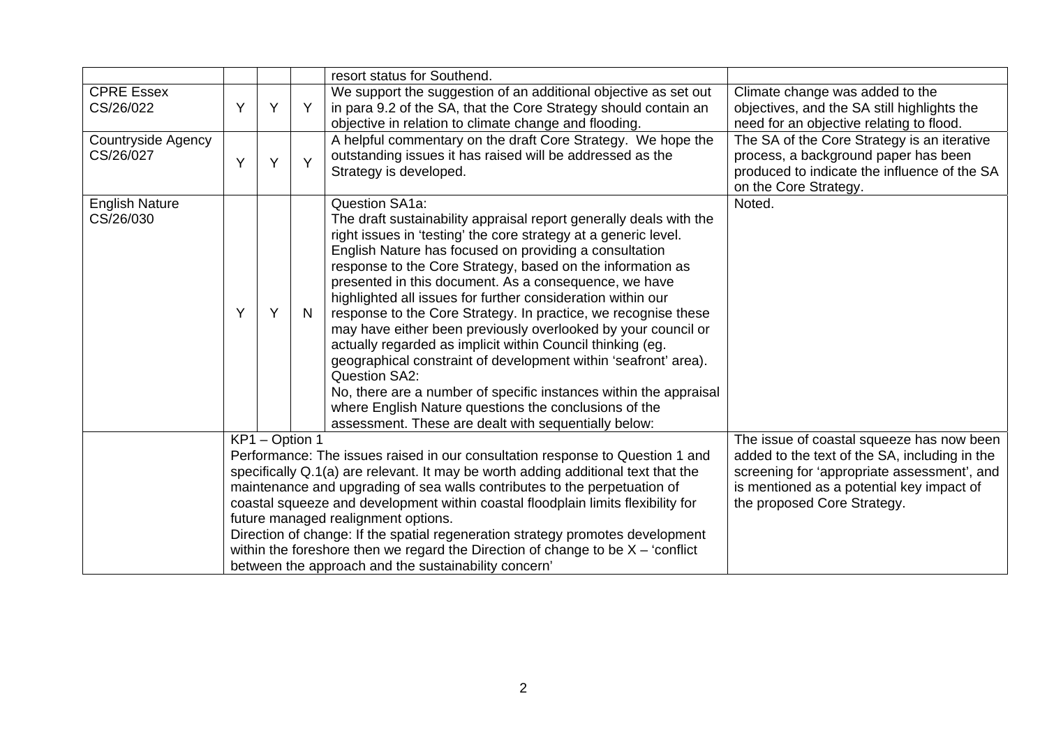| | | | | | |
|---|---|---|---|---|---|
| | | | | resort status for Southend. | |
| CPRE Essex CS/26/022 | Y | Y | Y | We support the suggestion of an additional objective as set out in para 9.2 of the SA, that the Core Strategy should contain an objective in relation to climate change and flooding. | Climate change was added to the objectives, and the SA still highlights the need for an objective relating to flood. |
| Countryside Agency CS/26/027 | Y | Y | Y | A helpful commentary on the draft Core Strategy. We hope the outstanding issues it has raised will be addressed as the Strategy is developed. | The SA of the Core Strategy is an iterative process, a background paper has been produced to indicate the influence of the SA on the Core Strategy. |
| English Nature CS/26/030 | Y | Y | N | Question SA1a:<br>The draft sustainability appraisal report generally deals with the right issues in 'testing' the core strategy at a generic level. English Nature has focused on providing a consultation response to the Core Strategy, based on the information as presented in this document. As a consequence, we have highlighted all issues for further consideration within our response to the Core Strategy. In practice, we recognise these may have either been previously overlooked by your council or actually regarded as implicit within Council thinking (eg. geographical constraint of development within 'seafront' area).<br>Question SA2:<br>No, there are a number of specific instances within the appraisal where English Nature questions the conclusions of the assessment. These are dealt with sequentially below: | Noted. |
| | KP1 – Option 1<br>Performance: The issues raised in our consultation response to Question 1 and specifically Q.1(a) are relevant. It may be worth adding additional text that the maintenance and upgrading of sea walls contributes to the perpetuation of coastal squeeze and development within coastal floodplain limits flexibility for future managed realignment options.<br>Direction of change: If the spatial regeneration strategy promotes development within the foreshore then we regard the Direction of change to be X – 'conflict between the approach and the sustainability concern' | | | | The issue of coastal squeeze has now been added to the text of the SA, including in the screening for 'appropriate assessment', and is mentioned as a potential key impact of the proposed Core Strategy. |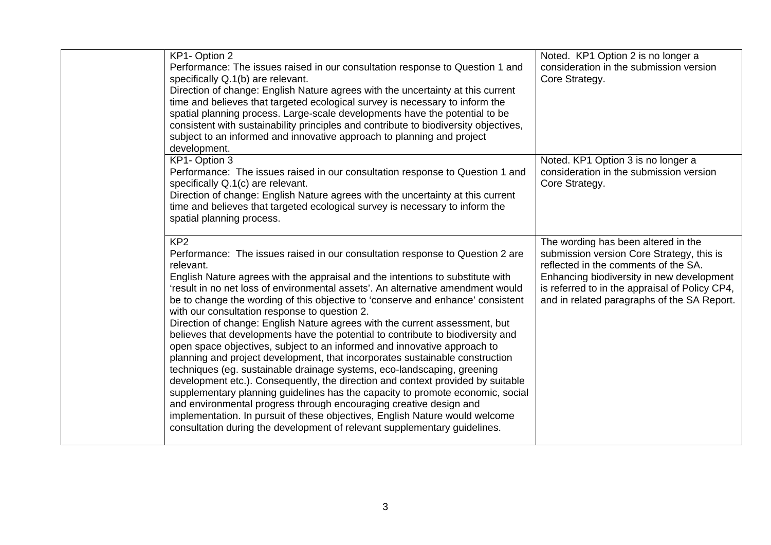| | | |
|---|---|---|
| | KP1- Option 2<br>Performance: The issues raised in our consultation response to Question 1 and specifically Q.1(b) are relevant.<br>Direction of change: English Nature agrees with the uncertainty at this current time and believes that targeted ecological survey is necessary to inform the spatial planning process. Large-scale developments have the potential to be consistent with sustainability principles and contribute to biodiversity objectives, subject to an informed and innovative approach to planning and project development. | Noted. KP1 Option 2 is no longer a consideration in the submission version Core Strategy. |
| | KP1- Option 3<br>Performance: The issues raised in our consultation response to Question 1 and specifically Q.1(c) are relevant.<br>Direction of change: English Nature agrees with the uncertainty at this current time and believes that targeted ecological survey is necessary to inform the spatial planning process. | Noted. KP1 Option 3 is no longer a consideration in the submission version Core Strategy. |
| | KP2<br>Performance: The issues raised in our consultation response to Question 2 are relevant.<br>English Nature agrees with the appraisal and the intentions to substitute with 'result in no net loss of environmental assets'. An alternative amendment would be to change the wording of this objective to 'conserve and enhance' consistent with our consultation response to question 2.<br>Direction of change: English Nature agrees with the current assessment, but believes that developments have the potential to contribute to biodiversity and open space objectives, subject to an informed and innovative approach to planning and project development, that incorporates sustainable construction techniques (eg. sustainable drainage systems, eco-landscaping, greening development etc.). Consequently, the direction and context provided by suitable supplementary planning guidelines has the capacity to promote economic, social and environmental progress through encouraging creative design and implementation. In pursuit of these objectives, English Nature would welcome consultation during the development of relevant supplementary guidelines. | The wording has been altered in the submission version Core Strategy, this is reflected in the comments of the SA. Enhancing biodiversity in new development is referred to in the appraisal of Policy CP4, and in related paragraphs of the SA Report. |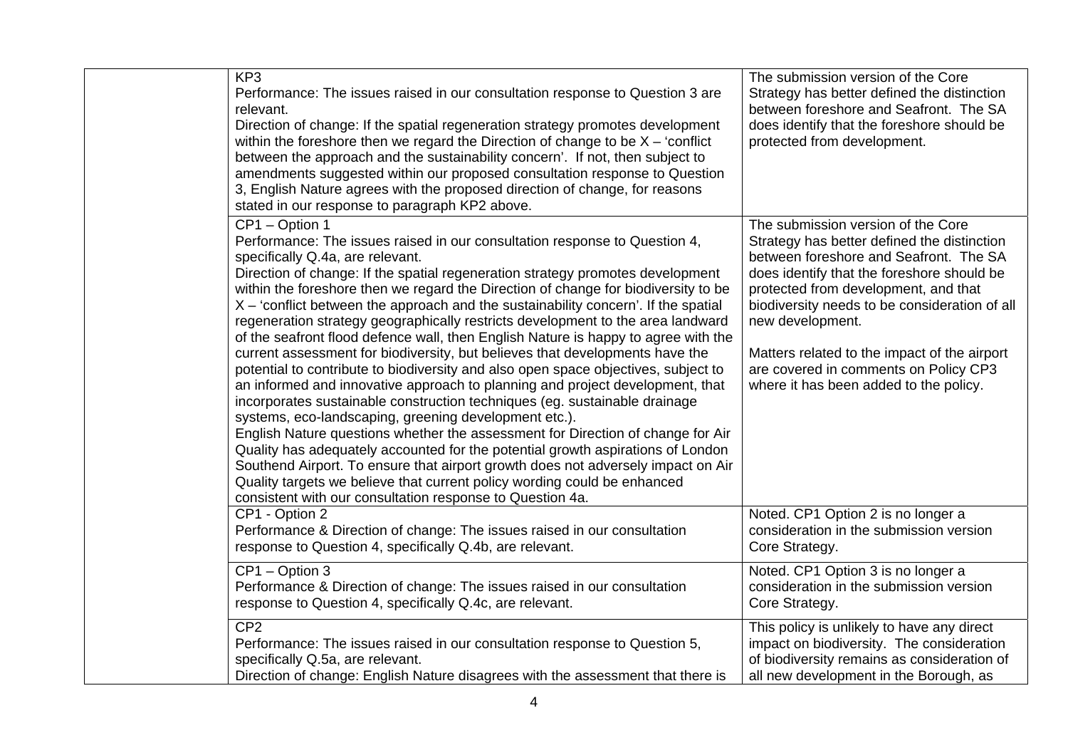| | | |
|---|---|---|
| | KP3<br>Performance: The issues raised in our consultation response to Question 3 are relevant.<br>Direction of change: If the spatial regeneration strategy promotes development within the foreshore then we regard the Direction of change to be X – 'conflict between the approach and the sustainability concern'. If not, then subject to amendments suggested within our proposed consultation response to Question 3, English Nature agrees with the proposed direction of change, for reasons stated in our response to paragraph KP2 above. | The submission version of the Core Strategy has better defined the distinction between foreshore and Seafront. The SA does identify that the foreshore should be protected from development. |
| | CP1 – Option 1<br>Performance: The issues raised in our consultation response to Question 4, specifically Q.4a, are relevant.<br>Direction of change: If the spatial regeneration strategy promotes development within the foreshore then we regard the Direction of change for biodiversity to be X – 'conflict between the approach and the sustainability concern'. If the spatial regeneration strategy geographically restricts development to the area landward of the seafront flood defence wall, then English Nature is happy to agree with the current assessment for biodiversity, but believes that developments have the potential to contribute to biodiversity and also open space objectives, subject to an informed and innovative approach to planning and project development, that incorporates sustainable construction techniques (eg. sustainable drainage systems, eco-landscaping, greening development etc.).<br>English Nature questions whether the assessment for Direction of change for Air Quality has adequately accounted for the potential growth aspirations of London Southend Airport. To ensure that airport growth does not adversely impact on Air Quality targets we believe that current policy wording could be enhanced consistent with our consultation response to Question 4a. | The submission version of the Core Strategy has better defined the distinction between foreshore and Seafront. The SA does identify that the foreshore should be protected from development, and that biodiversity needs to be consideration of all new development.<br><br>Matters related to the impact of the airport are covered in comments on Policy CP3 where it has been added to the policy. |
| | CP1 - Option 2<br>Performance & Direction of change: The issues raised in our consultation response to Question 4, specifically Q.4b, are relevant. | Noted. CP1 Option 2 is no longer a consideration in the submission version Core Strategy. |
| | CP1 – Option 3<br>Performance & Direction of change: The issues raised in our consultation response to Question 4, specifically Q.4c, are relevant. | Noted. CP1 Option 3 is no longer a consideration in the submission version Core Strategy. |
| | CP2<br>Performance: The issues raised in our consultation response to Question 5, specifically Q.5a, are relevant.<br>Direction of change: English Nature disagrees with the assessment that there is | This policy is unlikely to have any direct impact on biodiversity. The consideration of biodiversity remains as consideration of all new development in the Borough, as |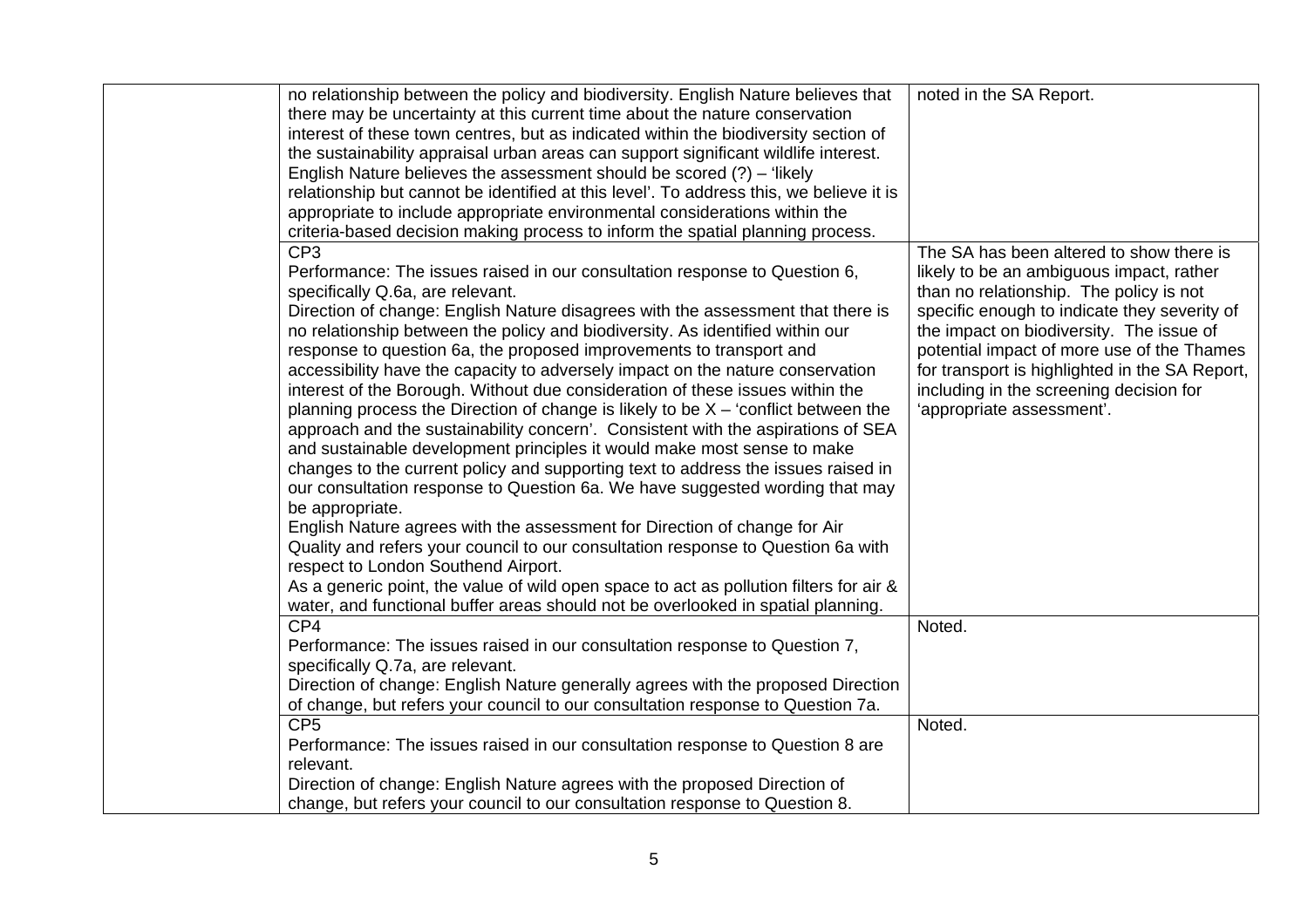| | | |
|---|---|---|
| | no relationship between the policy and biodiversity. English Nature believes that there may be uncertainty at this current time about the nature conservation interest of these town centres, but as indicated within the biodiversity section of the sustainability appraisal urban areas can support significant wildlife interest. English Nature believes the assessment should be scored (?) – 'likely relationship but cannot be identified at this level'. To address this, we believe it is appropriate to include appropriate environmental considerations within the criteria-based decision making process to inform the spatial planning process. | noted in the SA Report. |
| | CP3<br>Performance: The issues raised in our consultation response to Question 6, specifically Q.6a, are relevant.<br>Direction of change: English Nature disagrees with the assessment that there is no relationship between the policy and biodiversity. As identified within our response to question 6a, the proposed improvements to transport and accessibility have the capacity to adversely impact on the nature conservation interest of the Borough. Without due consideration of these issues within the planning process the Direction of change is likely to be X – 'conflict between the approach and the sustainability concern'. Consistent with the aspirations of SEA and sustainable development principles it would make most sense to make changes to the current policy and supporting text to address the issues raised in our consultation response to Question 6a. We have suggested wording that may be appropriate.<br>English Nature agrees with the assessment for Direction of change for Air Quality and refers your council to our consultation response to Question 6a with respect to London Southend Airport.<br>As a generic point, the value of wild open space to act as pollution filters for air & water, and functional buffer areas should not be overlooked in spatial planning. | The SA has been altered to show there is likely to be an ambiguous impact, rather than no relationship. The policy is not specific enough to indicate they severity of the impact on biodiversity. The issue of potential impact of more use of the Thames for transport is highlighted in the SA Report, including in the screening decision for 'appropriate assessment'. |
| | CP4<br>Performance: The issues raised in our consultation response to Question 7, specifically Q.7a, are relevant.<br>Direction of change: English Nature generally agrees with the proposed Direction of change, but refers your council to our consultation response to Question 7a. | Noted. |
| | CP5<br>Performance: The issues raised in our consultation response to Question 8 are relevant.<br>Direction of change: English Nature agrees with the proposed Direction of change, but refers your council to our consultation response to Question 8. | Noted. |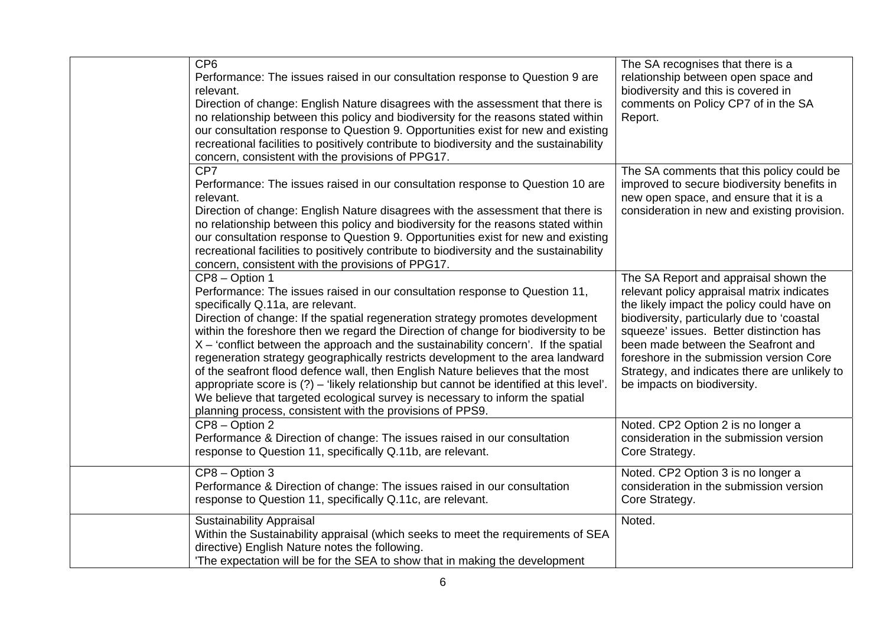|  |  |  |
|---|---|---|
|  | CP6<br>Performance: The issues raised in our consultation response to Question 9 are relevant.<br>Direction of change: English Nature disagrees with the assessment that there is no relationship between this policy and biodiversity for the reasons stated within our consultation response to Question 9. Opportunities exist for new and existing recreational facilities to positively contribute to biodiversity and the sustainability concern, consistent with the provisions of PPG17. | The SA recognises that there is a relationship between open space and biodiversity and this is covered in comments on Policy CP7 of in the SA Report. |
|  | CP7<br>Performance: The issues raised in our consultation response to Question 10 are relevant.<br>Direction of change: English Nature disagrees with the assessment that there is no relationship between this policy and biodiversity for the reasons stated within our consultation response to Question 9. Opportunities exist for new and existing recreational facilities to positively contribute to biodiversity and the sustainability concern, consistent with the provisions of PPG17. | The SA comments that this policy could be improved to secure biodiversity benefits in new open space, and ensure that it is a consideration in new and existing provision. |
|  | CP8 – Option 1<br>Performance: The issues raised in our consultation response to Question 11, specifically Q.11a, are relevant.<br>Direction of change: If the spatial regeneration strategy promotes development within the foreshore then we regard the Direction of change for biodiversity to be X – 'conflict between the approach and the sustainability concern'. If the spatial regeneration strategy geographically restricts development to the area landward of the seafront flood defence wall, then English Nature believes that the most appropriate score is (?) – 'likely relationship but cannot be identified at this level'. We believe that targeted ecological survey is necessary to inform the spatial planning process, consistent with the provisions of PPS9. | The SA Report and appraisal shown the relevant policy appraisal matrix indicates the likely impact the policy could have on biodiversity, particularly due to 'coastal squeeze' issues. Better distinction has been made between the Seafront and foreshore in the submission version Core Strategy, and indicates there are unlikely to be impacts on biodiversity. |
|  | CP8 – Option 2<br>Performance & Direction of change: The issues raised in our consultation response to Question 11, specifically Q.11b, are relevant. | Noted. CP2 Option 2 is no longer a consideration in the submission version Core Strategy. |
|  | CP8 – Option 3<br>Performance & Direction of change: The issues raised in our consultation response to Question 11, specifically Q.11c, are relevant. | Noted. CP2 Option 3 is no longer a consideration in the submission version Core Strategy. |
|  | Sustainability Appraisal<br>Within the Sustainability appraisal (which seeks to meet the requirements of SEA directive) English Nature notes the following.<br>'The expectation will be for the SEA to show that in making the development | Noted. |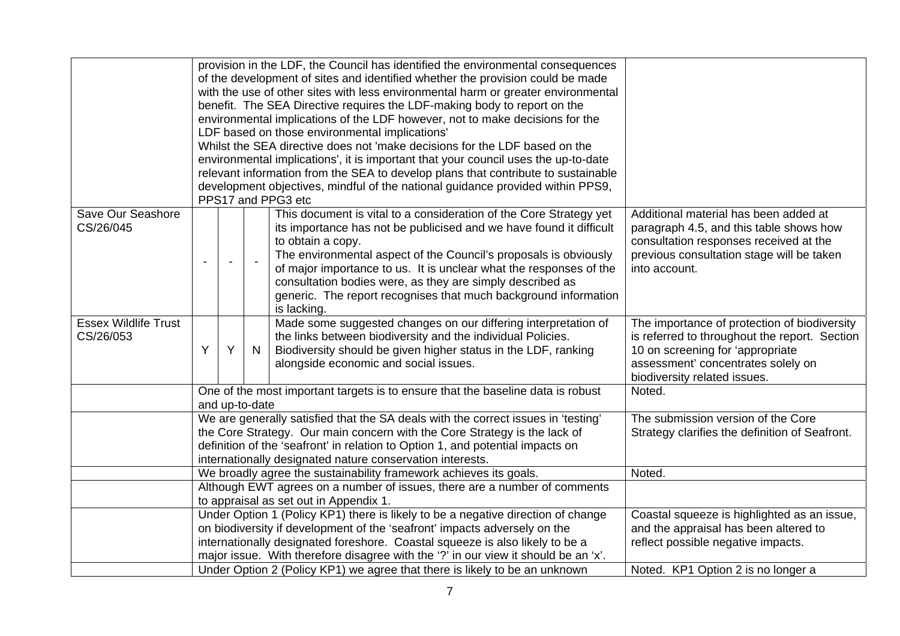| | | | | | |
|---|---|---|---|---|---|
| | provision in the LDF, the Council has identified the environmental consequences of the development of sites and identified whether the provision could be made with the use of other sites with less environmental harm or greater environmental benefit. The SEA Directive requires the LDF-making body to report on the environmental implications of the LDF however, not to make decisions for the LDF based on those environmental implications'<br>Whilst the SEA directive does not 'make decisions for the LDF based on the environmental implications', it is important that your council uses the up-to-date relevant information from the SEA to develop plans that contribute to sustainable development objectives, mindful of the national guidance provided within PPS9, PPS17 and PPG3 etc | | | | |
| Save Our Seashore CS/26/045 | - | - | - | This document is vital to a consideration of the Core Strategy yet its importance has not been publicised and we have found it difficult to obtain a copy.<br>The environmental aspect of the Council's proposals is obviously of major importance to us. It is unclear what the responses of the consultation bodies were, as they are simply described as generic. The report recognises that much background information is lacking. | Additional material has been added at paragraph 4.5, and this table shows how consultation responses received at the previous consultation stage will be taken into account. |
| Essex Wildlife Trust CS/26/053 | Y | Y | N | Made some suggested changes on our differing interpretation of the links between biodiversity and the individual Policies.<br>Biodiversity should be given higher status in the LDF, ranking alongside economic and social issues. | The importance of protection of biodiversity is referred to throughout the report. Section 10 on screening for 'appropriate assessment' concentrates solely on biodiversity related issues. |
| | One of the most important targets is to ensure that the baseline data is robust and up-to-date | | | | Noted. |
| | We are generally satisfied that the SA deals with the correct issues in 'testing' the Core Strategy. Our main concern with the Core Strategy is the lack of definition of the 'seafront' in relation to Option 1, and potential impacts on internationally designated nature conservation interests. | | | | The submission version of the Core Strategy clarifies the definition of Seafront. |
| | We broadly agree the sustainability framework achieves its goals. | | | | Noted. |
| | Although EWT agrees on a number of issues, there are a number of comments to appraisal as set out in Appendix 1. | | | | |
| | Under Option 1 (Policy KP1) there is likely to be a negative direction of change on biodiversity if development of the 'seafront' impacts adversely on the internationally designated foreshore. Coastal squeeze is also likely to be a major issue. With therefore disagree with the '?' in our view it should be an 'x'. | | | | Coastal squeeze is highlighted as an issue, and the appraisal has been altered to reflect possible negative impacts. |
| | Under Option 2 (Policy KP1) we agree that there is likely to be an unknown | | | | Noted. KP1 Option 2 is no longer a |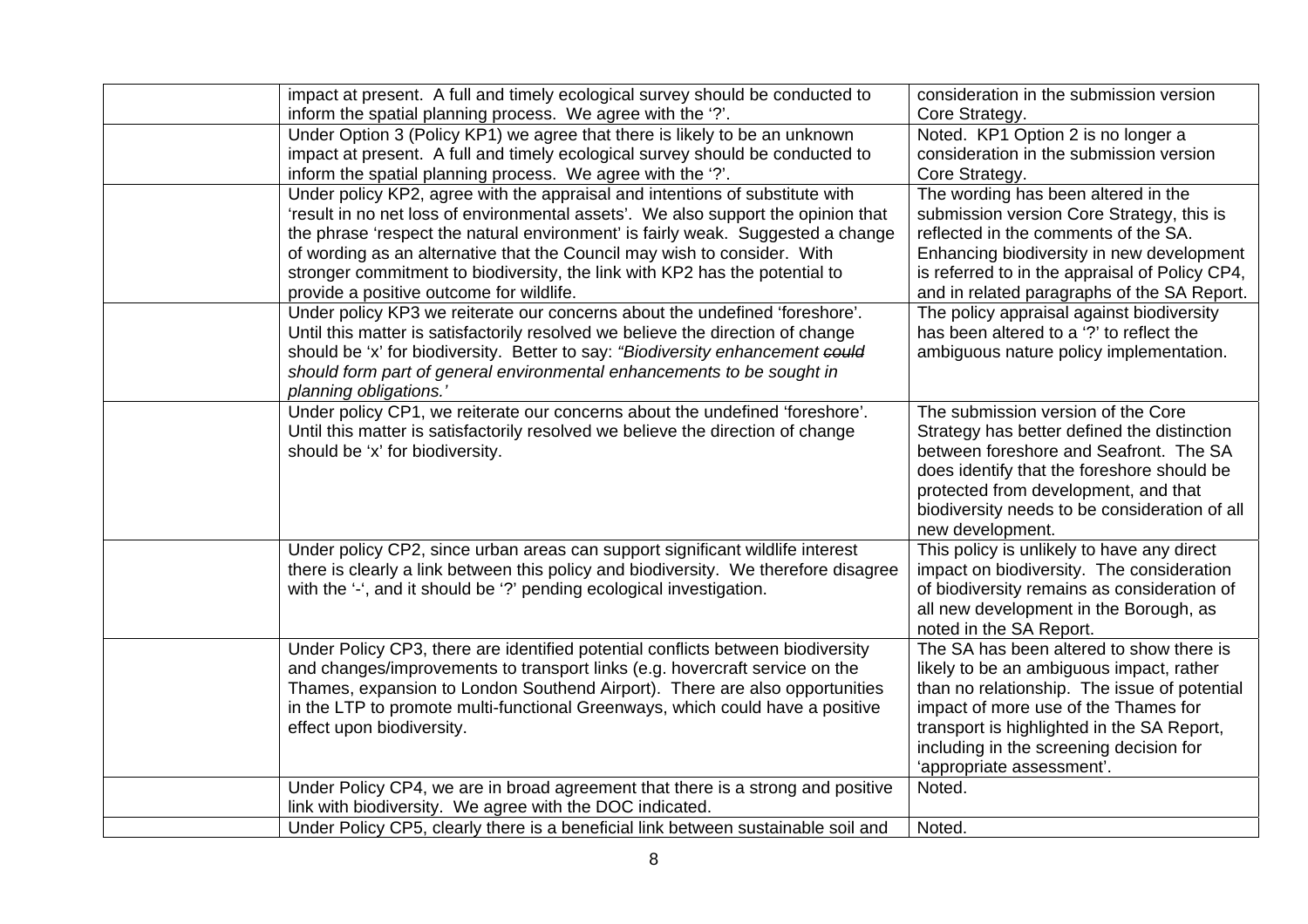| | | |
|---|---|---|
| | impact at present. A full and timely ecological survey should be conducted to inform the spatial planning process. We agree with the '?'. | consideration in the submission version Core Strategy. |
| | Under Option 3 (Policy KP1) we agree that there is likely to be an unknown impact at present. A full and timely ecological survey should be conducted to inform the spatial planning process. We agree with the '?'. | Noted. KP1 Option 2 is no longer a consideration in the submission version Core Strategy. |
| | Under policy KP2, agree with the appraisal and intentions of substitute with 'result in no net loss of environmental assets'. We also support the opinion that the phrase 'respect the natural environment' is fairly weak. Suggested a change of wording as an alternative that the Council may wish to consider. With stronger commitment to biodiversity, the link with KP2 has the potential to provide a positive outcome for wildlife. | The wording has been altered in the submission version Core Strategy, this is reflected in the comments of the SA. Enhancing biodiversity in new development is referred to in the appraisal of Policy CP4, and in related paragraphs of the SA Report. |
| | Under policy KP3 we reiterate our concerns about the undefined 'foreshore'. Until this matter is satisfactorily resolved we believe the direction of change should be 'x' for biodiversity. Better to say: *"Biodiversity enhancement ~~could~~ should form part of general environmental enhancements to be sought in planning obligations.'* | The policy appraisal against biodiversity has been altered to a '?' to reflect the ambiguous nature policy implementation. |
| | Under policy CP1, we reiterate our concerns about the undefined 'foreshore'. Until this matter is satisfactorily resolved we believe the direction of change should be 'x' for biodiversity. | The submission version of the Core Strategy has better defined the distinction between foreshore and Seafront. The SA does identify that the foreshore should be protected from development, and that biodiversity needs to be consideration of all new development. |
| | Under policy CP2, since urban areas can support significant wildlife interest there is clearly a link between this policy and biodiversity. We therefore disagree with the '-', and it should be '?' pending ecological investigation. | This policy is unlikely to have any direct impact on biodiversity. The consideration of biodiversity remains as consideration of all new development in the Borough, as noted in the SA Report. |
| | Under Policy CP3, there are identified potential conflicts between biodiversity and changes/improvements to transport links (e.g. hovercraft service on the Thames, expansion to London Southend Airport). There are also opportunities in the LTP to promote multi-functional Greenways, which could have a positive effect upon biodiversity. | The SA has been altered to show there is likely to be an ambiguous impact, rather than no relationship. The issue of potential impact of more use of the Thames for transport is highlighted in the SA Report, including in the screening decision for 'appropriate assessment'. |
| | Under Policy CP4, we are in broad agreement that there is a strong and positive link with biodiversity. We agree with the DOC indicated. | Noted. |
| | Under Policy CP5, clearly there is a beneficial link between sustainable soil and | Noted. |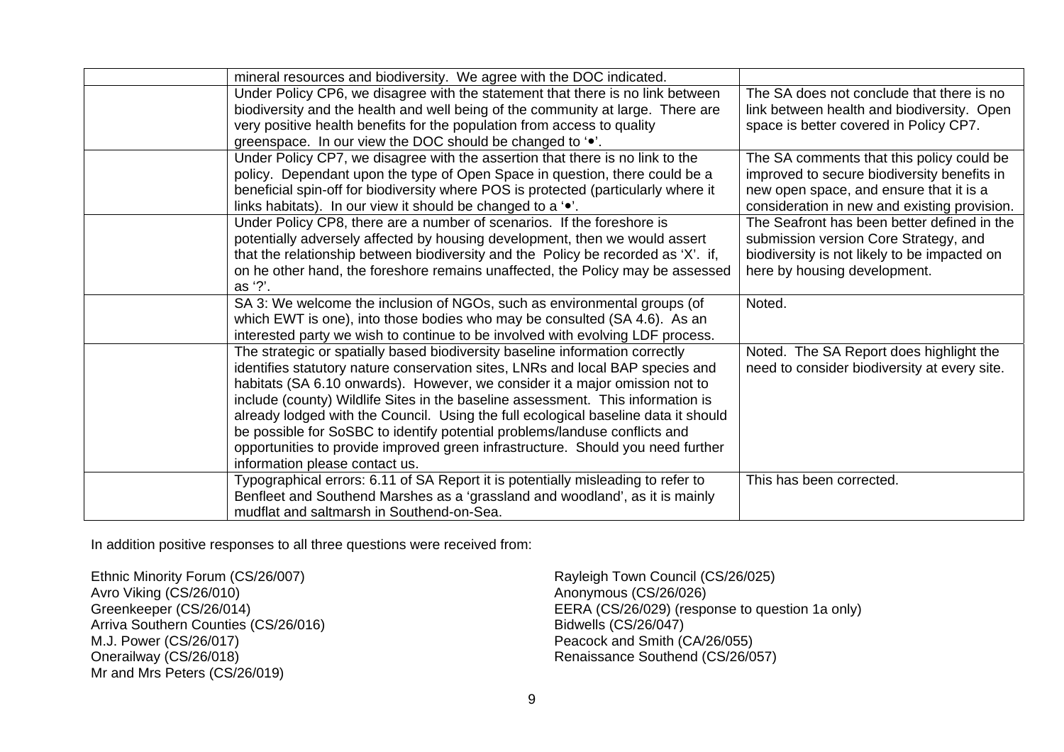| | | |
|---|---|---|
| | mineral resources and biodiversity. We agree with the DOC indicated. | |
| | Under Policy CP6, we disagree with the statement that there is no link between biodiversity and the health and well being of the community at large. There are very positive health benefits for the population from access to quality greenspace. In our view the DOC should be changed to '•'. | The SA does not conclude that there is no link between health and biodiversity. Open space is better covered in Policy CP7. |
| | Under Policy CP7, we disagree with the assertion that there is no link to the policy. Dependant upon the type of Open Space in question, there could be a beneficial spin-off for biodiversity where POS is protected (particularly where it links habitats). In our view it should be changed to a '•'. | The SA comments that this policy could be improved to secure biodiversity benefits in new open space, and ensure that it is a consideration in new and existing provision. |
| | Under Policy CP8, there are a number of scenarios. If the foreshore is potentially adversely affected by housing development, then we would assert that the relationship between biodiversity and the Policy be recorded as 'X'. if, on he other hand, the foreshore remains unaffected, the Policy may be assessed as '?'. | The Seafront has been better defined in the submission version Core Strategy, and biodiversity is not likely to be impacted on here by housing development. |
| | SA 3: We welcome the inclusion of NGOs, such as environmental groups (of which EWT is one), into those bodies who may be consulted (SA 4.6). As an interested party we wish to continue to be involved with evolving LDF process. | Noted. |
| | The strategic or spatially based biodiversity baseline information correctly identifies statutory nature conservation sites, LNRs and local BAP species and habitats (SA 6.10 onwards). However, we consider it a major omission not to include (county) Wildlife Sites in the baseline assessment. This information is already lodged with the Council. Using the full ecological baseline data it should be possible for SoSBC to identify potential problems/landuse conflicts and opportunities to provide improved green infrastructure. Should you need further information please contact us. | Noted. The SA Report does highlight the need to consider biodiversity at every site. |
| | Typographical errors: 6.11 of SA Report it is potentially misleading to refer to Benfleet and Southend Marshes as a 'grassland and woodland', as it is mainly mudflat and saltmarsh in Southend-on-Sea. | This has been corrected. |

In addition positive responses to all three questions were received from:

Ethnic Minority Forum (CS/26/007)
Avro Viking (CS/26/010)
Greenkeeper (CS/26/014)
Arriva Southern Counties (CS/26/016)
M.J. Power (CS/26/017)
Onerailway (CS/26/018)
Mr and Mrs Peters (CS/26/019)
Rayleigh Town Council (CS/26/025)
Anonymous (CS/26/026)
EERA (CS/26/029) (response to question 1a only)
Bidwells (CS/26/047)
Peacock and Smith (CA/26/055)
Renaissance Southend (CS/26/057)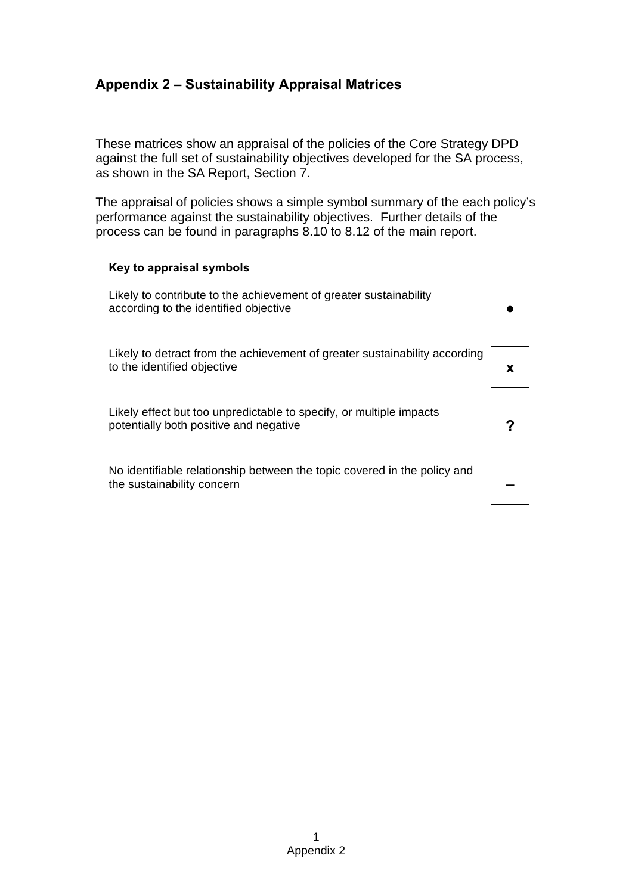## Appendix 2 – Sustainability Appraisal Matrices

These matrices show an appraisal of the policies of the Core Strategy DPD against the full set of sustainability objectives developed for the SA process, as shown in the SA Report, Section 7.

The appraisal of policies shows a simple symbol summary of the each policy's performance against the sustainability objectives. Further details of the process can be found in paragraphs 8.10 to 8.12 of the main report.

**Key to appraisal symbols**

| Description | Symbol |
|---|---|
| Likely to contribute to the achievement of greater sustainability according to the identified objective | ● |
| Likely to detract from the achievement of greater sustainability according to the identified objective | **x** |
| Likely effect but too unpredictable to specify, or multiple impacts potentially both positive and negative | **?** |
| No identifiable relationship between the topic covered in the policy and the sustainability concern | **–** |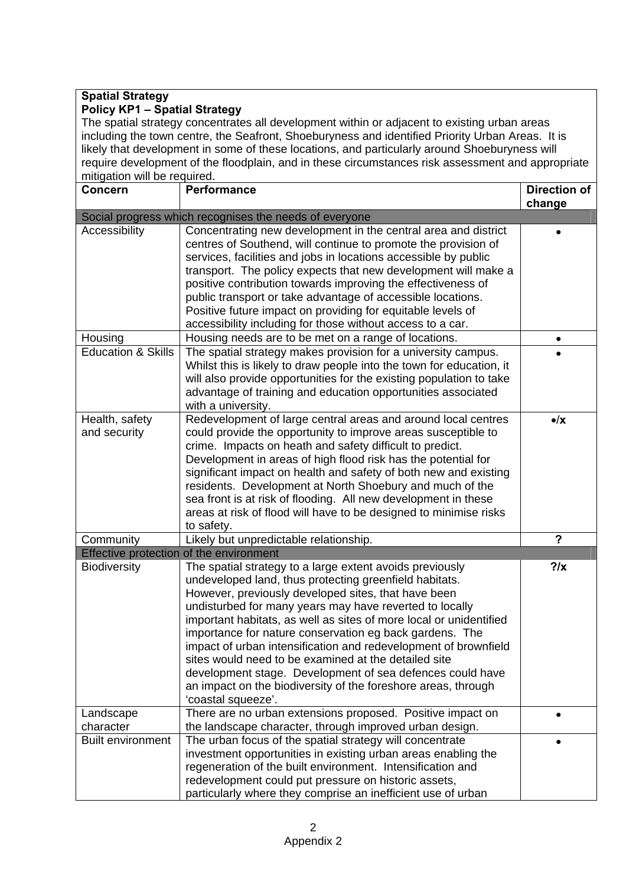**Spatial Strategy**
**Policy KP1 – Spatial Strategy**

The spatial strategy concentrates all development within or adjacent to existing urban areas including the town centre, the Seafront, Shoeburyness and identified Priority Urban Areas. It is likely that development in some of these locations, and particularly around Shoeburyness will require development of the floodplain, and in these circumstances risk assessment and appropriate mitigation will be required.

| Concern | Performance | Direction of change |
|---|---|---|
| Social progress which recognises the needs of everyone | | |
| Accessibility | Concentrating new development in the central area and district centres of Southend, will continue to promote the provision of services, facilities and jobs in locations accessible by public transport. The policy expects that new development will make a positive contribution towards improving the effectiveness of public transport or take advantage of accessible locations. Positive future impact on providing for equitable levels of accessibility including for those without access to a car. | • |
| Housing | Housing needs are to be met on a range of locations. | • |
| Education & Skills | The spatial strategy makes provision for a university campus. Whilst this is likely to draw people into the town for education, it will also provide opportunities for the existing population to take advantage of training and education opportunities associated with a university. | • |
| Health, safety and security | Redevelopment of large central areas and around local centres could provide the opportunity to improve areas susceptible to crime. Impacts on heath and safety difficult to predict. Development in areas of high flood risk has the potential for significant impact on health and safety of both new and existing residents. Development at North Shoebury and much of the sea front is at risk of flooding. All new development in these areas at risk of flood will have to be designed to minimise risks to safety. | •/x |
| Community | Likely but unpredictable relationship. | ? |
| Effective protection of the environment | | |
| Biodiversity | The spatial strategy to a large extent avoids previously undeveloped land, thus protecting greenfield habitats. However, previously developed sites, that have been undisturbed for many years may have reverted to locally important habitats, as well as sites of more local or unidentified importance for nature conservation eg back gardens. The impact of urban intensification and redevelopment of brownfield sites would need to be examined at the detailed site development stage. Development of sea defences could have an impact on the biodiversity of the foreshore areas, through 'coastal squeeze'. | ?/x |
| Landscape character | There are no urban extensions proposed. Positive impact on the landscape character, through improved urban design. | • |
| Built environment | The urban focus of the spatial strategy will concentrate investment opportunities in existing urban areas enabling the regeneration of the built environment. Intensification and redevelopment could put pressure on historic assets, particularly where they comprise an inefficient use of urban | • |

Appendix 2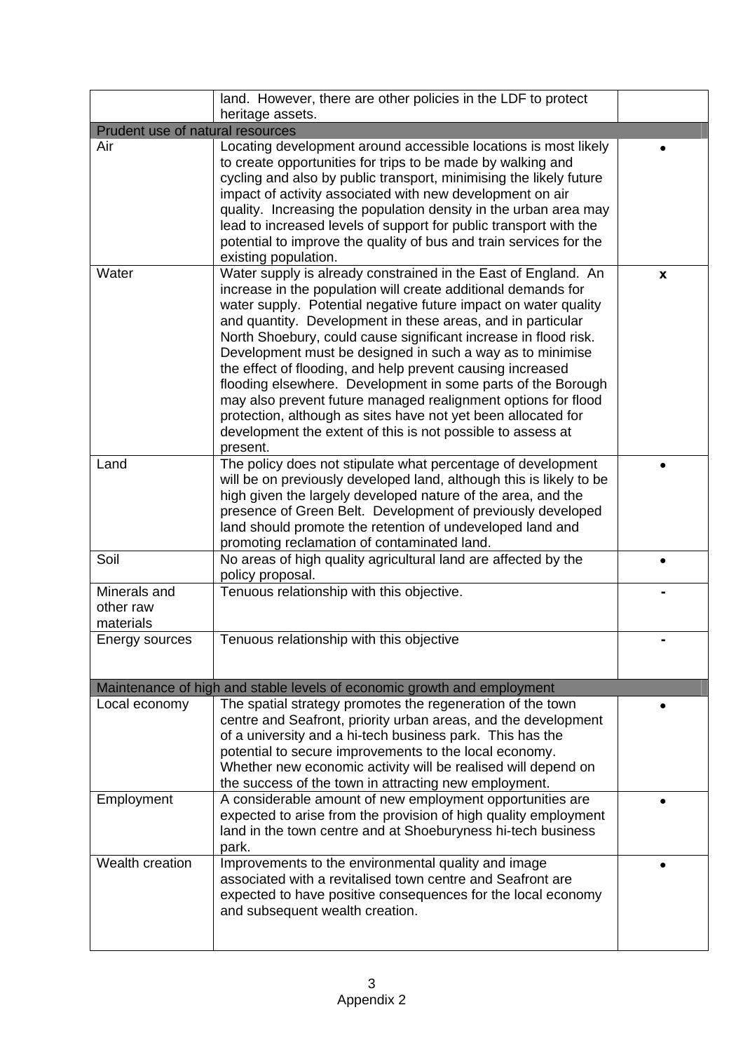| | | |
|---|---|---|
| | land. However, there are other policies in the LDF to protect heritage assets. | |
| **Prudent use of natural resources** | | |
| Air | Locating development around accessible locations is most likely to create opportunities for trips to be made by walking and cycling and also by public transport, minimising the likely future impact of activity associated with new development on air quality. Increasing the population density in the urban area may lead to increased levels of support for public transport with the potential to improve the quality of bus and train services for the existing population. | • |
| Water | Water supply is already constrained in the East of England. An increase in the population will create additional demands for water supply. Potential negative future impact on water quality and quantity. Development in these areas, and in particular North Shoebury, could cause significant increase in flood risk. Development must be designed in such a way as to minimise the effect of flooding, and help prevent causing increased flooding elsewhere. Development in some parts of the Borough may also prevent future managed realignment options for flood protection, although as sites have not yet been allocated for development the extent of this is not possible to assess at present. | **x** |
| Land | The policy does not stipulate what percentage of development will be on previously developed land, although this is likely to be high given the largely developed nature of the area, and the presence of Green Belt. Development of previously developed land should promote the retention of undeveloped land and promoting reclamation of contaminated land. | • |
| Soil | No areas of high quality agricultural land are affected by the policy proposal. | • |
| Minerals and other raw materials | Tenuous relationship with this objective. | - |
| Energy sources | Tenuous relationship with this objective | - |
| **Maintenance of high and stable levels of economic growth and employment** | | |
| Local economy | The spatial strategy promotes the regeneration of the town centre and Seafront, priority urban areas, and the development of a university and a hi-tech business park. This has the potential to secure improvements to the local economy. Whether new economic activity will be realised will depend on the success of the town in attracting new employment. | • |
| Employment | A considerable amount of new employment opportunities are expected to arise from the provision of high quality employment land in the town centre and at Shoeburyness hi-tech business park. | • |
| Wealth creation | Improvements to the environmental quality and image associated with a revitalised town centre and Seafront are expected to have positive consequences for the local economy and subsequent wealth creation. | • |

Appendix 2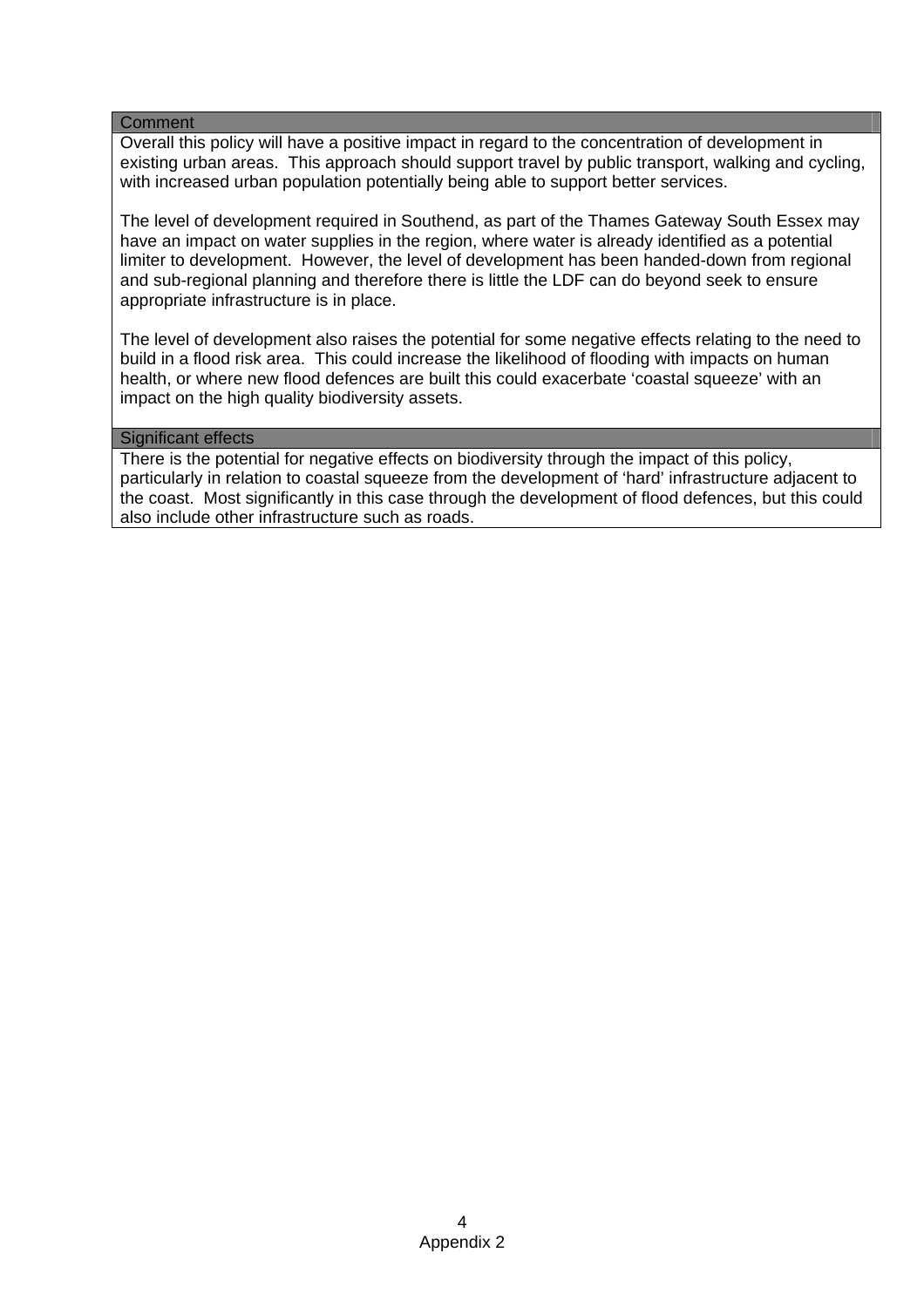| Comment |
| --- |
| Overall this policy will have a positive impact in regard to the concentration of development in existing urban areas. This approach should support travel by public transport, walking and cycling, with increased urban population potentially being able to support better services.<br><br>The level of development required in Southend, as part of the Thames Gateway South Essex may have an impact on water supplies in the region, where water is already identified as a potential limiter to development. However, the level of development has been handed-down from regional and sub-regional planning and therefore there is little the LDF can do beyond seek to ensure appropriate infrastructure is in place.<br><br>The level of development also raises the potential for some negative effects relating to the need to build in a flood risk area. This could increase the likelihood of flooding with impacts on human health, or where new flood defences are built this could exacerbate 'coastal squeeze' with an impact on the high quality biodiversity assets. |
| **Significant effects** |
| There is the potential for negative effects on biodiversity through the impact of this policy, particularly in relation to coastal squeeze from the development of 'hard' infrastructure adjacent to the coast. Most significantly in this case through the development of flood defences, but this could also include other infrastructure such as roads. |

Appendix 2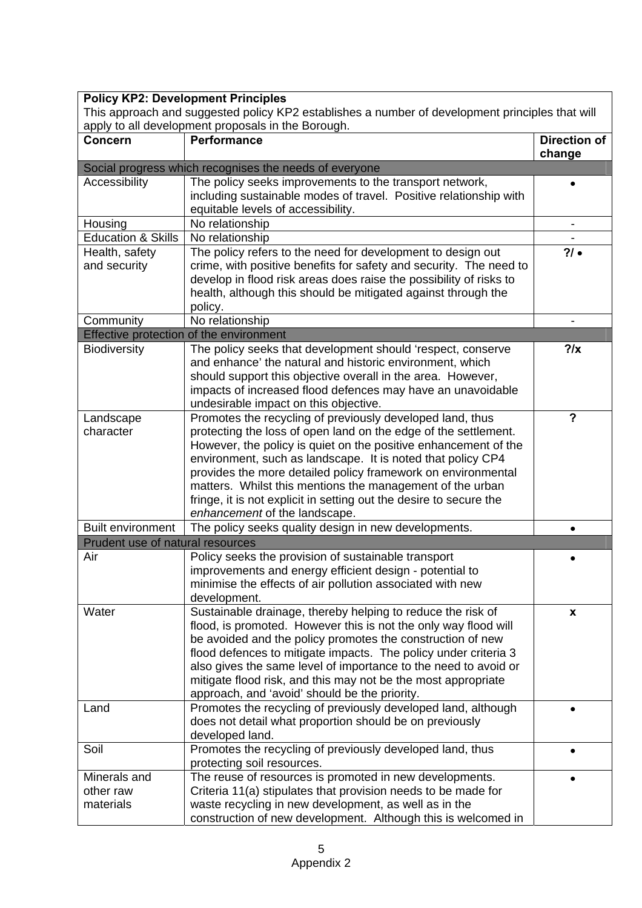| **Policy KP2: Development Principles**<br>This approach and suggested policy KP2 establishes a number of development principles that will apply to all development proposals in the Borough. | | |
|---|---|---|
| **Concern** | **Performance** | **Direction of change** |
| Social progress which recognises the needs of everyone | | |
| Accessibility | The policy seeks improvements to the transport network, including sustainable modes of travel. Positive relationship with equitable levels of accessibility. | • |
| Housing | No relationship | - |
| Education & Skills | No relationship | - |
| Health, safety and security | The policy refers to the need for development to design out crime, with positive benefits for safety and security. The need to develop in flood risk areas does raise the possibility of risks to health, although this should be mitigated against through the policy. | **?/ •** |
| Community | No relationship | - |
| Effective protection of the environment | | |
| Biodiversity | The policy seeks that development should 'respect, conserve and enhance' the natural and historic environment, which should support this objective overall in the area. However, impacts of increased flood defences may have an unavoidable undesirable impact on this objective. | **?/x** |
| Landscape character | Promotes the recycling of previously developed land, thus protecting the loss of open land on the edge of the settlement. However, the policy is quiet on the positive enhancement of the environment, such as landscape. It is noted that policy CP4 provides the more detailed policy framework on environmental matters. Whilst this mentions the management of the urban fringe, it is not explicit in setting out the desire to secure the *enhancement* of the landscape. | **?** |
| Built environment | The policy seeks quality design in new developments. | • |
| Prudent use of natural resources | | |
| Air | Policy seeks the provision of sustainable transport improvements and energy efficient design - potential to minimise the effects of air pollution associated with new development. | • |
| Water | Sustainable drainage, thereby helping to reduce the risk of flood, is promoted. However this is not the only way flood will be avoided and the policy promotes the construction of new flood defences to mitigate impacts. The policy under criteria 3 also gives the same level of importance to the need to avoid or mitigate flood risk, and this may not be the most appropriate approach, and 'avoid' should be the priority. | **x** |
| Land | Promotes the recycling of previously developed land, although does not detail what proportion should be on previously developed land. | • |
| Soil | Promotes the recycling of previously developed land, thus protecting soil resources. | • |
| Minerals and other raw materials | The reuse of resources is promoted in new developments. Criteria 11(a) stipulates that provision needs to be made for waste recycling in new development, as well as in the construction of new development. Although this is welcomed in | • |

Appendix 2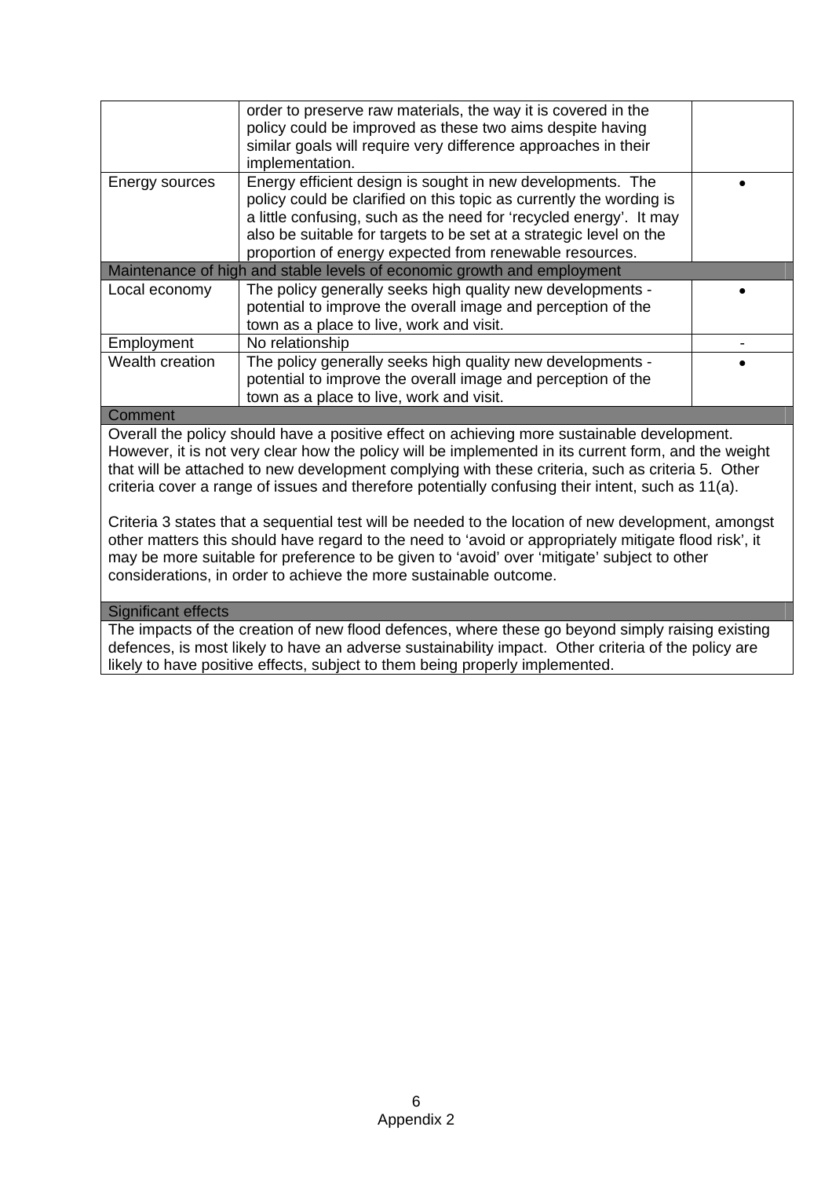| | | |
|---|---|---|
| | order to preserve raw materials, the way it is covered in the policy could be improved as these two aims despite having similar goals will require very difference approaches in their implementation. | |
| Energy sources | Energy efficient design is sought in new developments. The policy could be clarified on this topic as currently the wording is a little confusing, such as the need for 'recycled energy'. It may also be suitable for targets to be set at a strategic level on the proportion of energy expected from renewable resources. | • |
| **Maintenance of high and stable levels of economic growth and employment** | | |
| Local economy | The policy generally seeks high quality new developments - potential to improve the overall image and perception of the town as a place to live, work and visit. | • |
| Employment | No relationship | - |
| Wealth creation | The policy generally seeks high quality new developments - potential to improve the overall image and perception of the town as a place to live, work and visit. | • |

**Comment**

Overall the policy should have a positive effect on achieving more sustainable development. However, it is not very clear how the policy will be implemented in its current form, and the weight that will be attached to new development complying with these criteria, such as criteria 5. Other criteria cover a range of issues and therefore potentially confusing their intent, such as 11(a).

Criteria 3 states that a sequential test will be needed to the location of new development, amongst other matters this should have regard to the need to 'avoid or appropriately mitigate flood risk', it may be more suitable for preference to be given to 'avoid' over 'mitigate' subject to other considerations, in order to achieve the more sustainable outcome.

**Significant effects**

The impacts of the creation of new flood defences, where these go beyond simply raising existing defences, is most likely to have an adverse sustainability impact. Other criteria of the policy are likely to have positive effects, subject to them being properly implemented.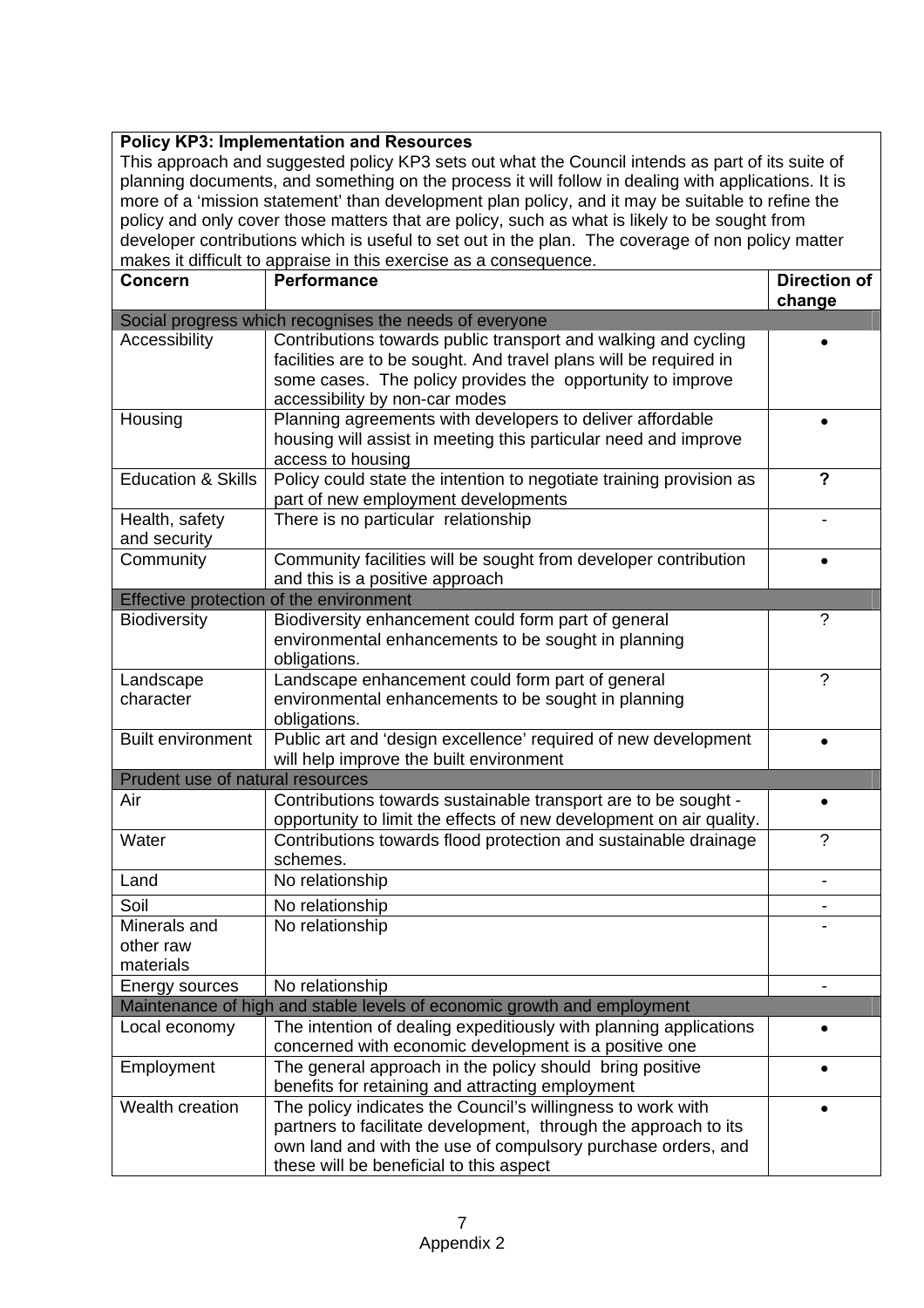**Policy KP3: Implementation and Resources**

This approach and suggested policy KP3 sets out what the Council intends as part of its suite of planning documents, and something on the process it will follow in dealing with applications. It is more of a 'mission statement' than development plan policy, and it may be suitable to refine the policy and only cover those matters that are policy, such as what is likely to be sought from developer contributions which is useful to set out in the plan. The coverage of non policy matter makes it difficult to appraise in this exercise as a consequence.

| Concern | Performance | Direction of change |
|---|---|---|
| Social progress which recognises the needs of everyone | | |
| Accessibility | Contributions towards public transport and walking and cycling facilities are to be sought. And travel plans will be required in some cases. The policy provides the opportunity to improve accessibility by non-car modes | • |
| Housing | Planning agreements with developers to deliver affordable housing will assist in meeting this particular need and improve access to housing | • |
| Education & Skills | Policy could state the intention to negotiate training provision as part of new employment developments | **?** |
| Health, safety and security | There is no particular relationship | - |
| Community | Community facilities will be sought from developer contribution and this is a positive approach | • |
| Effective protection of the environment | | |
| Biodiversity | Biodiversity enhancement could form part of general environmental enhancements to be sought in planning obligations. | ? |
| Landscape character | Landscape enhancement could form part of general environmental enhancements to be sought in planning obligations. | ? |
| Built environment | Public art and 'design excellence' required of new development will help improve the built environment | • |
| Prudent use of natural resources | | |
| Air | Contributions towards sustainable transport are to be sought - opportunity to limit the effects of new development on air quality. | • |
| Water | Contributions towards flood protection and sustainable drainage schemes. | ? |
| Land | No relationship | - |
| Soil | No relationship | - |
| Minerals and other raw materials | No relationship | - |
| Energy sources | No relationship | - |
| Maintenance of high and stable levels of economic growth and employment | | |
| Local economy | The intention of dealing expeditiously with planning applications concerned with economic development is a positive one | • |
| Employment | The general approach in the policy should bring positive benefits for retaining and attracting employment | • |
| Wealth creation | The policy indicates the Council's willingness to work with partners to facilitate development, through the approach to its own land and with the use of compulsory purchase orders, and these will be beneficial to this aspect | • |

Appendix 2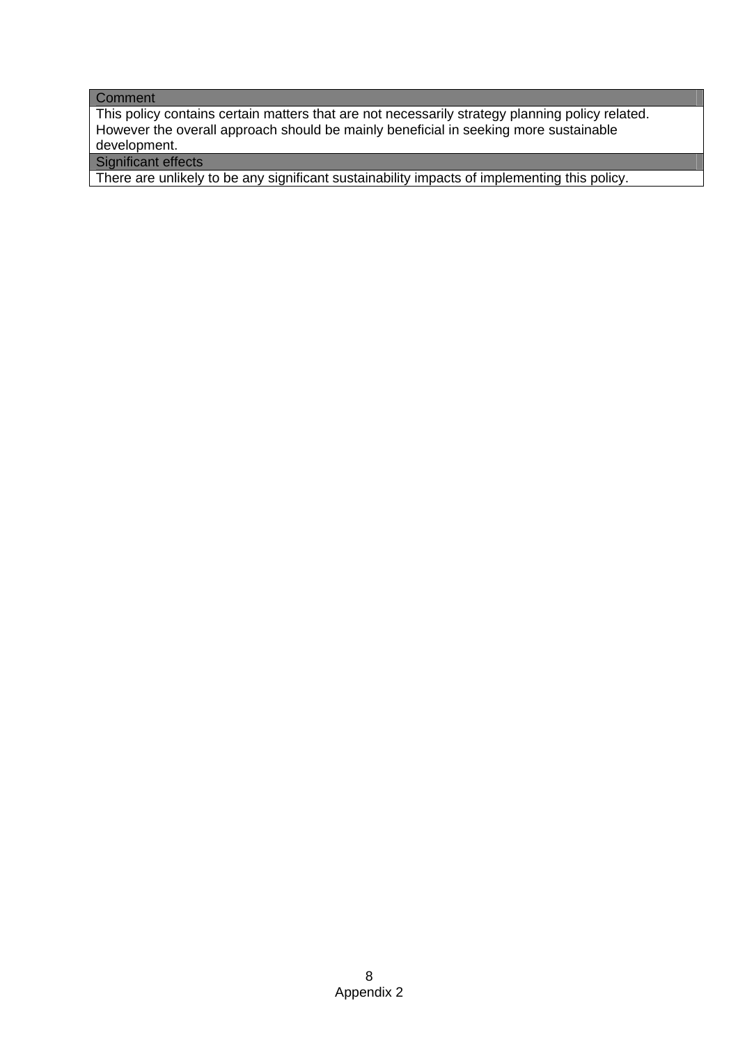| Comment |
| --- |
| This policy contains certain matters that are not necessarily strategy planning policy related. However the overall approach should be mainly beneficial in seeking more sustainable development. |
| **Significant effects** |
| There are unlikely to be any significant sustainability impacts of implementing this policy. |

Appendix 2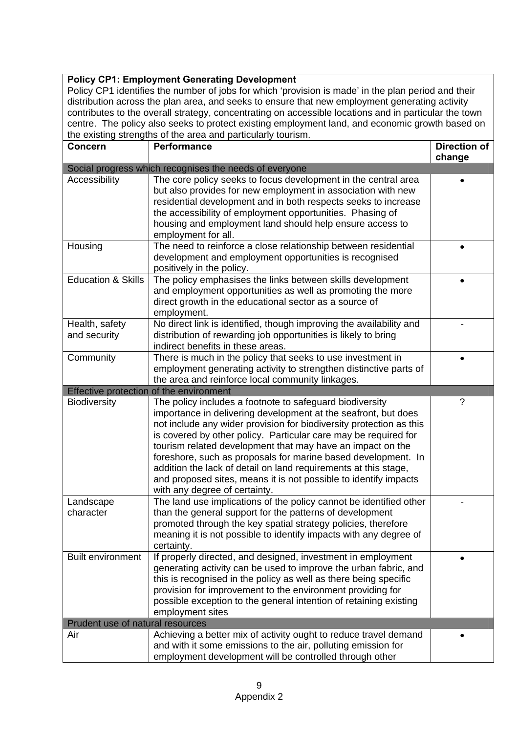**Policy CP1: Employment Generating Development**

Policy CP1 identifies the number of jobs for which 'provision is made' in the plan period and their distribution across the plan area, and seeks to ensure that new employment generating activity contributes to the overall strategy, concentrating on accessible locations and in particular the town centre. The policy also seeks to protect existing employment land, and economic growth based on the existing strengths of the area and particularly tourism.

| Concern | Performance | Direction of change |
|---|---|---|
| **Social progress which recognises the needs of everyone** | | |
| Accessibility | The core policy seeks to focus development in the central area but also provides for new employment in association with new residential development and in both respects seeks to increase the accessibility of employment opportunities. Phasing of housing and employment land should help ensure access to employment for all. | • |
| Housing | The need to reinforce a close relationship between residential development and employment opportunities is recognised positively in the policy. | • |
| Education & Skills | The policy emphasises the links between skills development and employment opportunities as well as promoting the more direct growth in the educational sector as a source of employment. | • |
| Health, safety and security | No direct link is identified, though improving the availability and distribution of rewarding job opportunities is likely to bring indirect benefits in these areas. | - |
| Community | There is much in the policy that seeks to use investment in employment generating activity to strengthen distinctive parts of the area and reinforce local community linkages. | • |
| **Effective protection of the environment** | | |
| Biodiversity | The policy includes a footnote to safeguard biodiversity importance in delivering development at the seafront, but does not include any wider provision for biodiversity protection as this is covered by other policy. Particular care may be required for tourism related development that may have an impact on the foreshore, such as proposals for marine based development. In addition the lack of detail on land requirements at this stage, and proposed sites, means it is not possible to identify impacts with any degree of certainty. | ? |
| Landscape character | The land use implications of the policy cannot be identified other than the general support for the patterns of development promoted through the key spatial strategy policies, therefore meaning it is not possible to identify impacts with any degree of certainty. | - |
| Built environment | If properly directed, and designed, investment in employment generating activity can be used to improve the urban fabric, and this is recognised in the policy as well as there being specific provision for improvement to the environment providing for possible exception to the general intention of retaining existing employment sites | • |
| **Prudent use of natural resources** | | |
| Air | Achieving a better mix of activity ought to reduce travel demand and with it some emissions to the air, polluting emission for employment development will be controlled through other | • |

Appendix 2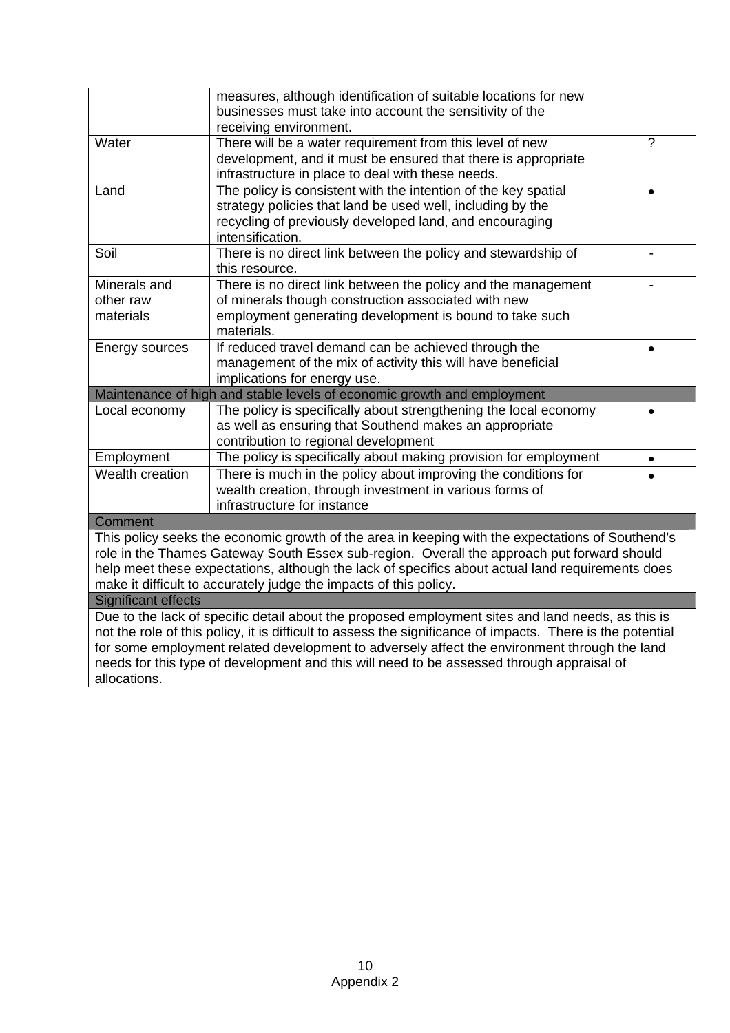| | | |
|---|---|---|
| | measures, although identification of suitable locations for new businesses must take into account the sensitivity of the receiving environment. | |
| Water | There will be a water requirement from this level of new development, and it must be ensured that there is appropriate infrastructure in place to deal with these needs. | ? |
| Land | The policy is consistent with the intention of the key spatial strategy policies that land be used well, including by the recycling of previously developed land, and encouraging intensification. | • |
| Soil | There is no direct link between the policy and stewardship of this resource. | - |
| Minerals and other raw materials | There is no direct link between the policy and the management of minerals though construction associated with new employment generating development is bound to take such materials. | - |
| Energy sources | If reduced travel demand can be achieved through the management of the mix of activity this will have beneficial implications for energy use. | • |
| **Maintenance of high and stable levels of economic growth and employment** | | |
| Local economy | The policy is specifically about strengthening the local economy as well as ensuring that Southend makes an appropriate contribution to regional development | • |
| Employment | The policy is specifically about making provision for employment | • |
| Wealth creation | There is much in the policy about improving the conditions for wealth creation, through investment in various forms of infrastructure for instance | • |
| **Comment** | | |
| This policy seeks the economic growth of the area in keeping with the expectations of Southend's role in the Thames Gateway South Essex sub-region. Overall the approach put forward should help meet these expectations, although the lack of specifics about actual land requirements does make it difficult to accurately judge the impacts of this policy. | | |
| **Significant effects** | | |
| Due to the lack of specific detail about the proposed employment sites and land needs, as this is not the role of this policy, it is difficult to assess the significance of impacts. There is the potential for some employment related development to adversely affect the environment through the land needs for this type of development and this will need to be assessed through appraisal of allocations. | | |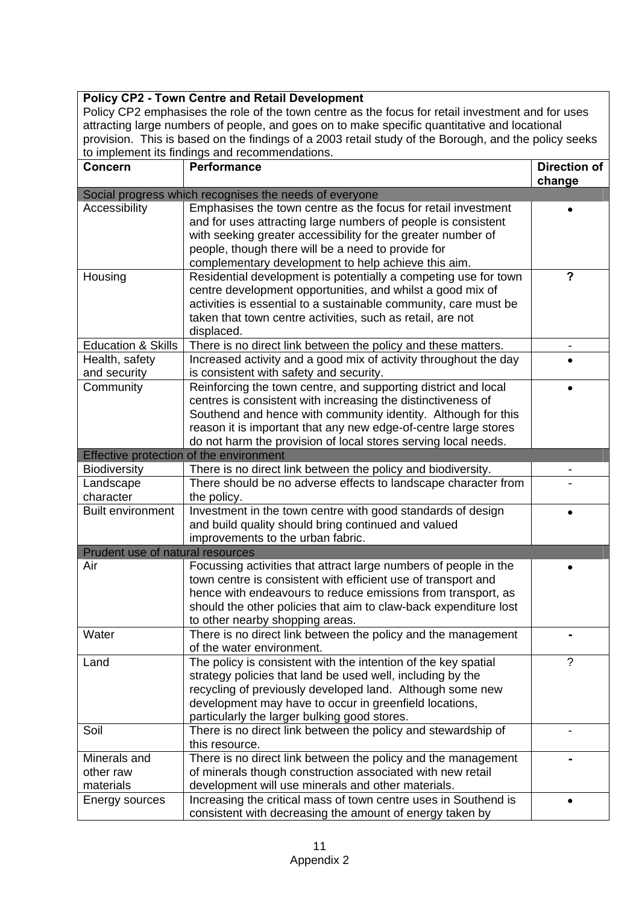**Policy CP2 - Town Centre and Retail Development**

Policy CP2 emphasises the role of the town centre as the focus for retail investment and for uses attracting large numbers of people, and goes on to make specific quantitative and locational provision. This is based on the findings of a 2003 retail study of the Borough, and the policy seeks to implement its findings and recommendations.

| Concern | Performance | Direction of change |
|---|---|---|
| **Social progress which recognises the needs of everyone** | | |
| Accessibility | Emphasises the town centre as the focus for retail investment and for uses attracting large numbers of people is consistent with seeking greater accessibility for the greater number of people, though there will be a need to provide for complementary development to help achieve this aim. | • |
| Housing | Residential development is potentially a competing use for town centre development opportunities, and whilst a good mix of activities is essential to a sustainable community, care must be taken that town centre activities, such as retail, are not displaced. | **?** |
| Education & Skills | There is no direct link between the policy and these matters. | - |
| Health, safety and security | Increased activity and a good mix of activity throughout the day is consistent with safety and security. | • |
| Community | Reinforcing the town centre, and supporting district and local centres is consistent with increasing the distinctiveness of Southend and hence with community identity. Although for this reason it is important that any new edge-of-centre large stores do not harm the provision of local stores serving local needs. | • |
| **Effective protection of the environment** | | |
| Biodiversity | There is no direct link between the policy and biodiversity. | - |
| Landscape character | There should be no adverse effects to landscape character from the policy. | - |
| Built environment | Investment in the town centre with good standards of design and build quality should bring continued and valued improvements to the urban fabric. | • |
| **Prudent use of natural resources** | | |
| Air | Focussing activities that attract large numbers of people in the town centre is consistent with efficient use of transport and hence with endeavours to reduce emissions from transport, as should the other policies that aim to claw-back expenditure lost to other nearby shopping areas. | • |
| Water | There is no direct link between the policy and the management of the water environment. | **-** |
| Land | The policy is consistent with the intention of the key spatial strategy policies that land be used well, including by the recycling of previously developed land. Although some new development may have to occur in greenfield locations, particularly the larger bulking good stores. | ? |
| Soil | There is no direct link between the policy and stewardship of this resource. | - |
| Minerals and other raw materials | There is no direct link between the policy and the management of minerals though construction associated with new retail development will use minerals and other materials. | **-** |
| Energy sources | Increasing the critical mass of town centre uses in Southend is consistent with decreasing the amount of energy taken by | • |

Appendix 2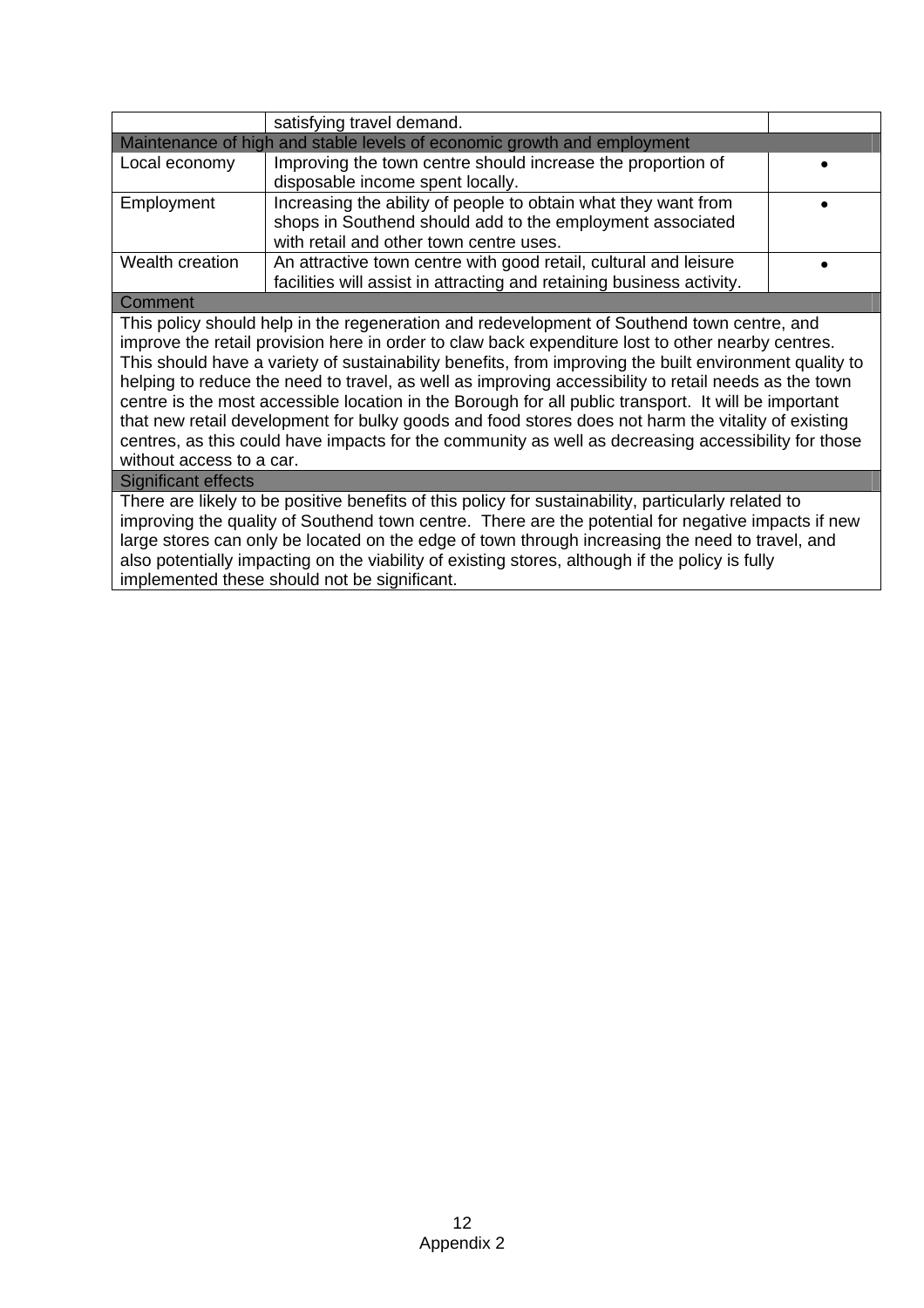| | | |
|---|---|---|
| | satisfying travel demand. | |
| **Maintenance of high and stable levels of economic growth and employment** | | |
| Local economy | Improving the town centre should increase the proportion of disposable income spent locally. | • |
| Employment | Increasing the ability of people to obtain what they want from shops in Southend should add to the employment associated with retail and other town centre uses. | • |
| Wealth creation | An attractive town centre with good retail, cultural and leisure facilities will assist in attracting and retaining business activity. | • |
| **Comment** | | |
| This policy should help in the regeneration and redevelopment of Southend town centre, and improve the retail provision here in order to claw back expenditure lost to other nearby centres. This should have a variety of sustainability benefits, from improving the built environment quality to helping to reduce the need to travel, as well as improving accessibility to retail needs as the town centre is the most accessible location in the Borough for all public transport. It will be important that new retail development for bulky goods and food stores does not harm the vitality of existing centres, as this could have impacts for the community as well as decreasing accessibility for those without access to a car. | | |
| **Significant effects** | | |
| There are likely to be positive benefits of this policy for sustainability, particularly related to improving the quality of Southend town centre. There are the potential for negative impacts if new large stores can only be located on the edge of town through increasing the need to travel, and also potentially impacting on the viability of existing stores, although if the policy is fully implemented these should not be significant. | | |

Appendix 2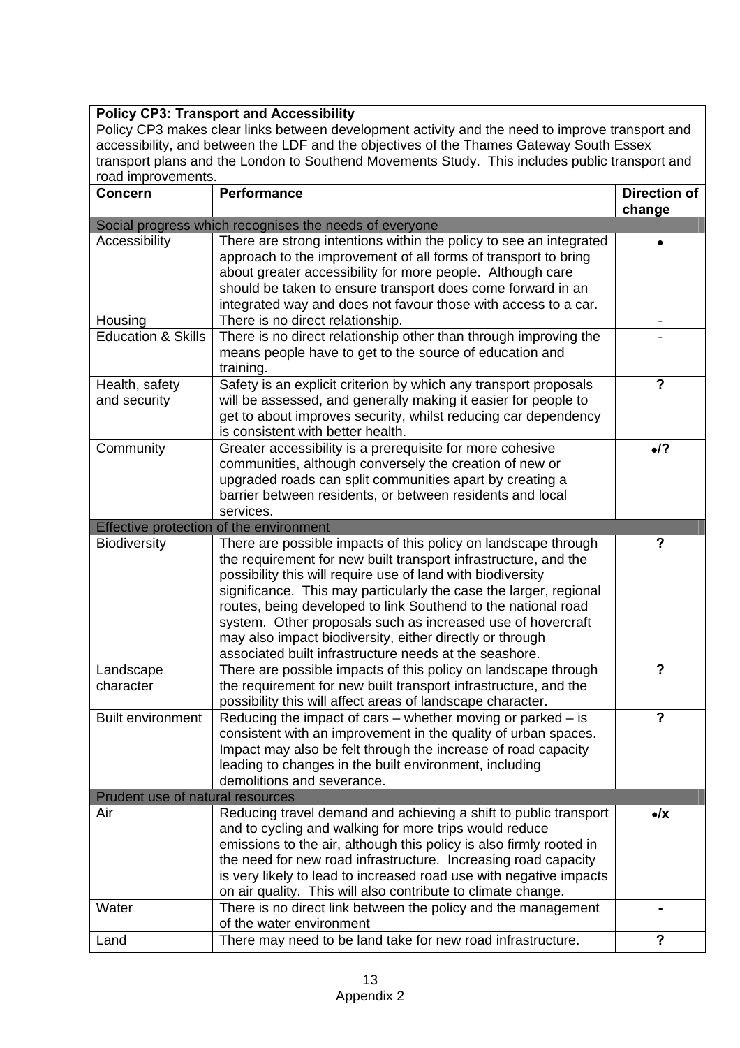| **Policy CP3: Transport and Accessibility**<br>Policy CP3 makes clear links between development activity and the need to improve transport and accessibility, and between the LDF and the objectives of the Thames Gateway South Essex transport plans and the London to Southend Movements Study. This includes public transport and road improvements. | | |
|---|---|---|
| **Concern** | **Performance** | **Direction of change** |
| Social progress which recognises the needs of everyone | | |
| Accessibility | There are strong intentions within the policy to see an integrated approach to the improvement of all forms of transport to bring about greater accessibility for more people. Although care should be taken to ensure transport does come forward in an integrated way and does not favour those with access to a car. | • |
| Housing | There is no direct relationship. | - |
| Education & Skills | There is no direct relationship other than through improving the means people have to get to the source of education and training. | - |
| Health, safety and security | Safety is an explicit criterion by which any transport proposals will be assessed, and generally making it easier for people to get to about improves security, whilst reducing car dependency is consistent with better health. | **?** |
| Community | Greater accessibility is a prerequisite for more cohesive communities, although conversely the creation of new or upgraded roads can split communities apart by creating a barrier between residents, or between residents and local services. | **•/?** |
| Effective protection of the environment | | |
| Biodiversity | There are possible impacts of this policy on landscape through the requirement for new built transport infrastructure, and the possibility this will require use of land with biodiversity significance. This may particularly the case the larger, regional routes, being developed to link Southend to the national road system. Other proposals such as increased use of hovercraft may also impact biodiversity, either directly or through associated built infrastructure needs at the seashore. | **?** |
| Landscape character | There are possible impacts of this policy on landscape through the requirement for new built transport infrastructure, and the possibility this will affect areas of landscape character. | **?** |
| Built environment | Reducing the impact of cars – whether moving or parked – is consistent with an improvement in the quality of urban spaces. Impact may also be felt through the increase of road capacity leading to changes in the built environment, including demolitions and severance. | **?** |
| Prudent use of natural resources | | |
| Air | Reducing travel demand and achieving a shift to public transport and to cycling and walking for more trips would reduce emissions to the air, although this policy is also firmly rooted in the need for new road infrastructure. Increasing road capacity is very likely to lead to increased road use with negative impacts on air quality. This will also contribute to climate change. | **•/x** |
| Water | There is no direct link between the policy and the management of the water environment | **-** |
| Land | There may need to be land take for new road infrastructure. | **?** |

Appendix 2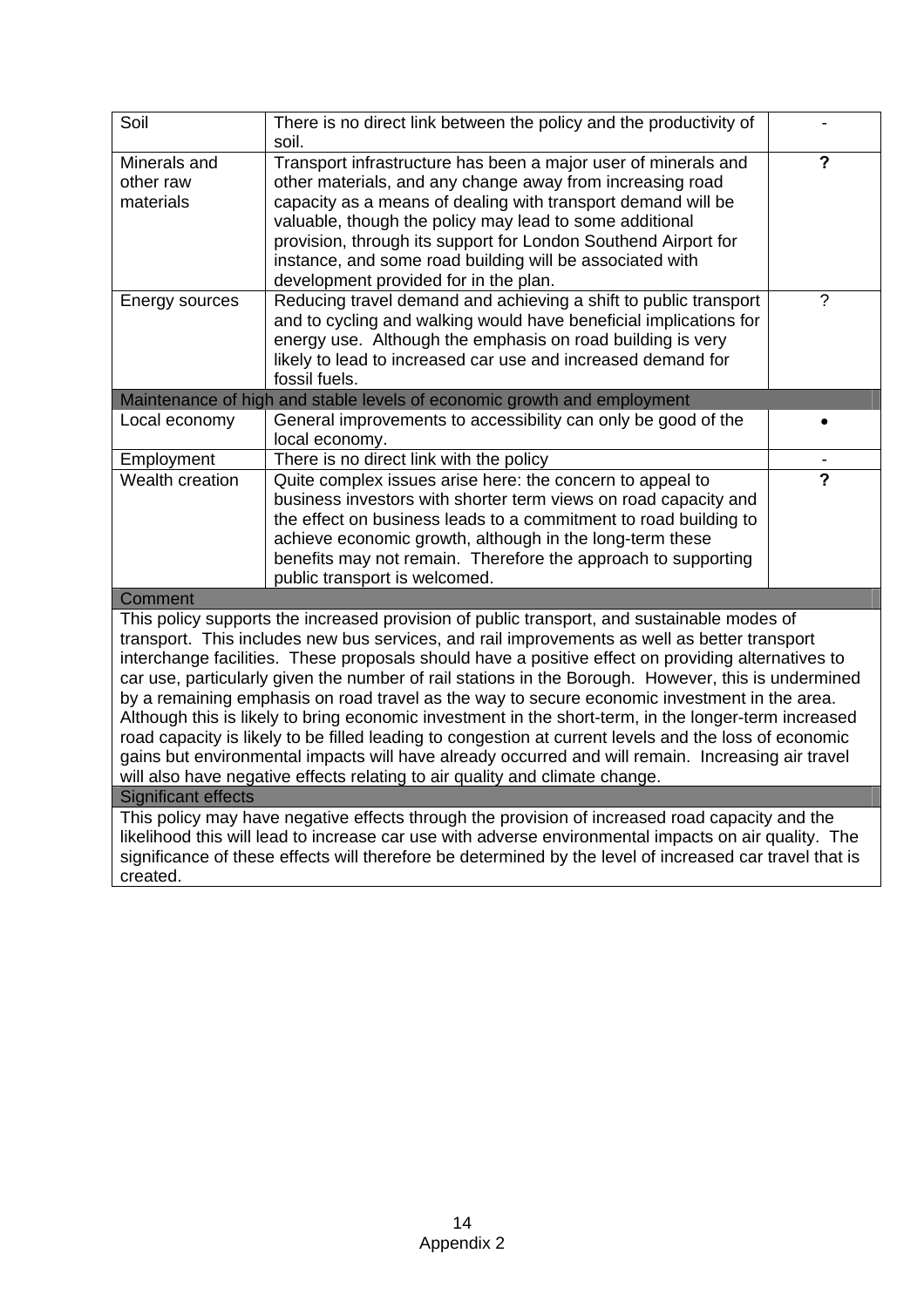| | | |
|---|---|---|
| Soil | There is no direct link between the policy and the productivity of soil. | - |
| Minerals and other raw materials | Transport infrastructure has been a major user of minerals and other materials, and any change away from increasing road capacity as a means of dealing with transport demand will be valuable, though the policy may lead to some additional provision, through its support for London Southend Airport for instance, and some road building will be associated with development provided for in the plan. | **?** |
| Energy sources | Reducing travel demand and achieving a shift to public transport and to cycling and walking would have beneficial implications for energy use. Although the emphasis on road building is very likely to lead to increased car use and increased demand for fossil fuels. | ? |
| Maintenance of high and stable levels of economic growth and employment | | |
| Local economy | General improvements to accessibility can only be good of the local economy. | • |
| Employment | There is no direct link with the policy | - |
| Wealth creation | Quite complex issues arise here: the concern to appeal to business investors with shorter term views on road capacity and the effect on business leads to a commitment to road building to achieve economic growth, although in the long-term these benefits may not remain. Therefore the approach to supporting public transport is welcomed. | **?** |
| Comment | | |
| This policy supports the increased provision of public transport, and sustainable modes of transport. This includes new bus services, and rail improvements as well as better transport interchange facilities. These proposals should have a positive effect on providing alternatives to car use, particularly given the number of rail stations in the Borough. However, this is undermined by a remaining emphasis on road travel as the way to secure economic investment in the area. Although this is likely to bring economic investment in the short-term, in the longer-term increased road capacity is likely to be filled leading to congestion at current levels and the loss of economic gains but environmental impacts will have already occurred and will remain. Increasing air travel will also have negative effects relating to air quality and climate change. | | |
| Significant effects | | |
| This policy may have negative effects through the provision of increased road capacity and the likelihood this will lead to increase car use with adverse environmental impacts on air quality. The significance of these effects will therefore be determined by the level of increased car travel that is created. | | |

Appendix 2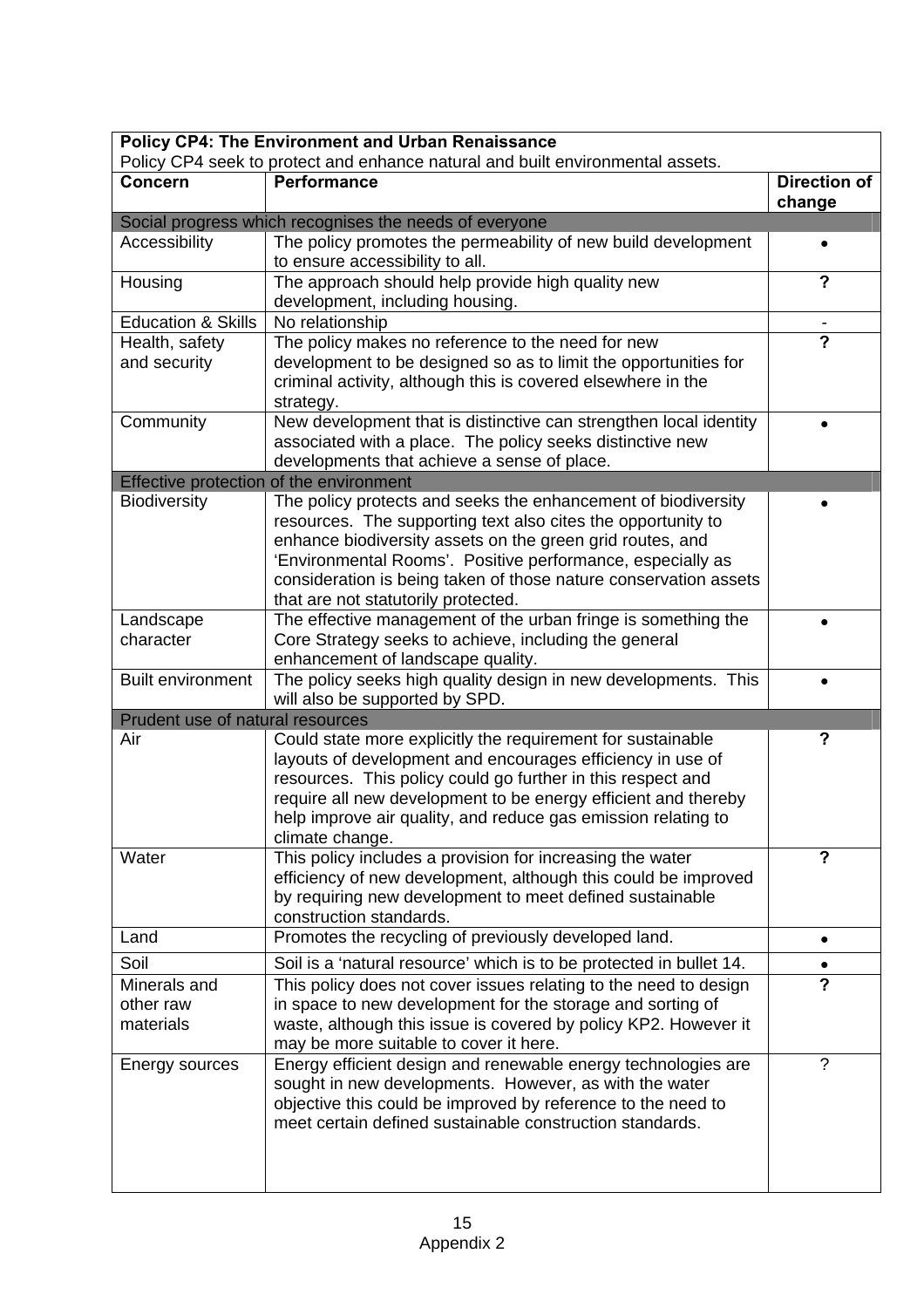| **Policy CP4: The Environment and Urban Renaissance**<br>Policy CP4 seek to protect and enhance natural and built environmental assets. | | |
|---|---|---|
| **Concern** | **Performance** | **Direction of change** |
| Social progress which recognises the needs of everyone | | |
| Accessibility | The policy promotes the permeability of new build development to ensure accessibility to all. | • |
| Housing | The approach should help provide high quality new development, including housing. | **?** |
| Education & Skills | No relationship | - |
| Health, safety and security | The policy makes no reference to the need for new development to be designed so as to limit the opportunities for criminal activity, although this is covered elsewhere in the strategy. | **?** |
| Community | New development that is distinctive can strengthen local identity associated with a place. The policy seeks distinctive new developments that achieve a sense of place. | • |
| Effective protection of the environment | | |
| Biodiversity | The policy protects and seeks the enhancement of biodiversity resources. The supporting text also cites the opportunity to enhance biodiversity assets on the green grid routes, and 'Environmental Rooms'. Positive performance, especially as consideration is being taken of those nature conservation assets that are not statutorily protected. | • |
| Landscape character | The effective management of the urban fringe is something the Core Strategy seeks to achieve, including the general enhancement of landscape quality. | • |
| Built environment | The policy seeks high quality design in new developments. This will also be supported by SPD. | • |
| Prudent use of natural resources | | |
| Air | Could state more explicitly the requirement for sustainable layouts of development and encourages efficiency in use of resources. This policy could go further in this respect and require all new development to be energy efficient and thereby help improve air quality, and reduce gas emission relating to climate change. | **?** |
| Water | This policy includes a provision for increasing the water efficiency of new development, although this could be improved by requiring new development to meet defined sustainable construction standards. | **?** |
| Land | Promotes the recycling of previously developed land. | • |
| Soil | Soil is a 'natural resource' which is to be protected in bullet 14. | • |
| Minerals and other raw materials | This policy does not cover issues relating to the need to design in space to new development for the storage and sorting of waste, although this issue is covered by policy KP2. However it may be more suitable to cover it here. | **?** |
| Energy sources | Energy efficient design and renewable energy technologies are sought in new developments. However, as with the water objective this could be improved by reference to the need to meet certain defined sustainable construction standards. | ? |

Appendix 2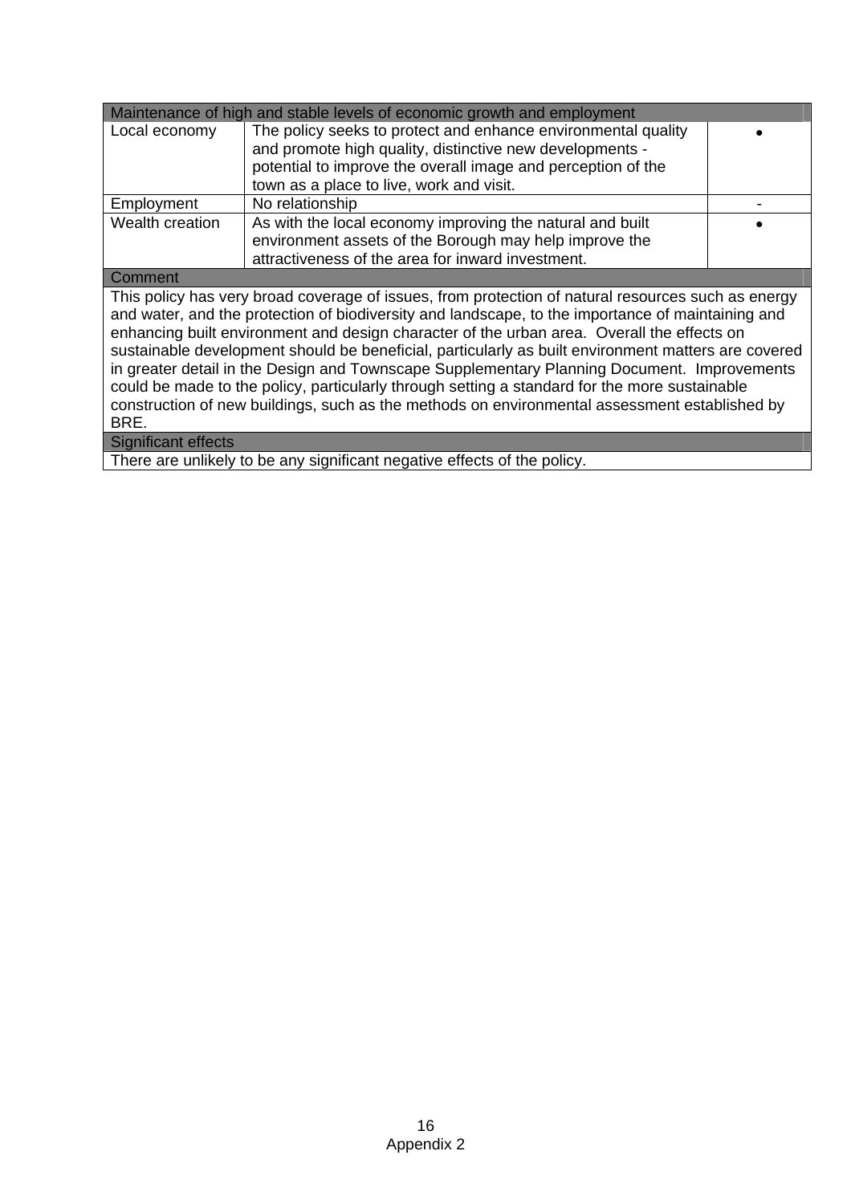| Maintenance of high and stable levels of economic growth and employment | | |
|---|---|---|
| Local economy | The policy seeks to protect and enhance environmental quality and promote high quality, distinctive new developments - potential to improve the overall image and perception of the town as a place to live, work and visit. | • |
| Employment | No relationship | - |
| Wealth creation | As with the local economy improving the natural and built environment assets of the Borough may help improve the attractiveness of the area for inward investment. | • |
| **Comment** | | |
| This policy has very broad coverage of issues, from protection of natural resources such as energy and water, and the protection of biodiversity and landscape, to the importance of maintaining and enhancing built environment and design character of the urban area. Overall the effects on sustainable development should be beneficial, particularly as built environment matters are covered in greater detail in the Design and Townscape Supplementary Planning Document. Improvements could be made to the policy, particularly through setting a standard for the more sustainable construction of new buildings, such as the methods on environmental assessment established by BRE. | | |
| **Significant effects** | | |
| There are unlikely to be any significant negative effects of the policy. | | |

Appendix 2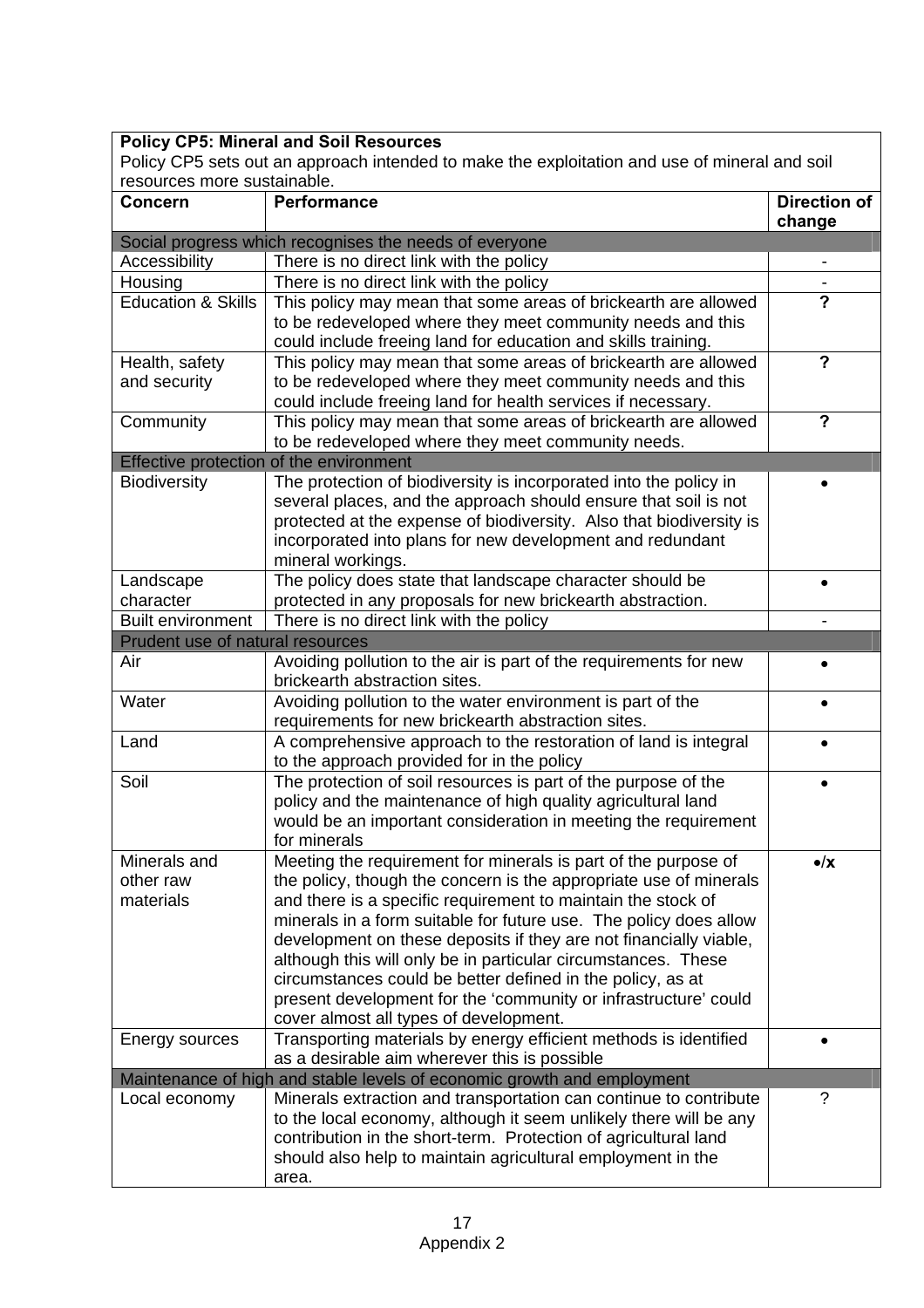| **Policy CP5: Mineral and Soil Resources**<br>Policy CP5 sets out an approach intended to make the exploitation and use of mineral and soil resources more sustainable. | | |
|---|---|---|
| **Concern** | **Performance** | **Direction of change** |
| Social progress which recognises the needs of everyone | | |
| Accessibility | There is no direct link with the policy | - |
| Housing | There is no direct link with the policy | - |
| Education & Skills | This policy may mean that some areas of brickearth are allowed to be redeveloped where they meet community needs and this could include freeing land for education and skills training. | **?** |
| Health, safety and security | This policy may mean that some areas of brickearth are allowed to be redeveloped where they meet community needs and this could include freeing land for health services if necessary. | **?** |
| Community | This policy may mean that some areas of brickearth are allowed to be redeveloped where they meet community needs. | **?** |
| Effective protection of the environment | | |
| Biodiversity | The protection of biodiversity is incorporated into the policy in several places, and the approach should ensure that soil is not protected at the expense of biodiversity. Also that biodiversity is incorporated into plans for new development and redundant mineral workings. | • |
| Landscape character | The policy does state that landscape character should be protected in any proposals for new brickearth abstraction. | • |
| Built environment | There is no direct link with the policy | - |
| Prudent use of natural resources | | |
| Air | Avoiding pollution to the air is part of the requirements for new brickearth abstraction sites. | • |
| Water | Avoiding pollution to the water environment is part of the requirements for new brickearth abstraction sites. | • |
| Land | A comprehensive approach to the restoration of land is integral to the approach provided for in the policy | • |
| Soil | The protection of soil resources is part of the purpose of the policy and the maintenance of high quality agricultural land would be an important consideration in meeting the requirement for minerals | • |
| Minerals and other raw materials | Meeting the requirement for minerals is part of the purpose of the policy, though the concern is the appropriate use of minerals and there is a specific requirement to maintain the stock of minerals in a form suitable for future use. The policy does allow development on these deposits if they are not financially viable, although this will only be in particular circumstances. These circumstances could be better defined in the policy, as at present development for the 'community or infrastructure' could cover almost all types of development. | **•/x** |
| Energy sources | Transporting materials by energy efficient methods is identified as a desirable aim wherever this is possible | • |
| Maintenance of high and stable levels of economic growth and employment | | |
| Local economy | Minerals extraction and transportation can continue to contribute to the local economy, although it seem unlikely there will be any contribution in the short-term. Protection of agricultural land should also help to maintain agricultural employment in the area. | ? |

Appendix 2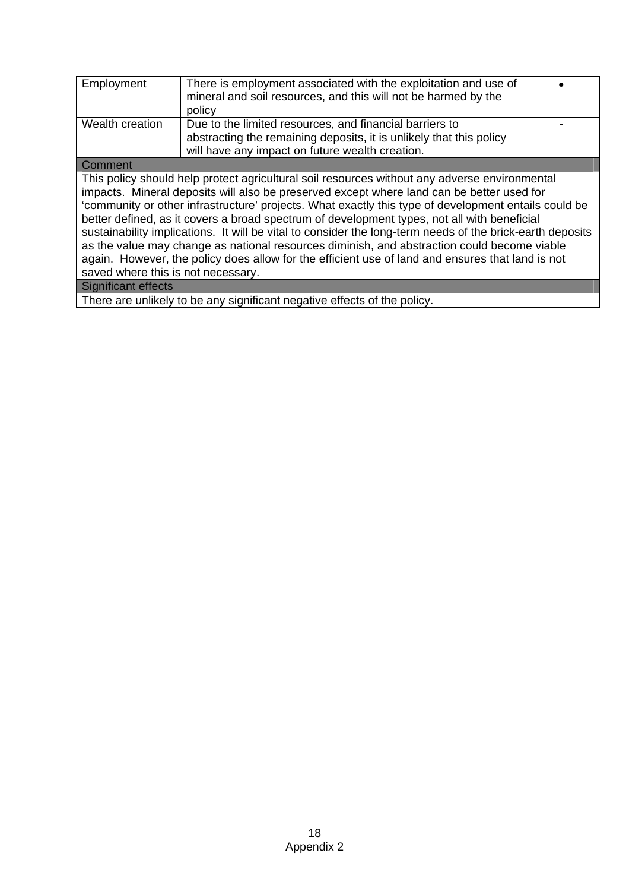| | | |
|---|---|---|
| Employment | There is employment associated with the exploitation and use of mineral and soil resources, and this will not be harmed by the policy | • |
| Wealth creation | Due to the limited resources, and financial barriers to abstracting the remaining deposits, it is unlikely that this policy will have any impact on future wealth creation. | - |

**Comment**

This policy should help protect agricultural soil resources without any adverse environmental impacts. Mineral deposits will also be preserved except where land can be better used for ‘community or other infrastructure’ projects. What exactly this type of development entails could be better defined, as it covers a broad spectrum of development types, not all with beneficial sustainability implications. It will be vital to consider the long-term needs of the brick-earth deposits as the value may change as national resources diminish, and abstraction could become viable again. However, the policy does allow for the efficient use of land and ensures that land is not saved where this is not necessary.

**Significant effects**

There are unlikely to be any significant negative effects of the policy.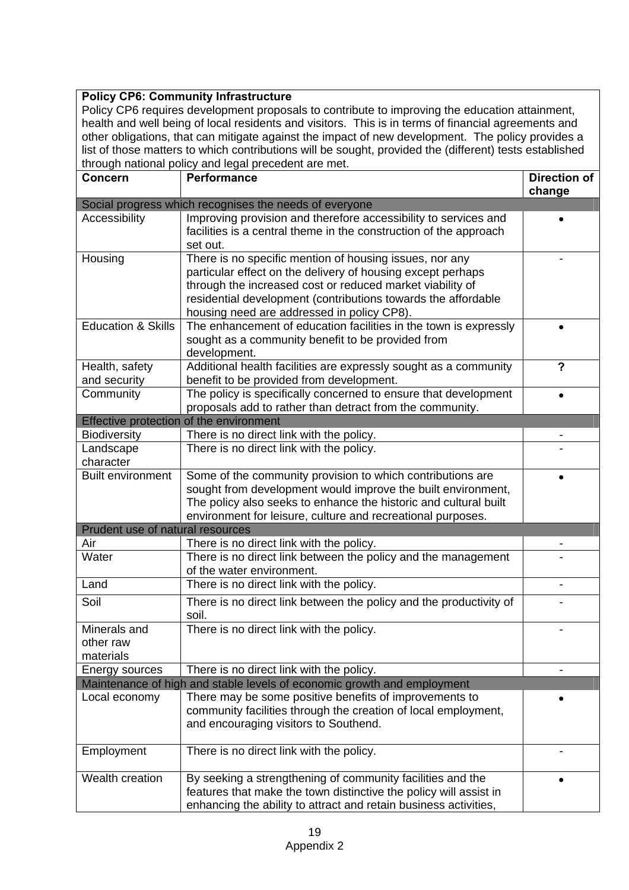**Policy CP6: Community Infrastructure**

Policy CP6 requires development proposals to contribute to improving the education attainment, health and well being of local residents and visitors. This is in terms of financial agreements and other obligations, that can mitigate against the impact of new development. The policy provides a list of those matters to which contributions will be sought, provided the (different) tests established through national policy and legal precedent are met.

| Concern | Performance | Direction of change |
|---|---|---|
| Social progress which recognises the needs of everyone | | |
| Accessibility | Improving provision and therefore accessibility to services and facilities is a central theme in the construction of the approach set out. | • |
| Housing | There is no specific mention of housing issues, nor any particular effect on the delivery of housing except perhaps through the increased cost or reduced market viability of residential development (contributions towards the affordable housing need are addressed in policy CP8). | - |
| Education & Skills | The enhancement of education facilities in the town is expressly sought as a community benefit to be provided from development. | • |
| Health, safety and security | Additional health facilities are expressly sought as a community benefit to be provided from development. | **?** |
| Community | The policy is specifically concerned to ensure that development proposals add to rather than detract from the community. | • |
| Effective protection of the environment | | |
| Biodiversity | There is no direct link with the policy. | - |
| Landscape character | There is no direct link with the policy. | - |
| Built environment | Some of the community provision to which contributions are sought from development would improve the built environment, The policy also seeks to enhance the historic and cultural built environment for leisure, culture and recreational purposes. | • |
| Prudent use of natural resources | | |
| Air | There is no direct link with the policy. | - |
| Water | There is no direct link between the policy and the management of the water environment. | - |
| Land | There is no direct link with the policy. | - |
| Soil | There is no direct link between the policy and the productivity of soil. | - |
| Minerals and other raw materials | There is no direct link with the policy. | - |
| Energy sources | There is no direct link with the policy. | - |
| Maintenance of high and stable levels of economic growth and employment | | |
| Local economy | There may be some positive benefits of improvements to community facilities through the creation of local employment, and encouraging visitors to Southend. | • |
| Employment | There is no direct link with the policy. | - |
| Wealth creation | By seeking a strengthening of community facilities and the features that make the town distinctive the policy will assist in enhancing the ability to attract and retain business activities, | • |

Appendix 2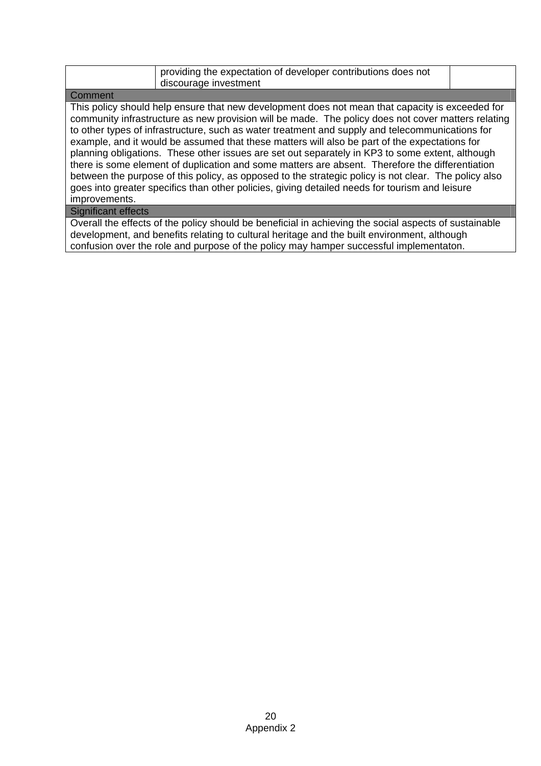| | providing the expectation of developer contributions does not discourage investment | |
|---|---|---|

**Comment**

This policy should help ensure that new development does not mean that capacity is exceeded for community infrastructure as new provision will be made. The policy does not cover matters relating to other types of infrastructure, such as water treatment and supply and telecommunications for example, and it would be assumed that these matters will also be part of the expectations for planning obligations. These other issues are set out separately in KP3 to some extent, although there is some element of duplication and some matters are absent. Therefore the differentiation between the purpose of this policy, as opposed to the strategic policy is not clear. The policy also goes into greater specifics than other policies, giving detailed needs for tourism and leisure improvements.

**Significant effects**

Overall the effects of the policy should be beneficial in achieving the social aspects of sustainable development, and benefits relating to cultural heritage and the built environment, although confusion over the role and purpose of the policy may hamper successful implementaton.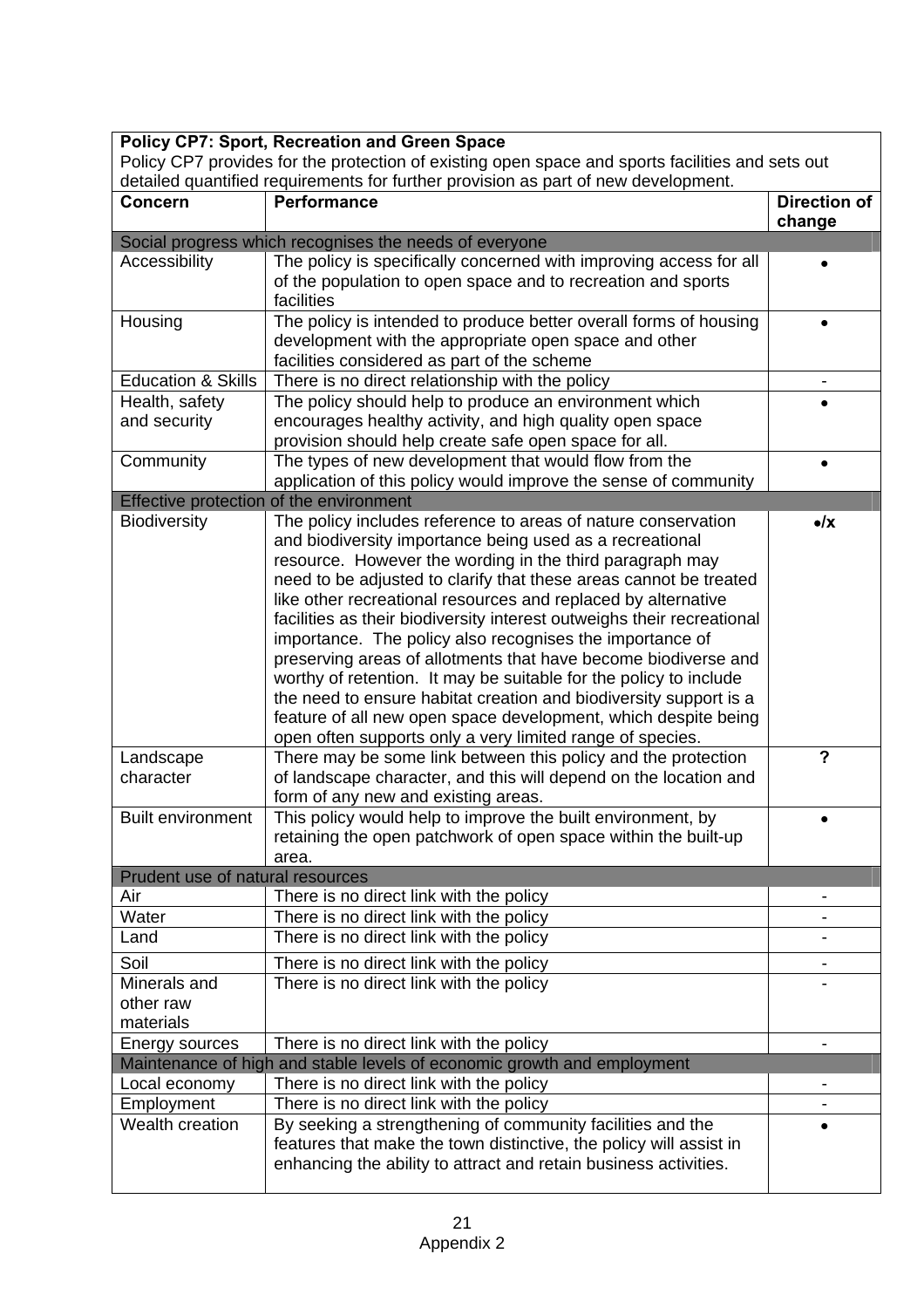| **Policy CP7: Sport, Recreation and Green Space**<br>Policy CP7 provides for the protection of existing open space and sports facilities and sets out detailed quantified requirements for further provision as part of new development. | | |
|---|---|---|
| **Concern** | **Performance** | **Direction of change** |
| Social progress which recognises the needs of everyone | | |
| Accessibility | The policy is specifically concerned with improving access for all of the population to open space and to recreation and sports facilities | • |
| Housing | The policy is intended to produce better overall forms of housing development with the appropriate open space and other facilities considered as part of the scheme | • |
| Education & Skills | There is no direct relationship with the policy | - |
| Health, safety and security | The policy should help to produce an environment which encourages healthy activity, and high quality open space provision should help create safe open space for all. | • |
| Community | The types of new development that would flow from the application of this policy would improve the sense of community | • |
| Effective protection of the environment | | |
| Biodiversity | The policy includes reference to areas of nature conservation and biodiversity importance being used as a recreational resource. However the wording in the third paragraph may need to be adjusted to clarify that these areas cannot be treated like other recreational resources and replaced by alternative facilities as their biodiversity interest outweighs their recreational importance. The policy also recognises the importance of preserving areas of allotments that have become biodiverse and worthy of retention. It may be suitable for the policy to include the need to ensure habitat creation and biodiversity support is a feature of all new open space development, which despite being open often supports only a very limited range of species. | •/x |
| Landscape character | There may be some link between this policy and the protection of landscape character, and this will depend on the location and form of any new and existing areas. | ? |
| Built environment | This policy would help to improve the built environment, by retaining the open patchwork of open space within the built-up area. | • |
| Prudent use of natural resources | | |
| Air | There is no direct link with the policy | - |
| Water | There is no direct link with the policy | - |
| Land | There is no direct link with the policy | - |
| Soil | There is no direct link with the policy | - |
| Minerals and other raw materials | There is no direct link with the policy | - |
| Energy sources | There is no direct link with the policy | - |
| Maintenance of high and stable levels of economic growth and employment | | |
| Local economy | There is no direct link with the policy | - |
| Employment | There is no direct link with the policy | - |
| Wealth creation | By seeking a strengthening of community facilities and the features that make the town distinctive, the policy will assist in enhancing the ability to attract and retain business activities. | • |

Appendix 2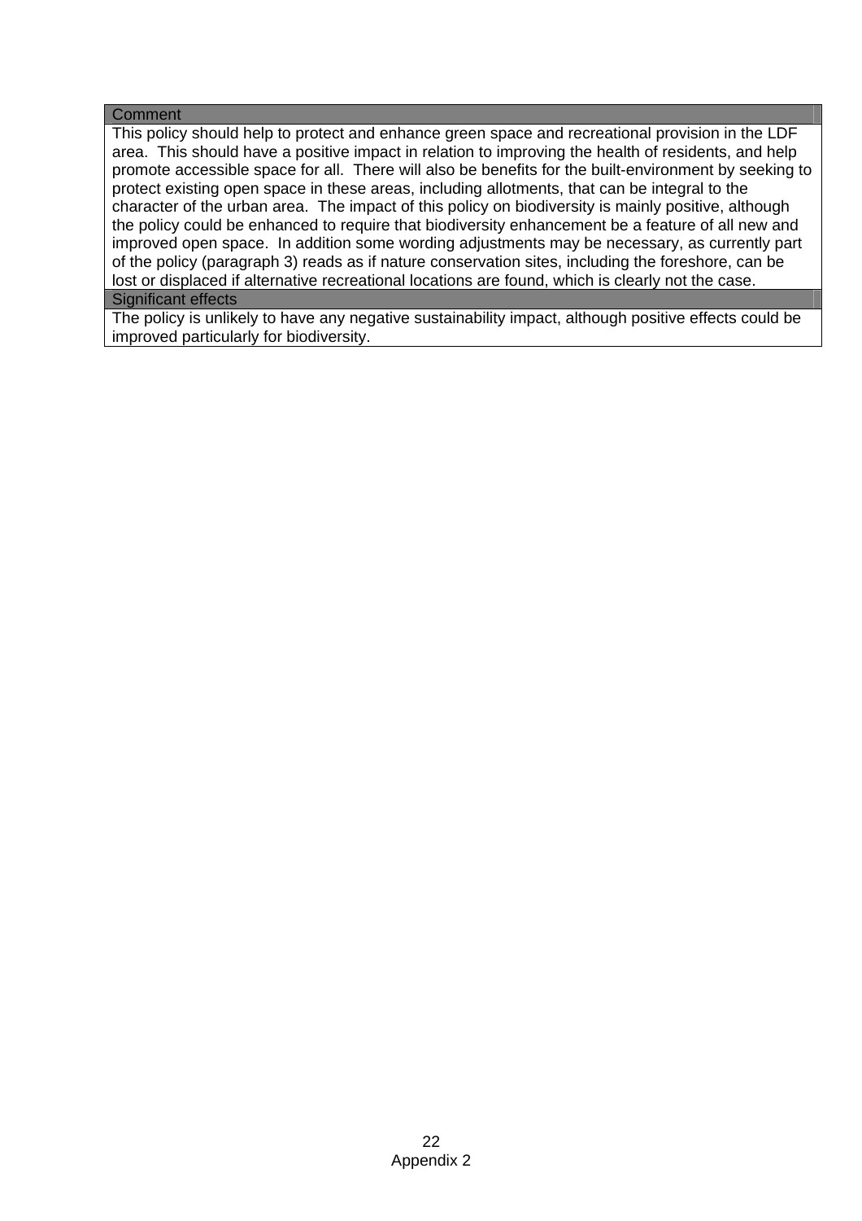| Comment |
|---|
| This policy should help to protect and enhance green space and recreational provision in the LDF area. This should have a positive impact in relation to improving the health of residents, and help promote accessible space for all. There will also be benefits for the built-environment by seeking to protect existing open space in these areas, including allotments, that can be integral to the character of the urban area. The impact of this policy on biodiversity is mainly positive, although the policy could be enhanced to require that biodiversity enhancement be a feature of all new and improved open space. In addition some wording adjustments may be necessary, as currently part of the policy (paragraph 3) reads as if nature conservation sites, including the foreshore, can be lost or displaced if alternative recreational locations are found, which is clearly not the case. |
| **Significant effects** |
| The policy is unlikely to have any negative sustainability impact, although positive effects could be improved particularly for biodiversity. |

Appendix 2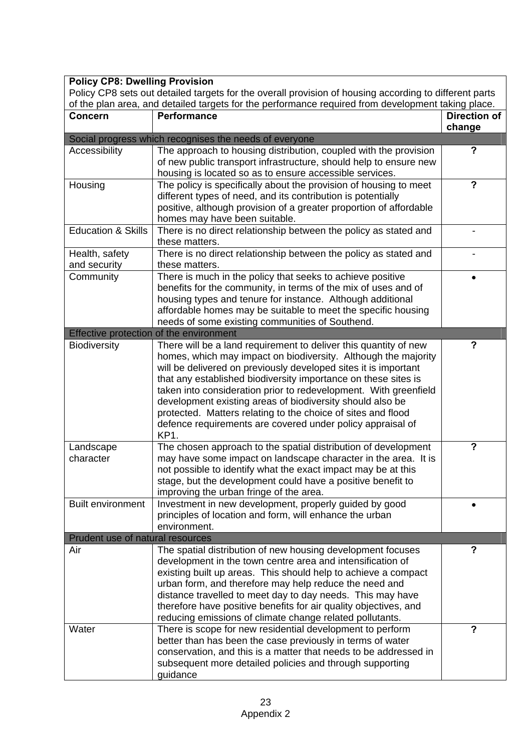**Policy CP8: Dwelling Provision**

Policy CP8 sets out detailed targets for the overall provision of housing according to different parts of the plan area, and detailed targets for the performance required from development taking place.

| Concern | Performance | Direction of change |
|---|---|---|
| Social progress which recognises the needs of everyone | | |
| Accessibility | The approach to housing distribution, coupled with the provision of new public transport infrastructure, should help to ensure new housing is located so as to ensure accessible services. | ? |
| Housing | The policy is specifically about the provision of housing to meet different types of need, and its contribution is potentially positive, although provision of a greater proportion of affordable homes may have been suitable. | ? |
| Education & Skills | There is no direct relationship between the policy as stated and these matters. | - |
| Health, safety and security | There is no direct relationship between the policy as stated and these matters. | - |
| Community | There is much in the policy that seeks to achieve positive benefits for the community, in terms of the mix of uses and of housing types and tenure for instance. Although additional affordable homes may be suitable to meet the specific housing needs of some existing communities of Southend. | • |
| Effective protection of the environment | | |
| Biodiversity | There will be a land requirement to deliver this quantity of new homes, which may impact on biodiversity. Although the majority will be delivered on previously developed sites it is important that any established biodiversity importance on these sites is taken into consideration prior to redevelopment. With greenfield development existing areas of biodiversity should also be protected. Matters relating to the choice of sites and flood defence requirements are covered under policy appraisal of KP1. | ? |
| Landscape character | The chosen approach to the spatial distribution of development may have some impact on landscape character in the area. It is not possible to identify what the exact impact may be at this stage, but the development could have a positive benefit to improving the urban fringe of the area. | ? |
| Built environment | Investment in new development, properly guided by good principles of location and form, will enhance the urban environment. | • |
| Prudent use of natural resources | | |
| Air | The spatial distribution of new housing development focuses development in the town centre area and intensification of existing built up areas. This should help to achieve a compact urban form, and therefore may help reduce the need and distance travelled to meet day to day needs. This may have therefore have positive benefits for air quality objectives, and reducing emissions of climate change related pollutants. | ? |
| Water | There is scope for new residential development to perform better than has been the case previously in terms of water conservation, and this is a matter that needs to be addressed in subsequent more detailed policies and through supporting guidance | ? |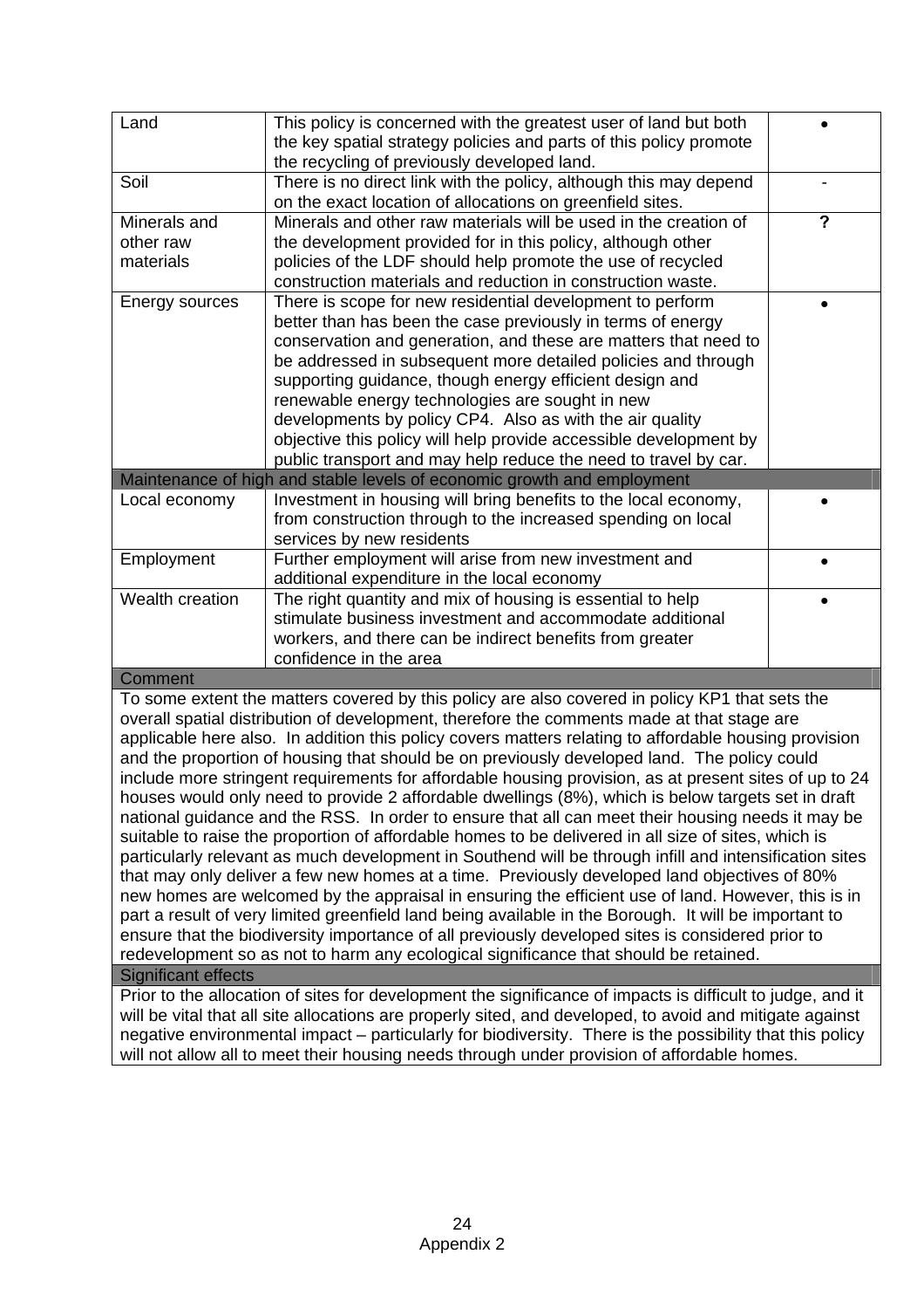| | | |
|---|---|---|
| Land | This policy is concerned with the greatest user of land but both the key spatial strategy policies and parts of this policy promote the recycling of previously developed land. | • |
| Soil | There is no direct link with the policy, although this may depend on the exact location of allocations on greenfield sites. | - |
| Minerals and other raw materials | Minerals and other raw materials will be used in the creation of the development provided for in this policy, although other policies of the LDF should help promote the use of recycled construction materials and reduction in construction waste. | **?** |
| Energy sources | There is scope for new residential development to perform better than has been the case previously in terms of energy conservation and generation, and these are matters that need to be addressed in subsequent more detailed policies and through supporting guidance, though energy efficient design and renewable energy technologies are sought in new developments by policy CP4. Also as with the air quality objective this policy will help provide accessible development by public transport and may help reduce the need to travel by car. | • |
| **Maintenance of high and stable levels of economic growth and employment** | | |
| Local economy | Investment in housing will bring benefits to the local economy, from construction through to the increased spending on local services by new residents | • |
| Employment | Further employment will arise from new investment and additional expenditure in the local economy | • |
| Wealth creation | The right quantity and mix of housing is essential to help stimulate business investment and accommodate additional workers, and there can be indirect benefits from greater confidence in the area | • |
| **Comment** | | |
| To some extent the matters covered by this policy are also covered in policy KP1 that sets the overall spatial distribution of development, therefore the comments made at that stage are applicable here also. In addition this policy covers matters relating to affordable housing provision and the proportion of housing that should be on previously developed land. The policy could include more stringent requirements for affordable housing provision, as at present sites of up to 24 houses would only need to provide 2 affordable dwellings (8%), which is below targets set in draft national guidance and the RSS. In order to ensure that all can meet their housing needs it may be suitable to raise the proportion of affordable homes to be delivered in all size of sites, which is particularly relevant as much development in Southend will be through infill and intensification sites that may only deliver a few new homes at a time. Previously developed land objectives of 80% new homes are welcomed by the appraisal in ensuring the efficient use of land. However, this is in part a result of very limited greenfield land being available in the Borough. It will be important to ensure that the biodiversity importance of all previously developed sites is considered prior to redevelopment so as not to harm any ecological significance that should be retained. | | |
| **Significant effects** | | |
| Prior to the allocation of sites for development the significance of impacts is difficult to judge, and it will be vital that all site allocations are properly sited, and developed, to avoid and mitigate against negative environmental impact – particularly for biodiversity. There is the possibility that this policy will not allow all to meet their housing needs through under provision of affordable homes. | | |

Appendix 2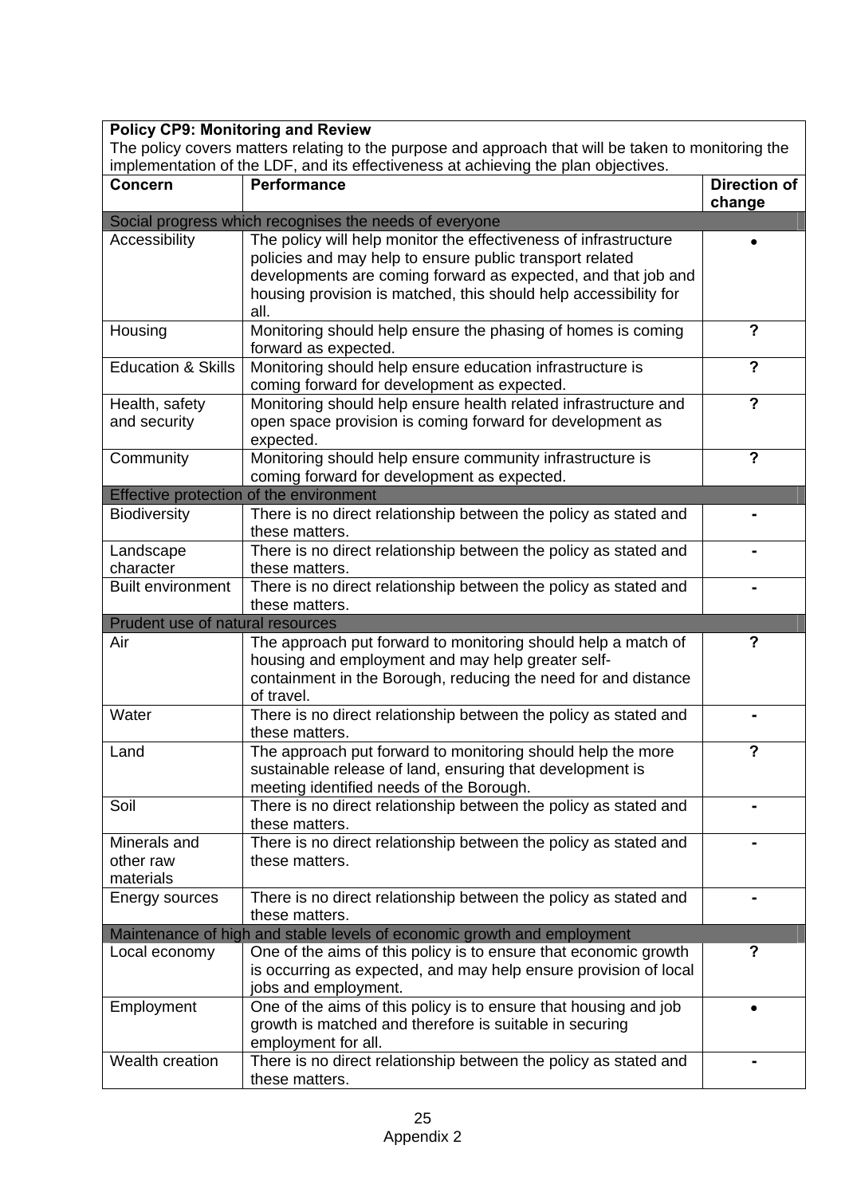| **Policy CP9: Monitoring and Review**<br>The policy covers matters relating to the purpose and approach that will be taken to monitoring the implementation of the LDF, and its effectiveness at achieving the plan objectives. | | |
|---|---|---|
| **Concern** | **Performance** | **Direction of change** |
| Social progress which recognises the needs of everyone | | |
| Accessibility | The policy will help monitor the effectiveness of infrastructure policies and may help to ensure public transport related developments are coming forward as expected, and that job and housing provision is matched, this should help accessibility for all. | • |
| Housing | Monitoring should help ensure the phasing of homes is coming forward as expected. | **?** |
| Education & Skills | Monitoring should help ensure education infrastructure is coming forward for development as expected. | **?** |
| Health, safety and security | Monitoring should help ensure health related infrastructure and open space provision is coming forward for development as expected. | **?** |
| Community | Monitoring should help ensure community infrastructure is coming forward for development as expected. | **?** |
| Effective protection of the environment | | |
| Biodiversity | There is no direct relationship between the policy as stated and these matters. | **-** |
| Landscape character | There is no direct relationship between the policy as stated and these matters. | **-** |
| Built environment | There is no direct relationship between the policy as stated and these matters. | **-** |
| Prudent use of natural resources | | |
| Air | The approach put forward to monitoring should help a match of housing and employment and may help greater self-containment in the Borough, reducing the need for and distance of travel. | **?** |
| Water | There is no direct relationship between the policy as stated and these matters. | **-** |
| Land | The approach put forward to monitoring should help the more sustainable release of land, ensuring that development is meeting identified needs of the Borough. | **?** |
| Soil | There is no direct relationship between the policy as stated and these matters. | **-** |
| Minerals and other raw materials | There is no direct relationship between the policy as stated and these matters. | **-** |
| Energy sources | There is no direct relationship between the policy as stated and these matters. | **-** |
| Maintenance of high and stable levels of economic growth and employment | | |
| Local economy | One of the aims of this policy is to ensure that economic growth is occurring as expected, and may help ensure provision of local jobs and employment. | **?** |
| Employment | One of the aims of this policy is to ensure that housing and job growth is matched and therefore is suitable in securing employment for all. | • |
| Wealth creation | There is no direct relationship between the policy as stated and these matters. | **-** |

Appendix 2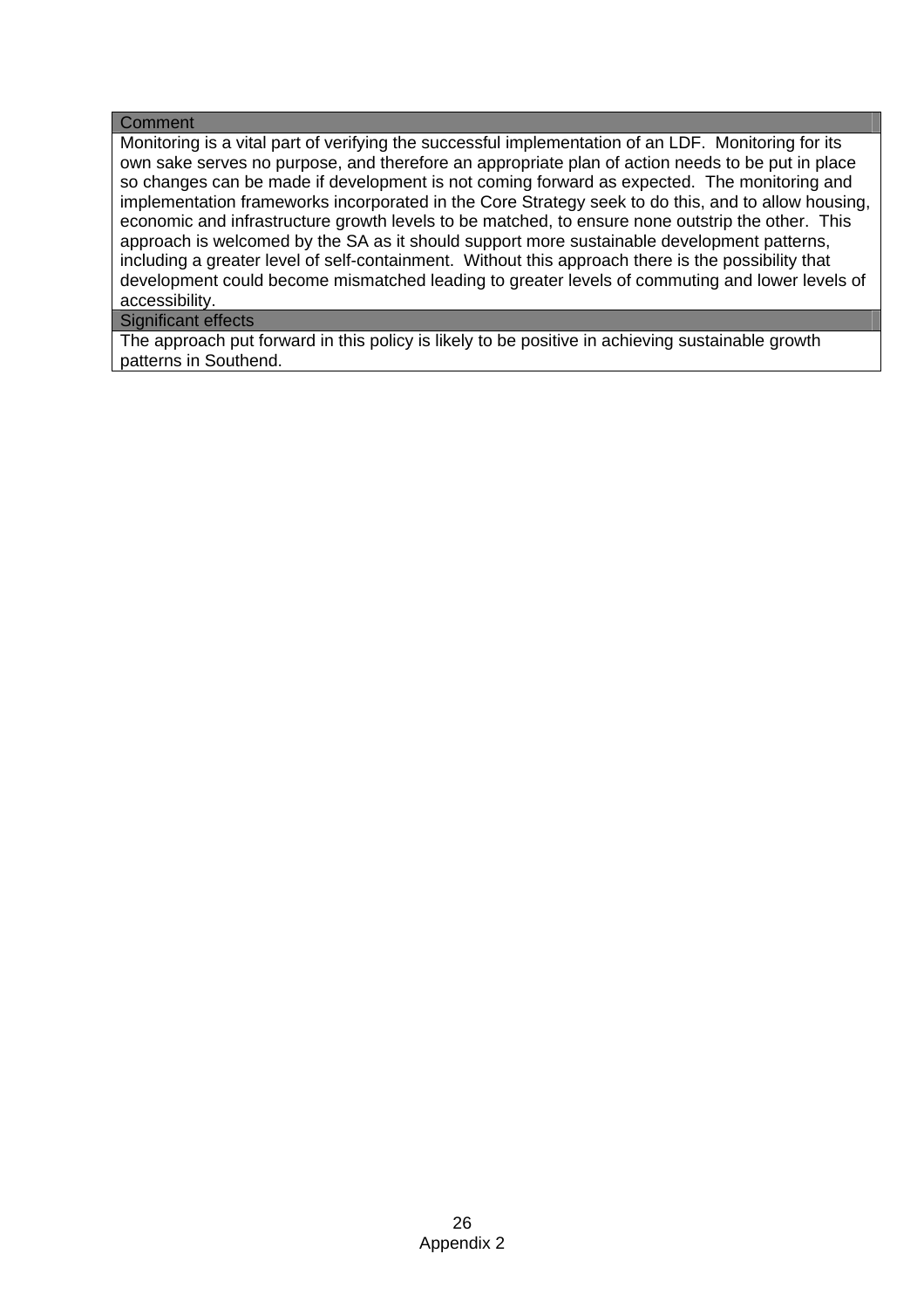| Comment |
| --- |
| Monitoring is a vital part of verifying the successful implementation of an LDF. Monitoring for its own sake serves no purpose, and therefore an appropriate plan of action needs to be put in place so changes can be made if development is not coming forward as expected. The monitoring and implementation frameworks incorporated in the Core Strategy seek to do this, and to allow housing, economic and infrastructure growth levels to be matched, to ensure none outstrip the other. This approach is welcomed by the SA as it should support more sustainable development patterns, including a greater level of self-containment. Without this approach there is the possibility that development could become mismatched leading to greater levels of commuting and lower levels of accessibility. |
| **Significant effects** |
| The approach put forward in this policy is likely to be positive in achieving sustainable growth patterns in Southend. |

Appendix 2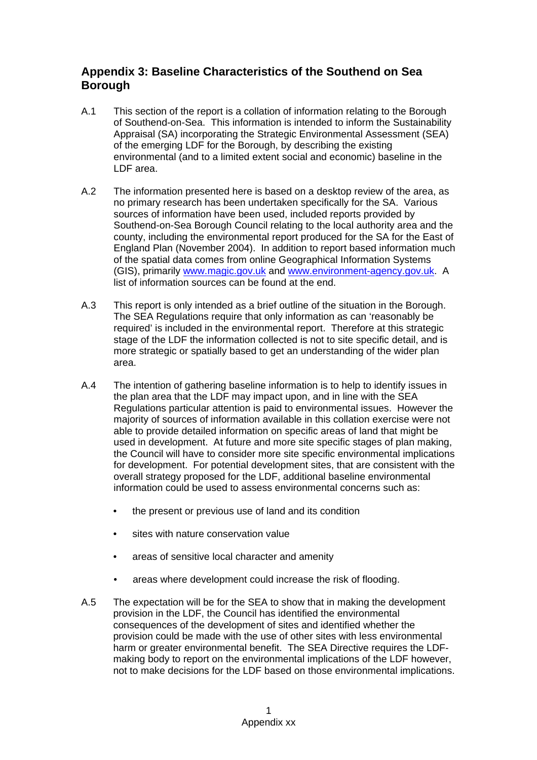## Appendix 3: Baseline Characteristics of the Southend on Sea Borough

A.1 This section of the report is a collation of information relating to the Borough of Southend-on-Sea. This information is intended to inform the Sustainability Appraisal (SA) incorporating the Strategic Environmental Assessment (SEA) of the emerging LDF for the Borough, by describing the existing environmental (and to a limited extent social and economic) baseline in the LDF area.

A.2 The information presented here is based on a desktop review of the area, as no primary research has been undertaken specifically for the SA. Various sources of information have been used, included reports provided by Southend-on-Sea Borough Council relating to the local authority area and the county, including the environmental report produced for the SA for the East of England Plan (November 2004). In addition to report based information much of the spatial data comes from online Geographical Information Systems (GIS), primarily www.magic.gov.uk and www.environment-agency.gov.uk. A list of information sources can be found at the end.

A.3 This report is only intended as a brief outline of the situation in the Borough. The SEA Regulations require that only information as can 'reasonably be required' is included in the environmental report. Therefore at this strategic stage of the LDF the information collected is not to site specific detail, and is more strategic or spatially based to get an understanding of the wider plan area.

A.4 The intention of gathering baseline information is to help to identify issues in the plan area that the LDF may impact upon, and in line with the SEA Regulations particular attention is paid to environmental issues. However the majority of sources of information available in this collation exercise were not able to provide detailed information on specific areas of land that might be used in development. At future and more site specific stages of plan making, the Council will have to consider more site specific environmental implications for development. For potential development sites, that are consistent with the overall strategy proposed for the LDF, additional baseline environmental information could be used to assess environmental concerns such as:

- the present or previous use of land and its condition
- sites with nature conservation value
- areas of sensitive local character and amenity
- areas where development could increase the risk of flooding.

A.5 The expectation will be for the SEA to show that in making the development provision in the LDF, the Council has identified the environmental consequences of the development of sites and identified whether the provision could be made with the use of other sites with less environmental harm or greater environmental benefit. The SEA Directive requires the LDF-making body to report on the environmental implications of the LDF however, not to make decisions for the LDF based on those environmental implications.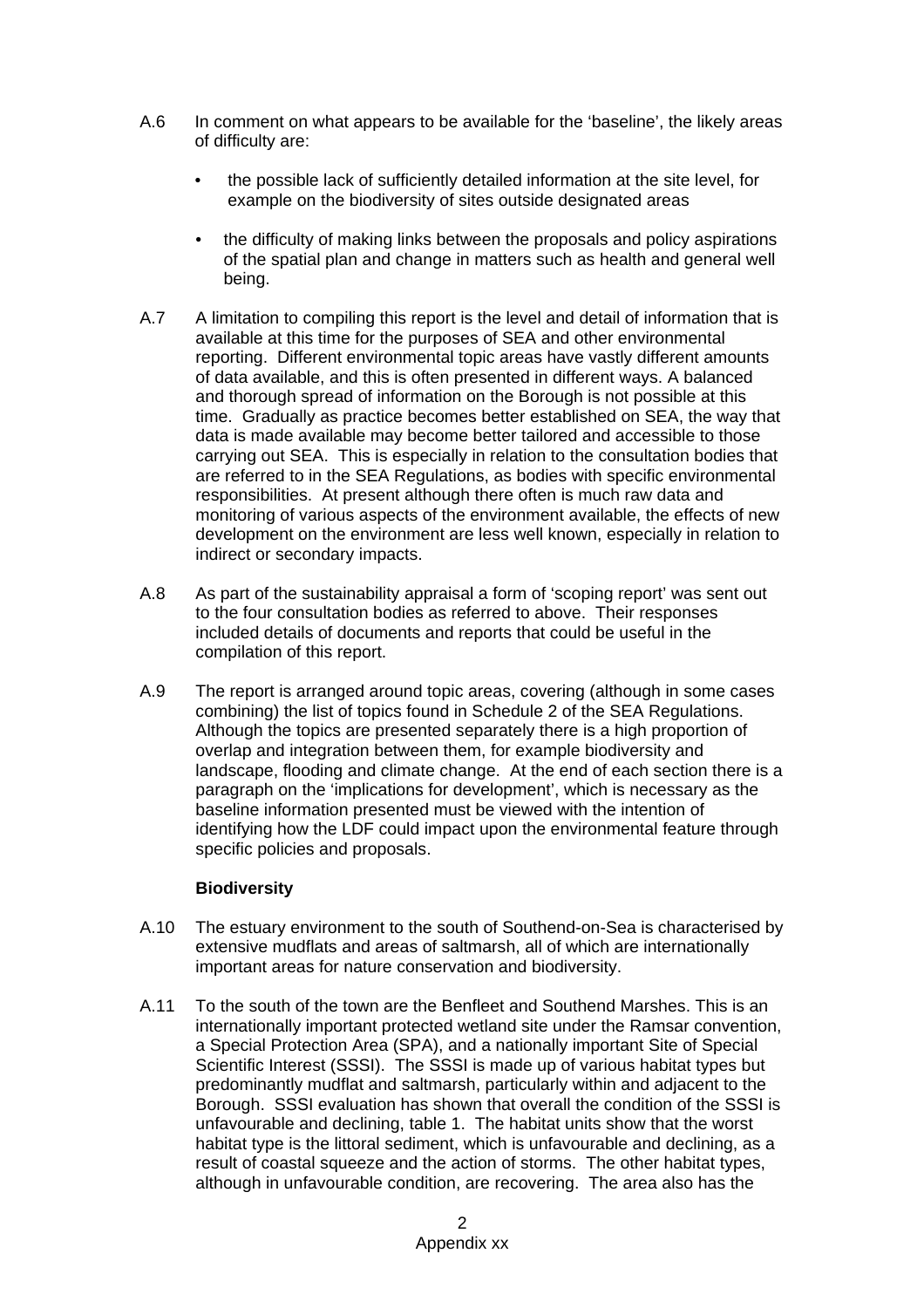A.6 In comment on what appears to be available for the 'baseline', the likely areas of difficulty are:

- the possible lack of sufficiently detailed information at the site level, for example on the biodiversity of sites outside designated areas
- the difficulty of making links between the proposals and policy aspirations of the spatial plan and change in matters such as health and general well being.

A.7 A limitation to compiling this report is the level and detail of information that is available at this time for the purposes of SEA and other environmental reporting. Different environmental topic areas have vastly different amounts of data available, and this is often presented in different ways. A balanced and thorough spread of information on the Borough is not possible at this time. Gradually as practice becomes better established on SEA, the way that data is made available may become better tailored and accessible to those carrying out SEA. This is especially in relation to the consultation bodies that are referred to in the SEA Regulations, as bodies with specific environmental responsibilities. At present although there often is much raw data and monitoring of various aspects of the environment available, the effects of new development on the environment are less well known, especially in relation to indirect or secondary impacts.

A.8 As part of the sustainability appraisal a form of 'scoping report' was sent out to the four consultation bodies as referred to above. Their responses included details of documents and reports that could be useful in the compilation of this report.

A.9 The report is arranged around topic areas, covering (although in some cases combining) the list of topics found in Schedule 2 of the SEA Regulations. Although the topics are presented separately there is a high proportion of overlap and integration between them, for example biodiversity and landscape, flooding and climate change. At the end of each section there is a paragraph on the 'implications for development', which is necessary as the baseline information presented must be viewed with the intention of identifying how the LDF could impact upon the environmental feature through specific policies and proposals.

**Biodiversity**

A.10 The estuary environment to the south of Southend-on-Sea is characterised by extensive mudflats and areas of saltmarsh, all of which are internationally important areas for nature conservation and biodiversity.

A.11 To the south of the town are the Benfleet and Southend Marshes. This is an internationally important protected wetland site under the Ramsar convention, a Special Protection Area (SPA), and a nationally important Site of Special Scientific Interest (SSSI). The SSSI is made up of various habitat types but predominantly mudflat and saltmarsh, particularly within and adjacent to the Borough. SSSI evaluation has shown that overall the condition of the SSSI is unfavourable and declining, table 1. The habitat units show that the worst habitat type is the littoral sediment, which is unfavourable and declining, as a result of coastal squeeze and the action of storms. The other habitat types, although in unfavourable condition, are recovering. The area also has the

Appendix xx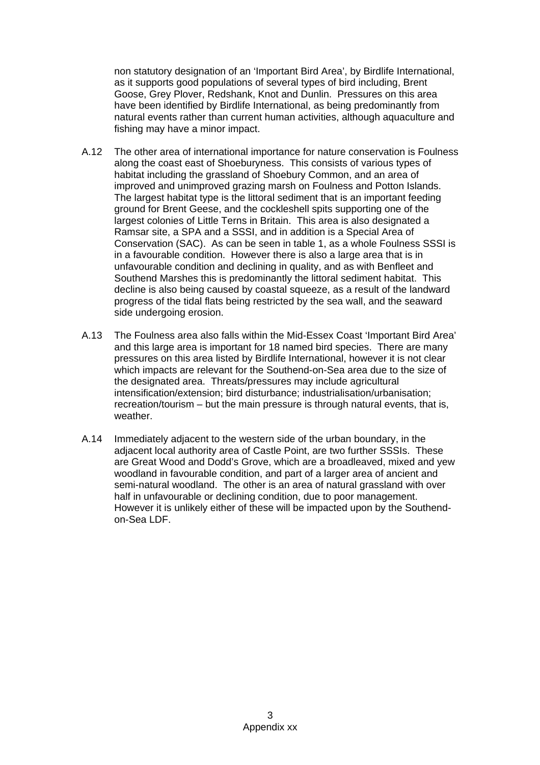non statutory designation of an 'Important Bird Area', by Birdlife International, as it supports good populations of several types of bird including, Brent Goose, Grey Plover, Redshank, Knot and Dunlin. Pressures on this area have been identified by Birdlife International, as being predominantly from natural events rather than current human activities, although aquaculture and fishing may have a minor impact.

A.12 The other area of international importance for nature conservation is Foulness along the coast east of Shoeburyness. This consists of various types of habitat including the grassland of Shoebury Common, and an area of improved and unimproved grazing marsh on Foulness and Potton Islands. The largest habitat type is the littoral sediment that is an important feeding ground for Brent Geese, and the cockleshell spits supporting one of the largest colonies of Little Terns in Britain. This area is also designated a Ramsar site, a SPA and a SSSI, and in addition is a Special Area of Conservation (SAC). As can be seen in table 1, as a whole Foulness SSSI is in a favourable condition. However there is also a large area that is in unfavourable condition and declining in quality, and as with Benfleet and Southend Marshes this is predominantly the littoral sediment habitat. This decline is also being caused by coastal squeeze, as a result of the landward progress of the tidal flats being restricted by the sea wall, and the seaward side undergoing erosion.

A.13 The Foulness area also falls within the Mid-Essex Coast 'Important Bird Area' and this large area is important for 18 named bird species. There are many pressures on this area listed by Birdlife International, however it is not clear which impacts are relevant for the Southend-on-Sea area due to the size of the designated area. Threats/pressures may include agricultural intensification/extension; bird disturbance; industrialisation/urbanisation; recreation/tourism – but the main pressure is through natural events, that is, weather.

A.14 Immediately adjacent to the western side of the urban boundary, in the adjacent local authority area of Castle Point, are two further SSSIs. These are Great Wood and Dodd's Grove, which are a broadleaved, mixed and yew woodland in favourable condition, and part of a larger area of ancient and semi-natural woodland. The other is an area of natural grassland with over half in unfavourable or declining condition, due to poor management. However it is unlikely either of these will be impacted upon by the Southend-on-Sea LDF.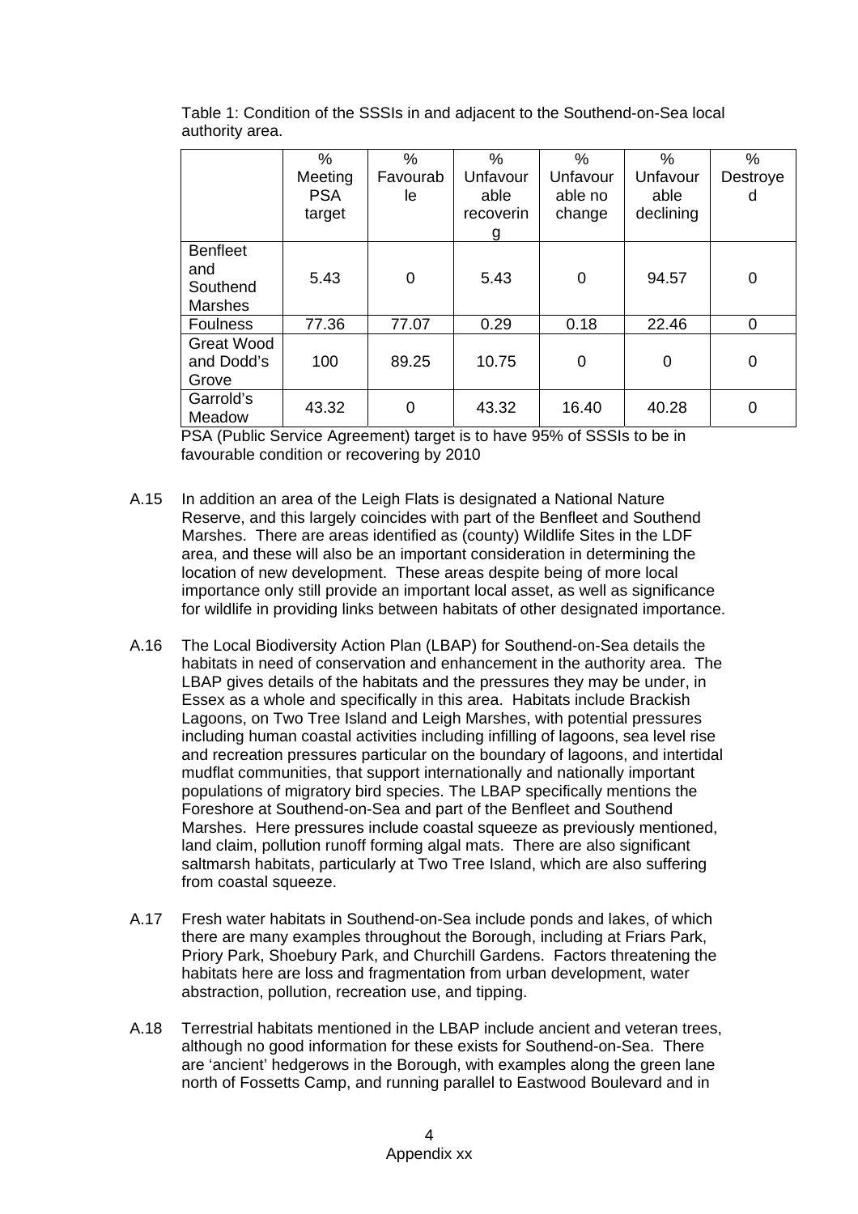Table 1: Condition of the SSSIs in and adjacent to the Southend-on-Sea local authority area.

| | % Meeting PSA target | % Favourable | % Unfavourable recovering | % Unfavourable no change | % Unfavourable declining | % Destroyed |
|---|---|---|---|---|---|---|
| Benfleet and Southend Marshes | 5.43 | 0 | 5.43 | 0 | 94.57 | 0 |
| Foulness | 77.36 | 77.07 | 0.29 | 0.18 | 22.46 | 0 |
| Great Wood and Dodd's Grove | 100 | 89.25 | 10.75 | 0 | 0 | 0 |
| Garrold's Meadow | 43.32 | 0 | 43.32 | 16.40 | 40.28 | 0 |

PSA (Public Service Agreement) target is to have 95% of SSSIs to be in favourable condition or recovering by 2010

A.15 In addition an area of the Leigh Flats is designated a National Nature Reserve, and this largely coincides with part of the Benfleet and Southend Marshes. There are areas identified as (county) Wildlife Sites in the LDF area, and these will also be an important consideration in determining the location of new development. These areas despite being of more local importance only still provide an important local asset, as well as significance for wildlife in providing links between habitats of other designated importance.

A.16 The Local Biodiversity Action Plan (LBAP) for Southend-on-Sea details the habitats in need of conservation and enhancement in the authority area. The LBAP gives details of the habitats and the pressures they may be under, in Essex as a whole and specifically in this area. Habitats include Brackish Lagoons, on Two Tree Island and Leigh Marshes, with potential pressures including human coastal activities including infilling of lagoons, sea level rise and recreation pressures particular on the boundary of lagoons, and intertidal mudflat communities, that support internationally and nationally important populations of migratory bird species. The LBAP specifically mentions the Foreshore at Southend-on-Sea and part of the Benfleet and Southend Marshes. Here pressures include coastal squeeze as previously mentioned, land claim, pollution runoff forming algal mats. There are also significant saltmarsh habitats, particularly at Two Tree Island, which are also suffering from coastal squeeze.

A.17 Fresh water habitats in Southend-on-Sea include ponds and lakes, of which there are many examples throughout the Borough, including at Friars Park, Priory Park, Shoebury Park, and Churchill Gardens. Factors threatening the habitats here are loss and fragmentation from urban development, water abstraction, pollution, recreation use, and tipping.

A.18 Terrestrial habitats mentioned in the LBAP include ancient and veteran trees, although no good information for these exists for Southend-on-Sea. There are 'ancient' hedgerows in the Borough, with examples along the green lane north of Fossetts Camp, and running parallel to Eastwood Boulevard and in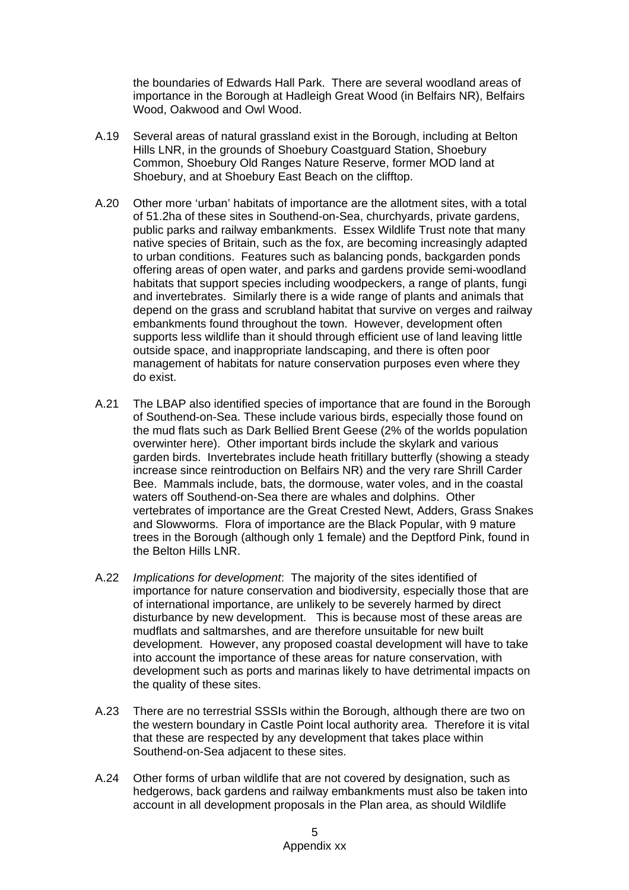the boundaries of Edwards Hall Park. There are several woodland areas of importance in the Borough at Hadleigh Great Wood (in Belfairs NR), Belfairs Wood, Oakwood and Owl Wood.

A.19 Several areas of natural grassland exist in the Borough, including at Belton Hills LNR, in the grounds of Shoebury Coastguard Station, Shoebury Common, Shoebury Old Ranges Nature Reserve, former MOD land at Shoebury, and at Shoebury East Beach on the clifftop.

A.20 Other more 'urban' habitats of importance are the allotment sites, with a total of 51.2ha of these sites in Southend-on-Sea, churchyards, private gardens, public parks and railway embankments. Essex Wildlife Trust note that many native species of Britain, such as the fox, are becoming increasingly adapted to urban conditions. Features such as balancing ponds, backgarden ponds offering areas of open water, and parks and gardens provide semi-woodland habitats that support species including woodpeckers, a range of plants, fungi and invertebrates. Similarly there is a wide range of plants and animals that depend on the grass and scrubland habitat that survive on verges and railway embankments found throughout the town. However, development often supports less wildlife than it should through efficient use of land leaving little outside space, and inappropriate landscaping, and there is often poor management of habitats for nature conservation purposes even where they do exist.

A.21 The LBAP also identified species of importance that are found in the Borough of Southend-on-Sea. These include various birds, especially those found on the mud flats such as Dark Bellied Brent Geese (2% of the worlds population overwinter here). Other important birds include the skylark and various garden birds. Invertebrates include heath fritillary butterfly (showing a steady increase since reintroduction on Belfairs NR) and the very rare Shrill Carder Bee. Mammals include, bats, the dormouse, water voles, and in the coastal waters off Southend-on-Sea there are whales and dolphins. Other vertebrates of importance are the Great Crested Newt, Adders, Grass Snakes and Slowworms. Flora of importance are the Black Popular, with 9 mature trees in the Borough (although only 1 female) and the Deptford Pink, found in the Belton Hills LNR.

A.22 *Implications for development*: The majority of the sites identified of importance for nature conservation and biodiversity, especially those that are of international importance, are unlikely to be severely harmed by direct disturbance by new development. This is because most of these areas are mudflats and saltmarshes, and are therefore unsuitable for new built development. However, any proposed coastal development will have to take into account the importance of these areas for nature conservation, with development such as ports and marinas likely to have detrimental impacts on the quality of these sites.

A.23 There are no terrestrial SSSIs within the Borough, although there are two on the western boundary in Castle Point local authority area. Therefore it is vital that these are respected by any development that takes place within Southend-on-Sea adjacent to these sites.

A.24 Other forms of urban wildlife that are not covered by designation, such as hedgerows, back gardens and railway embankments must also be taken into account in all development proposals in the Plan area, as should Wildlife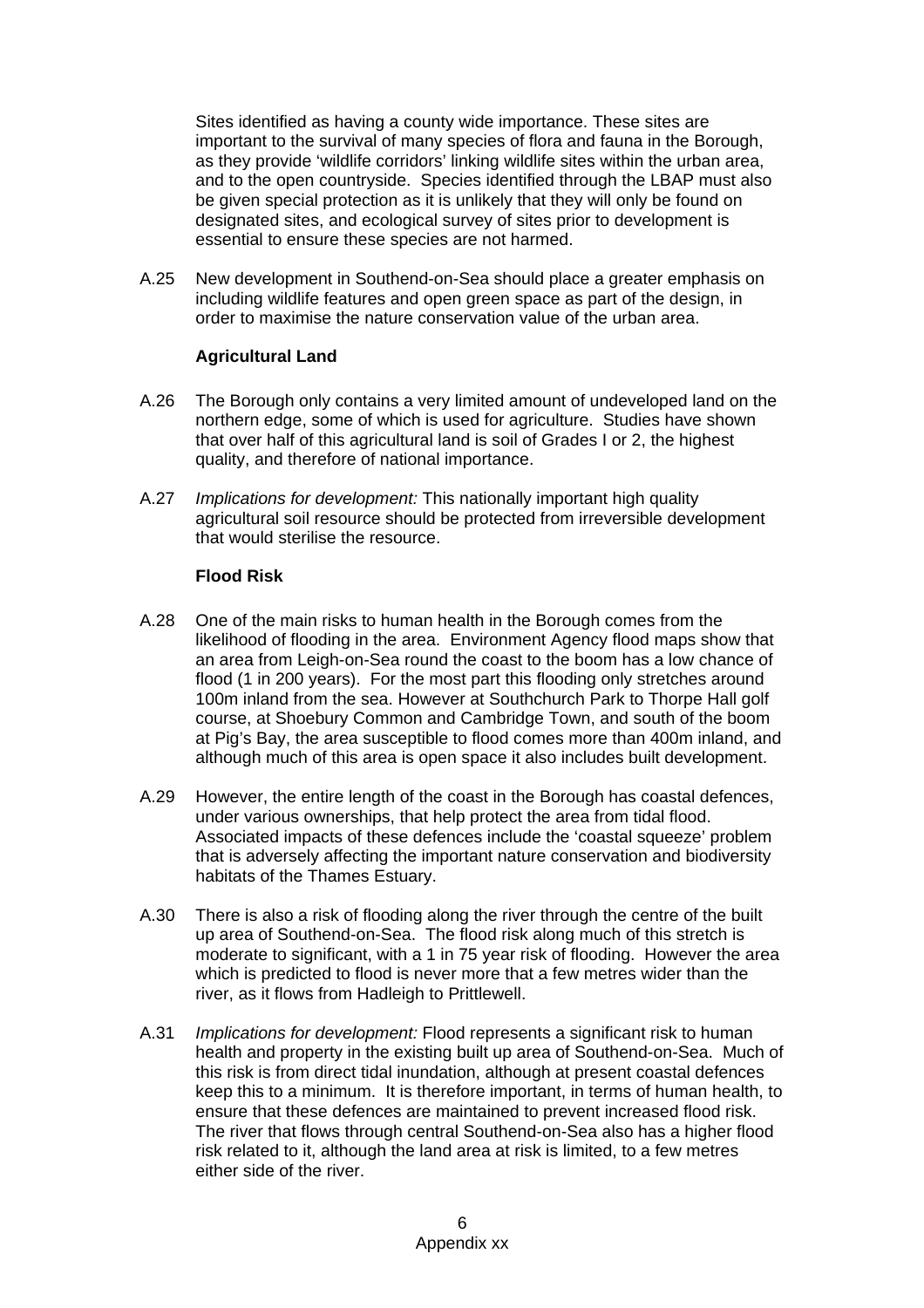Sites identified as having a county wide importance. These sites are important to the survival of many species of flora and fauna in the Borough, as they provide 'wildlife corridors' linking wildlife sites within the urban area, and to the open countryside. Species identified through the LBAP must also be given special protection as it is unlikely that they will only be found on designated sites, and ecological survey of sites prior to development is essential to ensure these species are not harmed.

A.25 New development in Southend-on-Sea should place a greater emphasis on including wildlife features and open green space as part of the design, in order to maximise the nature conservation value of the urban area.

**Agricultural Land**

A.26 The Borough only contains a very limited amount of undeveloped land on the northern edge, some of which is used for agriculture. Studies have shown that over half of this agricultural land is soil of Grades I or 2, the highest quality, and therefore of national importance.

A.27 *Implications for development:* This nationally important high quality agricultural soil resource should be protected from irreversible development that would sterilise the resource.

**Flood Risk**

A.28 One of the main risks to human health in the Borough comes from the likelihood of flooding in the area. Environment Agency flood maps show that an area from Leigh-on-Sea round the coast to the boom has a low chance of flood (1 in 200 years). For the most part this flooding only stretches around 100m inland from the sea. However at Southchurch Park to Thorpe Hall golf course, at Shoebury Common and Cambridge Town, and south of the boom at Pig's Bay, the area susceptible to flood comes more than 400m inland, and although much of this area is open space it also includes built development.

A.29 However, the entire length of the coast in the Borough has coastal defences, under various ownerships, that help protect the area from tidal flood. Associated impacts of these defences include the 'coastal squeeze' problem that is adversely affecting the important nature conservation and biodiversity habitats of the Thames Estuary.

A.30 There is also a risk of flooding along the river through the centre of the built up area of Southend-on-Sea. The flood risk along much of this stretch is moderate to significant, with a 1 in 75 year risk of flooding. However the area which is predicted to flood is never more that a few metres wider than the river, as it flows from Hadleigh to Prittlewell.

A.31 *Implications for development:* Flood represents a significant risk to human health and property in the existing built up area of Southend-on-Sea. Much of this risk is from direct tidal inundation, although at present coastal defences keep this to a minimum. It is therefore important, in terms of human health, to ensure that these defences are maintained to prevent increased flood risk. The river that flows through central Southend-on-Sea also has a higher flood risk related to it, although the land area at risk is limited, to a few metres either side of the river.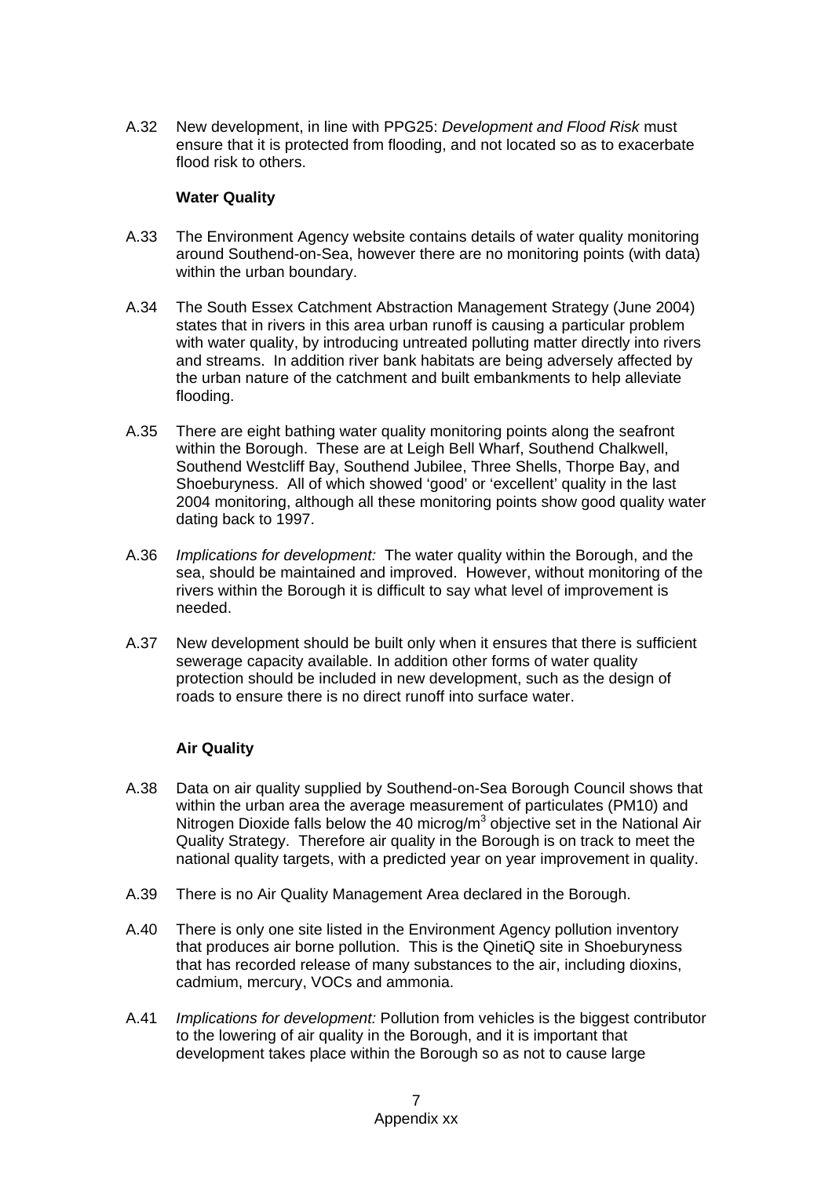A.32 New development, in line with PPG25: *Development and Flood Risk* must ensure that it is protected from flooding, and not located so as to exacerbate flood risk to others.

**Water Quality**

A.33 The Environment Agency website contains details of water quality monitoring around Southend-on-Sea, however there are no monitoring points (with data) within the urban boundary.

A.34 The South Essex Catchment Abstraction Management Strategy (June 2004) states that in rivers in this area urban runoff is causing a particular problem with water quality, by introducing untreated polluting matter directly into rivers and streams. In addition river bank habitats are being adversely affected by the urban nature of the catchment and built embankments to help alleviate flooding.

A.35 There are eight bathing water quality monitoring points along the seafront within the Borough. These are at Leigh Bell Wharf, Southend Chalkwell, Southend Westcliff Bay, Southend Jubilee, Three Shells, Thorpe Bay, and Shoeburyness. All of which showed 'good' or 'excellent' quality in the last 2004 monitoring, although all these monitoring points show good quality water dating back to 1997.

A.36 *Implications for development:* The water quality within the Borough, and the sea, should be maintained and improved. However, without monitoring of the rivers within the Borough it is difficult to say what level of improvement is needed.

A.37 New development should be built only when it ensures that there is sufficient sewerage capacity available. In addition other forms of water quality protection should be included in new development, such as the design of roads to ensure there is no direct runoff into surface water.

**Air Quality**

A.38 Data on air quality supplied by Southend-on-Sea Borough Council shows that within the urban area the average measurement of particulates (PM10) and Nitrogen Dioxide falls below the 40 microg/$m^3$ objective set in the National Air Quality Strategy. Therefore air quality in the Borough is on track to meet the national quality targets, with a predicted year on year improvement in quality.

A.39 There is no Air Quality Management Area declared in the Borough.

A.40 There is only one site listed in the Environment Agency pollution inventory that produces air borne pollution. This is the QinetiQ site in Shoeburyness that has recorded release of many substances to the air, including dioxins, cadmium, mercury, VOCs and ammonia.

A.41 *Implications for development:* Pollution from vehicles is the biggest contributor to the lowering of air quality in the Borough, and it is important that development takes place within the Borough so as not to cause large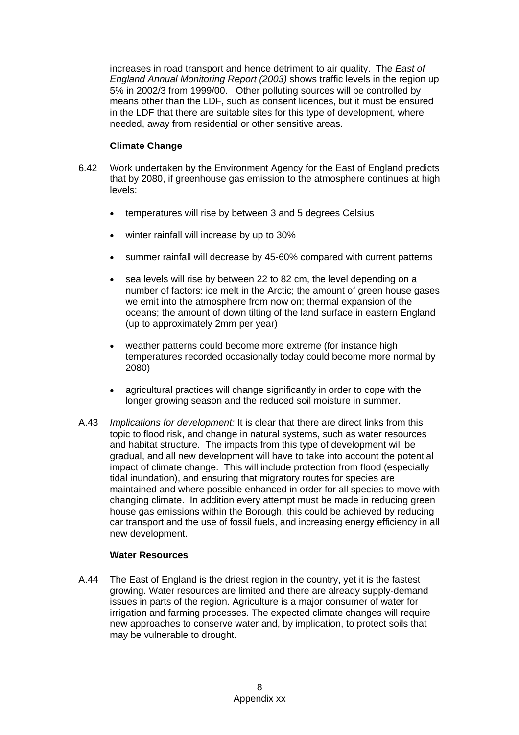increases in road transport and hence detriment to air quality. The *East of England Annual Monitoring Report (2003)* shows traffic levels in the region up 5% in 2002/3 from 1999/00. Other polluting sources will be controlled by means other than the LDF, such as consent licences, but it must be ensured in the LDF that there are suitable sites for this type of development, where needed, away from residential or other sensitive areas.

**Climate Change**

6.42 Work undertaken by the Environment Agency for the East of England predicts that by 2080, if greenhouse gas emission to the atmosphere continues at high levels:

- temperatures will rise by between 3 and 5 degrees Celsius
- winter rainfall will increase by up to 30%
- summer rainfall will decrease by 45-60% compared with current patterns
- sea levels will rise by between 22 to 82 cm, the level depending on a number of factors: ice melt in the Arctic; the amount of green house gases we emit into the atmosphere from now on; thermal expansion of the oceans; the amount of down tilting of the land surface in eastern England (up to approximately 2mm per year)
- weather patterns could become more extreme (for instance high temperatures recorded occasionally today could become more normal by 2080)
- agricultural practices will change significantly in order to cope with the longer growing season and the reduced soil moisture in summer.

A.43 *Implications for development:* It is clear that there are direct links from this topic to flood risk, and change in natural systems, such as water resources and habitat structure. The impacts from this type of development will be gradual, and all new development will have to take into account the potential impact of climate change. This will include protection from flood (especially tidal inundation), and ensuring that migratory routes for species are maintained and where possible enhanced in order for all species to move with changing climate. In addition every attempt must be made in reducing green house gas emissions within the Borough, this could be achieved by reducing car transport and the use of fossil fuels, and increasing energy efficiency in all new development.

**Water Resources**

A.44 The East of England is the driest region in the country, yet it is the fastest growing. Water resources are limited and there are already supply-demand issues in parts of the region. Agriculture is a major consumer of water for irrigation and farming processes. The expected climate changes will require new approaches to conserve water and, by implication, to protect soils that may be vulnerable to drought.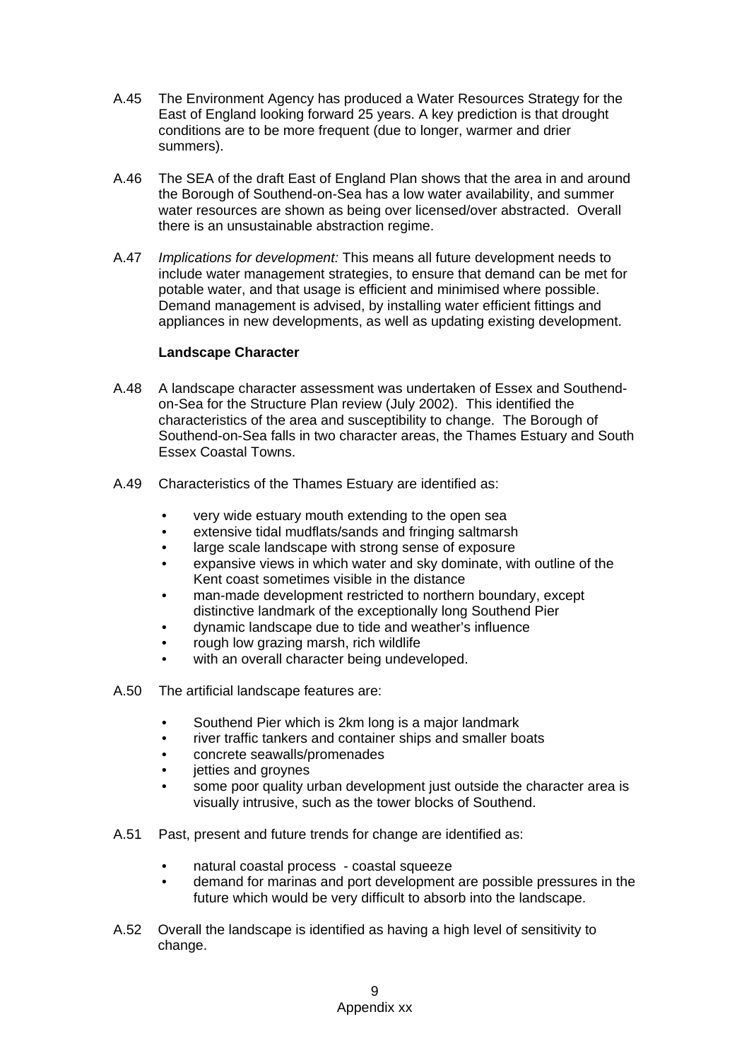A.45 The Environment Agency has produced a Water Resources Strategy for the East of England looking forward 25 years. A key prediction is that drought conditions are to be more frequent (due to longer, warmer and drier summers).

A.46 The SEA of the draft East of England Plan shows that the area in and around the Borough of Southend-on-Sea has a low water availability, and summer water resources are shown as being over licensed/over abstracted. Overall there is an unsustainable abstraction regime.

A.47 *Implications for development:* This means all future development needs to include water management strategies, to ensure that demand can be met for potable water, and that usage is efficient and minimised where possible. Demand management is advised, by installing water efficient fittings and appliances in new developments, as well as updating existing development.

**Landscape Character**

A.48 A landscape character assessment was undertaken of Essex and Southend-on-Sea for the Structure Plan review (July 2002). This identified the characteristics of the area and susceptibility to change. The Borough of Southend-on-Sea falls in two character areas, the Thames Estuary and South Essex Coastal Towns.

A.49 Characteristics of the Thames Estuary are identified as:

- very wide estuary mouth extending to the open sea
- extensive tidal mudflats/sands and fringing saltmarsh
- large scale landscape with strong sense of exposure
- expansive views in which water and sky dominate, with outline of the Kent coast sometimes visible in the distance
- man-made development restricted to northern boundary, except distinctive landmark of the exceptionally long Southend Pier
- dynamic landscape due to tide and weather's influence
- rough low grazing marsh, rich wildlife
- with an overall character being undeveloped.

A.50 The artificial landscape features are:

- Southend Pier which is 2km long is a major landmark
- river traffic tankers and container ships and smaller boats
- concrete seawalls/promenades
- jetties and groynes
- some poor quality urban development just outside the character area is visually intrusive, such as the tower blocks of Southend.

A.51 Past, present and future trends for change are identified as:

- natural coastal process - coastal squeeze
- demand for marinas and port development are possible pressures in the future which would be very difficult to absorb into the landscape.

A.52 Overall the landscape is identified as having a high level of sensitivity to change.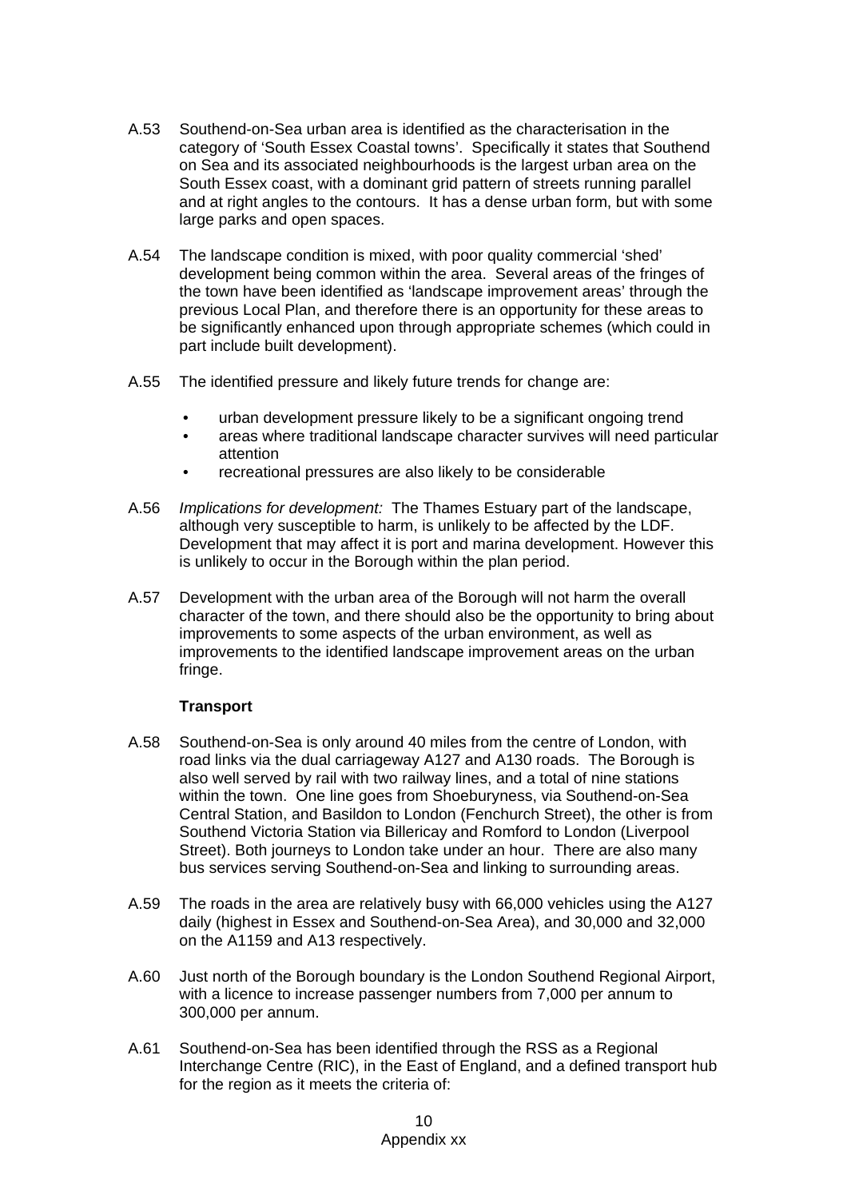A.53 Southend-on-Sea urban area is identified as the characterisation in the category of 'South Essex Coastal towns'. Specifically it states that Southend on Sea and its associated neighbourhoods is the largest urban area on the South Essex coast, with a dominant grid pattern of streets running parallel and at right angles to the contours. It has a dense urban form, but with some large parks and open spaces.

A.54 The landscape condition is mixed, with poor quality commercial 'shed' development being common within the area. Several areas of the fringes of the town have been identified as 'landscape improvement areas' through the previous Local Plan, and therefore there is an opportunity for these areas to be significantly enhanced upon through appropriate schemes (which could in part include built development).

A.55 The identified pressure and likely future trends for change are:

- urban development pressure likely to be a significant ongoing trend
- areas where traditional landscape character survives will need particular attention
- recreational pressures are also likely to be considerable

A.56 *Implications for development:* The Thames Estuary part of the landscape, although very susceptible to harm, is unlikely to be affected by the LDF. Development that may affect it is port and marina development. However this is unlikely to occur in the Borough within the plan period.

A.57 Development with the urban area of the Borough will not harm the overall character of the town, and there should also be the opportunity to bring about improvements to some aspects of the urban environment, as well as improvements to the identified landscape improvement areas on the urban fringe.

**Transport**

A.58 Southend-on-Sea is only around 40 miles from the centre of London, with road links via the dual carriageway A127 and A130 roads. The Borough is also well served by rail with two railway lines, and a total of nine stations within the town. One line goes from Shoeburyness, via Southend-on-Sea Central Station, and Basildon to London (Fenchurch Street), the other is from Southend Victoria Station via Billericay and Romford to London (Liverpool Street). Both journeys to London take under an hour. There are also many bus services serving Southend-on-Sea and linking to surrounding areas.

A.59 The roads in the area are relatively busy with 66,000 vehicles using the A127 daily (highest in Essex and Southend-on-Sea Area), and 30,000 and 32,000 on the A1159 and A13 respectively.

A.60 Just north of the Borough boundary is the London Southend Regional Airport, with a licence to increase passenger numbers from 7,000 per annum to 300,000 per annum.

A.61 Southend-on-Sea has been identified through the RSS as a Regional Interchange Centre (RIC), in the East of England, and a defined transport hub for the region as it meets the criteria of: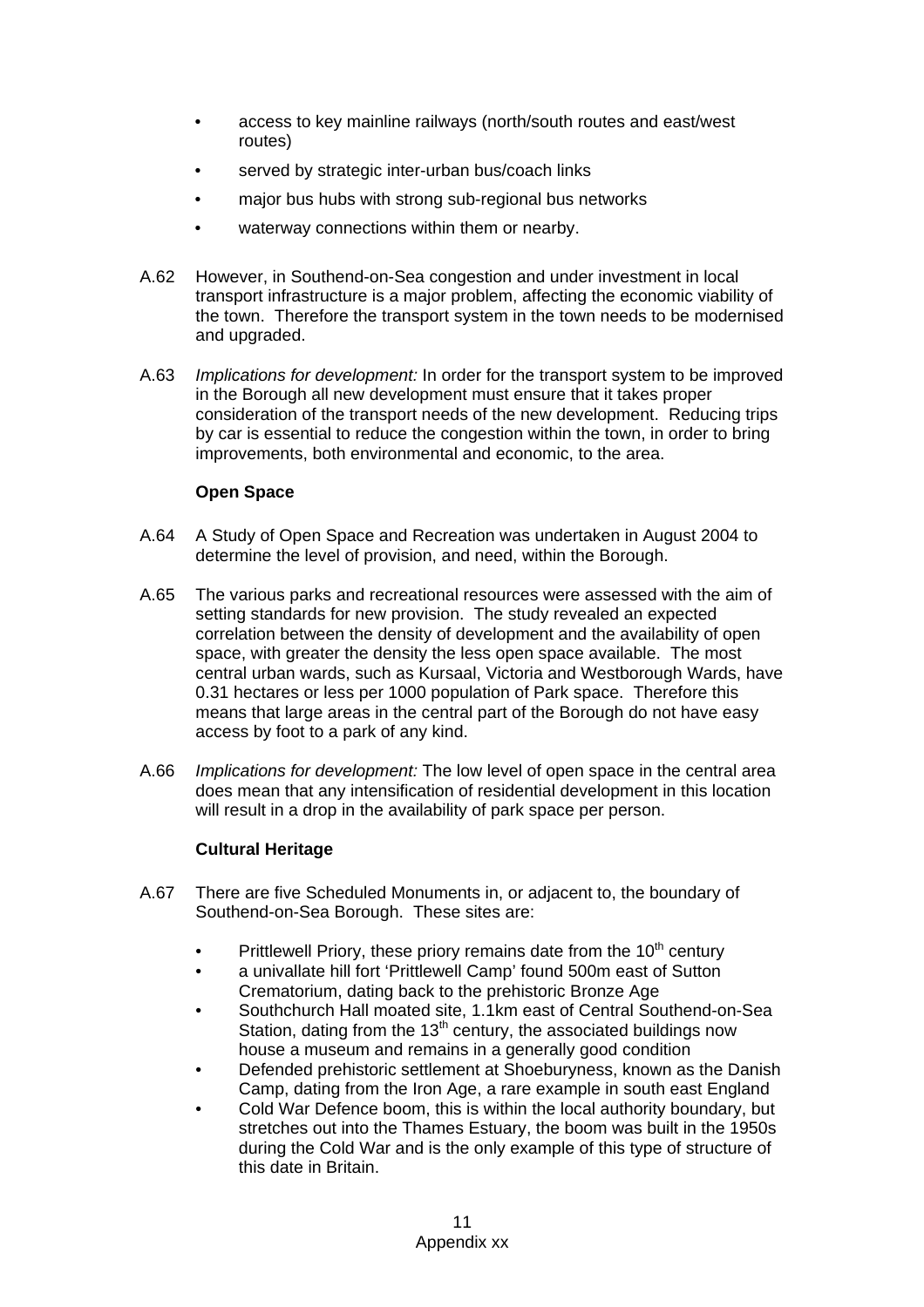- access to key mainline railways (north/south routes and east/west routes)
- served by strategic inter-urban bus/coach links
- major bus hubs with strong sub-regional bus networks
- waterway connections within them or nearby.

A.62 However, in Southend-on-Sea congestion and under investment in local transport infrastructure is a major problem, affecting the economic viability of the town. Therefore the transport system in the town needs to be modernised and upgraded.

A.63 *Implications for development:* In order for the transport system to be improved in the Borough all new development must ensure that it takes proper consideration of the transport needs of the new development. Reducing trips by car is essential to reduce the congestion within the town, in order to bring improvements, both environmental and economic, to the area.

**Open Space**

A.64 A Study of Open Space and Recreation was undertaken in August 2004 to determine the level of provision, and need, within the Borough.

A.65 The various parks and recreational resources were assessed with the aim of setting standards for new provision. The study revealed an expected correlation between the density of development and the availability of open space, with greater the density the less open space available. The most central urban wards, such as Kursaal, Victoria and Westborough Wards, have 0.31 hectares or less per 1000 population of Park space. Therefore this means that large areas in the central part of the Borough do not have easy access by foot to a park of any kind.

A.66 *Implications for development:* The low level of open space in the central area does mean that any intensification of residential development in this location will result in a drop in the availability of park space per person.

**Cultural Heritage**

A.67 There are five Scheduled Monuments in, or adjacent to, the boundary of Southend-on-Sea Borough. These sites are:

- Prittlewell Priory, these priory remains date from the 10th century
- a univallate hill fort 'Prittlewell Camp' found 500m east of Sutton Crematorium, dating back to the prehistoric Bronze Age
- Southchurch Hall moated site, 1.1km east of Central Southend-on-Sea Station, dating from the 13th century, the associated buildings now house a museum and remains in a generally good condition
- Defended prehistoric settlement at Shoeburyness, known as the Danish Camp, dating from the Iron Age, a rare example in south east England
- Cold War Defence boom, this is within the local authority boundary, but stretches out into the Thames Estuary, the boom was built in the 1950s during the Cold War and is the only example of this type of structure of this date in Britain.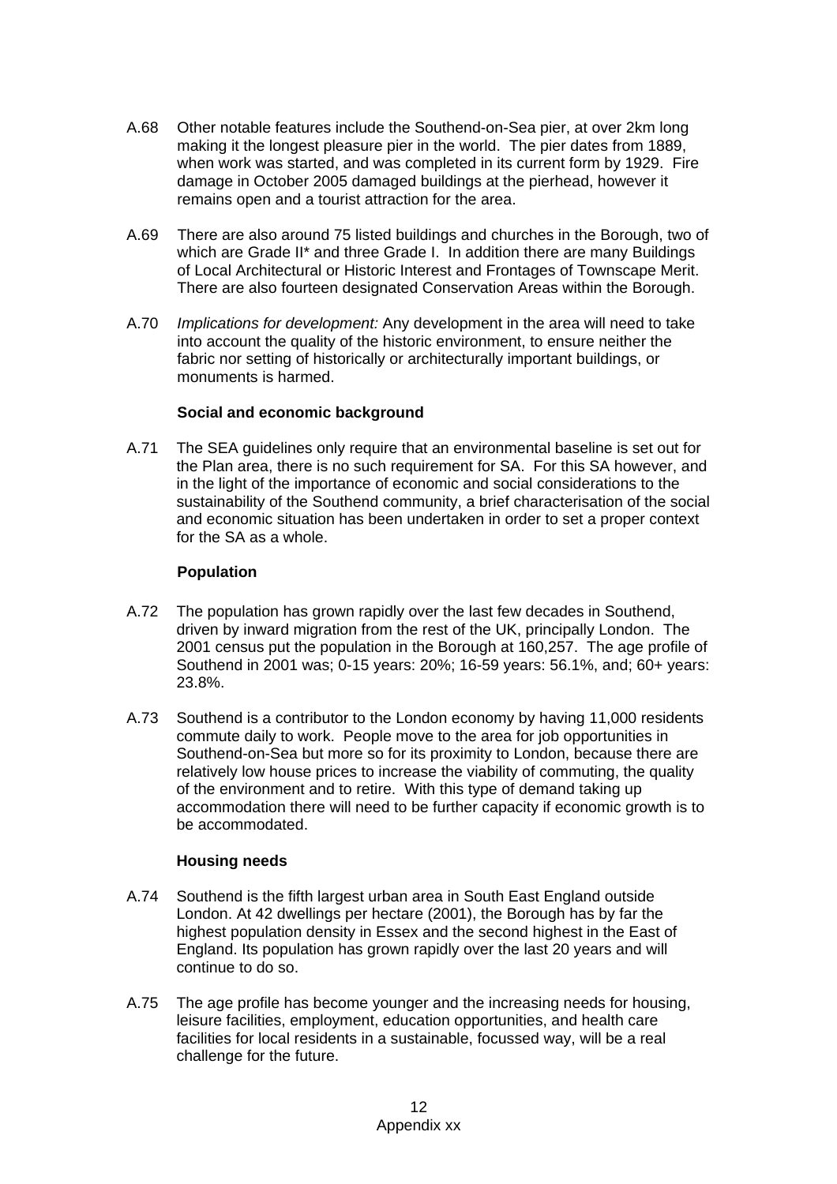A.68 Other notable features include the Southend-on-Sea pier, at over 2km long making it the longest pleasure pier in the world. The pier dates from 1889, when work was started, and was completed in its current form by 1929. Fire damage in October 2005 damaged buildings at the pierhead, however it remains open and a tourist attraction for the area.

A.69 There are also around 75 listed buildings and churches in the Borough, two of which are Grade II* and three Grade I. In addition there are many Buildings of Local Architectural or Historic Interest and Frontages of Townscape Merit. There are also fourteen designated Conservation Areas within the Borough.

A.70 *Implications for development:* Any development in the area will need to take into account the quality of the historic environment, to ensure neither the fabric nor setting of historically or architecturally important buildings, or monuments is harmed.

**Social and economic background**

A.71 The SEA guidelines only require that an environmental baseline is set out for the Plan area, there is no such requirement for SA. For this SA however, and in the light of the importance of economic and social considerations to the sustainability of the Southend community, a brief characterisation of the social and economic situation has been undertaken in order to set a proper context for the SA as a whole.

**Population**

A.72 The population has grown rapidly over the last few decades in Southend, driven by inward migration from the rest of the UK, principally London. The 2001 census put the population in the Borough at 160,257. The age profile of Southend in 2001 was; 0-15 years: 20%; 16-59 years: 56.1%, and; 60+ years: 23.8%.

A.73 Southend is a contributor to the London economy by having 11,000 residents commute daily to work. People move to the area for job opportunities in Southend-on-Sea but more so for its proximity to London, because there are relatively low house prices to increase the viability of commuting, the quality of the environment and to retire. With this type of demand taking up accommodation there will need to be further capacity if economic growth is to be accommodated.

**Housing needs**

A.74 Southend is the fifth largest urban area in South East England outside London. At 42 dwellings per hectare (2001), the Borough has by far the highest population density in Essex and the second highest in the East of England. Its population has grown rapidly over the last 20 years and will continue to do so.

A.75 The age profile has become younger and the increasing needs for housing, leisure facilities, employment, education opportunities, and health care facilities for local residents in a sustainable, focussed way, will be a real challenge for the future.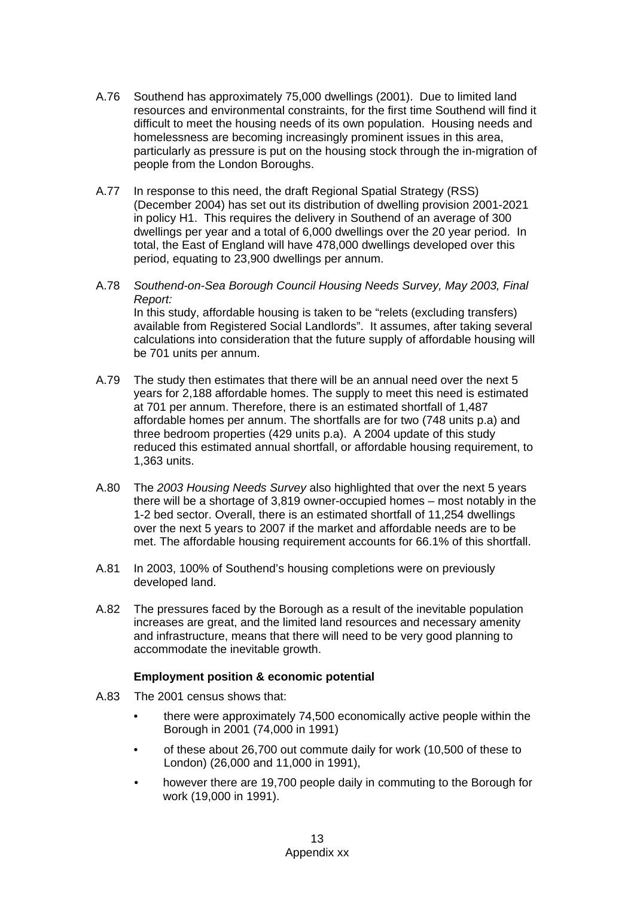A.76 Southend has approximately 75,000 dwellings (2001). Due to limited land resources and environmental constraints, for the first time Southend will find it difficult to meet the housing needs of its own population. Housing needs and homelessness are becoming increasingly prominent issues in this area, particularly as pressure is put on the housing stock through the in-migration of people from the London Boroughs.

A.77 In response to this need, the draft Regional Spatial Strategy (RSS) (December 2004) has set out its distribution of dwelling provision 2001-2021 in policy H1. This requires the delivery in Southend of an average of 300 dwellings per year and a total of 6,000 dwellings over the 20 year period. In total, the East of England will have 478,000 dwellings developed over this period, equating to 23,900 dwellings per annum.

A.78 *Southend-on-Sea Borough Council Housing Needs Survey, May 2003, Final Report:*
In this study, affordable housing is taken to be "relets (excluding transfers) available from Registered Social Landlords". It assumes, after taking several calculations into consideration that the future supply of affordable housing will be 701 units per annum.

A.79 The study then estimates that there will be an annual need over the next 5 years for 2,188 affordable homes. The supply to meet this need is estimated at 701 per annum. Therefore, there is an estimated shortfall of 1,487 affordable homes per annum. The shortfalls are for two (748 units p.a) and three bedroom properties (429 units p.a). A 2004 update of this study reduced this estimated annual shortfall, or affordable housing requirement, to 1,363 units.

A.80 The *2003 Housing Needs Survey* also highlighted that over the next 5 years there will be a shortage of 3,819 owner-occupied homes – most notably in the 1-2 bed sector. Overall, there is an estimated shortfall of 11,254 dwellings over the next 5 years to 2007 if the market and affordable needs are to be met. The affordable housing requirement accounts for 66.1% of this shortfall.

A.81 In 2003, 100% of Southend's housing completions were on previously developed land.

A.82 The pressures faced by the Borough as a result of the inevitable population increases are great, and the limited land resources and necessary amenity and infrastructure, means that there will need to be very good planning to accommodate the inevitable growth.

**Employment position & economic potential**

A.83 The 2001 census shows that:

- there were approximately 74,500 economically active people within the Borough in 2001 (74,000 in 1991)
- of these about 26,700 out commute daily for work (10,500 of these to London) (26,000 and 11,000 in 1991),
- however there are 19,700 people daily in commuting to the Borough for work (19,000 in 1991).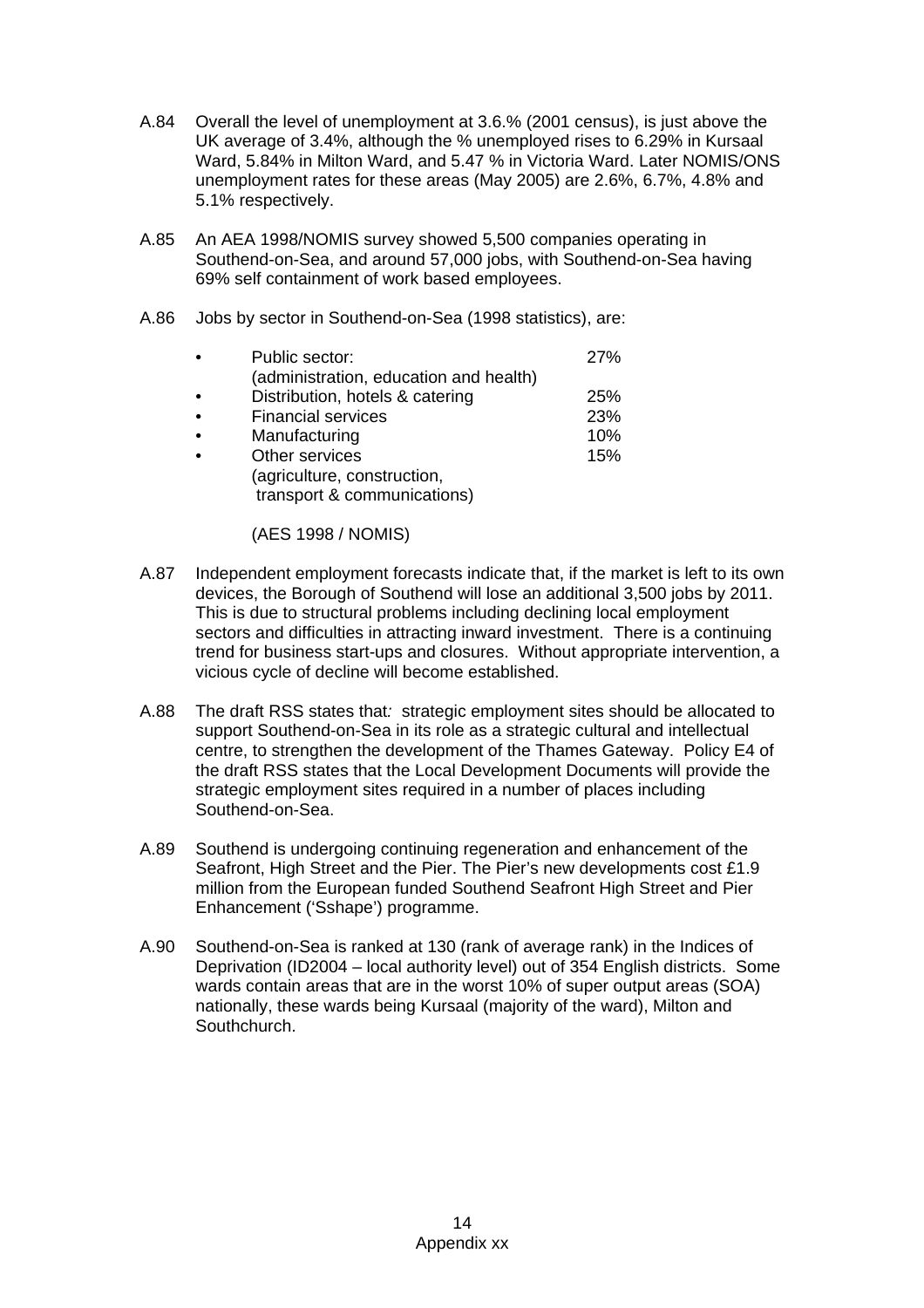A.84 Overall the level of unemployment at 3.6.% (2001 census), is just above the UK average of 3.4%, although the % unemployed rises to 6.29% in Kursaal Ward, 5.84% in Milton Ward, and 5.47 % in Victoria Ward. Later NOMIS/ONS unemployment rates for these areas (May 2005) are 2.6%, 6.7%, 4.8% and 5.1% respectively.

A.85 An AEA 1998/NOMIS survey showed 5,500 companies operating in Southend-on-Sea, and around 57,000 jobs, with Southend-on-Sea having 69% self containment of work based employees.

A.86 Jobs by sector in Southend-on-Sea (1998 statistics), are:

- Public sector: (administration, education and health) 27%
- Distribution, hotels & catering 25%
- Financial services 23%
- Manufacturing 10%
- Other services (agriculture, construction, transport & communications) 15%

(AES 1998 / NOMIS)

A.87 Independent employment forecasts indicate that, if the market is left to its own devices, the Borough of Southend will lose an additional 3,500 jobs by 2011. This is due to structural problems including declining local employment sectors and difficulties in attracting inward investment. There is a continuing trend for business start-ups and closures. Without appropriate intervention, a vicious cycle of decline will become established.

A.88 The draft RSS states that*:* strategic employment sites should be allocated to support Southend-on-Sea in its role as a strategic cultural and intellectual centre, to strengthen the development of the Thames Gateway. Policy E4 of the draft RSS states that the Local Development Documents will provide the strategic employment sites required in a number of places including Southend-on-Sea.

A.89 Southend is undergoing continuing regeneration and enhancement of the Seafront, High Street and the Pier. The Pier's new developments cost £1.9 million from the European funded Southend Seafront High Street and Pier Enhancement ('Sshape') programme.

A.90 Southend-on-Sea is ranked at 130 (rank of average rank) in the Indices of Deprivation (ID2004 – local authority level) out of 354 English districts. Some wards contain areas that are in the worst 10% of super output areas (SOA) nationally, these wards being Kursaal (majority of the ward), Milton and Southchurch.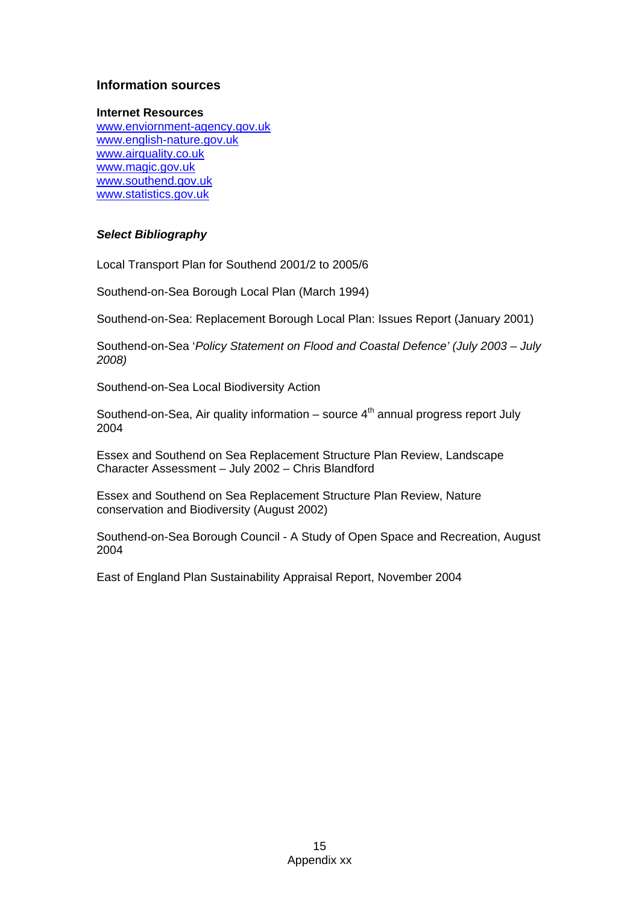## Information sources

**Internet Resources**
www.enviornment-agency.gov.uk
www.english-nature.gov.uk
www.airquality.co.uk
www.magic.gov.uk
www.southend.gov.uk
www.statistics.gov.uk

### *Select Bibliography*

Local Transport Plan for Southend 2001/2 to 2005/6

Southend-on-Sea Borough Local Plan (March 1994)

Southend-on-Sea: Replacement Borough Local Plan: Issues Report (January 2001)

Southend-on-Sea '*Policy Statement on Flood and Coastal Defence' (July 2003 – July 2008)*

Southend-on-Sea Local Biodiversity Action

Southend-on-Sea, Air quality information – source 4th annual progress report July 2004

Essex and Southend on Sea Replacement Structure Plan Review, Landscape Character Assessment – July 2002 – Chris Blandford

Essex and Southend on Sea Replacement Structure Plan Review, Nature conservation and Biodiversity (August 2002)

Southend-on-Sea Borough Council - A Study of Open Space and Recreation, August 2004

East of England Plan Sustainability Appraisal Report, November 2004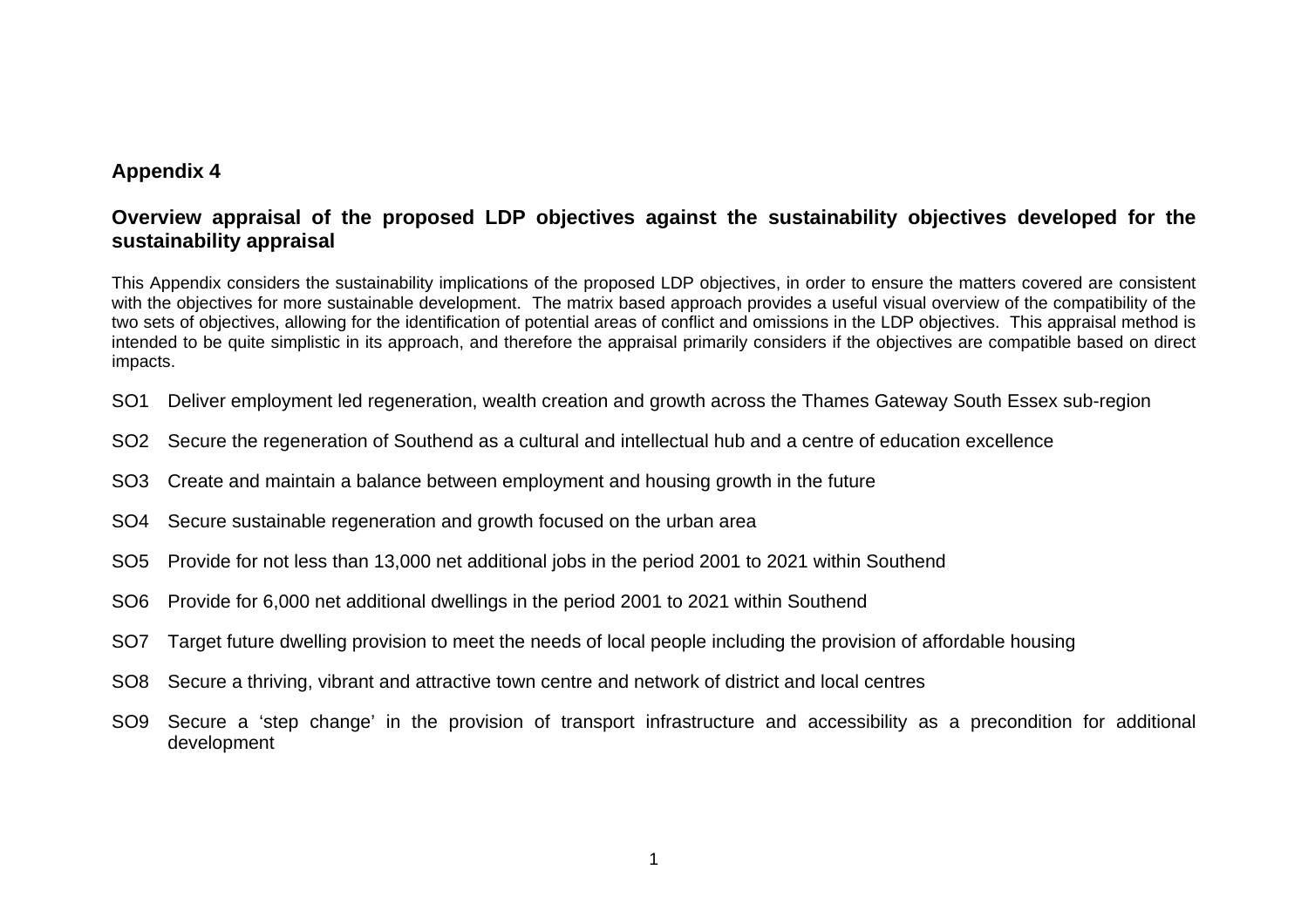## Appendix 4

## Overview appraisal of the proposed LDP objectives against the sustainability objectives developed for the sustainability appraisal

This Appendix considers the sustainability implications of the proposed LDP objectives, in order to ensure the matters covered are consistent with the objectives for more sustainable development. The matrix based approach provides a useful visual overview of the compatibility of the two sets of objectives, allowing for the identification of potential areas of conflict and omissions in the LDP objectives. This appraisal method is intended to be quite simplistic in its approach, and therefore the appraisal primarily considers if the objectives are compatible based on direct impacts.

SO1 Deliver employment led regeneration, wealth creation and growth across the Thames Gateway South Essex sub-region

SO2 Secure the regeneration of Southend as a cultural and intellectual hub and a centre of education excellence

SO3 Create and maintain a balance between employment and housing growth in the future

SO4 Secure sustainable regeneration and growth focused on the urban area

SO5 Provide for not less than 13,000 net additional jobs in the period 2001 to 2021 within Southend

SO6 Provide for 6,000 net additional dwellings in the period 2001 to 2021 within Southend

SO7 Target future dwelling provision to meet the needs of local people including the provision of affordable housing

SO8 Secure a thriving, vibrant and attractive town centre and network of district and local centres

SO9 Secure a ‘step change’ in the provision of transport infrastructure and accessibility as a precondition for additional development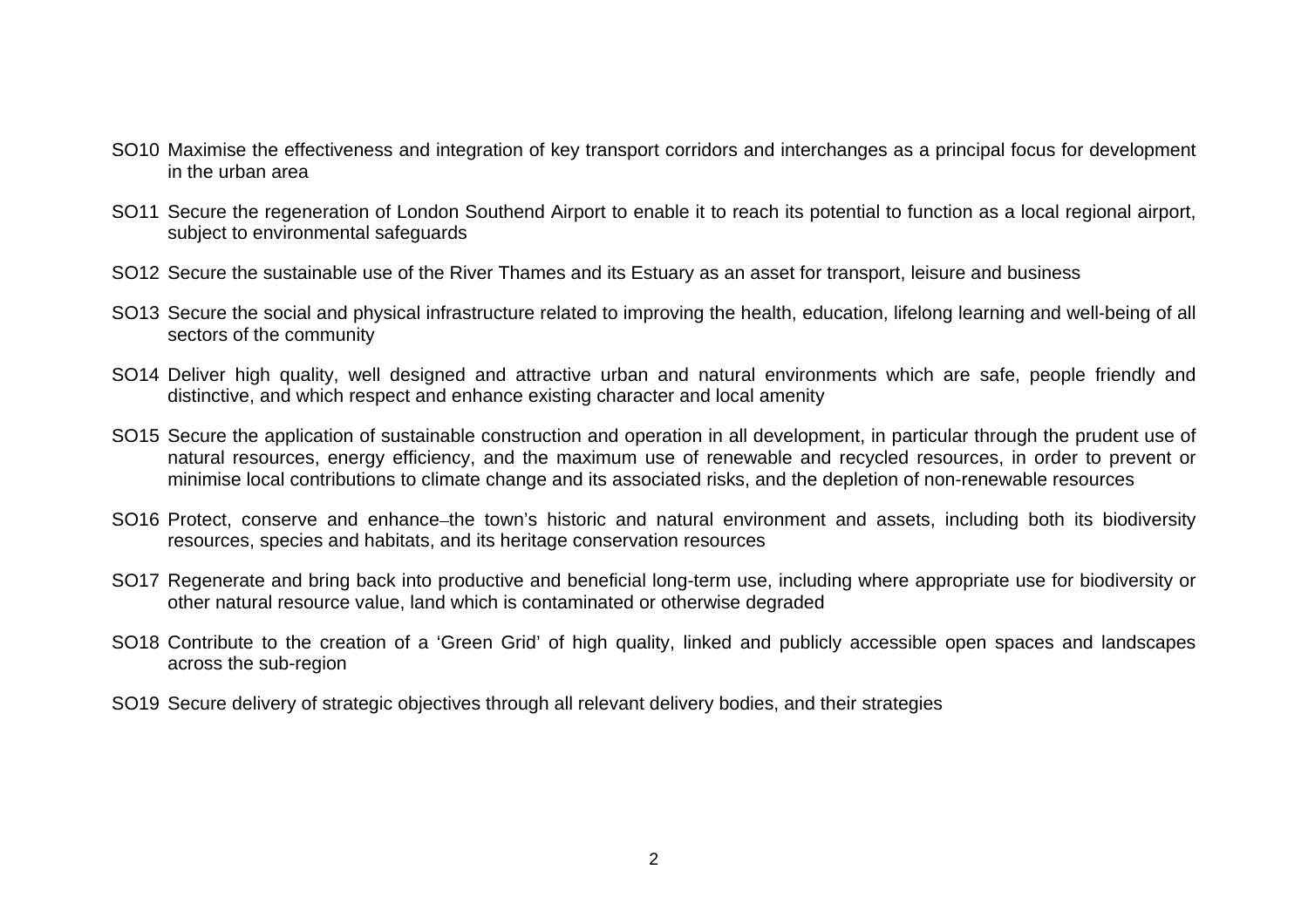SO10 Maximise the effectiveness and integration of key transport corridors and interchanges as a principal focus for development in the urban area

SO11 Secure the regeneration of London Southend Airport to enable it to reach its potential to function as a local regional airport, subject to environmental safeguards

SO12 Secure the sustainable use of the River Thames and its Estuary as an asset for transport, leisure and business

SO13 Secure the social and physical infrastructure related to improving the health, education, lifelong learning and well-being of all sectors of the community

SO14 Deliver high quality, well designed and attractive urban and natural environments which are safe, people friendly and distinctive, and which respect and enhance existing character and local amenity

SO15 Secure the application of sustainable construction and operation in all development, in particular through the prudent use of natural resources, energy efficiency, and the maximum use of renewable and recycled resources, in order to prevent or minimise local contributions to climate change and its associated risks, and the depletion of non-renewable resources

SO16 Protect, conserve and enhance the town's historic and natural environment and assets, including both its biodiversity resources, species and habitats, and its heritage conservation resources

SO17 Regenerate and bring back into productive and beneficial long-term use, including where appropriate use for biodiversity or other natural resource value, land which is contaminated or otherwise degraded

SO18 Contribute to the creation of a 'Green Grid' of high quality, linked and publicly accessible open spaces and landscapes across the sub-region

SO19 Secure delivery of strategic objectives through all relevant delivery bodies, and their strategies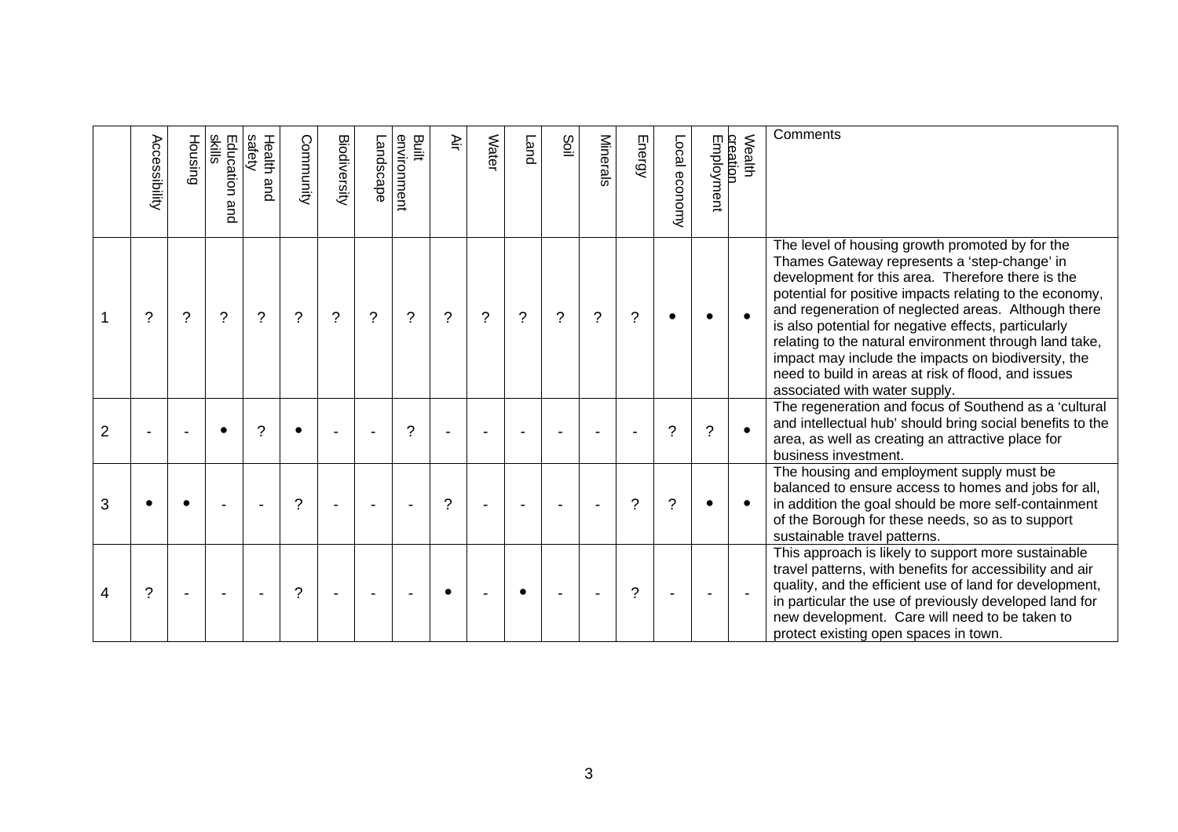|   | Accessibility | Housing | Education and skills | Health and safety | Community | Biodiversity | Landscape | Built environment | Air | Water | Land | Soil | Minerals | Energy | Local economy | Employment | Wealth creation | Comments |
|---|---|---|---|---|---|---|---|---|---|---|---|---|---|---|---|---|---|---|
| 1 | ? | ? | ? | ? | ? | ? | ? | ? | ? | ? | ? | ? | ? | ? | • | • | • | The level of housing growth promoted by for the Thames Gateway represents a 'step-change' in development for this area. Therefore there is the potential for positive impacts relating to the economy, and regeneration of neglected areas. Although there is also potential for negative effects, particularly relating to the natural environment through land take, impact may include the impacts on biodiversity, the need to build in areas at risk of flood, and issues associated with water supply. |
| 2 | - | - | • | ? | • | - | - | ? | - | - | - | - | - | - | ? | ? | • | The regeneration and focus of Southend as a 'cultural and intellectual hub' should bring social benefits to the area, as well as creating an attractive place for business investment. |
| 3 | • | • | - | - | ? | - | - | - | ? | - | - | - | - | ? | ? | • | • | The housing and employment supply must be balanced to ensure access to homes and jobs for all, in addition the goal should be more self-containment of the Borough for these needs, so as to support sustainable travel patterns. |
| 4 | ? | - | - | - | ? | - | - | - | • | - | • | - | - | ? | - | - | - | This approach is likely to support more sustainable travel patterns, with benefits for accessibility and air quality, and the efficient use of land for development, in particular the use of previously developed land for new development. Care will need to be taken to protect existing open spaces in town. |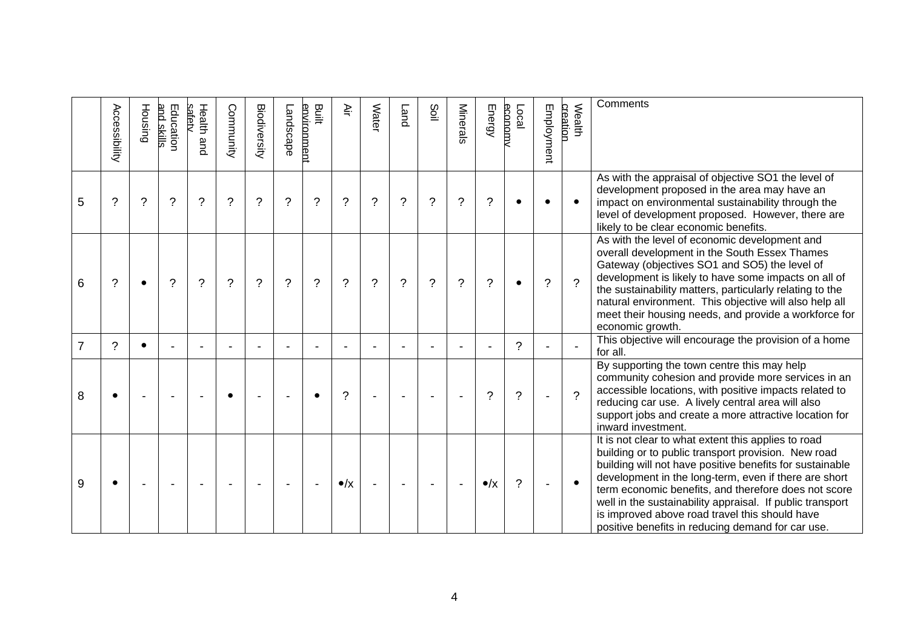| | Accessibility | Housing | Education and skills | Health and safety | Community | Biodiversity | Landscape | Built environment | Air | Water | Land | Soil | Minerals | Energy | Local economy | Employment | Wealth creation | Comments |
|---|---|---|---|---|---|---|---|---|---|---|---|---|---|---|---|---|---|---|
| 5 | ? | ? | ? | ? | ? | ? | ? | ? | ? | ? | ? | ? | ? | ? | • | • | • | As with the appraisal of objective SO1 the level of development proposed in the area may have an impact on environmental sustainability through the level of development proposed. However, there are likely to be clear economic benefits. |
| 6 | ? | • | ? | ? | ? | ? | ? | ? | ? | ? | ? | ? | ? | ? | • | ? | ? | As with the level of economic development and overall development in the South Essex Thames Gateway (objectives SO1 and SO5) the level of development is likely to have some impacts on all of the sustainability matters, particularly relating to the natural environment. This objective will also help all meet their housing needs, and provide a workforce for economic growth. |
| 7 | ? | • | - | - | - | - | - | - | - | - | - | - | - | - | ? | - | - | This objective will encourage the provision of a home for all. |
| 8 | • | - | - | - | • | - | - | • | ? | - | - | - | - | ? | ? | - | ? | By supporting the town centre this may help community cohesion and provide more services in an accessible locations, with positive impacts related to reducing car use. A lively central area will also support jobs and create a more attractive location for inward investment. |
| 9 | • | - | - | - | - | - | - | - | •/x | - | - | - | - | •/x | ? | - | • | It is not clear to what extent this applies to road building or to public transport provision. New road building will not have positive benefits for sustainable development in the long-term, even if there are short term economic benefits, and therefore does not score well in the sustainability appraisal. If public transport is improved above road travel this should have positive benefits in reducing demand for car use. |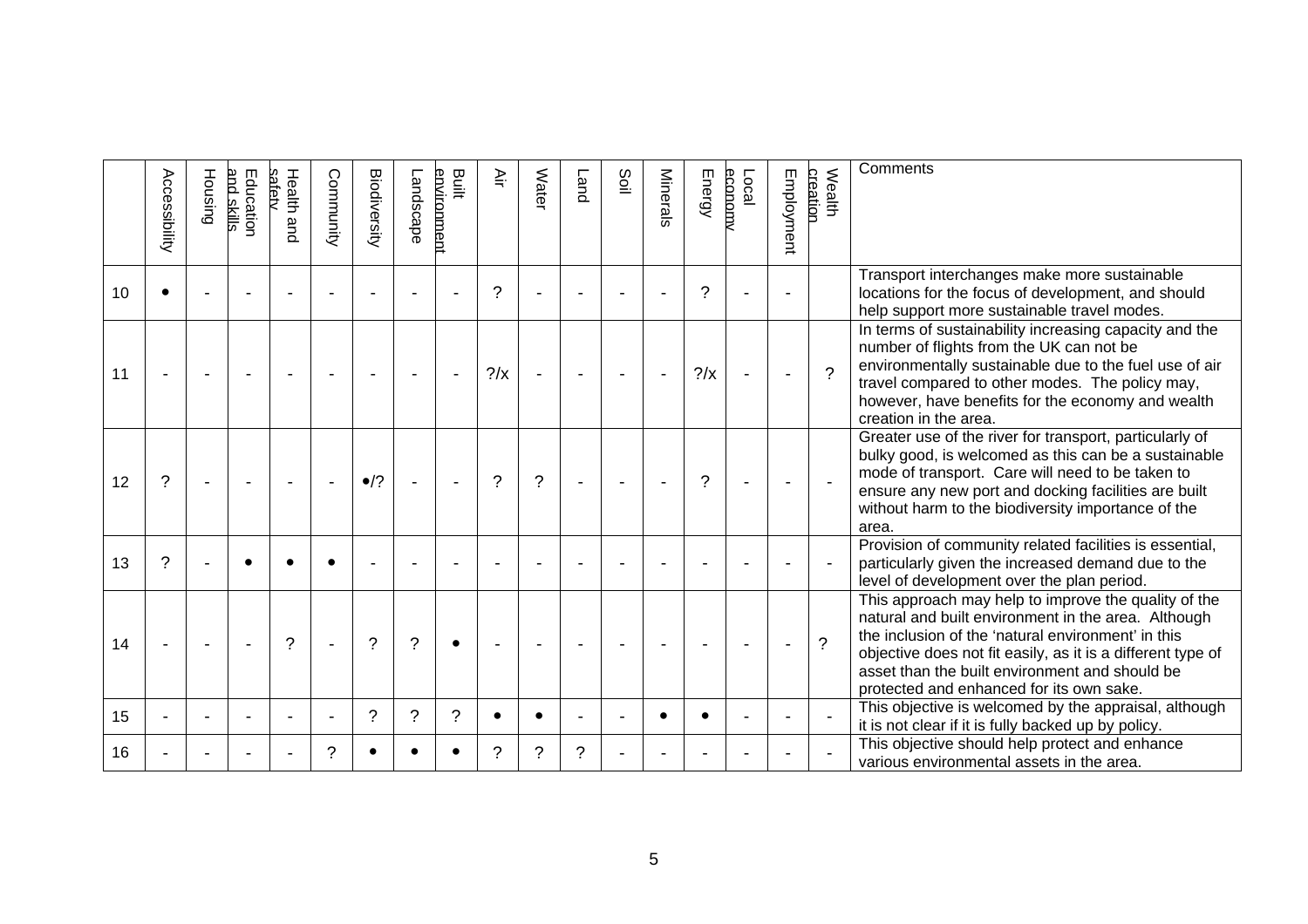| | Accessibility | Housing | Education and skills | Health and safety | Community | Biodiversity | Landscape | Built environment | Air | Water | Land | Soil | Minerals | Energy | Local economy | Employment | Wealth creation | Comments |
|---|---|---|---|---|---|---|---|---|---|---|---|---|---|---|---|---|---|---|
| 10 | • | - | - | - | - | - | - | - | ? | - | - | - | - | ? | - | - | | Transport interchanges make more sustainable locations for the focus of development, and should help support more sustainable travel modes. |
| 11 | - | - | - | - | - | - | - | - | ?/x | - | - | - | - | ?/x | - | - | ? | In terms of sustainability increasing capacity and the number of flights from the UK can not be environmentally sustainable due to the fuel use of air travel compared to other modes. The policy may, however, have benefits for the economy and wealth creation in the area. |
| 12 | ? | - | - | - | - | •/? | - | - | ? | ? | - | - | - | ? | - | - | - | Greater use of the river for transport, particularly of bulky good, is welcomed as this can be a sustainable mode of transport. Care will need to be taken to ensure any new port and docking facilities are built without harm to the biodiversity importance of the area. |
| 13 | ? | - | • | • | • | - | - | - | - | - | - | - | - | - | - | - | - | Provision of community related facilities is essential, particularly given the increased demand due to the level of development over the plan period. |
| 14 | - | - | - | ? | - | ? | ? | • | - | - | - | - | - | - | - | - | ? | This approach may help to improve the quality of the natural and built environment in the area. Although the inclusion of the 'natural environment' in this objective does not fit easily, as it is a different type of asset than the built environment and should be protected and enhanced for its own sake. |
| 15 | - | - | - | - | - | ? | ? | ? | • | • | - | - | • | • | - | - | - | This objective is welcomed by the appraisal, although it is not clear if it is fully backed up by policy. |
| 16 | - | - | - | - | ? | • | • | • | ? | ? | ? | - | - | - | - | - | - | This objective should help protect and enhance various environmental assets in the area. |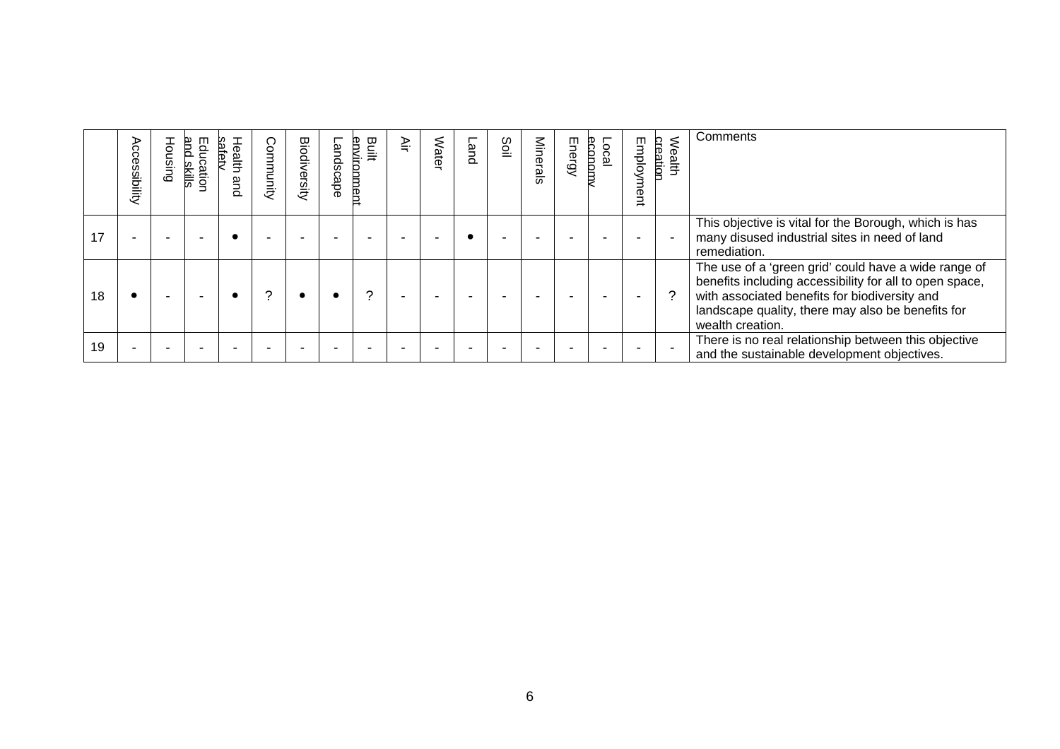| | Accessibility | Housing | Education and skills | Health and safety | Community | Biodiversity | Landscape | Built environment | Air | Water | Land | Soil | Minerals | Energy | Local economy | Employment | Wealth creation | Comments |
|---|---|---|---|---|---|---|---|---|---|---|---|---|---|---|---|---|---|---|
| 17 | - | - | - | • | - | - | - | - | - | - | • | - | - | - | - | - | - | This objective is vital for the Borough, which is has many disused industrial sites in need of land remediation. |
| 18 | • | - | - | • | ? | • | • | ? | - | - | - | - | - | - | - | - | ? | The use of a 'green grid' could have a wide range of benefits including accessibility for all to open space, with associated benefits for biodiversity and landscape quality, there may also be benefits for wealth creation. |
| 19 | - | - | - | - | - | - | - | - | - | - | - | - | - | - | - | - | - | There is no real relationship between this objective and the sustainable development objectives. |